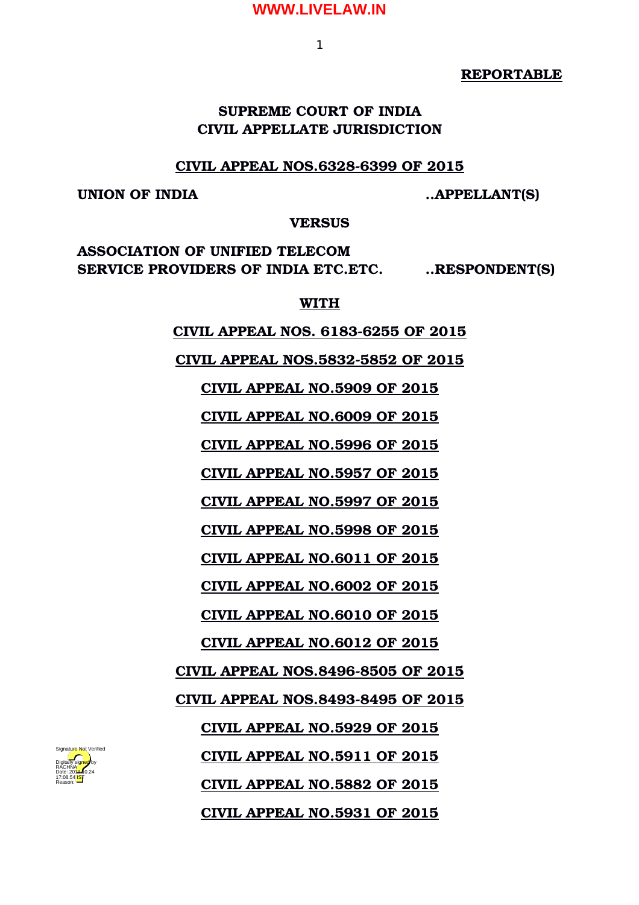**REPORTABLE**

**SUPREME COURT OF INDIA**
**CIVIL APPELLATE JURISDICTION**

**CIVIL APPEAL NOS.6328-6399 OF 2015**

**UNION OF INDIA** ..**APPELLANT(S)**

**VERSUS**

**ASSOCIATION OF UNIFIED TELECOM SERVICE PROVIDERS OF INDIA ETC.ETC.** ..**RESPONDENT(S)**

**WITH**

**CIVIL APPEAL NOS. 6183-6255 OF 2015**

**CIVIL APPEAL NOS.5832-5852 OF 2015**

**CIVIL APPEAL NO.5909 OF 2015**

**CIVIL APPEAL NO.6009 OF 2015**

**CIVIL APPEAL NO.5996 OF 2015**

**CIVIL APPEAL NO.5957 OF 2015**

**CIVIL APPEAL NO.5997 OF 2015**

**CIVIL APPEAL NO.5998 OF 2015**

**CIVIL APPEAL NO.6011 OF 2015**

**CIVIL APPEAL NO.6002 OF 2015**

**CIVIL APPEAL NO.6010 OF 2015**

**CIVIL APPEAL NO.6012 OF 2015**

**CIVIL APPEAL NOS.8496-8505 OF 2015**

**CIVIL APPEAL NOS.8493-8495 OF 2015**

**CIVIL APPEAL NO.5929 OF 2015**

**CIVIL APPEAL NO.5911 OF 2015**

**CIVIL APPEAL NO.5882 OF 2015**

**CIVIL APPEAL NO.5931 OF 2015**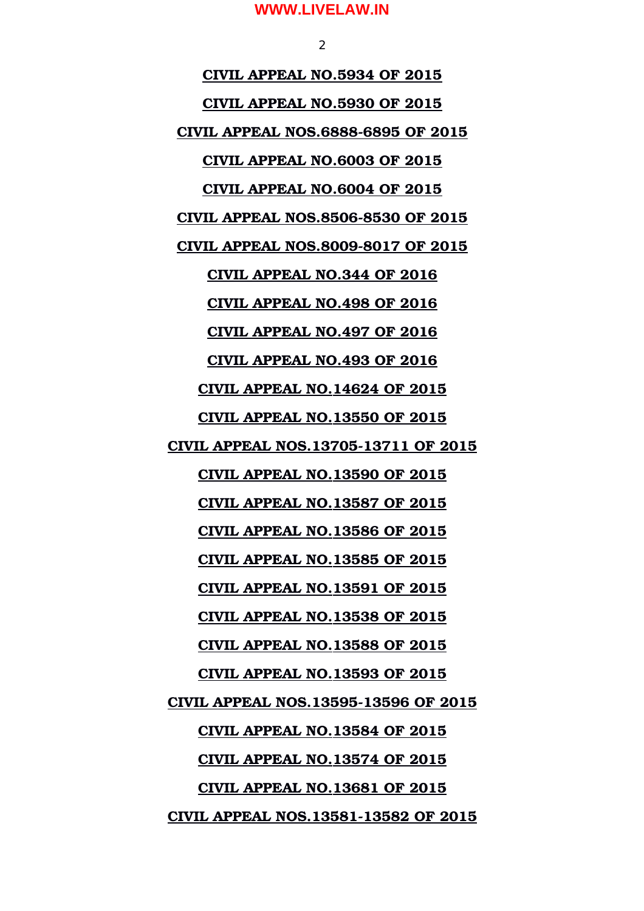**CIVIL APPEAL NO.5934 OF 2015**

**CIVIL APPEAL NO.5930 OF 2015**

**CIVIL APPEAL NOS.6888-6895 OF 2015**

**CIVIL APPEAL NO.6003 OF 2015**

**CIVIL APPEAL NO.6004 OF 2015**

**CIVIL APPEAL NOS.8506-8530 OF 2015**

**CIVIL APPEAL NOS.8009-8017 OF 2015**

**CIVIL APPEAL NO.344 OF 2016**

**CIVIL APPEAL NO.498 OF 2016**

**CIVIL APPEAL NO.497 OF 2016**

**CIVIL APPEAL NO.493 OF 2016**

**CIVIL APPEAL NO.14624 OF 2015**

**CIVIL APPEAL NO.13550 OF 2015**

**CIVIL APPEAL NOS.13705-13711 OF 2015**

**CIVIL APPEAL NO.13590 OF 2015**

**CIVIL APPEAL NO.13587 OF 2015**

**CIVIL APPEAL NO.13586 OF 2015**

**CIVIL APPEAL NO.13585 OF 2015**

**CIVIL APPEAL NO.13591 OF 2015**

**CIVIL APPEAL NO.13538 OF 2015**

**CIVIL APPEAL NO.13588 OF 2015**

**CIVIL APPEAL NO.13593 OF 2015**

**CIVIL APPEAL NOS.13595-13596 OF 2015**

**CIVIL APPEAL NO.13584 OF 2015**

**CIVIL APPEAL NO.13574 OF 2015**

**CIVIL APPEAL NO.13681 OF 2015**

**CIVIL APPEAL NOS.13581-13582 OF 2015**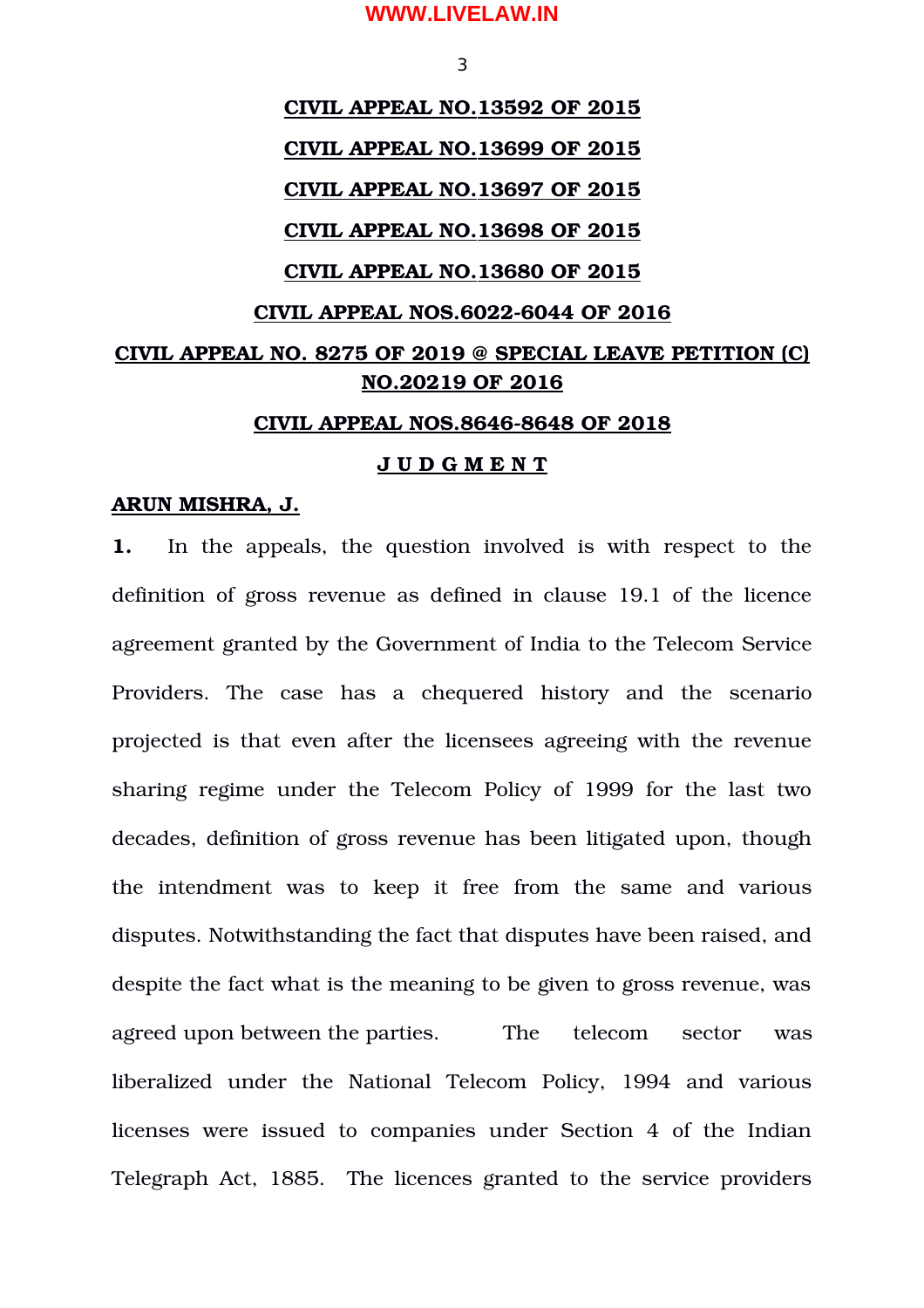**CIVIL APPEAL NO.13592 OF 2015**

**CIVIL APPEAL NO.13699 OF 2015**

**CIVIL APPEAL NO.13697 OF 2015**

**CIVIL APPEAL NO.13698 OF 2015**

**CIVIL APPEAL NO.13680 OF 2015**

**CIVIL APPEAL NOS.6022-6044 OF 2016**

**CIVIL APPEAL NO. 8275 OF 2019 @ SPECIAL LEAVE PETITION (C) NO.20219 OF 2016**

**CIVIL APPEAL NOS.8646-8648 OF 2018**

**J U D G M E N T**

**ARUN MISHRA, J.**

**1.** In the appeals, the question involved is with respect to the definition of gross revenue as defined in clause 19.1 of the licence agreement granted by the Government of India to the Telecom Service Providers. The case has a chequered history and the scenario projected is that even after the licensees agreeing with the revenue sharing regime under the Telecom Policy of 1999 for the last two decades, definition of gross revenue has been litigated upon, though the intendment was to keep it free from the same and various disputes. Notwithstanding the fact that disputes have been raised, and despite the fact what is the meaning to be given to gross revenue, was agreed upon between the parties. The telecom sector was liberalized under the National Telecom Policy, 1994 and various licenses were issued to companies under Section 4 of the Indian Telegraph Act, 1885. The licences granted to the service providers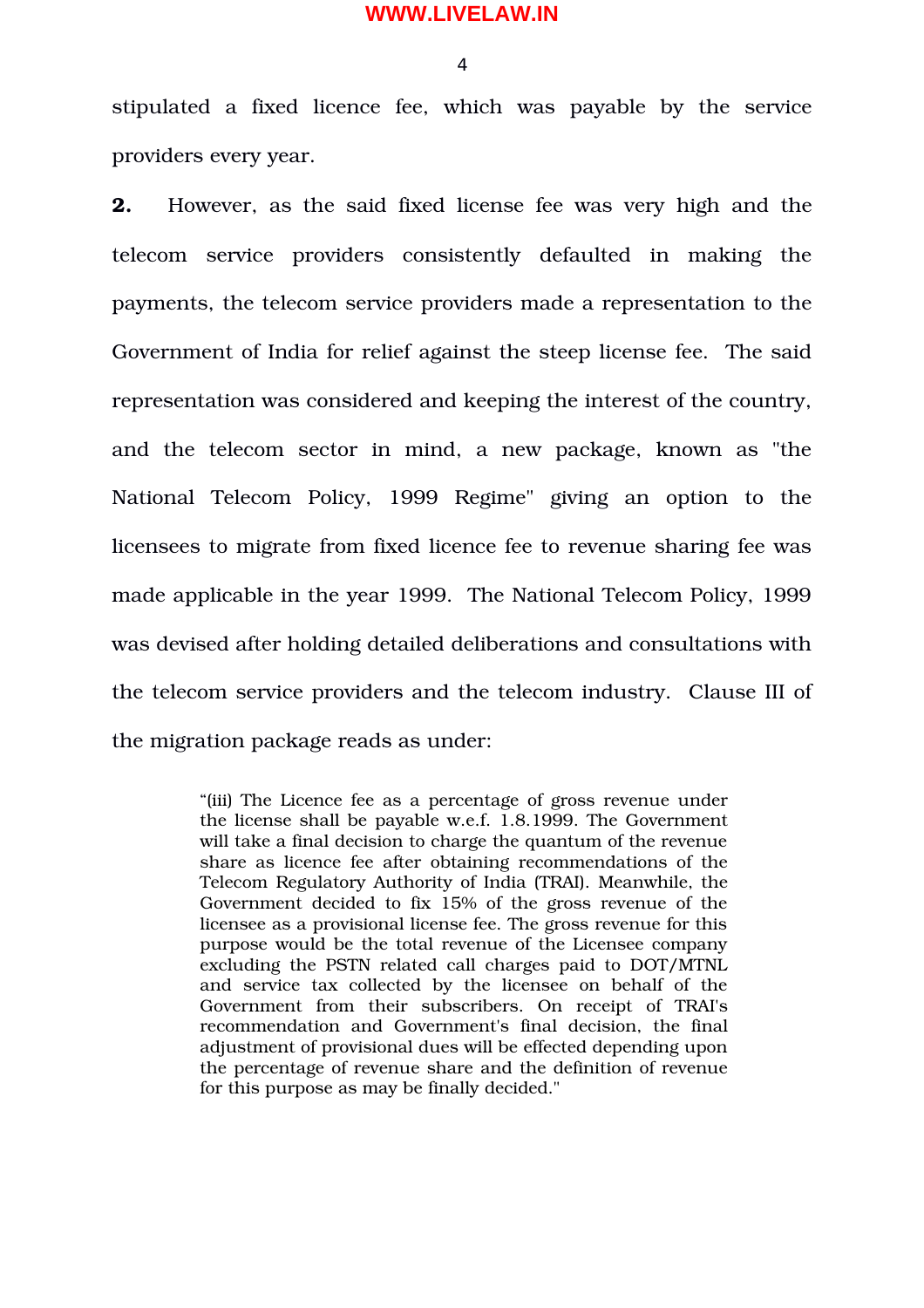stipulated a fixed licence fee, which was payable by the service providers every year.

**2.** However, as the said fixed license fee was very high and the telecom service providers consistently defaulted in making the payments, the telecom service providers made a representation to the Government of India for relief against the steep license fee. The said representation was considered and keeping the interest of the country, and the telecom sector in mind, a new package, known as "the National Telecom Policy, 1999 Regime" giving an option to the licensees to migrate from fixed licence fee to revenue sharing fee was made applicable in the year 1999. The National Telecom Policy, 1999 was devised after holding detailed deliberations and consultations with the telecom service providers and the telecom industry. Clause III of the migration package reads as under:

> "(iii) The Licence fee as a percentage of gross revenue under the license shall be payable w.e.f. 1.8.1999. The Government will take a final decision to charge the quantum of the revenue share as licence fee after obtaining recommendations of the Telecom Regulatory Authority of India (TRAI). Meanwhile, the Government decided to fix 15% of the gross revenue of the licensee as a provisional license fee. The gross revenue for this purpose would be the total revenue of the Licensee company excluding the PSTN related call charges paid to DOT/MTNL and service tax collected by the licensee on behalf of the Government from their subscribers. On receipt of TRAI's recommendation and Government's final decision, the final adjustment of provisional dues will be effected depending upon the percentage of revenue share and the definition of revenue for this purpose as may be finally decided."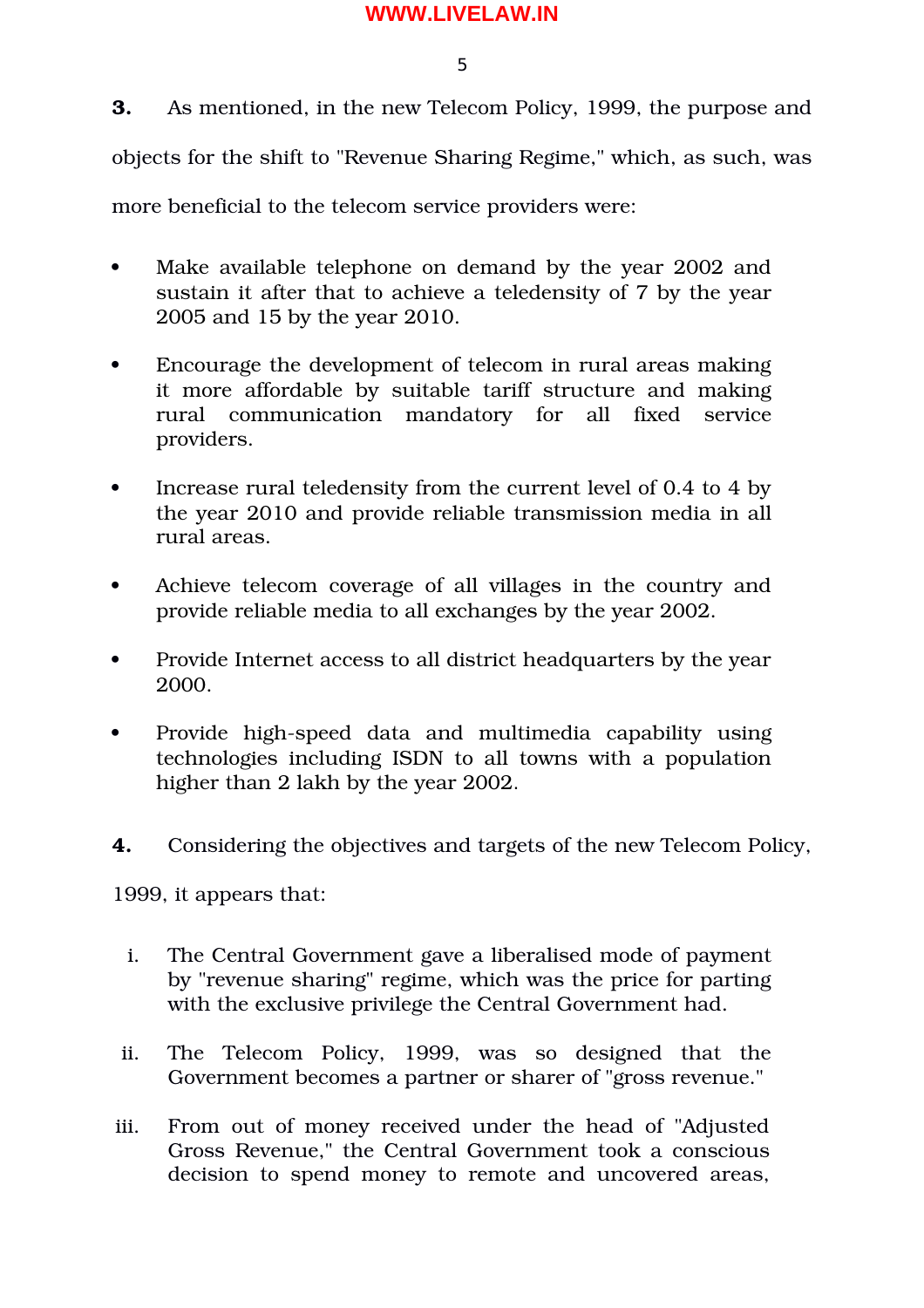**3.** As mentioned, in the new Telecom Policy, 1999, the purpose and objects for the shift to "Revenue Sharing Regime," which, as such, was more beneficial to the telecom service providers were:

- Make available telephone on demand by the year 2002 and sustain it after that to achieve a teledensity of 7 by the year 2005 and 15 by the year 2010.
- Encourage the development of telecom in rural areas making it more affordable by suitable tariff structure and making rural communication mandatory for all fixed service providers.
- Increase rural teledensity from the current level of 0.4 to 4 by the year 2010 and provide reliable transmission media in all rural areas.
- Achieve telecom coverage of all villages in the country and provide reliable media to all exchanges by the year 2002.
- Provide Internet access to all district headquarters by the year 2000.
- Provide high-speed data and multimedia capability using technologies including ISDN to all towns with a population higher than 2 lakh by the year 2002.

**4.** Considering the objectives and targets of the new Telecom Policy, 1999, it appears that:

i. The Central Government gave a liberalised mode of payment by "revenue sharing" regime, which was the price for parting with the exclusive privilege the Central Government had.

ii. The Telecom Policy, 1999, was so designed that the Government becomes a partner or sharer of "gross revenue."

iii. From out of money received under the head of "Adjusted Gross Revenue," the Central Government took a conscious decision to spend money to remote and uncovered areas,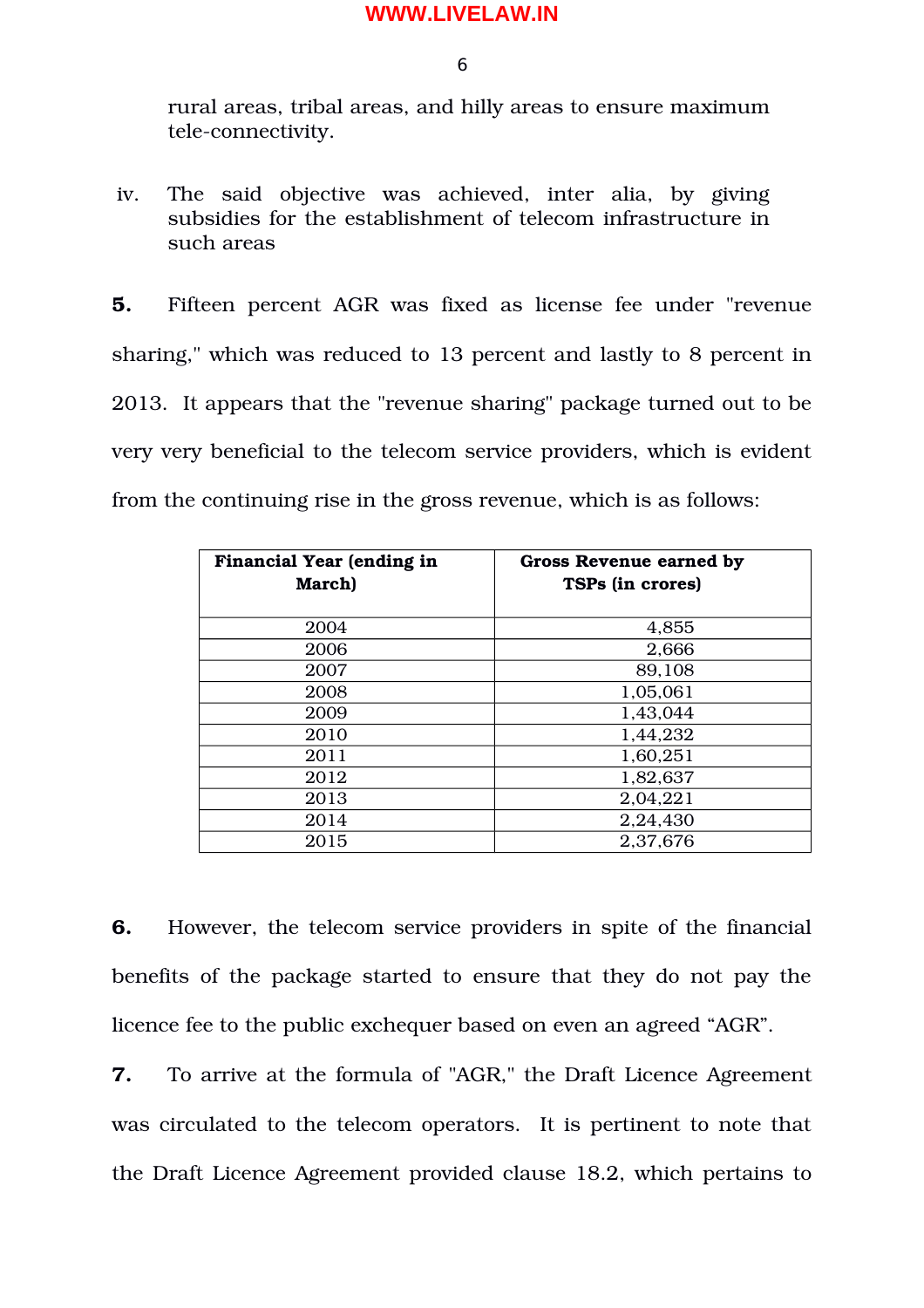rural areas, tribal areas, and hilly areas to ensure maximum tele-connectivity.

iv. The said objective was achieved, inter alia, by giving subsidies for the establishment of telecom infrastructure in such areas

**5.** Fifteen percent AGR was fixed as license fee under "revenue sharing," which was reduced to 13 percent and lastly to 8 percent in 2013. It appears that the "revenue sharing" package turned out to be very very beneficial to the telecom service providers, which is evident from the continuing rise in the gross revenue, which is as follows:

| Financial Year (ending in March) | Gross Revenue earned by TSPs (in crores) |
|---|---|
| 2004 | 4,855 |
| 2006 | 2,666 |
| 2007 | 89,108 |
| 2008 | 1,05,061 |
| 2009 | 1,43,044 |
| 2010 | 1,44,232 |
| 2011 | 1,60,251 |
| 2012 | 1,82,637 |
| 2013 | 2,04,221 |
| 2014 | 2,24,430 |
| 2015 | 2,37,676 |

**6.** However, the telecom service providers in spite of the financial benefits of the package started to ensure that they do not pay the licence fee to the public exchequer based on even an agreed "AGR".

**7.** To arrive at the formula of "AGR," the Draft Licence Agreement was circulated to the telecom operators. It is pertinent to note that the Draft Licence Agreement provided clause 18.2, which pertains to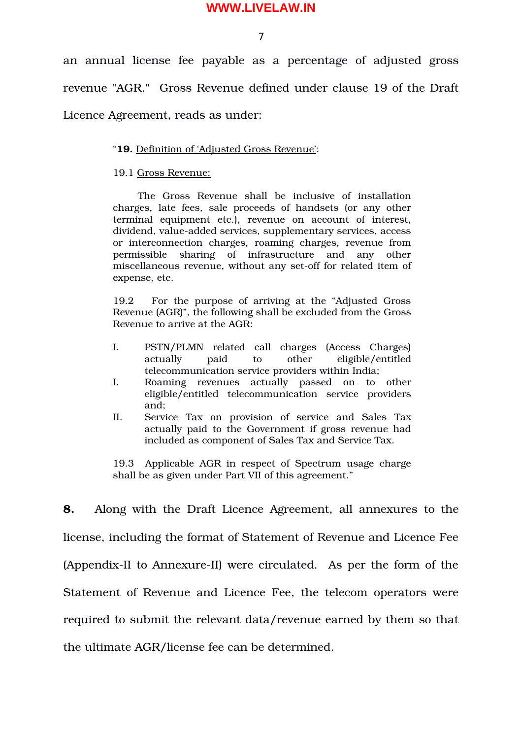an annual license fee payable as a percentage of adjusted gross revenue "AGR." Gross Revenue defined under clause 19 of the Draft Licence Agreement, reads as under:

> "**19.** <u>Definition of 'Adjusted Gross Revenue'</u>:
>
> 19.1 <u>Gross Revenue:</u>
>
> The Gross Revenue shall be inclusive of installation charges, late fees, sale proceeds of handsets (or any other terminal equipment etc.), revenue on account of interest, dividend, value-added services, supplementary services, access or interconnection charges, roaming charges, revenue from permissible sharing of infrastructure and any other miscellaneous revenue, without any set-off for related item of expense, etc.
>
> 19.2 For the purpose of arriving at the "Adjusted Gross Revenue (AGR)", the following shall be excluded from the Gross Revenue to arrive at the AGR:
>
> I. PSTN/PLMN related call charges (Access Charges) actually paid to other eligible/entitled telecommunication service providers within India;
>
> I. Roaming revenues actually passed on to other eligible/entitled telecommunication service providers and;
>
> II. Service Tax on provision of service and Sales Tax actually paid to the Government if gross revenue had included as component of Sales Tax and Service Tax.
>
> 19.3 Applicable AGR in respect of Spectrum usage charge shall be as given under Part VII of this agreement."

**8.** Along with the Draft Licence Agreement, all annexures to the license, including the format of Statement of Revenue and Licence Fee (Appendix-II to Annexure-II) were circulated. As per the form of the Statement of Revenue and Licence Fee, the telecom operators were required to submit the relevant data/revenue earned by them so that the ultimate AGR/license fee can be determined.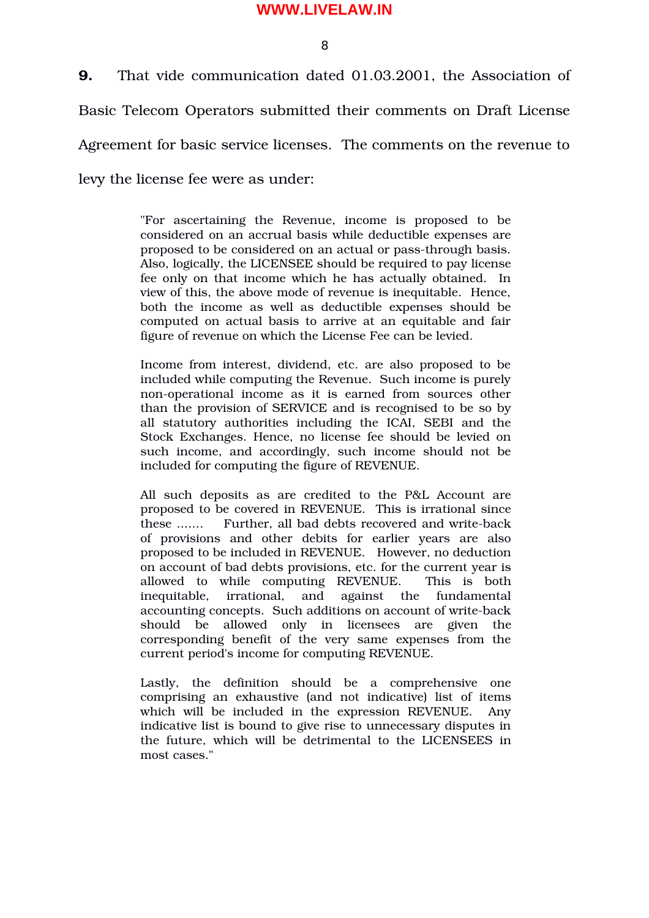**9.** That vide communication dated 01.03.2001, the Association of Basic Telecom Operators submitted their comments on Draft License Agreement for basic service licenses. The comments on the revenue to levy the license fee were as under:

> "For ascertaining the Revenue, income is proposed to be considered on an accrual basis while deductible expenses are proposed to be considered on an actual or pass-through basis. Also, logically, the LICENSEE should be required to pay license fee only on that income which he has actually obtained. In view of this, the above mode of revenue is inequitable. Hence, both the income as well as deductible expenses should be computed on actual basis to arrive at an equitable and fair figure of revenue on which the License Fee can be levied.
>
> Income from interest, dividend, etc. are also proposed to be included while computing the Revenue. Such income is purely non-operational income as it is earned from sources other than the provision of SERVICE and is recognised to be so by all statutory authorities including the ICAI, SEBI and the Stock Exchanges. Hence, no license fee should be levied on such income, and accordingly, such income should not be included for computing the figure of REVENUE.
>
> All such deposits as are credited to the P&L Account are proposed to be covered in REVENUE. This is irrational since these ....... Further, all bad debts recovered and write-back of provisions and other debits for earlier years are also proposed to be included in REVENUE. However, no deduction on account of bad debts provisions, etc. for the current year is allowed to while computing REVENUE. This is both inequitable, irrational, and against the fundamental accounting concepts. Such additions on account of write-back should be allowed only in licensees are given the corresponding benefit of the very same expenses from the current period's income for computing REVENUE.
>
> Lastly, the definition should be a comprehensive one comprising an exhaustive (and not indicative) list of items which will be included in the expression REVENUE. Any indicative list is bound to give rise to unnecessary disputes in the future, which will be detrimental to the LICENSEES in most cases."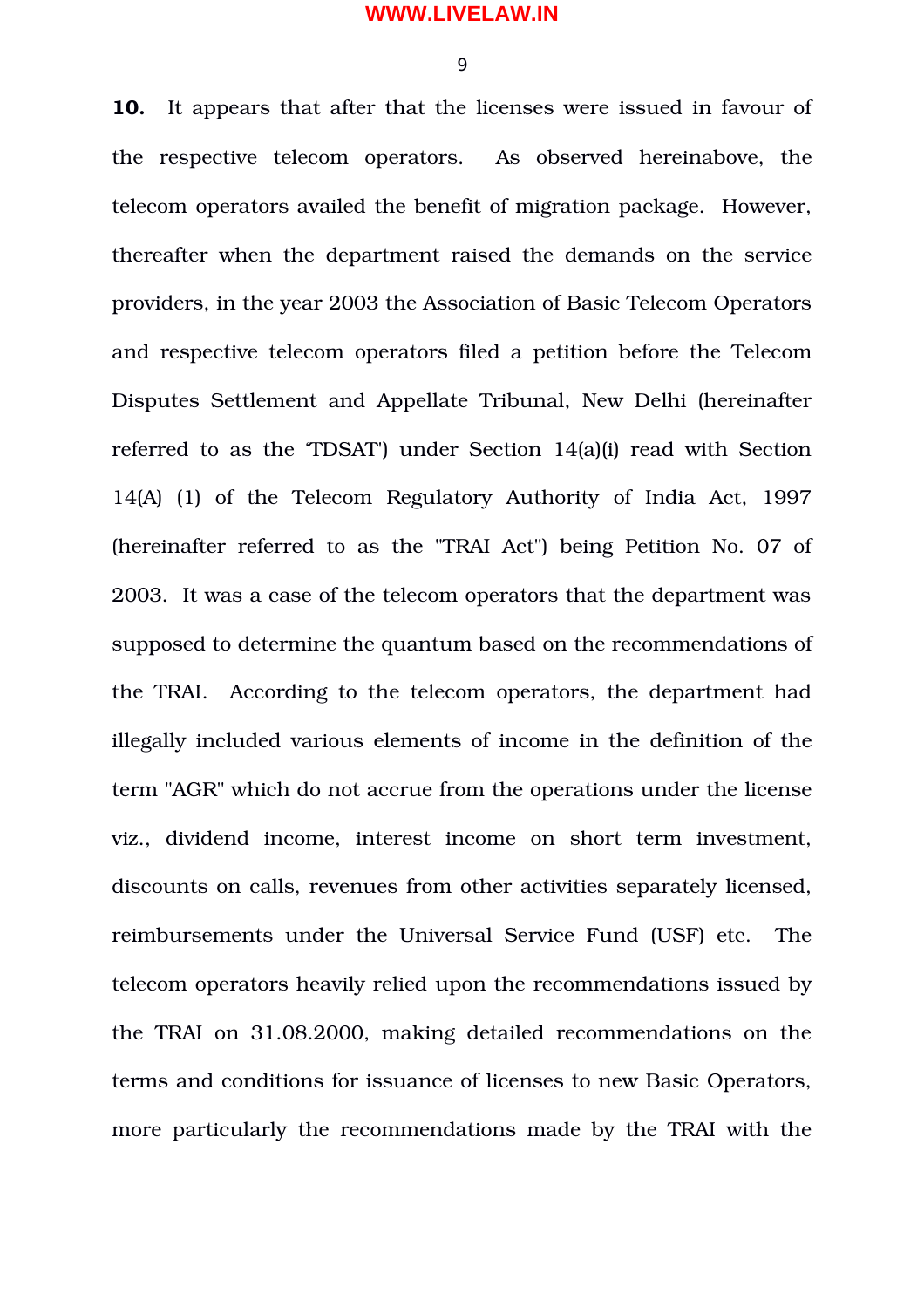**10.** It appears that after that the licenses were issued in favour of the respective telecom operators. As observed hereinabove, the telecom operators availed the benefit of migration package. However, thereafter when the department raised the demands on the service providers, in the year 2003 the Association of Basic Telecom Operators and respective telecom operators filed a petition before the Telecom Disputes Settlement and Appellate Tribunal, New Delhi (hereinafter referred to as the 'TDSAT') under Section 14(a)(i) read with Section 14(A) (1) of the Telecom Regulatory Authority of India Act, 1997 (hereinafter referred to as the "TRAI Act") being Petition No. 07 of 2003. It was a case of the telecom operators that the department was supposed to determine the quantum based on the recommendations of the TRAI. According to the telecom operators, the department had illegally included various elements of income in the definition of the term "AGR" which do not accrue from the operations under the license viz., dividend income, interest income on short term investment, discounts on calls, revenues from other activities separately licensed, reimbursements under the Universal Service Fund (USF) etc. The telecom operators heavily relied upon the recommendations issued by the TRAI on 31.08.2000, making detailed recommendations on the terms and conditions for issuance of licenses to new Basic Operators, more particularly the recommendations made by the TRAI with the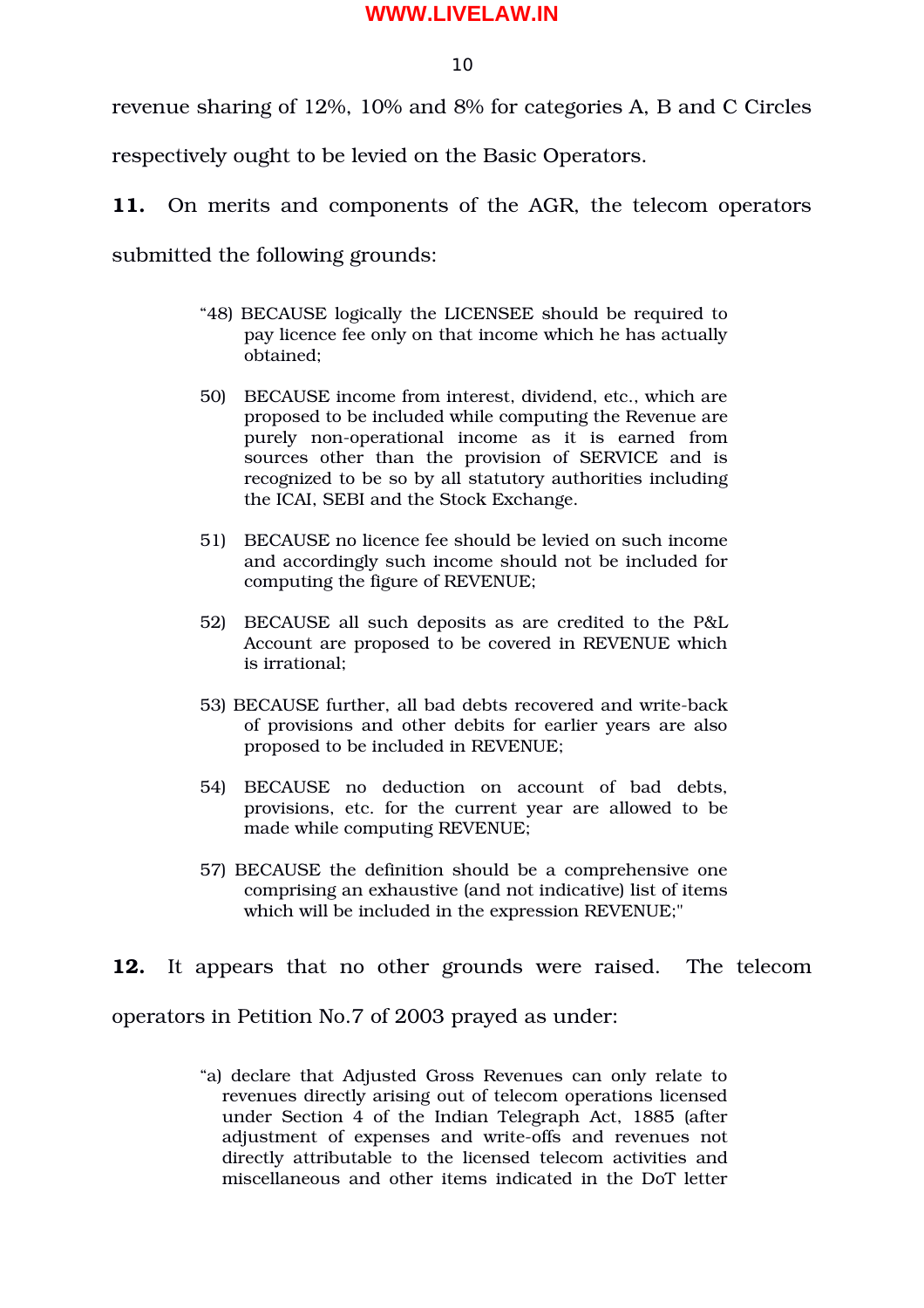revenue sharing of 12%, 10% and 8% for categories A, B and C Circles respectively ought to be levied on the Basic Operators.

**11.** On merits and components of the AGR, the telecom operators submitted the following grounds:

> "48) BECAUSE logically the LICENSEE should be required to pay licence fee only on that income which he has actually obtained;
>
> 50) BECAUSE income from interest, dividend, etc., which are proposed to be included while computing the Revenue are purely non-operational income as it is earned from sources other than the provision of SERVICE and is recognized to be so by all statutory authorities including the ICAI, SEBI and the Stock Exchange.
>
> 51) BECAUSE no licence fee should be levied on such income and accordingly such income should not be included for computing the figure of REVENUE;
>
> 52) BECAUSE all such deposits as are credited to the P&L Account are proposed to be covered in REVENUE which is irrational;
>
> 53) BECAUSE further, all bad debts recovered and write-back of provisions and other debits for earlier years are also proposed to be included in REVENUE;
>
> 54) BECAUSE no deduction on account of bad debts, provisions, etc. for the current year are allowed to be made while computing REVENUE;
>
> 57) BECAUSE the definition should be a comprehensive one comprising an exhaustive (and not indicative) list of items which will be included in the expression REVENUE;"

**12.** It appears that no other grounds were raised. The telecom operators in Petition No.7 of 2003 prayed as under:

> "a) declare that Adjusted Gross Revenues can only relate to revenues directly arising out of telecom operations licensed under Section 4 of the Indian Telegraph Act, 1885 (after adjustment of expenses and write-offs and revenues not directly attributable to the licensed telecom activities and miscellaneous and other items indicated in the DoT letter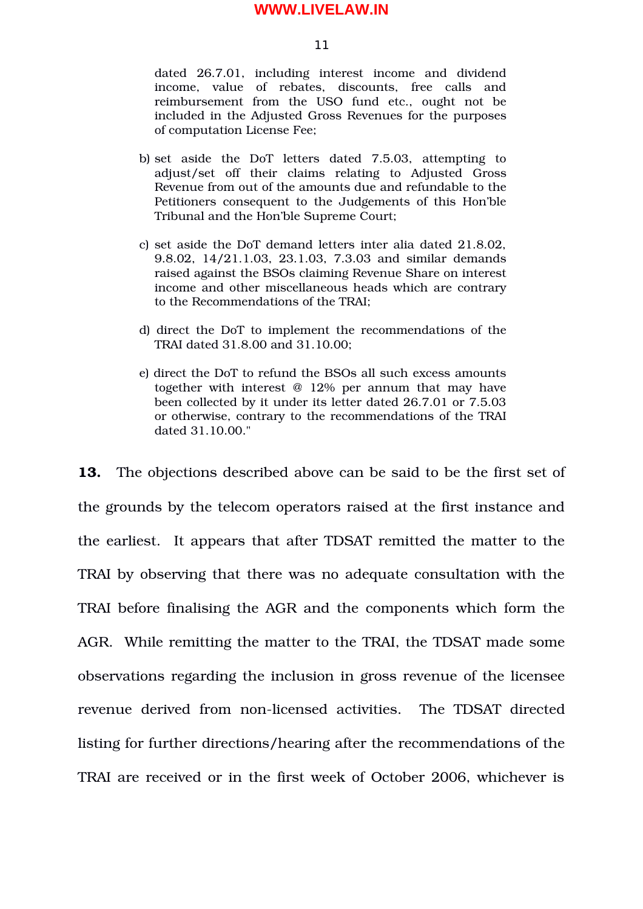dated 26.7.01, including interest income and dividend income, value of rebates, discounts, free calls and reimbursement from the USO fund etc., ought not be included in the Adjusted Gross Revenues for the purposes of computation License Fee;

b) set aside the DoT letters dated 7.5.03, attempting to adjust/set off their claims relating to Adjusted Gross Revenue from out of the amounts due and refundable to the Petitioners consequent to the Judgements of this Hon'ble Tribunal and the Hon'ble Supreme Court;

c) set aside the DoT demand letters inter alia dated 21.8.02, 9.8.02, 14/21.1.03, 23.1.03, 7.3.03 and similar demands raised against the BSOs claiming Revenue Share on interest income and other miscellaneous heads which are contrary to the Recommendations of the TRAI;

d) direct the DoT to implement the recommendations of the TRAI dated 31.8.00 and 31.10.00;

e) direct the DoT to refund the BSOs all such excess amounts together with interest @ 12% per annum that may have been collected by it under its letter dated 26.7.01 or 7.5.03 or otherwise, contrary to the recommendations of the TRAI dated 31.10.00."

**13.** The objections described above can be said to be the first set of the grounds by the telecom operators raised at the first instance and the earliest. It appears that after TDSAT remitted the matter to the TRAI by observing that there was no adequate consultation with the TRAI before finalising the AGR and the components which form the AGR. While remitting the matter to the TRAI, the TDSAT made some observations regarding the inclusion in gross revenue of the licensee revenue derived from non-licensed activities. The TDSAT directed listing for further directions/hearing after the recommendations of the TRAI are received or in the first week of October 2006, whichever is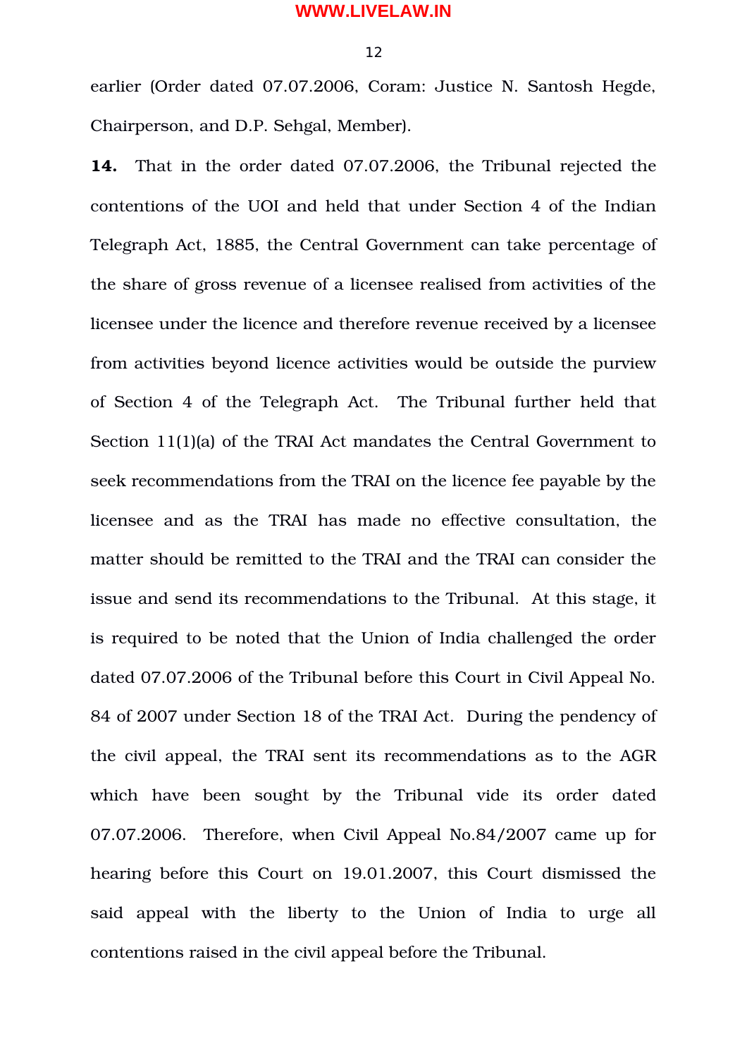earlier (Order dated 07.07.2006, Coram: Justice N. Santosh Hegde, Chairperson, and D.P. Sehgal, Member).

**14.** That in the order dated 07.07.2006, the Tribunal rejected the contentions of the UOI and held that under Section 4 of the Indian Telegraph Act, 1885, the Central Government can take percentage of the share of gross revenue of a licensee realised from activities of the licensee under the licence and therefore revenue received by a licensee from activities beyond licence activities would be outside the purview of Section 4 of the Telegraph Act. The Tribunal further held that Section 11(1)(a) of the TRAI Act mandates the Central Government to seek recommendations from the TRAI on the licence fee payable by the licensee and as the TRAI has made no effective consultation, the matter should be remitted to the TRAI and the TRAI can consider the issue and send its recommendations to the Tribunal. At this stage, it is required to be noted that the Union of India challenged the order dated 07.07.2006 of the Tribunal before this Court in Civil Appeal No. 84 of 2007 under Section 18 of the TRAI Act. During the pendency of the civil appeal, the TRAI sent its recommendations as to the AGR which have been sought by the Tribunal vide its order dated 07.07.2006. Therefore, when Civil Appeal No.84/2007 came up for hearing before this Court on 19.01.2007, this Court dismissed the said appeal with the liberty to the Union of India to urge all contentions raised in the civil appeal before the Tribunal.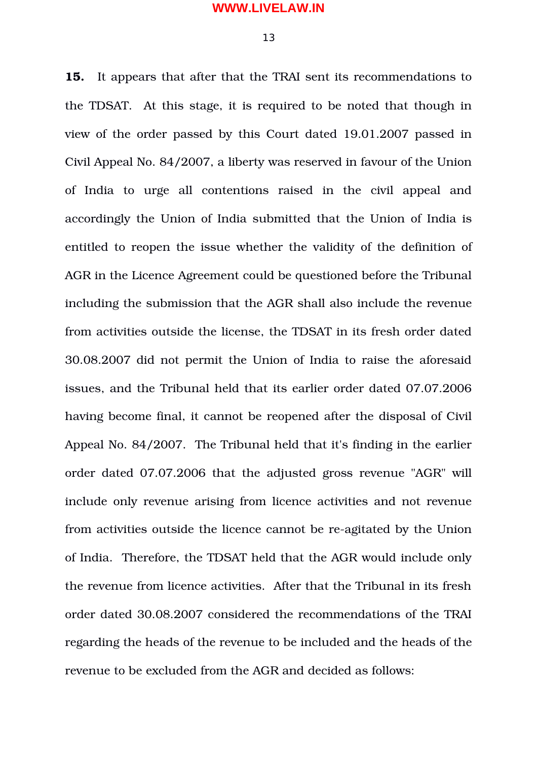**15.** It appears that after that the TRAI sent its recommendations to the TDSAT. At this stage, it is required to be noted that though in view of the order passed by this Court dated 19.01.2007 passed in Civil Appeal No. 84/2007, a liberty was reserved in favour of the Union of India to urge all contentions raised in the civil appeal and accordingly the Union of India submitted that the Union of India is entitled to reopen the issue whether the validity of the definition of AGR in the Licence Agreement could be questioned before the Tribunal including the submission that the AGR shall also include the revenue from activities outside the license, the TDSAT in its fresh order dated 30.08.2007 did not permit the Union of India to raise the aforesaid issues, and the Tribunal held that its earlier order dated 07.07.2006 having become final, it cannot be reopened after the disposal of Civil Appeal No. 84/2007. The Tribunal held that it's finding in the earlier order dated 07.07.2006 that the adjusted gross revenue "AGR" will include only revenue arising from licence activities and not revenue from activities outside the licence cannot be re-agitated by the Union of India. Therefore, the TDSAT held that the AGR would include only the revenue from licence activities. After that the Tribunal in its fresh order dated 30.08.2007 considered the recommendations of the TRAI regarding the heads of the revenue to be included and the heads of the revenue to be excluded from the AGR and decided as follows: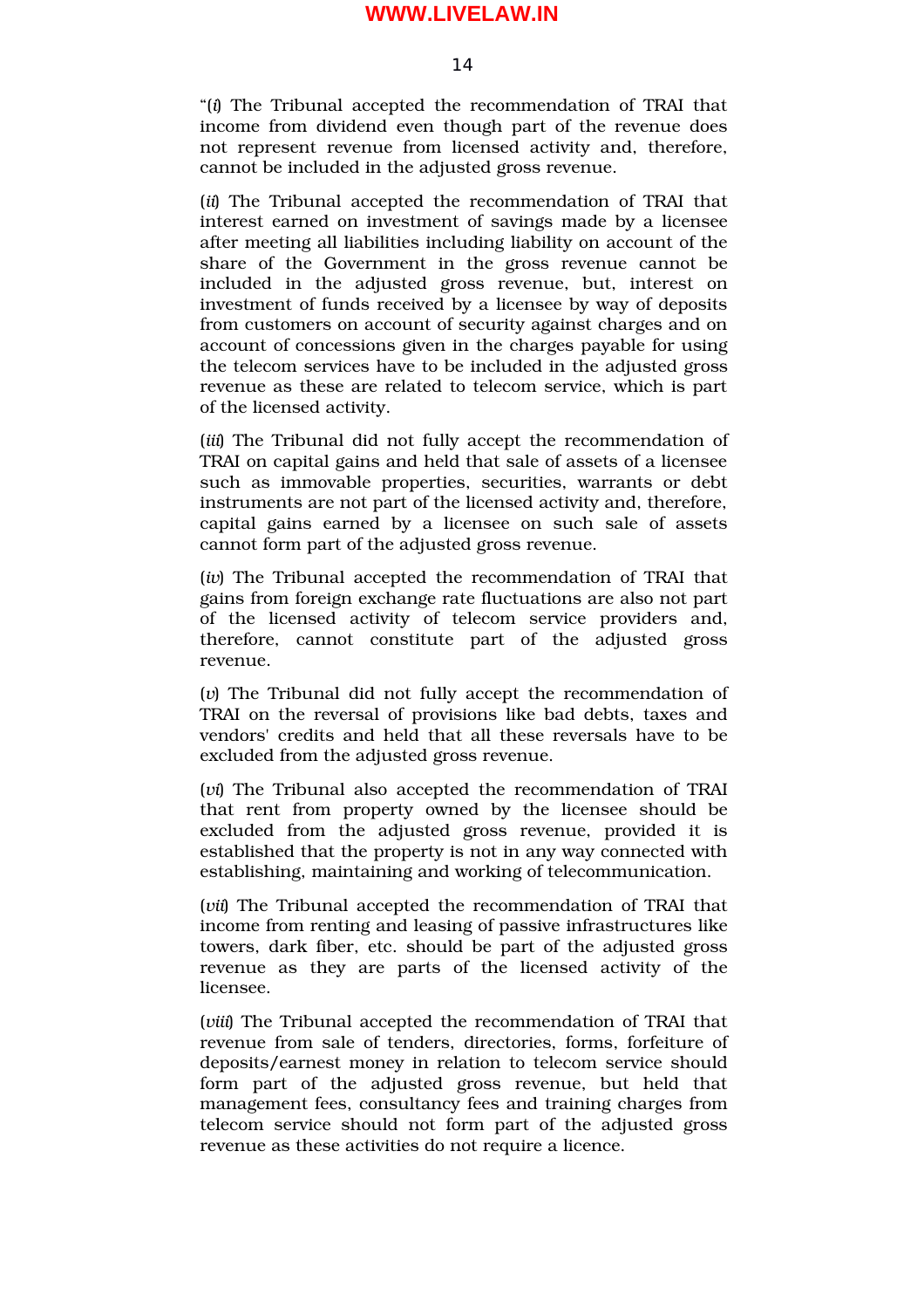"(*i*) The Tribunal accepted the recommendation of TRAI that income from dividend even though part of the revenue does not represent revenue from licensed activity and, therefore, cannot be included in the adjusted gross revenue.

(*ii*) The Tribunal accepted the recommendation of TRAI that interest earned on investment of savings made by a licensee after meeting all liabilities including liability on account of the share of the Government in the gross revenue cannot be included in the adjusted gross revenue, but, interest on investment of funds received by a licensee by way of deposits from customers on account of security against charges and on account of concessions given in the charges payable for using the telecom services have to be included in the adjusted gross revenue as these are related to telecom service, which is part of the licensed activity.

(*iii*) The Tribunal did not fully accept the recommendation of TRAI on capital gains and held that sale of assets of a licensee such as immovable properties, securities, warrants or debt instruments are not part of the licensed activity and, therefore, capital gains earned by a licensee on such sale of assets cannot form part of the adjusted gross revenue.

(*iv*) The Tribunal accepted the recommendation of TRAI that gains from foreign exchange rate fluctuations are also not part of the licensed activity of telecom service providers and, therefore, cannot constitute part of the adjusted gross revenue.

(*v*) The Tribunal did not fully accept the recommendation of TRAI on the reversal of provisions like bad debts, taxes and vendors' credits and held that all these reversals have to be excluded from the adjusted gross revenue.

(*vi*) The Tribunal also accepted the recommendation of TRAI that rent from property owned by the licensee should be excluded from the adjusted gross revenue, provided it is established that the property is not in any way connected with establishing, maintaining and working of telecommunication.

(*vii*) The Tribunal accepted the recommendation of TRAI that income from renting and leasing of passive infrastructures like towers, dark fiber, etc. should be part of the adjusted gross revenue as they are parts of the licensed activity of the licensee.

(*viii*) The Tribunal accepted the recommendation of TRAI that revenue from sale of tenders, directories, forms, forfeiture of deposits/earnest money in relation to telecom service should form part of the adjusted gross revenue, but held that management fees, consultancy fees and training charges from telecom service should not form part of the adjusted gross revenue as these activities do not require a licence.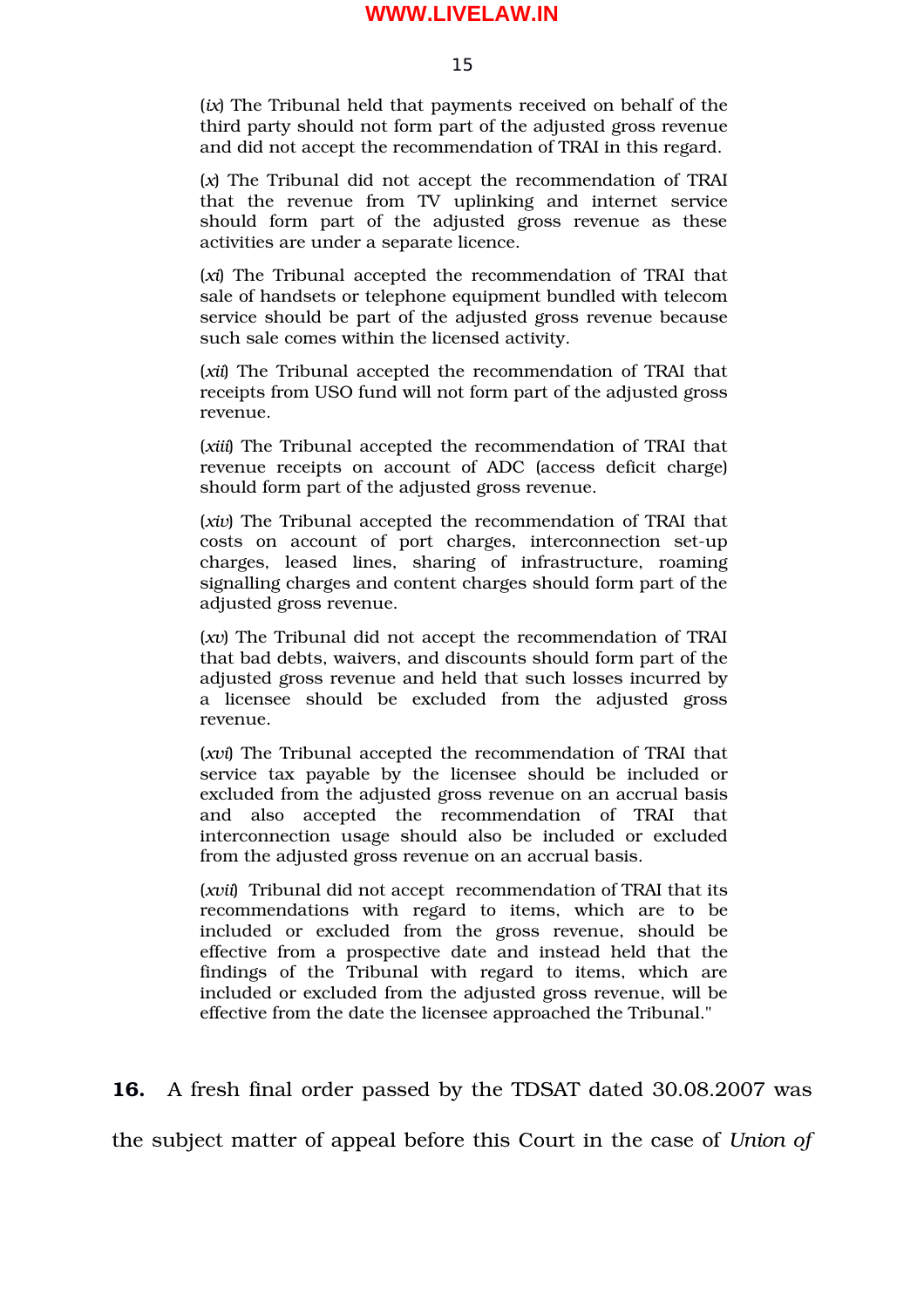(*ix*) The Tribunal held that payments received on behalf of the third party should not form part of the adjusted gross revenue and did not accept the recommendation of TRAI in this regard.

(*x*) The Tribunal did not accept the recommendation of TRAI that the revenue from TV uplinking and internet service should form part of the adjusted gross revenue as these activities are under a separate licence.

(*xi*) The Tribunal accepted the recommendation of TRAI that sale of handsets or telephone equipment bundled with telecom service should be part of the adjusted gross revenue because such sale comes within the licensed activity.

(*xii*) The Tribunal accepted the recommendation of TRAI that receipts from USO fund will not form part of the adjusted gross revenue.

(*xiii*) The Tribunal accepted the recommendation of TRAI that revenue receipts on account of ADC (access deficit charge) should form part of the adjusted gross revenue.

(*xiv*) The Tribunal accepted the recommendation of TRAI that costs on account of port charges, interconnection set-up charges, leased lines, sharing of infrastructure, roaming signalling charges and content charges should form part of the adjusted gross revenue.

(*xv*) The Tribunal did not accept the recommendation of TRAI that bad debts, waivers, and discounts should form part of the adjusted gross revenue and held that such losses incurred by a licensee should be excluded from the adjusted gross revenue.

(*xvi*) The Tribunal accepted the recommendation of TRAI that service tax payable by the licensee should be included or excluded from the adjusted gross revenue on an accrual basis and also accepted the recommendation of TRAI that interconnection usage should also be included or excluded from the adjusted gross revenue on an accrual basis.

(*xvii*) Tribunal did not accept recommendation of TRAI that its recommendations with regard to items, which are to be included or excluded from the gross revenue, should be effective from a prospective date and instead held that the findings of the Tribunal with regard to items, which are included or excluded from the adjusted gross revenue, will be effective from the date the licensee approached the Tribunal."

**16.** A fresh final order passed by the TDSAT dated 30.08.2007 was the subject matter of appeal before this Court in the case of *Union of*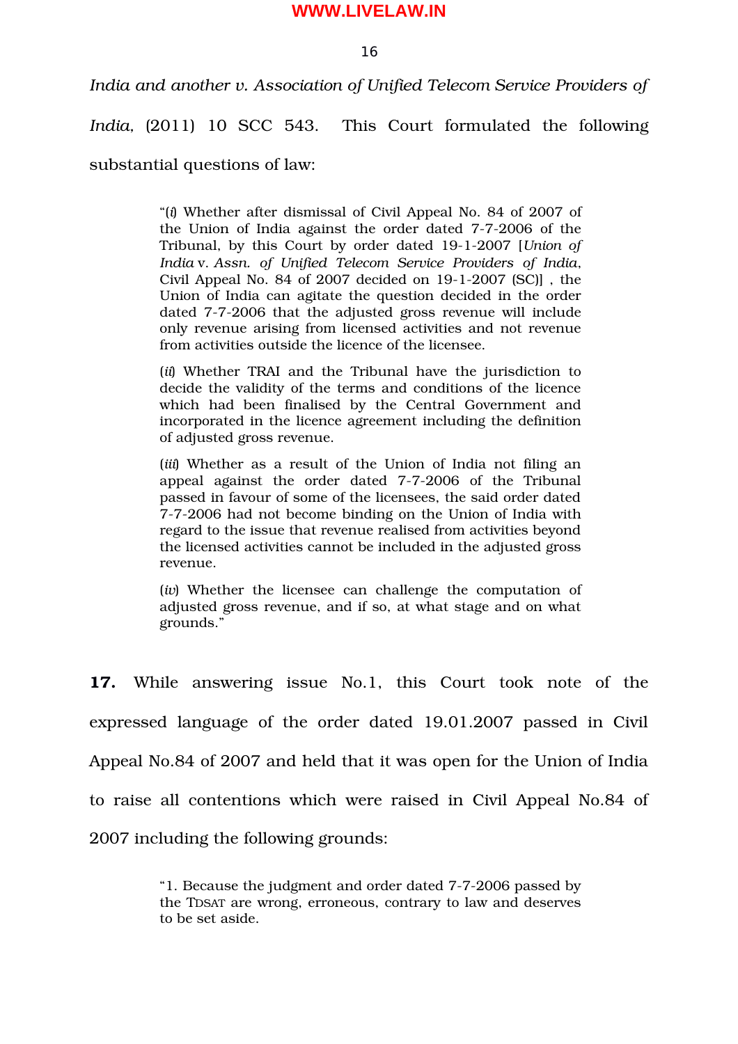*India and another v. Association of Unified Telecom Service Providers of India*, (2011) 10 SCC 543. This Court formulated the following substantial questions of law:

> "(*i*) Whether after dismissal of Civil Appeal No. 84 of 2007 of the Union of India against the order dated 7-7-2006 of the Tribunal, by this Court by order dated 19-1-2007 [*Union of India* v. *Assn. of Unified Telecom Service Providers of India*, Civil Appeal No. 84 of 2007 decided on 19-1-2007 (SC)] , the Union of India can agitate the question decided in the order dated 7-7-2006 that the adjusted gross revenue will include only revenue arising from licensed activities and not revenue from activities outside the licence of the licensee.
>
> (*ii*) Whether TRAI and the Tribunal have the jurisdiction to decide the validity of the terms and conditions of the licence which had been finalised by the Central Government and incorporated in the licence agreement including the definition of adjusted gross revenue.
>
> (*iii*) Whether as a result of the Union of India not filing an appeal against the order dated 7-7-2006 of the Tribunal passed in favour of some of the licensees, the said order dated 7-7-2006 had not become binding on the Union of India with regard to the issue that revenue realised from activities beyond the licensed activities cannot be included in the adjusted gross revenue.
>
> (*iv*) Whether the licensee can challenge the computation of adjusted gross revenue, and if so, at what stage and on what grounds."

**17.** While answering issue No.1, this Court took note of the expressed language of the order dated 19.01.2007 passed in Civil Appeal No.84 of 2007 and held that it was open for the Union of India to raise all contentions which were raised in Civil Appeal No.84 of 2007 including the following grounds:

> "1. Because the judgment and order dated 7-7-2006 passed by the TDSAT are wrong, erroneous, contrary to law and deserves to be set aside.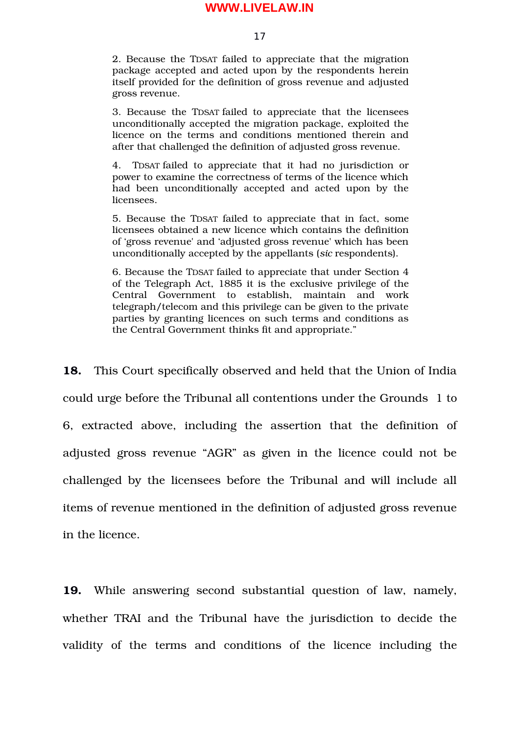> 2. Because the TDSAT failed to appreciate that the migration package accepted and acted upon by the respondents herein itself provided for the definition of gross revenue and adjusted gross revenue.
>
> 3. Because the TDSAT failed to appreciate that the licensees unconditionally accepted the migration package, exploited the licence on the terms and conditions mentioned therein and after that challenged the definition of adjusted gross revenue.
>
> 4. TDSAT failed to appreciate that it had no jurisdiction or power to examine the correctness of terms of the licence which had been unconditionally accepted and acted upon by the licensees.
>
> 5. Because the TDSAT failed to appreciate that in fact, some licensees obtained a new licence which contains the definition of 'gross revenue' and 'adjusted gross revenue' which has been unconditionally accepted by the appellants (*sic* respondents).
>
> 6. Because the TDSAT failed to appreciate that under Section 4 of the Telegraph Act, 1885 it is the exclusive privilege of the Central Government to establish, maintain and work telegraph/telecom and this privilege can be given to the private parties by granting licences on such terms and conditions as the Central Government thinks fit and appropriate."

**18.** This Court specifically observed and held that the Union of India could urge before the Tribunal all contentions under the Grounds 1 to 6, extracted above, including the assertion that the definition of adjusted gross revenue "AGR" as given in the licence could not be challenged by the licensees before the Tribunal and will include all items of revenue mentioned in the definition of adjusted gross revenue in the licence.

**19.** While answering second substantial question of law, namely, whether TRAI and the Tribunal have the jurisdiction to decide the validity of the terms and conditions of the licence including the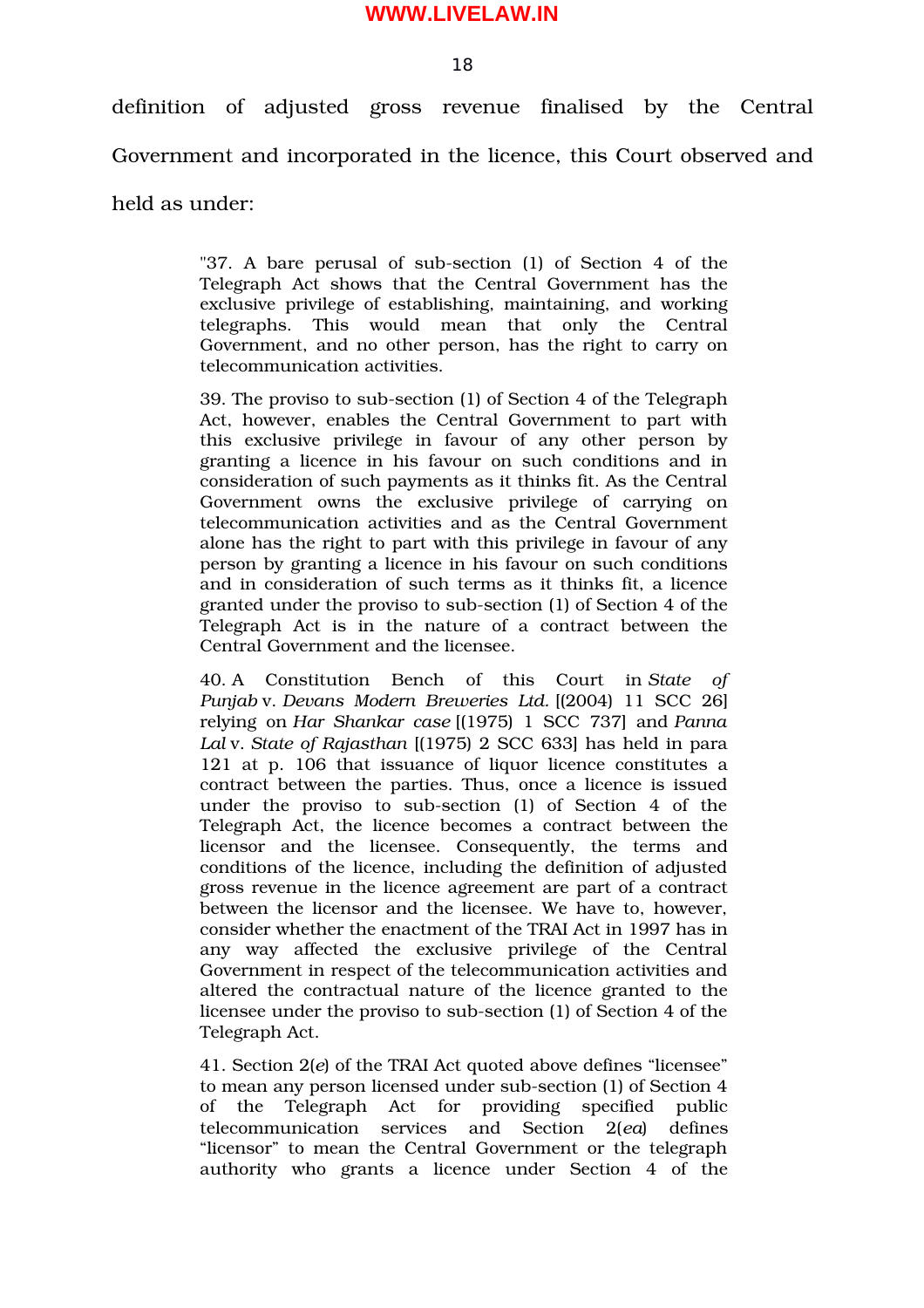definition of adjusted gross revenue finalised by the Central Government and incorporated in the licence, this Court observed and held as under:

> "37. A bare perusal of sub-section (1) of Section 4 of the Telegraph Act shows that the Central Government has the exclusive privilege of establishing, maintaining, and working telegraphs. This would mean that only the Central Government, and no other person, has the right to carry on telecommunication activities.
>
> 39. The proviso to sub-section (1) of Section 4 of the Telegraph Act, however, enables the Central Government to part with this exclusive privilege in favour of any other person by granting a licence in his favour on such conditions and in consideration of such payments as it thinks fit. As the Central Government owns the exclusive privilege of carrying on telecommunication activities and as the Central Government alone has the right to part with this privilege in favour of any person by granting a licence in his favour on such conditions and in consideration of such terms as it thinks fit, a licence granted under the proviso to sub-section (1) of Section 4 of the Telegraph Act is in the nature of a contract between the Central Government and the licensee.
>
> 40. A Constitution Bench of this Court in *State of Punjab* v. *Devans Modern Breweries Ltd.* [(2004) 11 SCC 26] relying on *Har Shankar case* [(1975) 1 SCC 737] and *Panna Lal* v. *State of Rajasthan* [(1975) 2 SCC 633] has held in para 121 at p. 106 that issuance of liquor licence constitutes a contract between the parties. Thus, once a licence is issued under the proviso to sub-section (1) of Section 4 of the Telegraph Act, the licence becomes a contract between the licensor and the licensee. Consequently, the terms and conditions of the licence, including the definition of adjusted gross revenue in the licence agreement are part of a contract between the licensor and the licensee. We have to, however, consider whether the enactment of the TRAI Act in 1997 has in any way affected the exclusive privilege of the Central Government in respect of the telecommunication activities and altered the contractual nature of the licence granted to the licensee under the proviso to sub-section (1) of Section 4 of the Telegraph Act.
>
> 41. Section 2(*e*) of the TRAI Act quoted above defines "licensee" to mean any person licensed under sub-section (1) of Section 4 of the Telegraph Act for providing specified public telecommunication services and Section 2(*ea*) defines "licensor" to mean the Central Government or the telegraph authority who grants a licence under Section 4 of the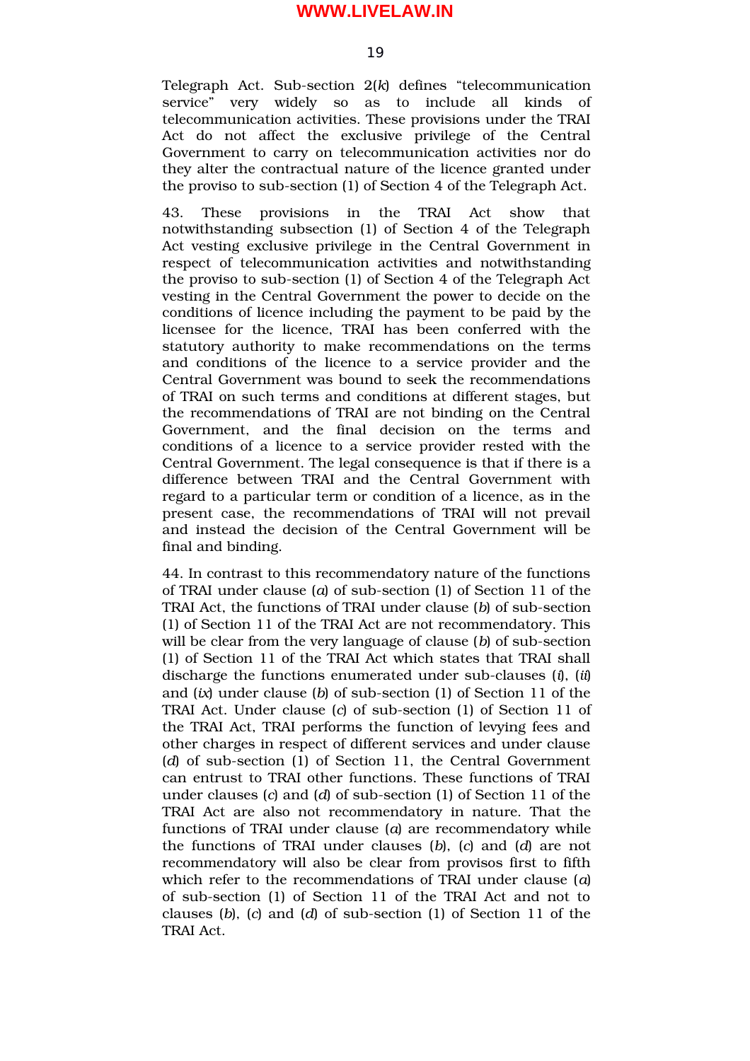Telegraph Act. Sub-section 2(*k*) defines "telecommunication service" very widely so as to include all kinds of telecommunication activities. These provisions under the TRAI Act do not affect the exclusive privilege of the Central Government to carry on telecommunication activities nor do they alter the contractual nature of the licence granted under the proviso to sub-section (1) of Section 4 of the Telegraph Act.

43. These provisions in the TRAI Act show that notwithstanding subsection (1) of Section 4 of the Telegraph Act vesting exclusive privilege in the Central Government in respect of telecommunication activities and notwithstanding the proviso to sub-section (1) of Section 4 of the Telegraph Act vesting in the Central Government the power to decide on the conditions of licence including the payment to be paid by the licensee for the licence, TRAI has been conferred with the statutory authority to make recommendations on the terms and conditions of the licence to a service provider and the Central Government was bound to seek the recommendations of TRAI on such terms and conditions at different stages, but the recommendations of TRAI are not binding on the Central Government, and the final decision on the terms and conditions of a licence to a service provider rested with the Central Government. The legal consequence is that if there is a difference between TRAI and the Central Government with regard to a particular term or condition of a licence, as in the present case, the recommendations of TRAI will not prevail and instead the decision of the Central Government will be final and binding.

44. In contrast to this recommendatory nature of the functions of TRAI under clause (*a*) of sub-section (1) of Section 11 of the TRAI Act, the functions of TRAI under clause (*b*) of sub-section (1) of Section 11 of the TRAI Act are not recommendatory. This will be clear from the very language of clause (*b*) of sub-section (1) of Section 11 of the TRAI Act which states that TRAI shall discharge the functions enumerated under sub-clauses (*i*), (*ii*) and (*ix*) under clause (*b*) of sub-section (1) of Section 11 of the TRAI Act. Under clause (*c*) of sub-section (1) of Section 11 of the TRAI Act, TRAI performs the function of levying fees and other charges in respect of different services and under clause (*d*) of sub-section (1) of Section 11, the Central Government can entrust to TRAI other functions. These functions of TRAI under clauses (*c*) and (*d*) of sub-section (1) of Section 11 of the TRAI Act are also not recommendatory in nature. That the functions of TRAI under clause (*a*) are recommendatory while the functions of TRAI under clauses (*b*), (*c*) and (*d*) are not recommendatory will also be clear from provisos first to fifth which refer to the recommendations of TRAI under clause (*a*) of sub-section (1) of Section 11 of the TRAI Act and not to clauses (*b*), (*c*) and (*d*) of sub-section (1) of Section 11 of the TRAI Act.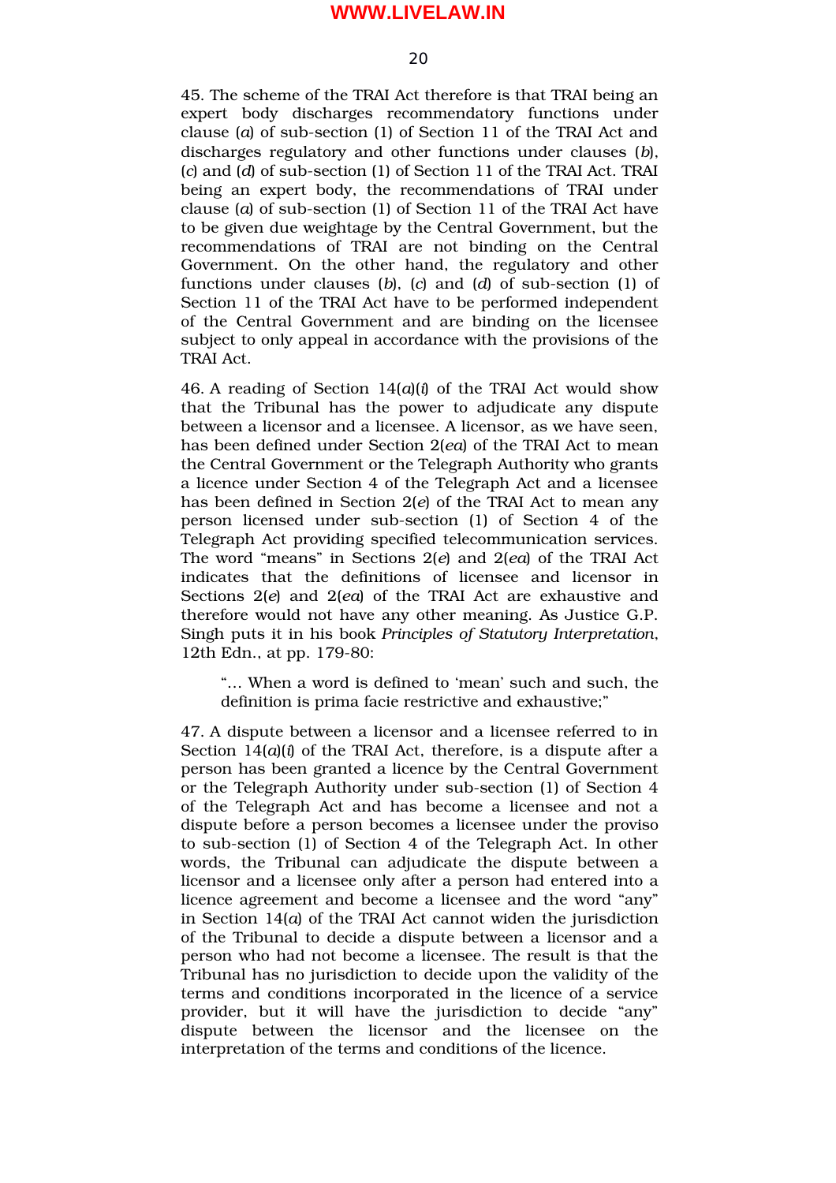45. The scheme of the TRAI Act therefore is that TRAI being an expert body discharges recommendatory functions under clause (*a*) of sub-section (1) of Section 11 of the TRAI Act and discharges regulatory and other functions under clauses (*b*), (*c*) and (*d*) of sub-section (1) of Section 11 of the TRAI Act. TRAI being an expert body, the recommendations of TRAI under clause (*a*) of sub-section (1) of Section 11 of the TRAI Act have to be given due weightage by the Central Government, but the recommendations of TRAI are not binding on the Central Government. On the other hand, the regulatory and other functions under clauses (*b*), (*c*) and (*d*) of sub-section (1) of Section 11 of the TRAI Act have to be performed independent of the Central Government and are binding on the licensee subject to only appeal in accordance with the provisions of the TRAI Act.

46. A reading of Section 14(*a*)(*i*) of the TRAI Act would show that the Tribunal has the power to adjudicate any dispute between a licensor and a licensee. A licensor, as we have seen, has been defined under Section 2(*ea*) of the TRAI Act to mean the Central Government or the Telegraph Authority who grants a licence under Section 4 of the Telegraph Act and a licensee has been defined in Section 2(*e*) of the TRAI Act to mean any person licensed under sub-section (1) of Section 4 of the Telegraph Act providing specified telecommunication services. The word "means" in Sections 2(*e*) and 2(*ea*) of the TRAI Act indicates that the definitions of licensee and licensor in Sections 2(*e*) and 2(*ea*) of the TRAI Act are exhaustive and therefore would not have any other meaning. As Justice G.P. Singh puts it in his book *Principles of Statutory Interpretation*, 12th Edn., at pp. 179-80:

> "… When a word is defined to 'mean' such and such, the definition is prima facie restrictive and exhaustive;"

47. A dispute between a licensor and a licensee referred to in Section 14(*a*)(*i*) of the TRAI Act, therefore, is a dispute after a person has been granted a licence by the Central Government or the Telegraph Authority under sub-section (1) of Section 4 of the Telegraph Act and has become a licensee and not a dispute before a person becomes a licensee under the proviso to sub-section (1) of Section 4 of the Telegraph Act. In other words, the Tribunal can adjudicate the dispute between a licensor and a licensee only after a person had entered into a licence agreement and become a licensee and the word "any" in Section 14(*a*) of the TRAI Act cannot widen the jurisdiction of the Tribunal to decide a dispute between a licensor and a person who had not become a licensee. The result is that the Tribunal has no jurisdiction to decide upon the validity of the terms and conditions incorporated in the licence of a service provider, but it will have the jurisdiction to decide "any" dispute between the licensor and the licensee on the interpretation of the terms and conditions of the licence.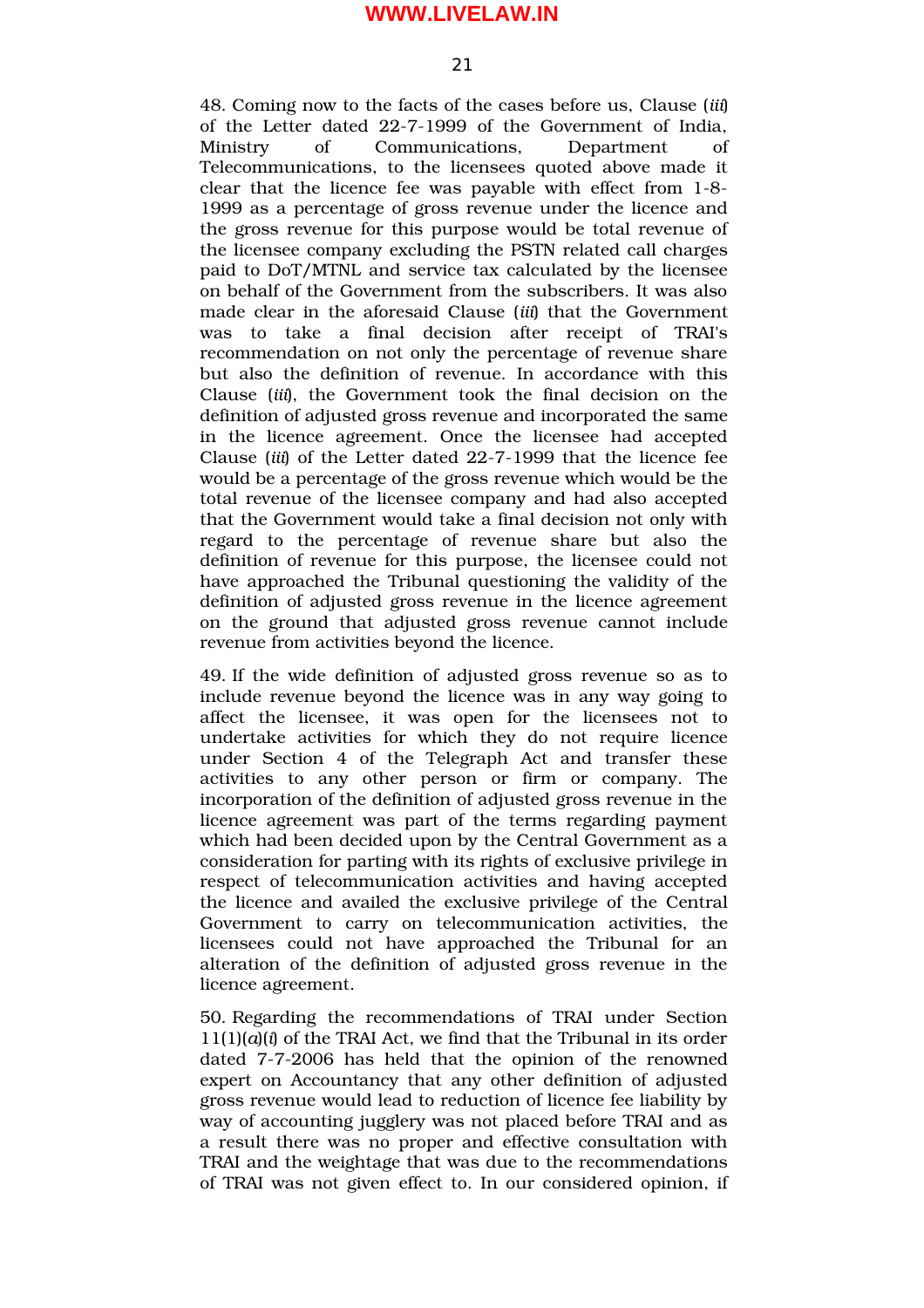48. Coming now to the facts of the cases before us, Clause (*iii*) of the Letter dated 22-7-1999 of the Government of India, Ministry of Communications, Department of Telecommunications, to the licensees quoted above made it clear that the licence fee was payable with effect from 1-8-1999 as a percentage of gross revenue under the licence and the gross revenue for this purpose would be total revenue of the licensee company excluding the PSTN related call charges paid to DoT/MTNL and service tax calculated by the licensee on behalf of the Government from the subscribers. It was also made clear in the aforesaid Clause (*iii*) that the Government was to take a final decision after receipt of TRAI's recommendation on not only the percentage of revenue share but also the definition of revenue. In accordance with this Clause (*iii*), the Government took the final decision on the definition of adjusted gross revenue and incorporated the same in the licence agreement. Once the licensee had accepted Clause (*iii*) of the Letter dated 22-7-1999 that the licence fee would be a percentage of the gross revenue which would be the total revenue of the licensee company and had also accepted that the Government would take a final decision not only with regard to the percentage of revenue share but also the definition of revenue for this purpose, the licensee could not have approached the Tribunal questioning the validity of the definition of adjusted gross revenue in the licence agreement on the ground that adjusted gross revenue cannot include revenue from activities beyond the licence.

49. If the wide definition of adjusted gross revenue so as to include revenue beyond the licence was in any way going to affect the licensee, it was open for the licensees not to undertake activities for which they do not require licence under Section 4 of the Telegraph Act and transfer these activities to any other person or firm or company. The incorporation of the definition of adjusted gross revenue in the licence agreement was part of the terms regarding payment which had been decided upon by the Central Government as a consideration for parting with its rights of exclusive privilege in respect of telecommunication activities and having accepted the licence and availed the exclusive privilege of the Central Government to carry on telecommunication activities, the licensees could not have approached the Tribunal for an alteration of the definition of adjusted gross revenue in the licence agreement.

50. Regarding the recommendations of TRAI under Section 11(1)(*a*)(*i*) of the TRAI Act, we find that the Tribunal in its order dated 7-7-2006 has held that the opinion of the renowned expert on Accountancy that any other definition of adjusted gross revenue would lead to reduction of licence fee liability by way of accounting jugglery was not placed before TRAI and as a result there was no proper and effective consultation with TRAI and the weightage that was due to the recommendations of TRAI was not given effect to. In our considered opinion, if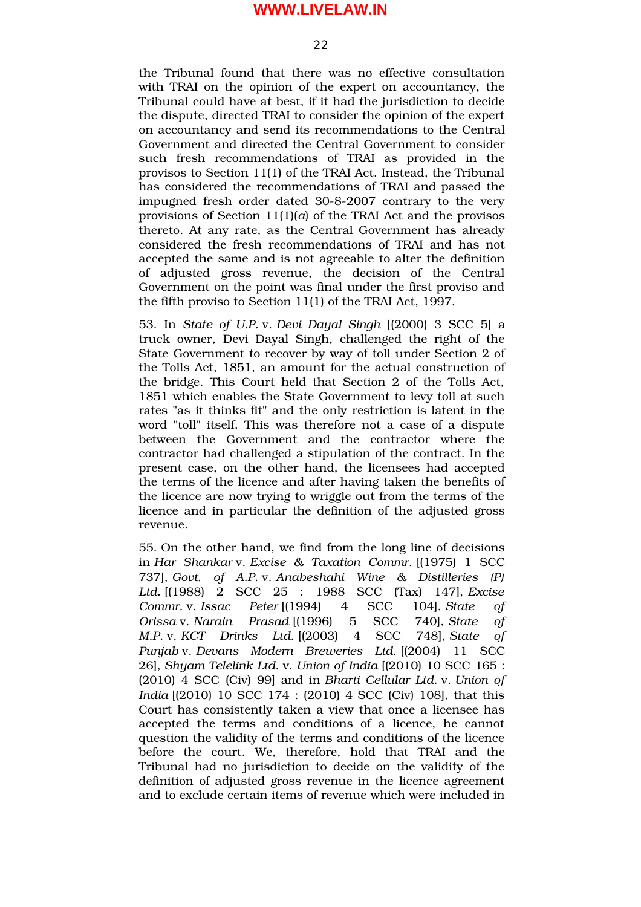the Tribunal found that there was no effective consultation with TRAI on the opinion of the expert on accountancy, the Tribunal could have at best, if it had the jurisdiction to decide the dispute, directed TRAI to consider the opinion of the expert on accountancy and send its recommendations to the Central Government and directed the Central Government to consider such fresh recommendations of TRAI as provided in the provisos to Section 11(1) of the TRAI Act. Instead, the Tribunal has considered the recommendations of TRAI and passed the impugned fresh order dated 30-8-2007 contrary to the very provisions of Section 11(1)(*a*) of the TRAI Act and the provisos thereto. At any rate, as the Central Government has already considered the fresh recommendations of TRAI and has not accepted the same and is not agreeable to alter the definition of adjusted gross revenue, the decision of the Central Government on the point was final under the first proviso and the fifth proviso to Section 11(1) of the TRAI Act, 1997.

53. In *State of U.P.* v. *Devi Dayal Singh* [(2000) 3 SCC 5] a truck owner, Devi Dayal Singh, challenged the right of the State Government to recover by way of toll under Section 2 of the Tolls Act, 1851, an amount for the actual construction of the bridge. This Court held that Section 2 of the Tolls Act, 1851 which enables the State Government to levy toll at such rates "as it thinks fit" and the only restriction is latent in the word "toll" itself. This was therefore not a case of a dispute between the Government and the contractor where the contractor had challenged a stipulation of the contract. In the present case, on the other hand, the licensees had accepted the terms of the licence and after having taken the benefits of the licence are now trying to wriggle out from the terms of the licence and in particular the definition of the adjusted gross revenue.

55. On the other hand, we find from the long line of decisions in *Har Shankar* v. *Excise & Taxation Commr.* [(1975) 1 SCC 737], *Govt. of A.P.* v. *Anabeshahi Wine & Distilleries (P) Ltd.* [(1988) 2 SCC 25 : 1988 SCC (Tax) 147], *Excise Commr.* v. *Issac Peter* [(1994) 4 SCC 104], *State of Orissa* v. *Narain Prasad* [(1996) 5 SCC 740], *State of M.P.* v. *KCT Drinks Ltd.* [(2003) 4 SCC 748], *State of Punjab* v. *Devans Modern Breweries Ltd.* [(2004) 11 SCC 26], *Shyam Telelink Ltd.* v. *Union of India* [(2010) 10 SCC 165 : (2010) 4 SCC (Civ) 99] and in *Bharti Cellular Ltd.* v. *Union of India* [(2010) 10 SCC 174 : (2010) 4 SCC (Civ) 108], that this Court has consistently taken a view that once a licensee has accepted the terms and conditions of a licence, he cannot question the validity of the terms and conditions of the licence before the court. We, therefore, hold that TRAI and the Tribunal had no jurisdiction to decide on the validity of the definition of adjusted gross revenue in the licence agreement and to exclude certain items of revenue which were included in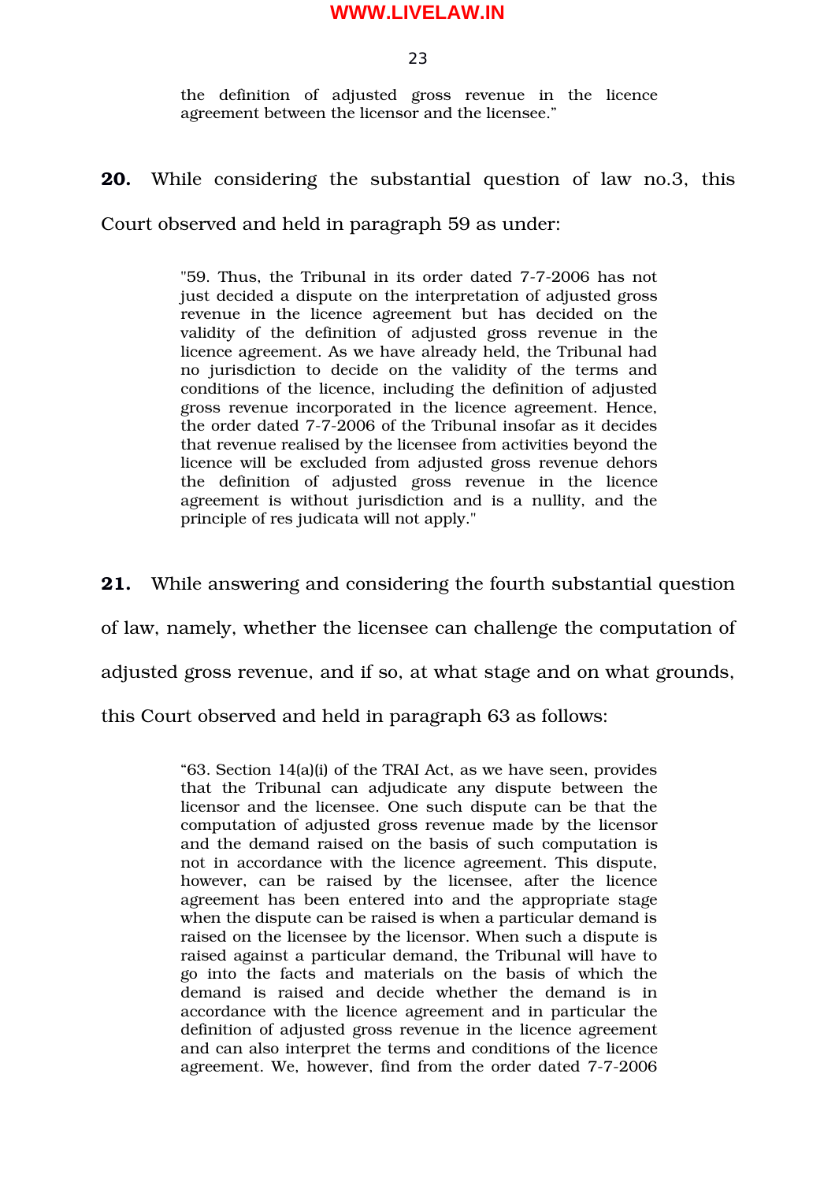> the definition of adjusted gross revenue in the licence agreement between the licensor and the licensee."

**20.** While considering the substantial question of law no.3, this Court observed and held in paragraph 59 as under:

> "59. Thus, the Tribunal in its order dated 7-7-2006 has not just decided a dispute on the interpretation of adjusted gross revenue in the licence agreement but has decided on the validity of the definition of adjusted gross revenue in the licence agreement. As we have already held, the Tribunal had no jurisdiction to decide on the validity of the terms and conditions of the licence, including the definition of adjusted gross revenue incorporated in the licence agreement. Hence, the order dated 7-7-2006 of the Tribunal insofar as it decides that revenue realised by the licensee from activities beyond the licence will be excluded from adjusted gross revenue dehors the definition of adjusted gross revenue in the licence agreement is without jurisdiction and is a nullity, and the principle of res judicata will not apply."

**21.** While answering and considering the fourth substantial question of law, namely, whether the licensee can challenge the computation of adjusted gross revenue, and if so, at what stage and on what grounds, this Court observed and held in paragraph 63 as follows:

> "63. Section 14(a)(i) of the TRAI Act, as we have seen, provides that the Tribunal can adjudicate any dispute between the licensor and the licensee. One such dispute can be that the computation of adjusted gross revenue made by the licensor and the demand raised on the basis of such computation is not in accordance with the licence agreement. This dispute, however, can be raised by the licensee, after the licence agreement has been entered into and the appropriate stage when the dispute can be raised is when a particular demand is raised on the licensee by the licensor. When such a dispute is raised against a particular demand, the Tribunal will have to go into the facts and materials on the basis of which the demand is raised and decide whether the demand is in accordance with the licence agreement and in particular the definition of adjusted gross revenue in the licence agreement and can also interpret the terms and conditions of the licence agreement. We, however, find from the order dated 7-7-2006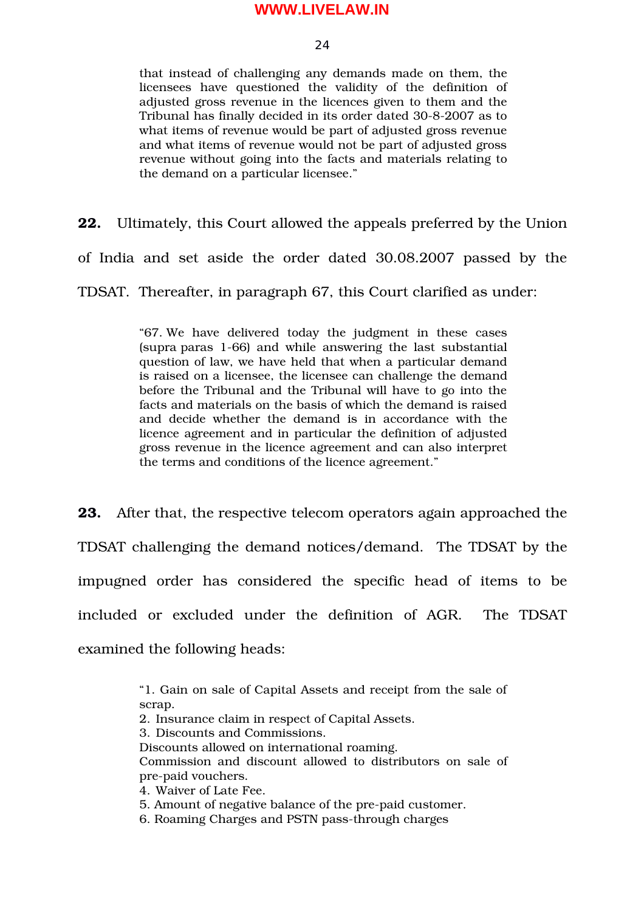> that instead of challenging any demands made on them, the licensees have questioned the validity of the definition of adjusted gross revenue in the licences given to them and the Tribunal has finally decided in its order dated 30-8-2007 as to what items of revenue would be part of adjusted gross revenue and what items of revenue would not be part of adjusted gross revenue without going into the facts and materials relating to the demand on a particular licensee."

**22.** Ultimately, this Court allowed the appeals preferred by the Union of India and set aside the order dated 30.08.2007 passed by the TDSAT. Thereafter, in paragraph 67, this Court clarified as under:

> "67. We have delivered today the judgment in these cases (supra paras 1-66) and while answering the last substantial question of law, we have held that when a particular demand is raised on a licensee, the licensee can challenge the demand before the Tribunal and the Tribunal will have to go into the facts and materials on the basis of which the demand is raised and decide whether the demand is in accordance with the licence agreement and in particular the definition of adjusted gross revenue in the licence agreement and can also interpret the terms and conditions of the licence agreement."

**23.** After that, the respective telecom operators again approached the TDSAT challenging the demand notices/demand. The TDSAT by the impugned order has considered the specific head of items to be included or excluded under the definition of AGR. The TDSAT examined the following heads:

> "1. Gain on sale of Capital Assets and receipt from the sale of scrap.
> 2. Insurance claim in respect of Capital Assets.
> 3. Discounts and Commissions.
> Discounts allowed on international roaming.
> Commission and discount allowed to distributors on sale of pre-paid vouchers.
> 4. Waiver of Late Fee.
> 5. Amount of negative balance of the pre-paid customer.
> 6. Roaming Charges and PSTN pass-through charges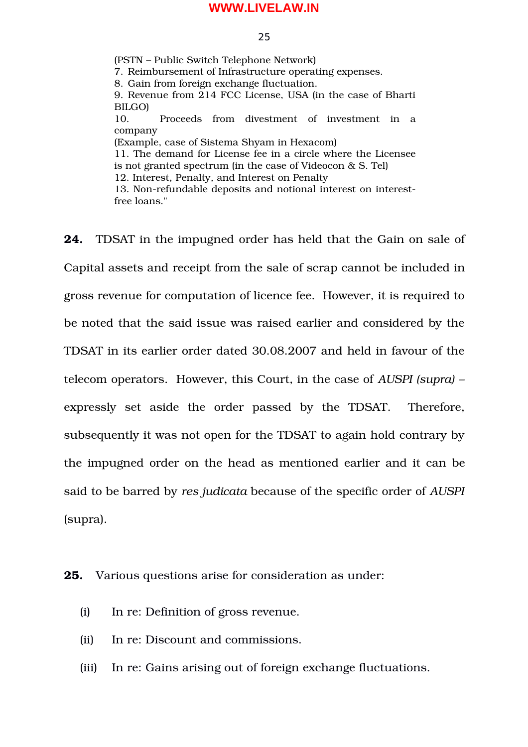(PSTN – Public Switch Telephone Network)
7. Reimbursement of Infrastructure operating expenses.
8. Gain from foreign exchange fluctuation.
9. Revenue from 214 FCC License, USA (in the case of Bharti BILGO)
10. Proceeds from divestment of investment in a company
(Example, case of Sistema Shyam in Hexacom)
11. The demand for License fee in a circle where the Licensee is not granted spectrum (in the case of Videocon & S. Tel)
12. Interest, Penalty, and Interest on Penalty
13. Non-refundable deposits and notional interest on interest-free loans."

**24.** TDSAT in the impugned order has held that the Gain on sale of Capital assets and receipt from the sale of scrap cannot be included in gross revenue for computation of licence fee. However, it is required to be noted that the said issue was raised earlier and considered by the TDSAT in its earlier order dated 30.08.2007 and held in favour of the telecom operators. However, this Court, in the case of *AUSPI (supra)* – expressly set aside the order passed by the TDSAT. Therefore, subsequently it was not open for the TDSAT to again hold contrary by the impugned order on the head as mentioned earlier and it can be said to be barred by *res judicata* because of the specific order of *AUSPI* (supra).

**25.** Various questions arise for consideration as under:

(i) In re: Definition of gross revenue.

(ii) In re: Discount and commissions.

(iii) In re: Gains arising out of foreign exchange fluctuations.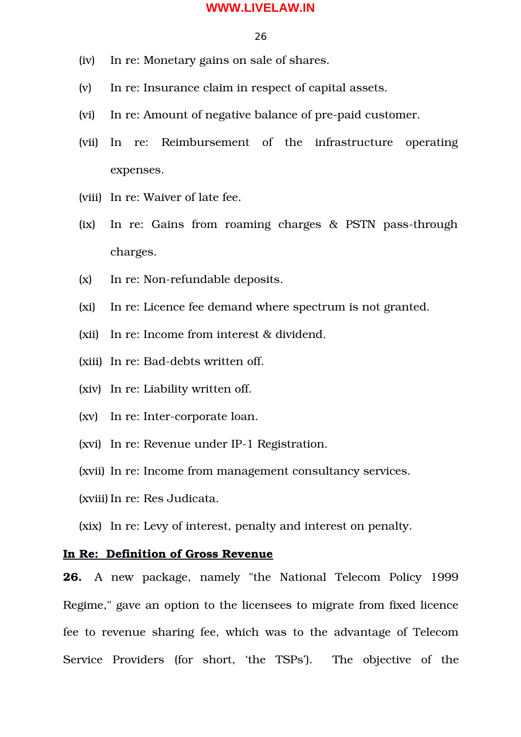(iv) In re: Monetary gains on sale of shares.

(v) In re: Insurance claim in respect of capital assets.

(vi) In re: Amount of negative balance of pre-paid customer.

(vii) In re: Reimbursement of the infrastructure operating expenses.

(viii) In re: Waiver of late fee.

(ix) In re: Gains from roaming charges & PSTN pass-through charges.

(x) In re: Non-refundable deposits.

(xi) In re: Licence fee demand where spectrum is not granted.

(xii) In re: Income from interest & dividend.

(xiii) In re: Bad-debts written off.

(xiv) In re: Liability written off.

(xv) In re: Inter-corporate loan.

(xvi) In re: Revenue under IP-1 Registration.

(xvii) In re: Income from management consultancy services.

(xviii) In re: Res Judicata.

(xix) In re: Levy of interest, penalty and interest on penalty.

**<u>In Re: Definition of Gross Revenue</u>**

**26.** A new package, namely "the National Telecom Policy 1999 Regime," gave an option to the licensees to migrate from fixed licence fee to revenue sharing fee, which was to the advantage of Telecom Service Providers (for short, 'the TSPs'). The objective of the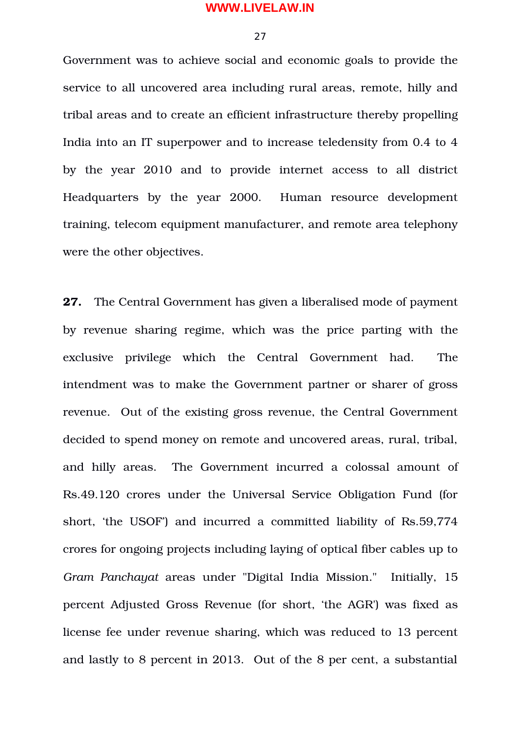Government was to achieve social and economic goals to provide the service to all uncovered area including rural areas, remote, hilly and tribal areas and to create an efficient infrastructure thereby propelling India into an IT superpower and to increase teledensity from 0.4 to 4 by the year 2010 and to provide internet access to all district Headquarters by the year 2000. Human resource development training, telecom equipment manufacturer, and remote area telephony were the other objectives.

**27.** The Central Government has given a liberalised mode of payment by revenue sharing regime, which was the price parting with the exclusive privilege which the Central Government had. The intendment was to make the Government partner or sharer of gross revenue. Out of the existing gross revenue, the Central Government decided to spend money on remote and uncovered areas, rural, tribal, and hilly areas. The Government incurred a colossal amount of Rs.49.120 crores under the Universal Service Obligation Fund (for short, 'the USOF') and incurred a committed liability of Rs.59,774 crores for ongoing projects including laying of optical fiber cables up to *Gram Panchayat* areas under "Digital India Mission." Initially, 15 percent Adjusted Gross Revenue (for short, 'the AGR') was fixed as license fee under revenue sharing, which was reduced to 13 percent and lastly to 8 percent in 2013. Out of the 8 per cent, a substantial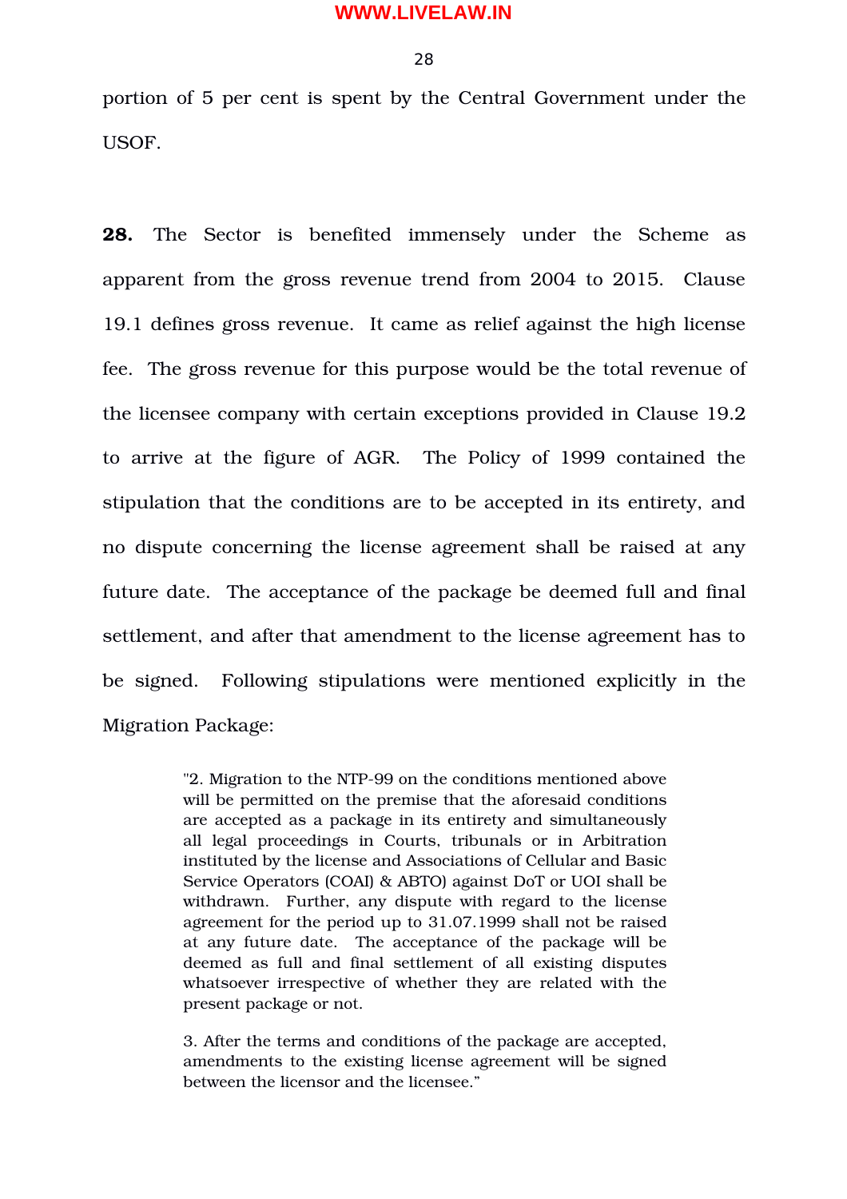portion of 5 per cent is spent by the Central Government under the USOF.

**28.** The Sector is benefited immensely under the Scheme as apparent from the gross revenue trend from 2004 to 2015. Clause 19.1 defines gross revenue. It came as relief against the high license fee. The gross revenue for this purpose would be the total revenue of the licensee company with certain exceptions provided in Clause 19.2 to arrive at the figure of AGR. The Policy of 1999 contained the stipulation that the conditions are to be accepted in its entirety, and no dispute concerning the license agreement shall be raised at any future date. The acceptance of the package be deemed full and final settlement, and after that amendment to the license agreement has to be signed. Following stipulations were mentioned explicitly in the Migration Package:

> "2. Migration to the NTP-99 on the conditions mentioned above will be permitted on the premise that the aforesaid conditions are accepted as a package in its entirety and simultaneously all legal proceedings in Courts, tribunals or in Arbitration instituted by the license and Associations of Cellular and Basic Service Operators (COAI) & ABTO) against DoT or UOI shall be withdrawn. Further, any dispute with regard to the license agreement for the period up to 31.07.1999 shall not be raised at any future date. The acceptance of the package will be deemed as full and final settlement of all existing disputes whatsoever irrespective of whether they are related with the present package or not.
>
> 3. After the terms and conditions of the package are accepted, amendments to the existing license agreement will be signed between the licensor and the licensee."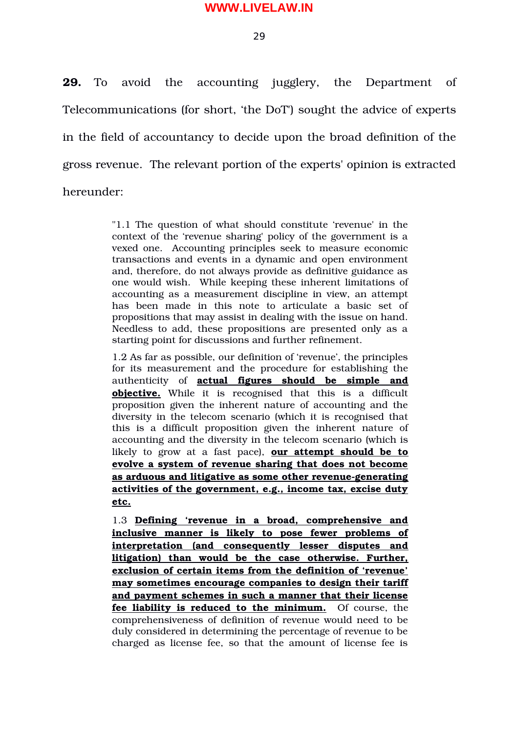**29.** To avoid the accounting jugglery, the Department of Telecommunications (for short, 'the DoT') sought the advice of experts in the field of accountancy to decide upon the broad definition of the gross revenue. The relevant portion of the experts' opinion is extracted hereunder:

> "1.1 The question of what should constitute 'revenue' in the context of the 'revenue sharing' policy of the government is a vexed one. Accounting principles seek to measure economic transactions and events in a dynamic and open environment and, therefore, do not always provide as definitive guidance as one would wish. While keeping these inherent limitations of accounting as a measurement discipline in view, an attempt has been made in this note to articulate a basic set of propositions that may assist in dealing with the issue on hand. Needless to add, these propositions are presented only as a starting point for discussions and further refinement.
>
> 1.2 As far as possible, our definition of 'revenue', the principles for its measurement and the procedure for establishing the authenticity of **actual figures should be simple and objective.** While it is recognised that this is a difficult proposition given the inherent nature of accounting and the diversity in the telecom scenario (which it is recognised that this is a difficult proposition given the inherent nature of accounting and the diversity in the telecom scenario (which is likely to grow at a fast pace), **our attempt should be to evolve a system of revenue sharing that does not become as arduous and litigative as some other revenue-generating activities of the government, e.g., income tax, excise duty etc.**
>
> 1.3 **Defining 'revenue in a broad, comprehensive and inclusive manner is likely to pose fewer problems of interpretation (and consequently lesser disputes and litigation) than would be the case otherwise. Further, exclusion of certain items from the definition of 'revenue' may sometimes encourage companies to design their tariff and payment schemes in such a manner that their license fee liability is reduced to the minimum.** Of course, the comprehensiveness of definition of revenue would need to be duly considered in determining the percentage of revenue to be charged as license fee, so that the amount of license fee is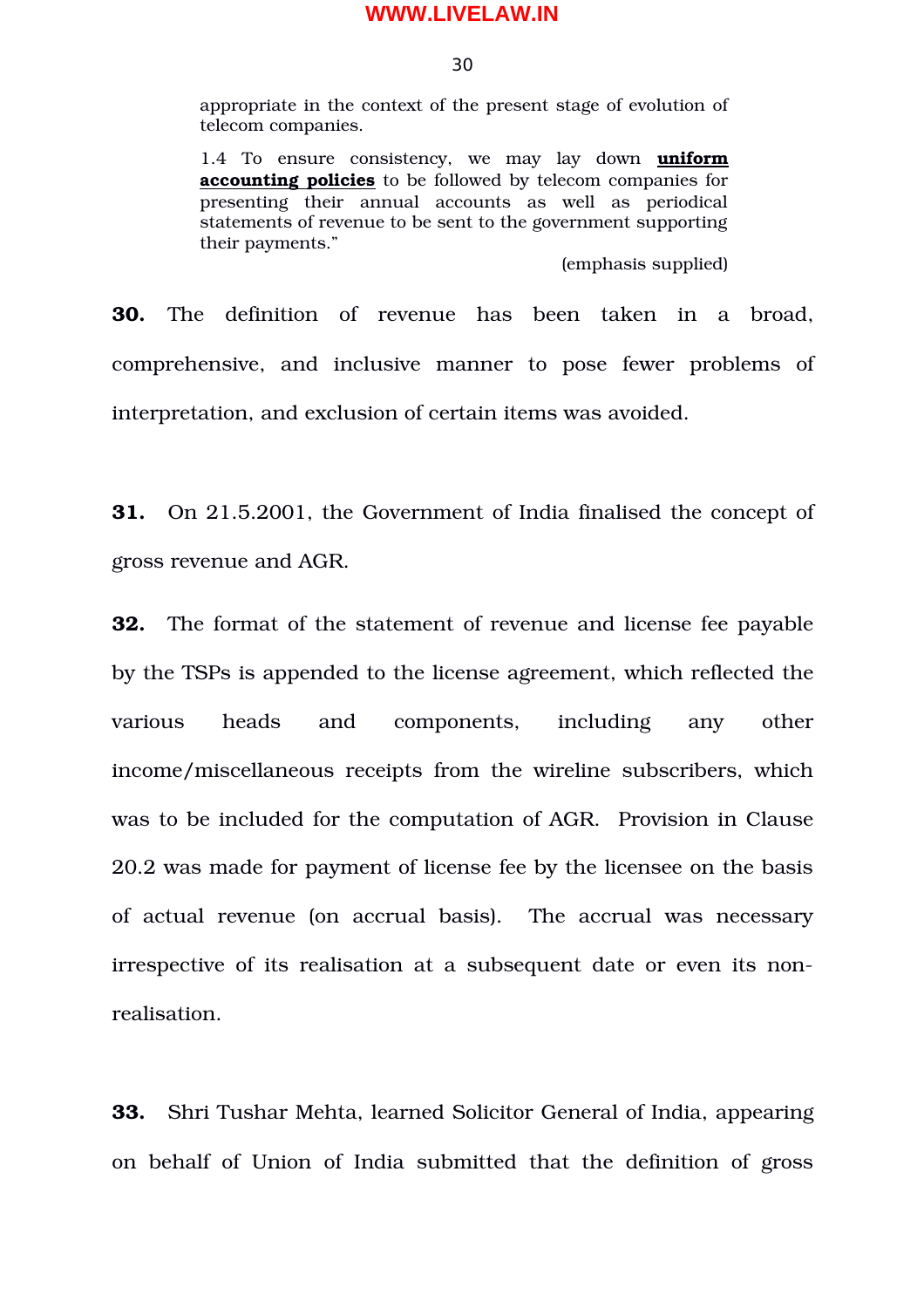> appropriate in the context of the present stage of evolution of telecom companies.
>
> 1.4 To ensure consistency, we may lay down **uniform accounting policies** to be followed by telecom companies for presenting their annual accounts as well as periodical statements of revenue to be sent to the government supporting their payments."
>
> (emphasis supplied)

**30.** The definition of revenue has been taken in a broad, comprehensive, and inclusive manner to pose fewer problems of interpretation, and exclusion of certain items was avoided.

**31.** On 21.5.2001, the Government of India finalised the concept of gross revenue and AGR.

**32.** The format of the statement of revenue and license fee payable by the TSPs is appended to the license agreement, which reflected the various heads and components, including any other income/miscellaneous receipts from the wireline subscribers, which was to be included for the computation of AGR. Provision in Clause 20.2 was made for payment of license fee by the licensee on the basis of actual revenue (on accrual basis). The accrual was necessary irrespective of its realisation at a subsequent date or even its non-realisation.

**33.** Shri Tushar Mehta, learned Solicitor General of India, appearing on behalf of Union of India submitted that the definition of gross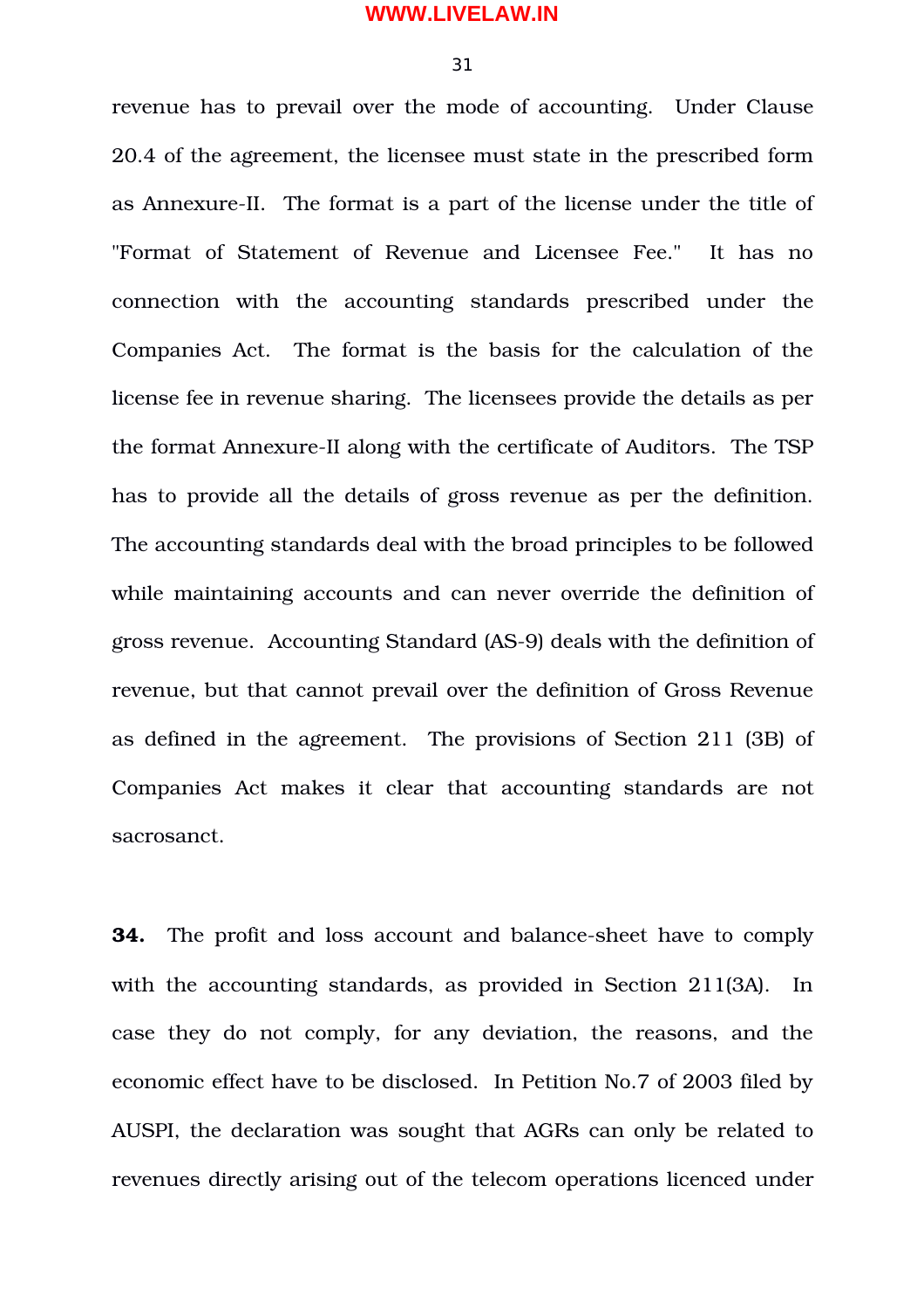revenue has to prevail over the mode of accounting. Under Clause 20.4 of the agreement, the licensee must state in the prescribed form as Annexure-II. The format is a part of the license under the title of "Format of Statement of Revenue and Licensee Fee." It has no connection with the accounting standards prescribed under the Companies Act. The format is the basis for the calculation of the license fee in revenue sharing. The licensees provide the details as per the format Annexure-II along with the certificate of Auditors. The TSP has to provide all the details of gross revenue as per the definition. The accounting standards deal with the broad principles to be followed while maintaining accounts and can never override the definition of gross revenue. Accounting Standard (AS-9) deals with the definition of revenue, but that cannot prevail over the definition of Gross Revenue as defined in the agreement. The provisions of Section 211 (3B) of Companies Act makes it clear that accounting standards are not sacrosanct.

**34.** The profit and loss account and balance-sheet have to comply with the accounting standards, as provided in Section 211(3A). In case they do not comply, for any deviation, the reasons, and the economic effect have to be disclosed. In Petition No.7 of 2003 filed by AUSPI, the declaration was sought that AGRs can only be related to revenues directly arising out of the telecom operations licenced under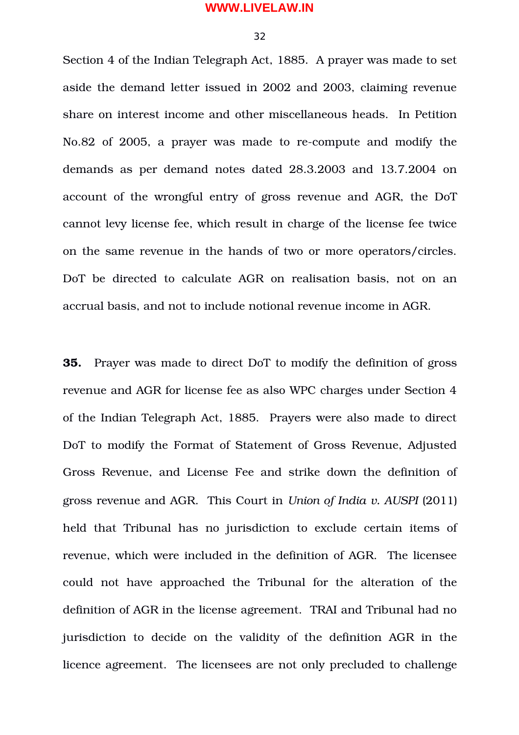Section 4 of the Indian Telegraph Act, 1885. A prayer was made to set aside the demand letter issued in 2002 and 2003, claiming revenue share on interest income and other miscellaneous heads. In Petition No.82 of 2005, a prayer was made to re-compute and modify the demands as per demand notes dated 28.3.2003 and 13.7.2004 on account of the wrongful entry of gross revenue and AGR, the DoT cannot levy license fee, which result in charge of the license fee twice on the same revenue in the hands of two or more operators/circles. DoT be directed to calculate AGR on realisation basis, not on an accrual basis, and not to include notional revenue income in AGR.

**35.** Prayer was made to direct DoT to modify the definition of gross revenue and AGR for license fee as also WPC charges under Section 4 of the Indian Telegraph Act, 1885. Prayers were also made to direct DoT to modify the Format of Statement of Gross Revenue, Adjusted Gross Revenue, and License Fee and strike down the definition of gross revenue and AGR. This Court in *Union of India v. AUSPI* (2011) held that Tribunal has no jurisdiction to exclude certain items of revenue, which were included in the definition of AGR. The licensee could not have approached the Tribunal for the alteration of the definition of AGR in the license agreement. TRAI and Tribunal had no jurisdiction to decide on the validity of the definition AGR in the licence agreement. The licensees are not only precluded to challenge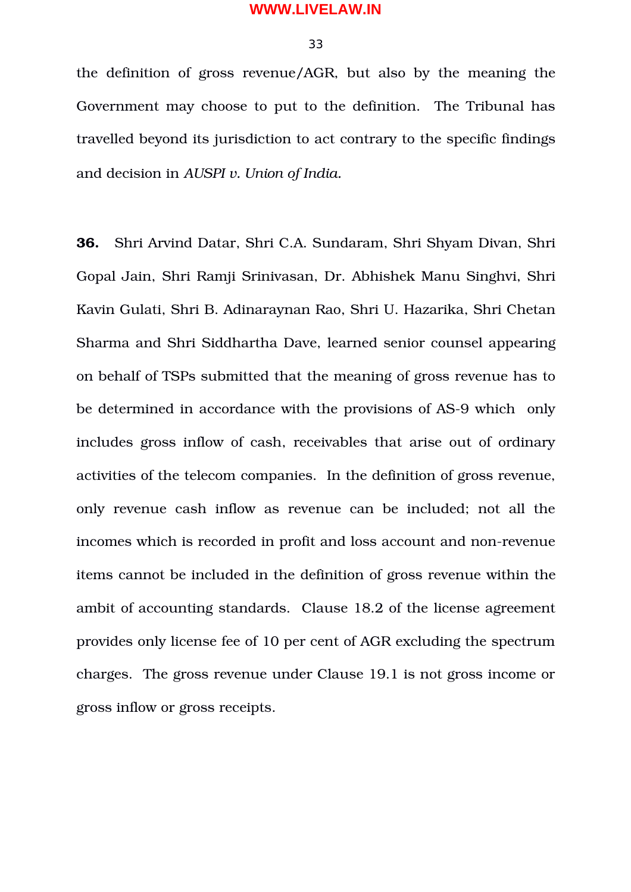the definition of gross revenue/AGR, but also by the meaning the Government may choose to put to the definition. The Tribunal has travelled beyond its jurisdiction to act contrary to the specific findings and decision in *AUSPI v. Union of India.*

**36.** Shri Arvind Datar, Shri C.A. Sundaram, Shri Shyam Divan, Shri Gopal Jain, Shri Ramji Srinivasan, Dr. Abhishek Manu Singhvi, Shri Kavin Gulati, Shri B. Adinaraynan Rao, Shri U. Hazarika, Shri Chetan Sharma and Shri Siddhartha Dave, learned senior counsel appearing on behalf of TSPs submitted that the meaning of gross revenue has to be determined in accordance with the provisions of AS-9 which only includes gross inflow of cash, receivables that arise out of ordinary activities of the telecom companies. In the definition of gross revenue, only revenue cash inflow as revenue can be included; not all the incomes which is recorded in profit and loss account and non-revenue items cannot be included in the definition of gross revenue within the ambit of accounting standards. Clause 18.2 of the license agreement provides only license fee of 10 per cent of AGR excluding the spectrum charges. The gross revenue under Clause 19.1 is not gross income or gross inflow or gross receipts.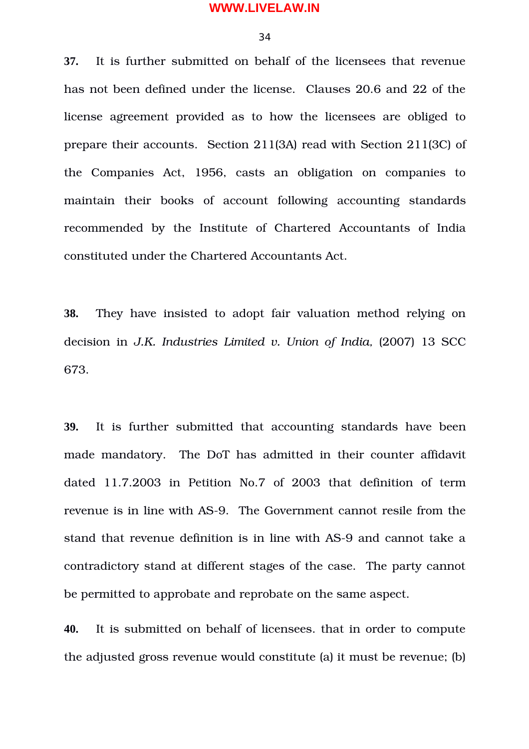**37.** It is further submitted on behalf of the licensees that revenue has not been defined under the license. Clauses 20.6 and 22 of the license agreement provided as to how the licensees are obliged to prepare their accounts. Section 211(3A) read with Section 211(3C) of the Companies Act, 1956, casts an obligation on companies to maintain their books of account following accounting standards recommended by the Institute of Chartered Accountants of India constituted under the Chartered Accountants Act.

**38.** They have insisted to adopt fair valuation method relying on decision in *J.K. Industries Limited v. Union of India*, (2007) 13 SCC 673.

**39.** It is further submitted that accounting standards have been made mandatory. The DoT has admitted in their counter affidavit dated 11.7.2003 in Petition No.7 of 2003 that definition of term revenue is in line with AS-9. The Government cannot resile from the stand that revenue definition is in line with AS-9 and cannot take a contradictory stand at different stages of the case. The party cannot be permitted to approbate and reprobate on the same aspect.

**40.** It is submitted on behalf of licensees. that in order to compute the adjusted gross revenue would constitute (a) it must be revenue; (b)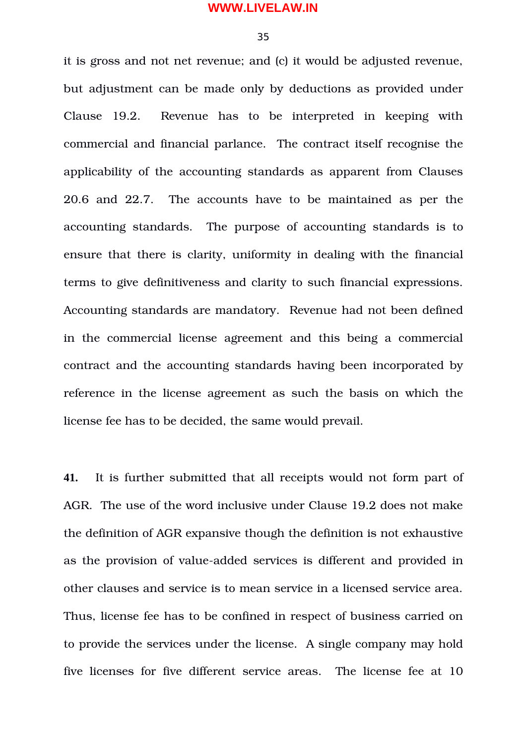it is gross and not net revenue; and (c) it would be adjusted revenue, but adjustment can be made only by deductions as provided under Clause 19.2. Revenue has to be interpreted in keeping with commercial and financial parlance. The contract itself recognise the applicability of the accounting standards as apparent from Clauses 20.6 and 22.7. The accounts have to be maintained as per the accounting standards. The purpose of accounting standards is to ensure that there is clarity, uniformity in dealing with the financial terms to give definitiveness and clarity to such financial expressions. Accounting standards are mandatory. Revenue had not been defined in the commercial license agreement and this being a commercial contract and the accounting standards having been incorporated by reference in the license agreement as such the basis on which the license fee has to be decided, the same would prevail.

**41.** It is further submitted that all receipts would not form part of AGR. The use of the word inclusive under Clause 19.2 does not make the definition of AGR expansive though the definition is not exhaustive as the provision of value-added services is different and provided in other clauses and service is to mean service in a licensed service area. Thus, license fee has to be confined in respect of business carried on to provide the services under the license. A single company may hold five licenses for five different service areas. The license fee at 10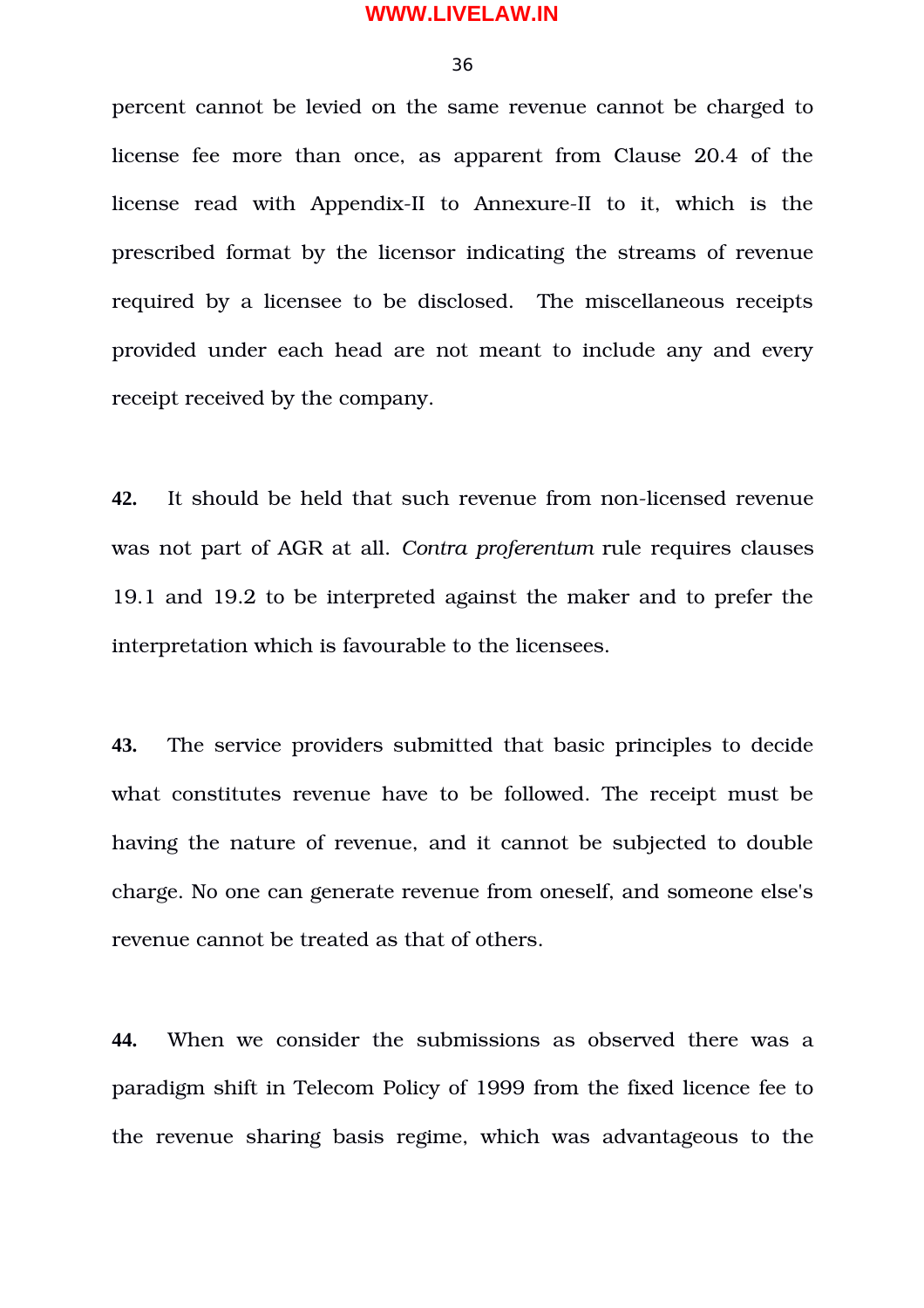percent cannot be levied on the same revenue cannot be charged to license fee more than once, as apparent from Clause 20.4 of the license read with Appendix-II to Annexure-II to it, which is the prescribed format by the licensor indicating the streams of revenue required by a licensee to be disclosed. The miscellaneous receipts provided under each head are not meant to include any and every receipt received by the company.

**42.** It should be held that such revenue from non-licensed revenue was not part of AGR at all. *Contra proferentum* rule requires clauses 19.1 and 19.2 to be interpreted against the maker and to prefer the interpretation which is favourable to the licensees.

**43.** The service providers submitted that basic principles to decide what constitutes revenue have to be followed. The receipt must be having the nature of revenue, and it cannot be subjected to double charge. No one can generate revenue from oneself, and someone else's revenue cannot be treated as that of others.

**44.** When we consider the submissions as observed there was a paradigm shift in Telecom Policy of 1999 from the fixed licence fee to the revenue sharing basis regime, which was advantageous to the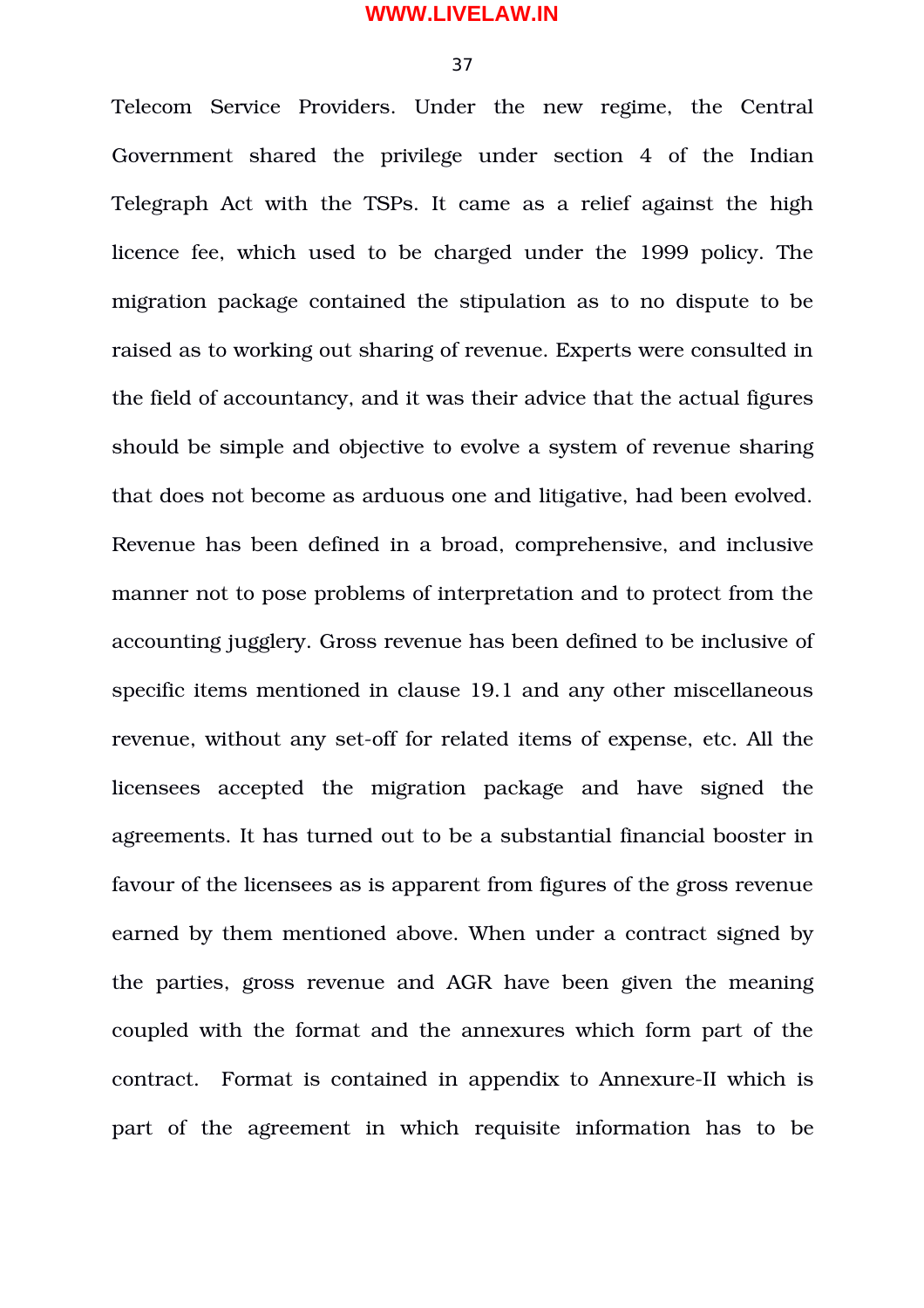Telecom Service Providers. Under the new regime, the Central Government shared the privilege under section 4 of the Indian Telegraph Act with the TSPs. It came as a relief against the high licence fee, which used to be charged under the 1999 policy. The migration package contained the stipulation as to no dispute to be raised as to working out sharing of revenue. Experts were consulted in the field of accountancy, and it was their advice that the actual figures should be simple and objective to evolve a system of revenue sharing that does not become as arduous one and litigative, had been evolved. Revenue has been defined in a broad, comprehensive, and inclusive manner not to pose problems of interpretation and to protect from the accounting jugglery. Gross revenue has been defined to be inclusive of specific items mentioned in clause 19.1 and any other miscellaneous revenue, without any set-off for related items of expense, etc. All the licensees accepted the migration package and have signed the agreements. It has turned out to be a substantial financial booster in favour of the licensees as is apparent from figures of the gross revenue earned by them mentioned above. When under a contract signed by the parties, gross revenue and AGR have been given the meaning coupled with the format and the annexures which form part of the contract. Format is contained in appendix to Annexure-II which is part of the agreement in which requisite information has to be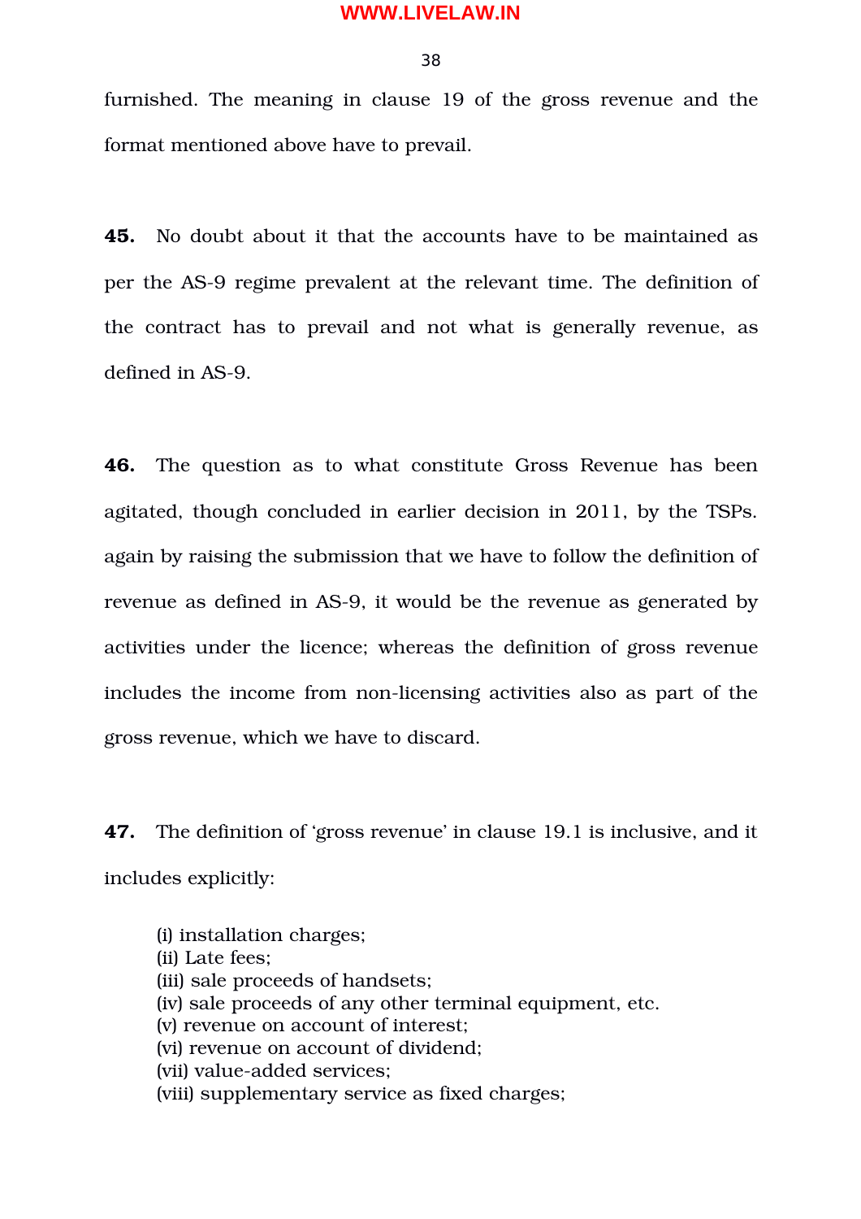furnished. The meaning in clause 19 of the gross revenue and the format mentioned above have to prevail.

**45.** No doubt about it that the accounts have to be maintained as per the AS-9 regime prevalent at the relevant time. The definition of the contract has to prevail and not what is generally revenue, as defined in AS-9.

**46.** The question as to what constitute Gross Revenue has been agitated, though concluded in earlier decision in 2011, by the TSPs. again by raising the submission that we have to follow the definition of revenue as defined in AS-9, it would be the revenue as generated by activities under the licence; whereas the definition of gross revenue includes the income from non-licensing activities also as part of the gross revenue, which we have to discard.

**47.** The definition of 'gross revenue' in clause 19.1 is inclusive, and it includes explicitly:

(i) installation charges;
(ii) Late fees;
(iii) sale proceeds of handsets;
(iv) sale proceeds of any other terminal equipment, etc.
(v) revenue on account of interest;
(vi) revenue on account of dividend;
(vii) value-added services;
(viii) supplementary service as fixed charges;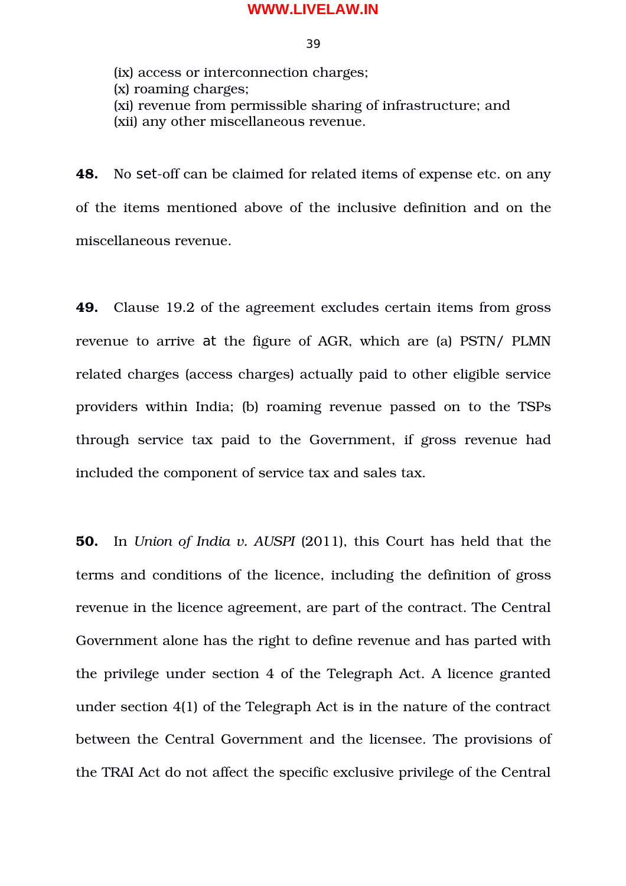(ix) access or interconnection charges;
(x) roaming charges;
(xi) revenue from permissible sharing of infrastructure; and
(xii) any other miscellaneous revenue.

**48.** No set-off can be claimed for related items of expense etc. on any of the items mentioned above of the inclusive definition and on the miscellaneous revenue.

**49.** Clause 19.2 of the agreement excludes certain items from gross revenue to arrive at the figure of AGR, which are (a) PSTN/ PLMN related charges (access charges) actually paid to other eligible service providers within India; (b) roaming revenue passed on to the TSPs through service tax paid to the Government, if gross revenue had included the component of service tax and sales tax.

**50.** In *Union of India v. AUSPI* (2011), this Court has held that the terms and conditions of the licence, including the definition of gross revenue in the licence agreement, are part of the contract. The Central Government alone has the right to define revenue and has parted with the privilege under section 4 of the Telegraph Act. A licence granted under section 4(1) of the Telegraph Act is in the nature of the contract between the Central Government and the licensee. The provisions of the TRAI Act do not affect the specific exclusive privilege of the Central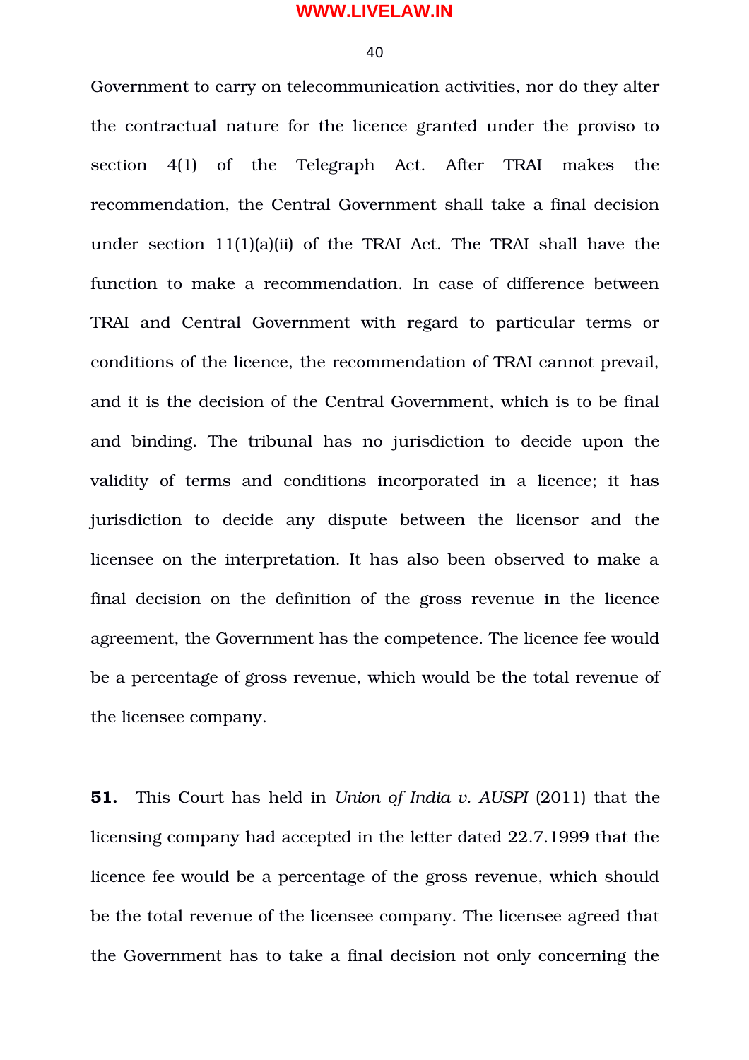Government to carry on telecommunication activities, nor do they alter the contractual nature for the licence granted under the proviso to section 4(1) of the Telegraph Act. After TRAI makes the recommendation, the Central Government shall take a final decision under section 11(1)(a)(ii) of the TRAI Act. The TRAI shall have the function to make a recommendation. In case of difference between TRAI and Central Government with regard to particular terms or conditions of the licence, the recommendation of TRAI cannot prevail, and it is the decision of the Central Government, which is to be final and binding. The tribunal has no jurisdiction to decide upon the validity of terms and conditions incorporated in a licence; it has jurisdiction to decide any dispute between the licensor and the licensee on the interpretation. It has also been observed to make a final decision on the definition of the gross revenue in the licence agreement, the Government has the competence. The licence fee would be a percentage of gross revenue, which would be the total revenue of the licensee company.

**51.** This Court has held in *Union of India v. AUSPI* (2011) that the licensing company had accepted in the letter dated 22.7.1999 that the licence fee would be a percentage of the gross revenue, which should be the total revenue of the licensee company. The licensee agreed that the Government has to take a final decision not only concerning the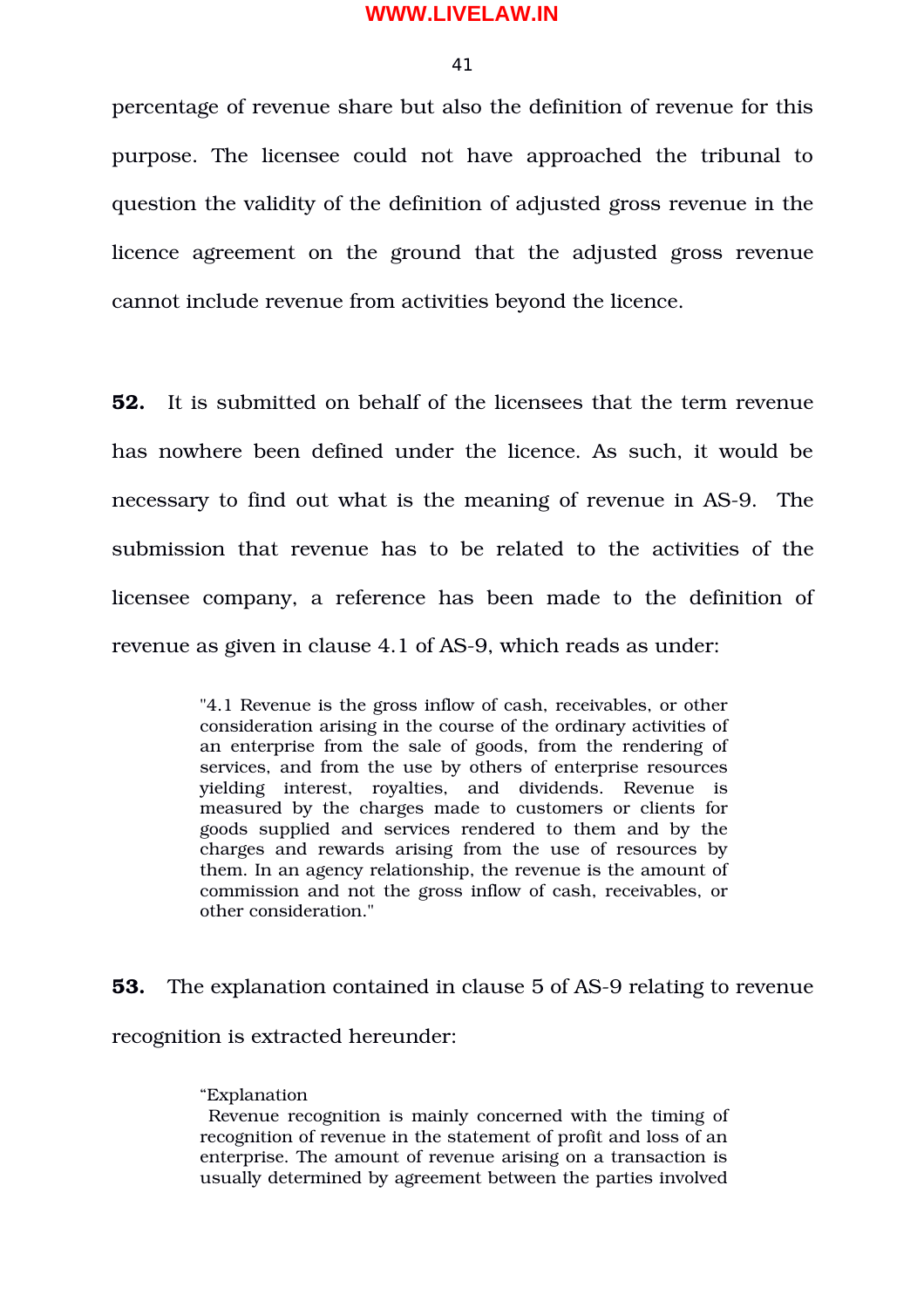percentage of revenue share but also the definition of revenue for this purpose. The licensee could not have approached the tribunal to question the validity of the definition of adjusted gross revenue in the licence agreement on the ground that the adjusted gross revenue cannot include revenue from activities beyond the licence.

**52.** It is submitted on behalf of the licensees that the term revenue has nowhere been defined under the licence. As such, it would be necessary to find out what is the meaning of revenue in AS-9. The submission that revenue has to be related to the activities of the licensee company, a reference has been made to the definition of revenue as given in clause 4.1 of AS-9, which reads as under:

> "4.1 Revenue is the gross inflow of cash, receivables, or other consideration arising in the course of the ordinary activities of an enterprise from the sale of goods, from the rendering of services, and from the use by others of enterprise resources yielding interest, royalties, and dividends. Revenue is measured by the charges made to customers or clients for goods supplied and services rendered to them and by the charges and rewards arising from the use of resources by them. In an agency relationship, the revenue is the amount of commission and not the gross inflow of cash, receivables, or other consideration."

**53.** The explanation contained in clause 5 of AS-9 relating to revenue recognition is extracted hereunder:

> "Explanation
> Revenue recognition is mainly concerned with the timing of recognition of revenue in the statement of profit and loss of an enterprise. The amount of revenue arising on a transaction is usually determined by agreement between the parties involved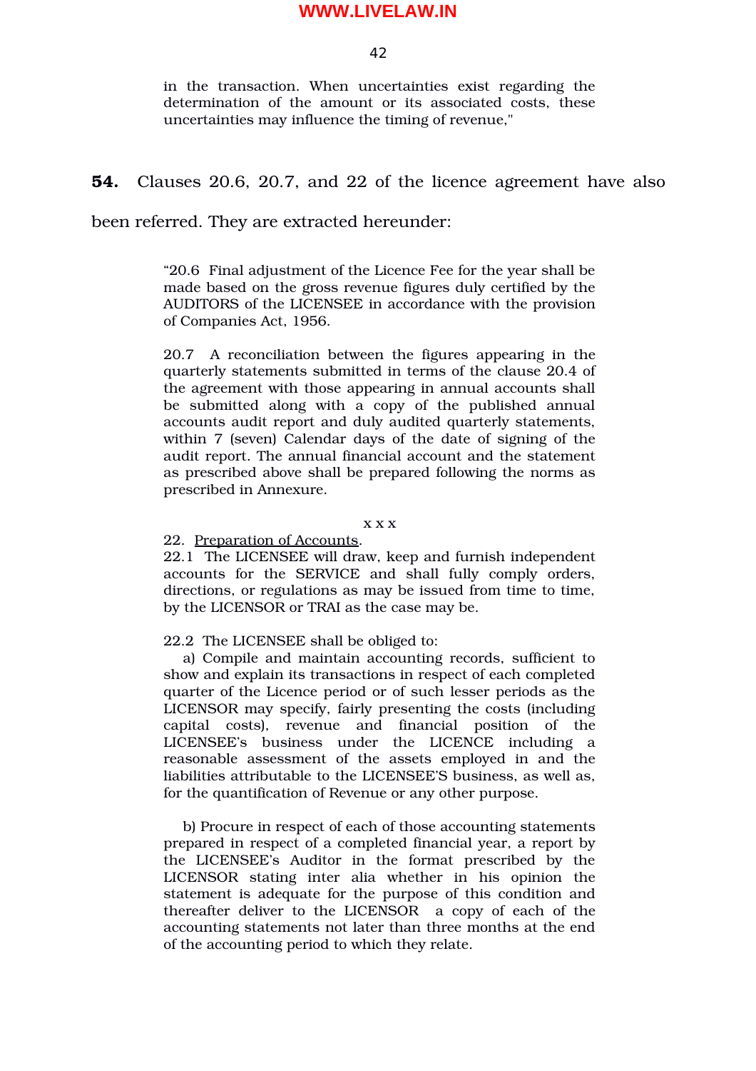in the transaction. When uncertainties exist regarding the determination of the amount or its associated costs, these uncertainties may influence the timing of revenue,"

**54.** Clauses 20.6, 20.7, and 22 of the licence agreement have also been referred. They are extracted hereunder:

> "20.6 Final adjustment of the Licence Fee for the year shall be made based on the gross revenue figures duly certified by the AUDITORS of the LICENSEE in accordance with the provision of Companies Act, 1956.
>
> 20.7 A reconciliation between the figures appearing in the quarterly statements submitted in terms of the clause 20.4 of the agreement with those appearing in annual accounts shall be submitted along with a copy of the published annual accounts audit report and duly audited quarterly statements, within 7 (seven) Calendar days of the date of signing of the audit report. The annual financial account and the statement as prescribed above shall be prepared following the norms as prescribed in Annexure.
>
> x x x
>
> 22. <u>Preparation of Accounts</u>.
>
> 22.1 The LICENSEE will draw, keep and furnish independent accounts for the SERVICE and shall fully comply orders, directions, or regulations as may be issued from time to time, by the LICENSOR or TRAI as the case may be.
>
> 22.2 The LICENSEE shall be obliged to:
>
> a) Compile and maintain accounting records, sufficient to show and explain its transactions in respect of each completed quarter of the Licence period or of such lesser periods as the LICENSOR may specify, fairly presenting the costs (including capital costs), revenue and financial position of the LICENSEE's business under the LICENCE including a reasonable assessment of the assets employed in and the liabilities attributable to the LICENSEE'S business, as well as, for the quantification of Revenue or any other purpose.
>
> b) Procure in respect of each of those accounting statements prepared in respect of a completed financial year, a report by the LICENSEE's Auditor in the format prescribed by the LICENSOR stating inter alia whether in his opinion the statement is adequate for the purpose of this condition and thereafter deliver to the LICENSOR a copy of each of the accounting statements not later than three months at the end of the accounting period to which they relate.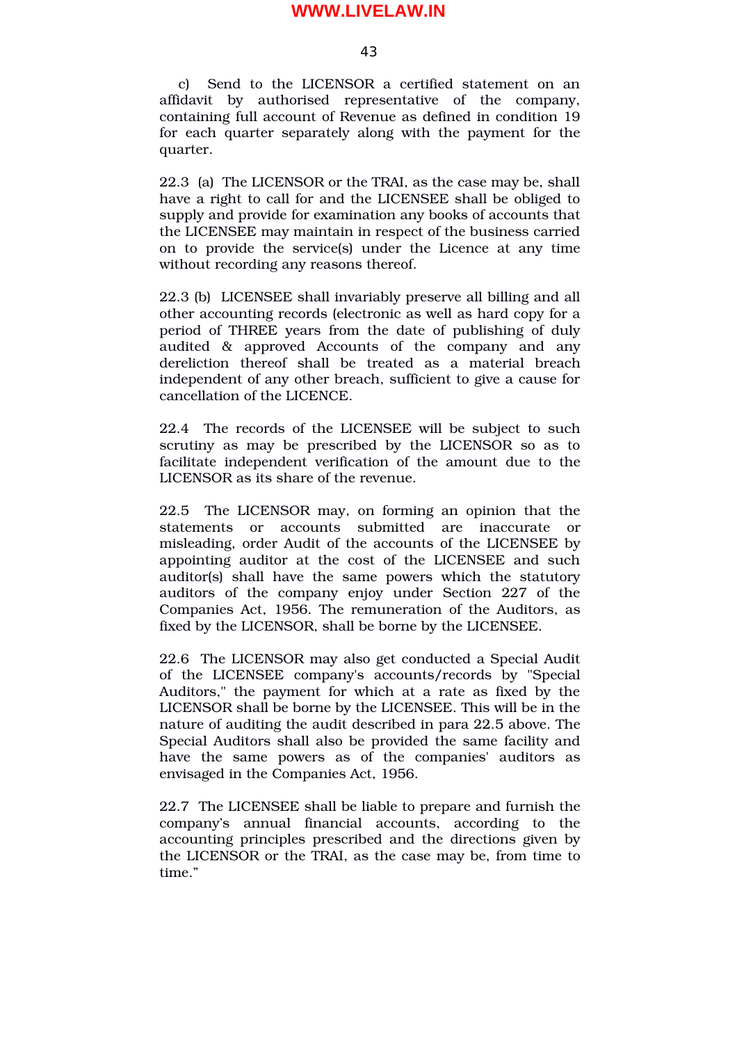c) Send to the LICENSOR a certified statement on an affidavit by authorised representative of the company, containing full account of Revenue as defined in condition 19 for each quarter separately along with the payment for the quarter.

22.3 (a) The LICENSOR or the TRAI, as the case may be, shall have a right to call for and the LICENSEE shall be obliged to supply and provide for examination any books of accounts that the LICENSEE may maintain in respect of the business carried on to provide the service(s) under the Licence at any time without recording any reasons thereof.

22.3 (b) LICENSEE shall invariably preserve all billing and all other accounting records (electronic as well as hard copy for a period of THREE years from the date of publishing of duly audited & approved Accounts of the company and any dereliction thereof shall be treated as a material breach independent of any other breach, sufficient to give a cause for cancellation of the LICENCE.

22.4 The records of the LICENSEE will be subject to such scrutiny as may be prescribed by the LICENSOR so as to facilitate independent verification of the amount due to the LICENSOR as its share of the revenue.

22.5 The LICENSOR may, on forming an opinion that the statements or accounts submitted are inaccurate or misleading, order Audit of the accounts of the LICENSEE by appointing auditor at the cost of the LICENSEE and such auditor(s) shall have the same powers which the statutory auditors of the company enjoy under Section 227 of the Companies Act, 1956. The remuneration of the Auditors, as fixed by the LICENSOR, shall be borne by the LICENSEE.

22.6 The LICENSOR may also get conducted a Special Audit of the LICENSEE company's accounts/records by "Special Auditors," the payment for which at a rate as fixed by the LICENSOR shall be borne by the LICENSEE. This will be in the nature of auditing the audit described in para 22.5 above. The Special Auditors shall also be provided the same facility and have the same powers as of the companies' auditors as envisaged in the Companies Act, 1956.

22.7 The LICENSEE shall be liable to prepare and furnish the company's annual financial accounts, according to the accounting principles prescribed and the directions given by the LICENSOR or the TRAI, as the case may be, from time to time."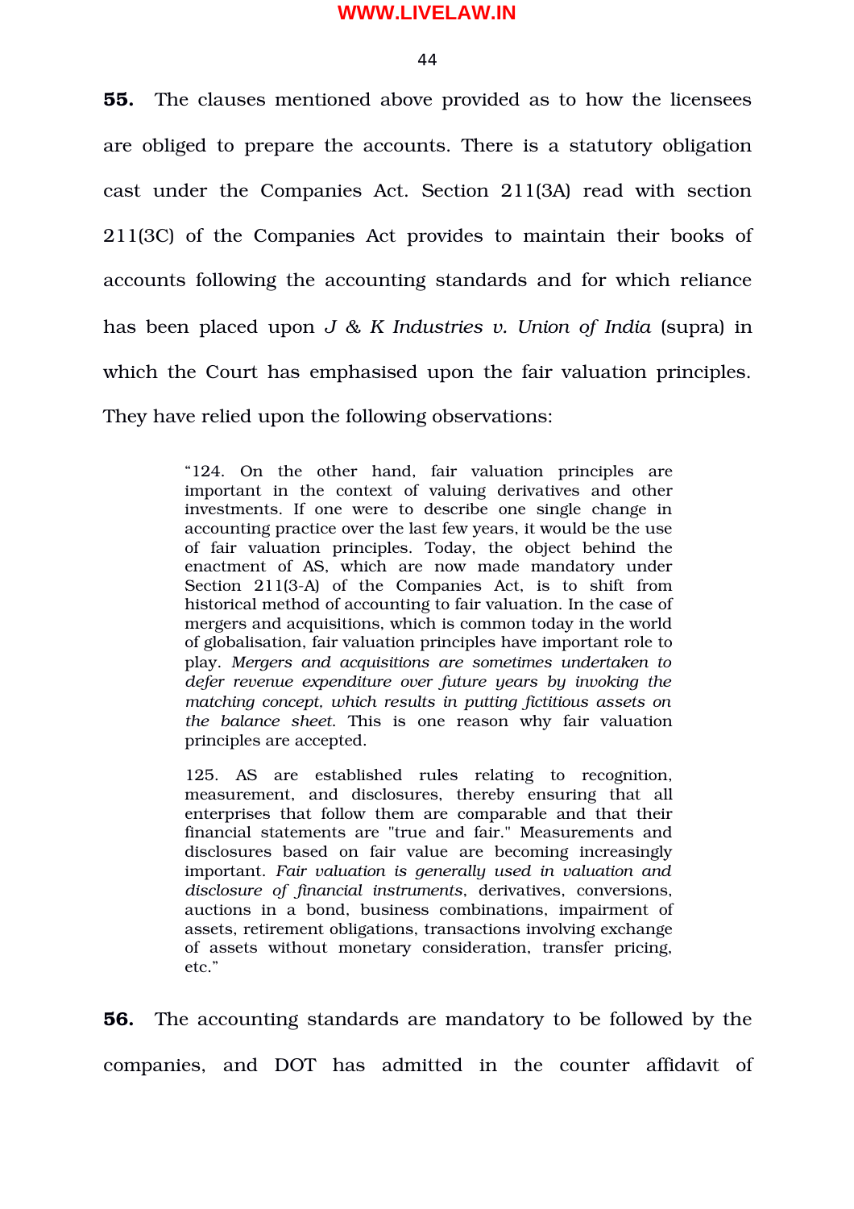**55.** The clauses mentioned above provided as to how the licensees are obliged to prepare the accounts. There is a statutory obligation cast under the Companies Act. Section 211(3A) read with section 211(3C) of the Companies Act provides to maintain their books of accounts following the accounting standards and for which reliance has been placed upon *J & K Industries v. Union of India* (supra) in which the Court has emphasised upon the fair valuation principles. They have relied upon the following observations:

> "124. On the other hand, fair valuation principles are important in the context of valuing derivatives and other investments. If one were to describe one single change in accounting practice over the last few years, it would be the use of fair valuation principles. Today, the object behind the enactment of AS, which are now made mandatory under Section 211(3-A) of the Companies Act, is to shift from historical method of accounting to fair valuation. In the case of mergers and acquisitions, which is common today in the world of globalisation, fair valuation principles have important role to play. *Mergers and acquisitions are sometimes undertaken to defer revenue expenditure over future years by invoking the matching concept, which results in putting fictitious assets on the balance sheet.* This is one reason why fair valuation principles are accepted.
>
> 125. AS are established rules relating to recognition, measurement, and disclosures, thereby ensuring that all enterprises that follow them are comparable and that their financial statements are "true and fair." Measurements and disclosures based on fair value are becoming increasingly important. *Fair valuation is generally used in valuation and disclosure of financial instruments*, derivatives, conversions, auctions in a bond, business combinations, impairment of assets, retirement obligations, transactions involving exchange of assets without monetary consideration, transfer pricing, etc."

**56.** The accounting standards are mandatory to be followed by the companies, and DOT has admitted in the counter affidavit of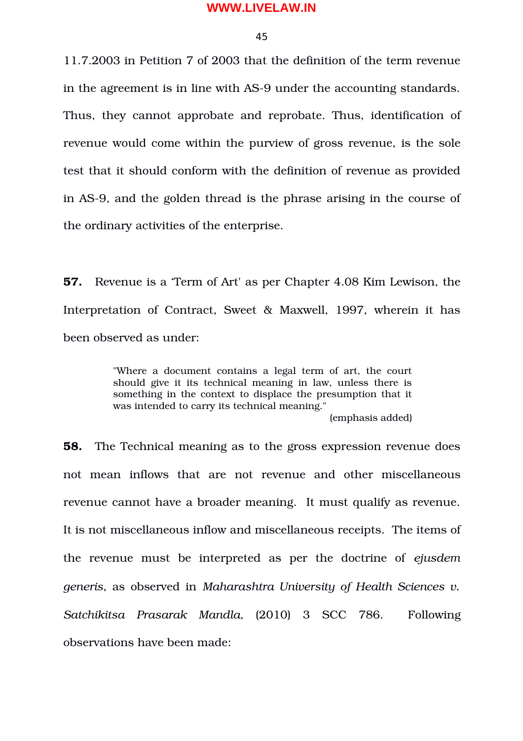11.7.2003 in Petition 7 of 2003 that the definition of the term revenue in the agreement is in line with AS-9 under the accounting standards. Thus, they cannot approbate and reprobate. Thus, identification of revenue would come within the purview of gross revenue, is the sole test that it should conform with the definition of revenue as provided in AS-9, and the golden thread is the phrase arising in the course of the ordinary activities of the enterprise.

**57.** Revenue is a 'Term of Art' as per Chapter 4.08 Kim Lewison, the Interpretation of Contract, Sweet & Maxwell, 1997, wherein it has been observed as under:

> "Where a document contains a legal term of art, the court should give it its technical meaning in law, unless there is something in the context to displace the presumption that it was intended to carry its technical meaning."
>
> (emphasis added)

**58.** The Technical meaning as to the gross expression revenue does not mean inflows that are not revenue and other miscellaneous revenue cannot have a broader meaning. It must qualify as revenue. It is not miscellaneous inflow and miscellaneous receipts. The items of the revenue must be interpreted as per the doctrine of *ejusdem generis*, as observed in *Maharashtra University of Health Sciences v. Satchikitsa Prasarak Mandla,* (2010) 3 SCC 786. Following observations have been made: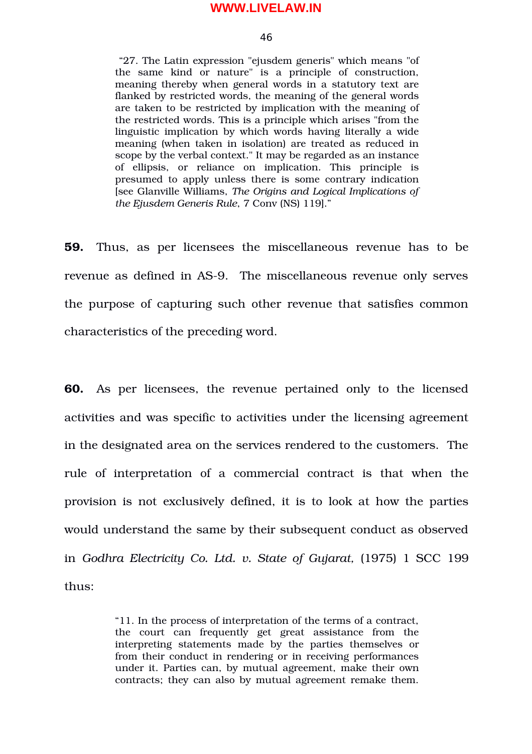> "27. The Latin expression "ejusdem generis" which means "of the same kind or nature" is a principle of construction, meaning thereby when general words in a statutory text are flanked by restricted words, the meaning of the general words are taken to be restricted by implication with the meaning of the restricted words. This is a principle which arises "from the linguistic implication by which words having literally a wide meaning (when taken in isolation) are treated as reduced in scope by the verbal context." It may be regarded as an instance of ellipsis, or reliance on implication. This principle is presumed to apply unless there is some contrary indication [see Glanville Williams, *The Origins and Logical Implications of the Ejusdem Generis Rule*, 7 Conv (NS) 119]."

**59.** Thus, as per licensees the miscellaneous revenue has to be revenue as defined in AS-9. The miscellaneous revenue only serves the purpose of capturing such other revenue that satisfies common characteristics of the preceding word.

**60.** As per licensees, the revenue pertained only to the licensed activities and was specific to activities under the licensing agreement in the designated area on the services rendered to the customers. The rule of interpretation of a commercial contract is that when the provision is not exclusively defined, it is to look at how the parties would understand the same by their subsequent conduct as observed in *Godhra Electricity Co. Ltd. v. State of Gujarat,* (1975) 1 SCC 199 thus:

> "11. In the process of interpretation of the terms of a contract, the court can frequently get great assistance from the interpreting statements made by the parties themselves or from their conduct in rendering or in receiving performances under it. Parties can, by mutual agreement, make their own contracts; they can also by mutual agreement remake them.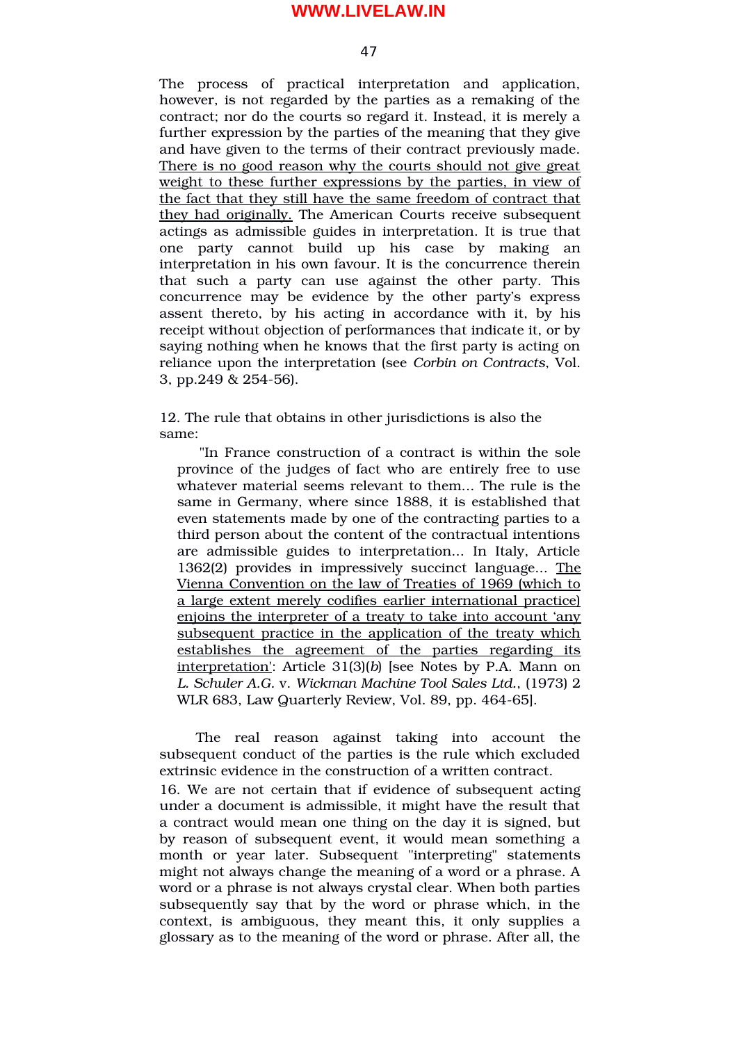The process of practical interpretation and application, however, is not regarded by the parties as a remaking of the contract; nor do the courts so regard it. Instead, it is merely a further expression by the parties of the meaning that they give and have given to the terms of their contract previously made. <u>There is no good reason why the courts should not give great weight to these further expressions by the parties, in view of the fact that they still have the same freedom of contract that they had originally.</u> The American Courts receive subsequent actings as admissible guides in interpretation. It is true that one party cannot build up his case by making an interpretation in his own favour. It is the concurrence therein that such a party can use against the other party. This concurrence may be evidence by the other party's express assent thereto, by his acting in accordance with it, by his receipt without objection of performances that indicate it, or by saying nothing when he knows that the first party is acting on reliance upon the interpretation (see *Corbin on Contracts*, Vol. 3, pp.249 & 254-56).

12. The rule that obtains in other jurisdictions is also the same:

> "In France construction of a contract is within the sole province of the judges of fact who are entirely free to use whatever material seems relevant to them... The rule is the same in Germany, where since 1888, it is established that even statements made by one of the contracting parties to a third person about the content of the contractual intentions are admissible guides to interpretation... In Italy, Article 1362(2) provides in impressively succinct language... <u>The Vienna Convention on the law of Treaties of 1969 (which to a large extent merely codifies earlier international practice) enjoins the interpreter of a treaty to take into account 'any subsequent practice in the application of the treaty which establishes the agreement of the parties regarding its interpretation'</u>: Article 31(3)(*b*) [see Notes by P.A. Mann on *L. Schuler A.G.* v. *Wickman Machine Tool Sales Ltd.*, (1973) 2 WLR 683, Law Quarterly Review, Vol. 89, pp. 464-65].

The real reason against taking into account the subsequent conduct of the parties is the rule which excluded extrinsic evidence in the construction of a written contract.

16. We are not certain that if evidence of subsequent acting under a document is admissible, it might have the result that a contract would mean one thing on the day it is signed, but by reason of subsequent event, it would mean something a month or year later. Subsequent "interpreting" statements might not always change the meaning of a word or a phrase. A word or a phrase is not always crystal clear. When both parties subsequently say that by the word or phrase which, in the context, is ambiguous, they meant this, it only supplies a glossary as to the meaning of the word or phrase. After all, the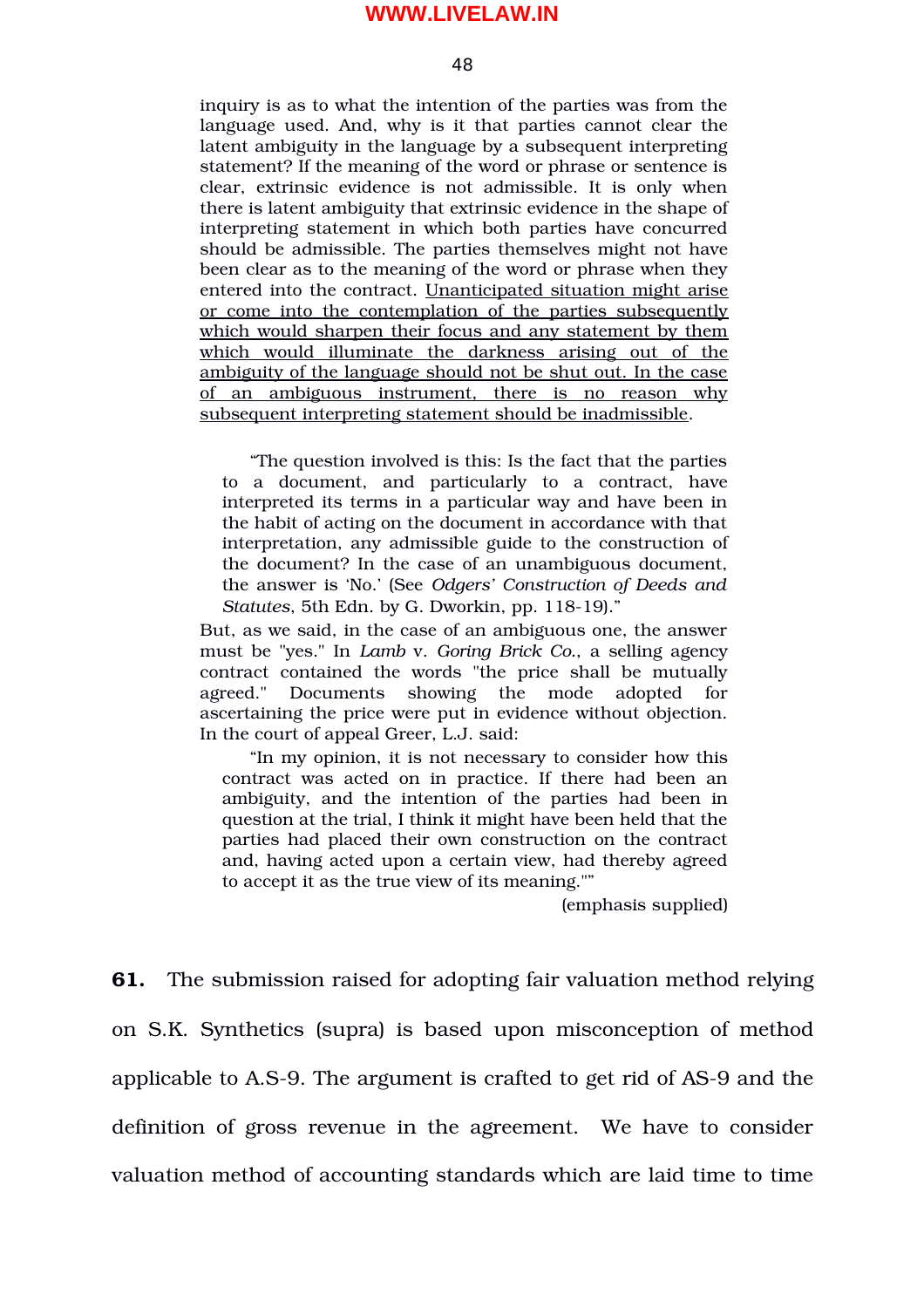inquiry is as to what the intention of the parties was from the language used. And, why is it that parties cannot clear the latent ambiguity in the language by a subsequent interpreting statement? If the meaning of the word or phrase or sentence is clear, extrinsic evidence is not admissible. It is only when there is latent ambiguity that extrinsic evidence in the shape of interpreting statement in which both parties have concurred should be admissible. The parties themselves might not have been clear as to the meaning of the word or phrase when they entered into the contract. <u>Unanticipated situation might arise or come into the contemplation of the parties subsequently which would sharpen their focus and any statement by them which would illuminate the darkness arising out of the ambiguity of the language should not be shut out. In the case of an ambiguous instrument, there is no reason why subsequent interpreting statement should be inadmissible</u>.

> "The question involved is this: Is the fact that the parties to a document, and particularly to a contract, have interpreted its terms in a particular way and have been in the habit of acting on the document in accordance with that interpretation, any admissible guide to the construction of the document? In the case of an unambiguous document, the answer is 'No.' (See *Odgers' Construction of Deeds and Statutes*, 5th Edn. by G. Dworkin, pp. 118-19)."

But, as we said, in the case of an ambiguous one, the answer must be "yes." In *Lamb* v. *Goring Brick Co.*, a selling agency contract contained the words "the price shall be mutually agreed." Documents showing the mode adopted for ascertaining the price were put in evidence without objection. In the court of appeal Greer, L.J. said:

> "In my opinion, it is not necessary to consider how this contract was acted on in practice. If there had been an ambiguity, and the intention of the parties had been in question at the trial, I think it might have been held that the parties had placed their own construction on the contract and, having acted upon a certain view, had thereby agreed to accept it as the true view of its meaning.""

(emphasis supplied)

**61.** The submission raised for adopting fair valuation method relying on S.K. Synthetics (supra) is based upon misconception of method applicable to A.S-9. The argument is crafted to get rid of AS-9 and the definition of gross revenue in the agreement. We have to consider valuation method of accounting standards which are laid time to time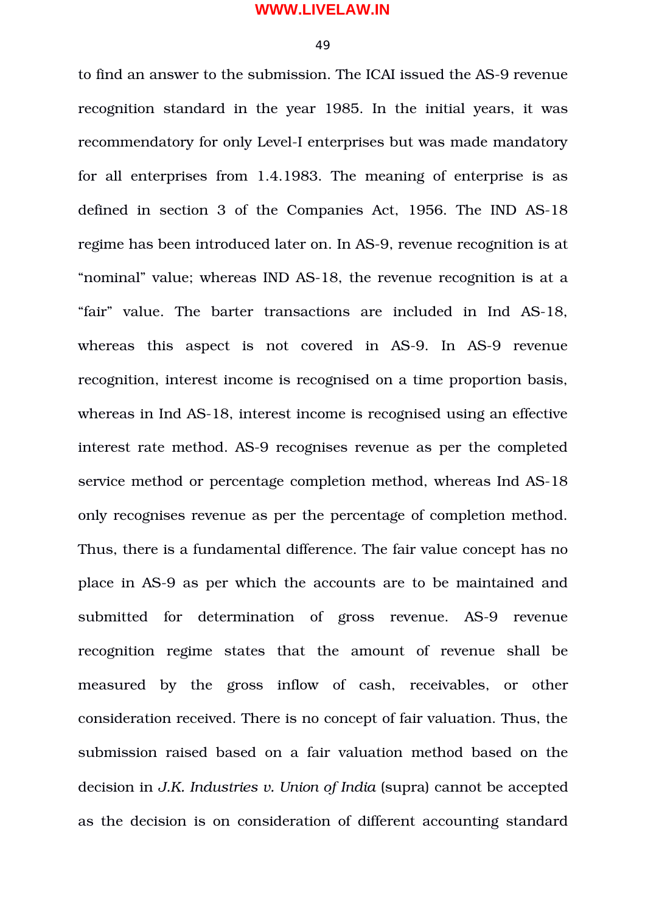to find an answer to the submission. The ICAI issued the AS-9 revenue recognition standard in the year 1985. In the initial years, it was recommendatory for only Level-I enterprises but was made mandatory for all enterprises from 1.4.1983. The meaning of enterprise is as defined in section 3 of the Companies Act, 1956. The IND AS-18 regime has been introduced later on. In AS-9, revenue recognition is at "nominal" value; whereas IND AS-18, the revenue recognition is at a "fair" value. The barter transactions are included in Ind AS-18, whereas this aspect is not covered in AS-9. In AS-9 revenue recognition, interest income is recognised on a time proportion basis, whereas in Ind AS-18, interest income is recognised using an effective interest rate method. AS-9 recognises revenue as per the completed service method or percentage completion method, whereas Ind AS-18 only recognises revenue as per the percentage of completion method. Thus, there is a fundamental difference. The fair value concept has no place in AS-9 as per which the accounts are to be maintained and submitted for determination of gross revenue. AS-9 revenue recognition regime states that the amount of revenue shall be measured by the gross inflow of cash, receivables, or other consideration received. There is no concept of fair valuation. Thus, the submission raised based on a fair valuation method based on the decision in *J.K. Industries v. Union of India* (supra) cannot be accepted as the decision is on consideration of different accounting standard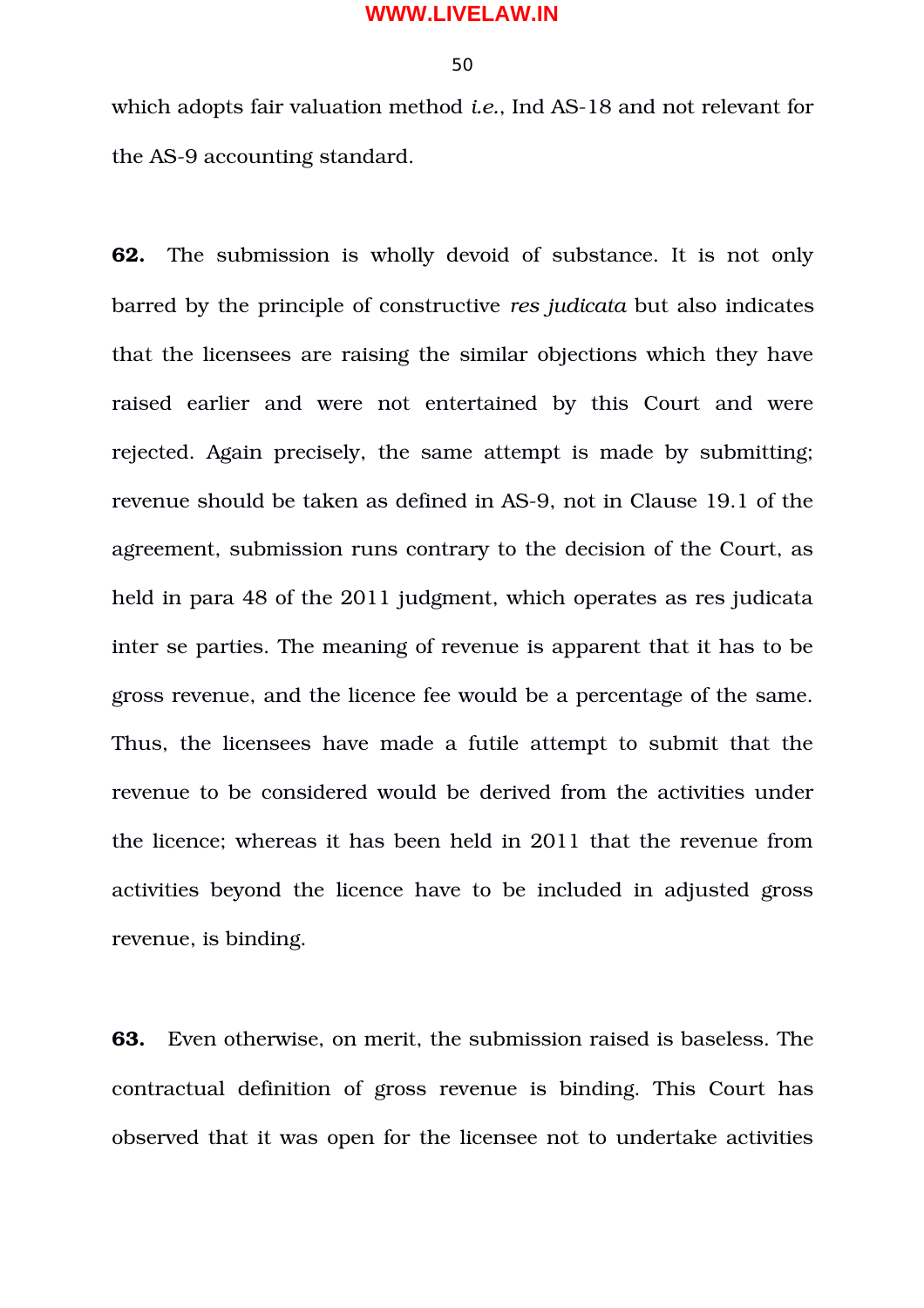which adopts fair valuation method *i.e.*, Ind AS-18 and not relevant for the AS-9 accounting standard.

**62.** The submission is wholly devoid of substance. It is not only barred by the principle of constructive *res judicata* but also indicates that the licensees are raising the similar objections which they have raised earlier and were not entertained by this Court and were rejected. Again precisely, the same attempt is made by submitting; revenue should be taken as defined in AS-9, not in Clause 19.1 of the agreement, submission runs contrary to the decision of the Court, as held in para 48 of the 2011 judgment, which operates as res judicata inter se parties. The meaning of revenue is apparent that it has to be gross revenue, and the licence fee would be a percentage of the same. Thus, the licensees have made a futile attempt to submit that the revenue to be considered would be derived from the activities under the licence; whereas it has been held in 2011 that the revenue from activities beyond the licence have to be included in adjusted gross revenue, is binding.

**63.** Even otherwise, on merit, the submission raised is baseless. The contractual definition of gross revenue is binding. This Court has observed that it was open for the licensee not to undertake activities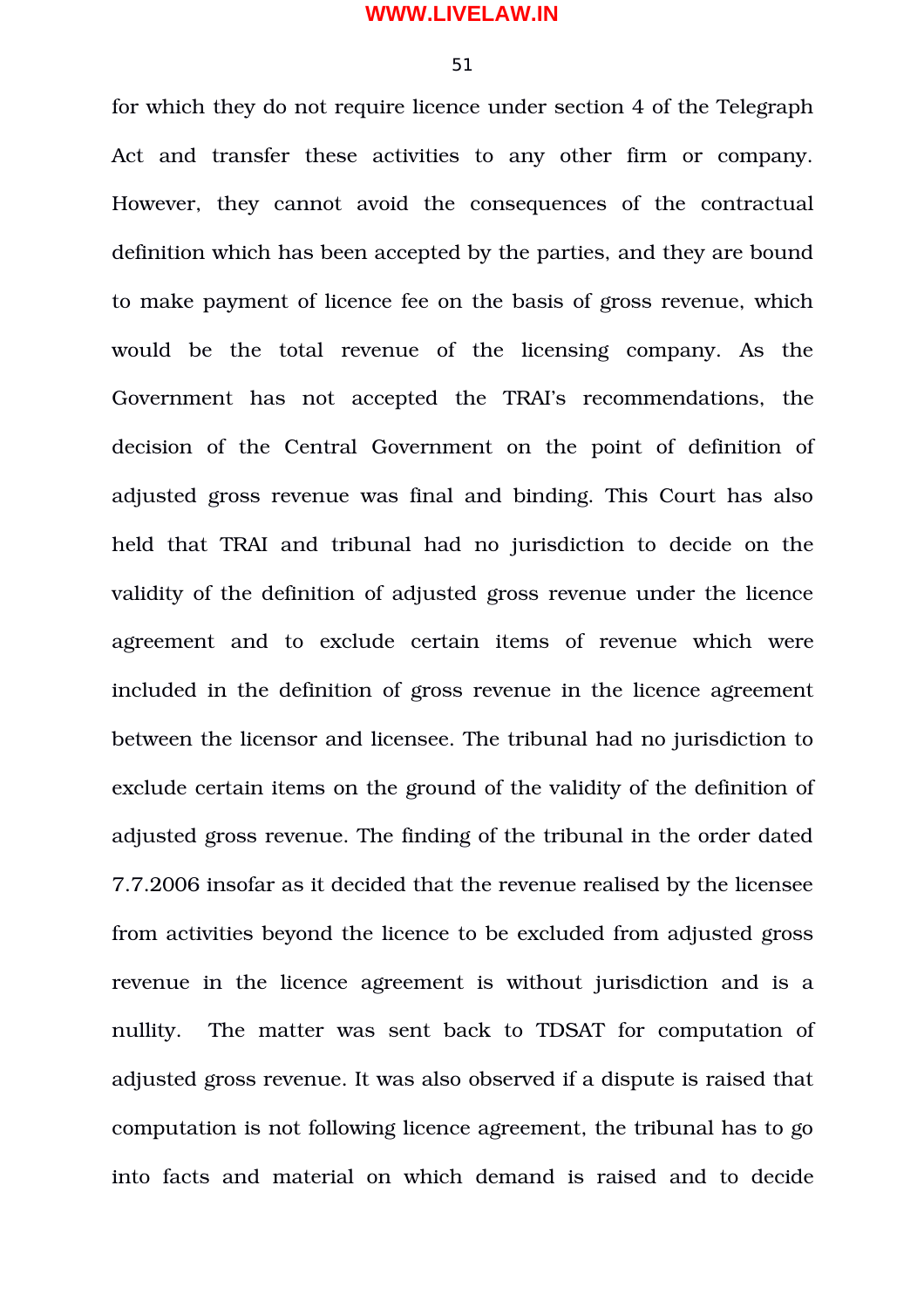for which they do not require licence under section 4 of the Telegraph Act and transfer these activities to any other firm or company. However, they cannot avoid the consequences of the contractual definition which has been accepted by the parties, and they are bound to make payment of licence fee on the basis of gross revenue, which would be the total revenue of the licensing company. As the Government has not accepted the TRAI's recommendations, the decision of the Central Government on the point of definition of adjusted gross revenue was final and binding. This Court has also held that TRAI and tribunal had no jurisdiction to decide on the validity of the definition of adjusted gross revenue under the licence agreement and to exclude certain items of revenue which were included in the definition of gross revenue in the licence agreement between the licensor and licensee. The tribunal had no jurisdiction to exclude certain items on the ground of the validity of the definition of adjusted gross revenue. The finding of the tribunal in the order dated 7.7.2006 insofar as it decided that the revenue realised by the licensee from activities beyond the licence to be excluded from adjusted gross revenue in the licence agreement is without jurisdiction and is a nullity. The matter was sent back to TDSAT for computation of adjusted gross revenue. It was also observed if a dispute is raised that computation is not following licence agreement, the tribunal has to go into facts and material on which demand is raised and to decide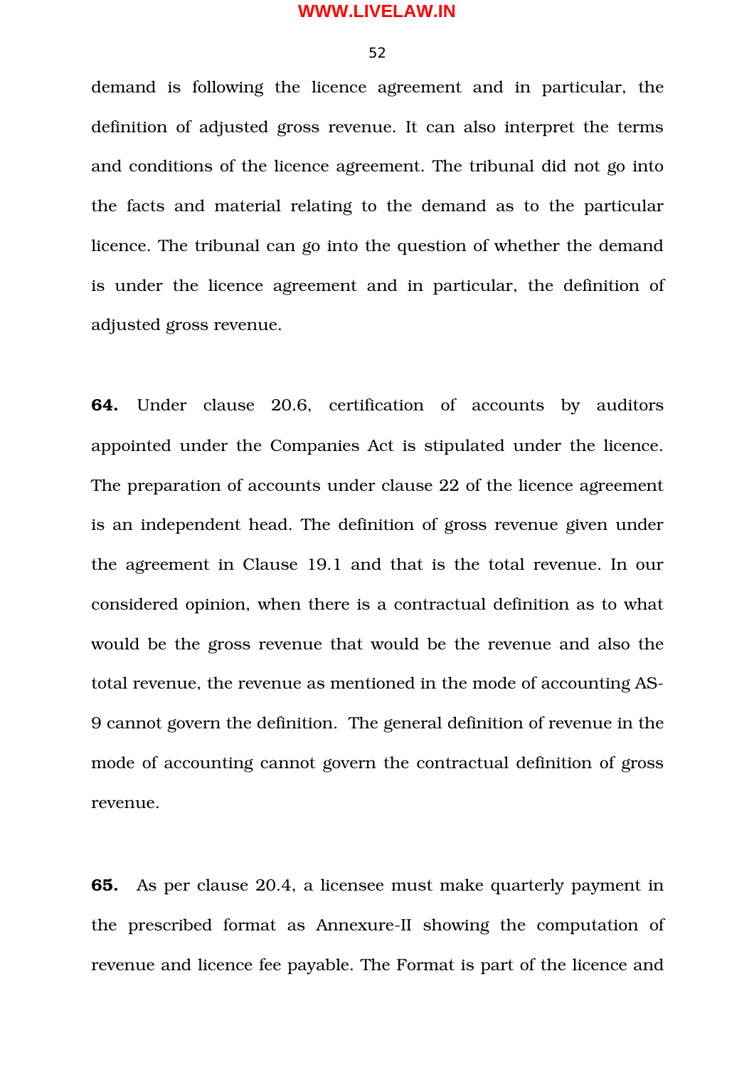demand is following the licence agreement and in particular, the definition of adjusted gross revenue. It can also interpret the terms and conditions of the licence agreement. The tribunal did not go into the facts and material relating to the demand as to the particular licence. The tribunal can go into the question of whether the demand is under the licence agreement and in particular, the definition of adjusted gross revenue.

**64.** Under clause 20.6, certification of accounts by auditors appointed under the Companies Act is stipulated under the licence. The preparation of accounts under clause 22 of the licence agreement is an independent head. The definition of gross revenue given under the agreement in Clause 19.1 and that is the total revenue. In our considered opinion, when there is a contractual definition as to what would be the gross revenue that would be the revenue and also the total revenue, the revenue as mentioned in the mode of accounting AS-9 cannot govern the definition. The general definition of revenue in the mode of accounting cannot govern the contractual definition of gross revenue.

**65.** As per clause 20.4, a licensee must make quarterly payment in the prescribed format as Annexure-II showing the computation of revenue and licence fee payable. The Format is part of the licence and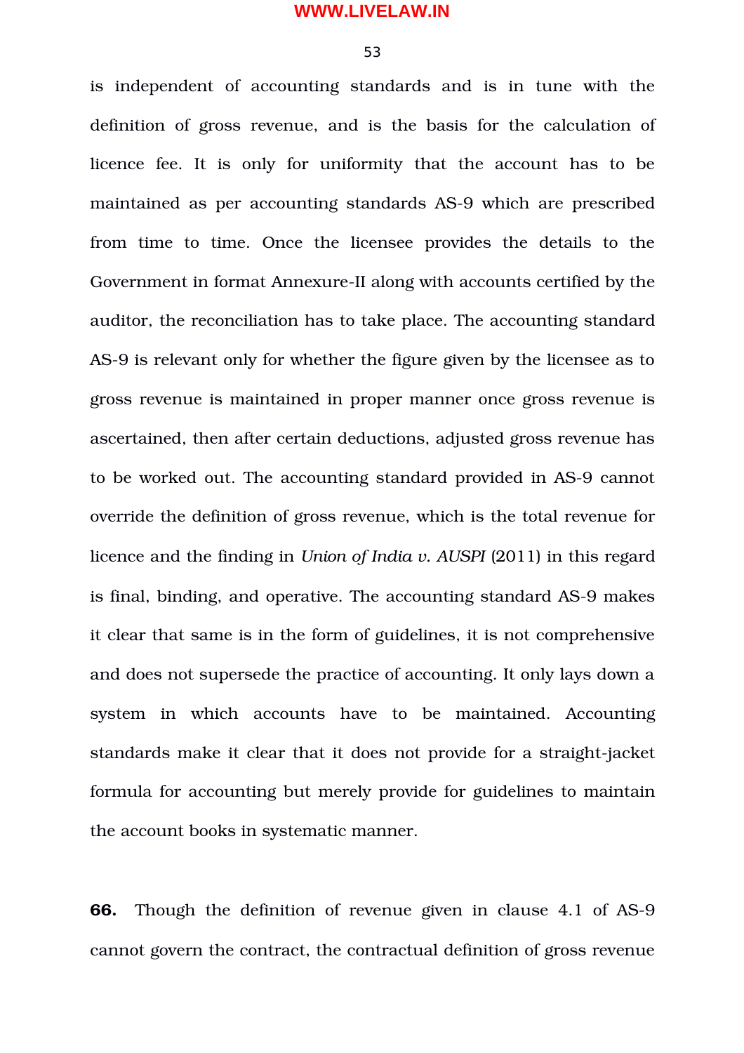is independent of accounting standards and is in tune with the definition of gross revenue, and is the basis for the calculation of licence fee. It is only for uniformity that the account has to be maintained as per accounting standards AS-9 which are prescribed from time to time. Once the licensee provides the details to the Government in format Annexure-II along with accounts certified by the auditor, the reconciliation has to take place. The accounting standard AS-9 is relevant only for whether the figure given by the licensee as to gross revenue is maintained in proper manner once gross revenue is ascertained, then after certain deductions, adjusted gross revenue has to be worked out. The accounting standard provided in AS-9 cannot override the definition of gross revenue, which is the total revenue for licence and the finding in *Union of India v. AUSPI* (2011) in this regard is final, binding, and operative. The accounting standard AS-9 makes it clear that same is in the form of guidelines, it is not comprehensive and does not supersede the practice of accounting. It only lays down a system in which accounts have to be maintained. Accounting standards make it clear that it does not provide for a straight-jacket formula for accounting but merely provide for guidelines to maintain the account books in systematic manner.

**66.** Though the definition of revenue given in clause 4.1 of AS-9 cannot govern the contract, the contractual definition of gross revenue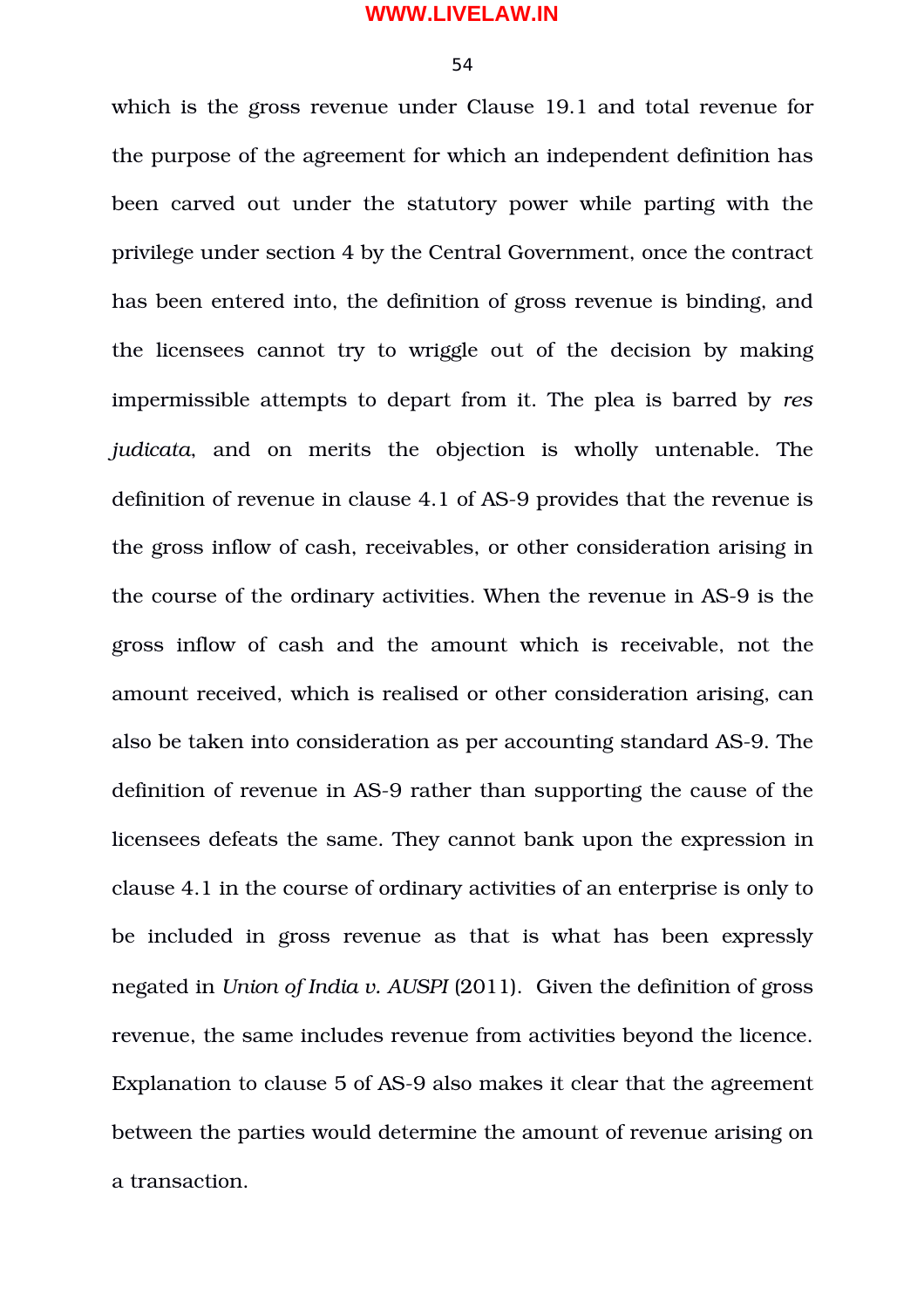which is the gross revenue under Clause 19.1 and total revenue for the purpose of the agreement for which an independent definition has been carved out under the statutory power while parting with the privilege under section 4 by the Central Government, once the contract has been entered into, the definition of gross revenue is binding, and the licensees cannot try to wriggle out of the decision by making impermissible attempts to depart from it. The plea is barred by *res judicata*, and on merits the objection is wholly untenable. The definition of revenue in clause 4.1 of AS-9 provides that the revenue is the gross inflow of cash, receivables, or other consideration arising in the course of the ordinary activities. When the revenue in AS-9 is the gross inflow of cash and the amount which is receivable, not the amount received, which is realised or other consideration arising, can also be taken into consideration as per accounting standard AS-9. The definition of revenue in AS-9 rather than supporting the cause of the licensees defeats the same. They cannot bank upon the expression in clause 4.1 in the course of ordinary activities of an enterprise is only to be included in gross revenue as that is what has been expressly negated in *Union of India v. AUSPI* (2011). Given the definition of gross revenue, the same includes revenue from activities beyond the licence. Explanation to clause 5 of AS-9 also makes it clear that the agreement between the parties would determine the amount of revenue arising on a transaction.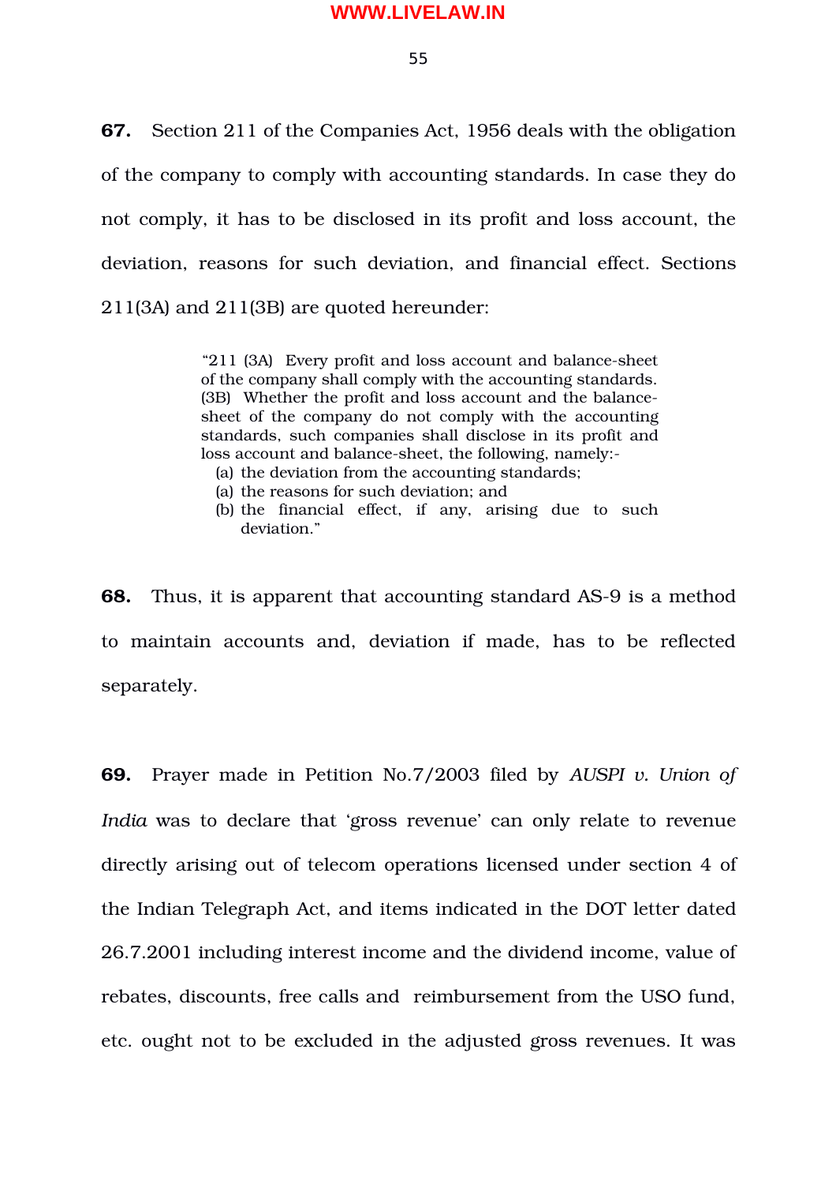**67.** Section 211 of the Companies Act, 1956 deals with the obligation of the company to comply with accounting standards. In case they do not comply, it has to be disclosed in its profit and loss account, the deviation, reasons for such deviation, and financial effect. Sections 211(3A) and 211(3B) are quoted hereunder:

> "211 (3A) Every profit and loss account and balance-sheet of the company shall comply with the accounting standards.
> (3B) Whether the profit and loss account and the balance-sheet of the company do not comply with the accounting standards, such companies shall disclose in its profit and loss account and balance-sheet, the following, namely:-
> (a) the deviation from the accounting standards;
> (a) the reasons for such deviation; and
> (b) the financial effect, if any, arising due to such deviation."

**68.** Thus, it is apparent that accounting standard AS-9 is a method to maintain accounts and, deviation if made, has to be reflected separately.

**69.** Prayer made in Petition No.7/2003 filed by *AUSPI v. Union of India* was to declare that 'gross revenue' can only relate to revenue directly arising out of telecom operations licensed under section 4 of the Indian Telegraph Act, and items indicated in the DOT letter dated 26.7.2001 including interest income and the dividend income, value of rebates, discounts, free calls and reimbursement from the USO fund, etc. ought not to be excluded in the adjusted gross revenues. It was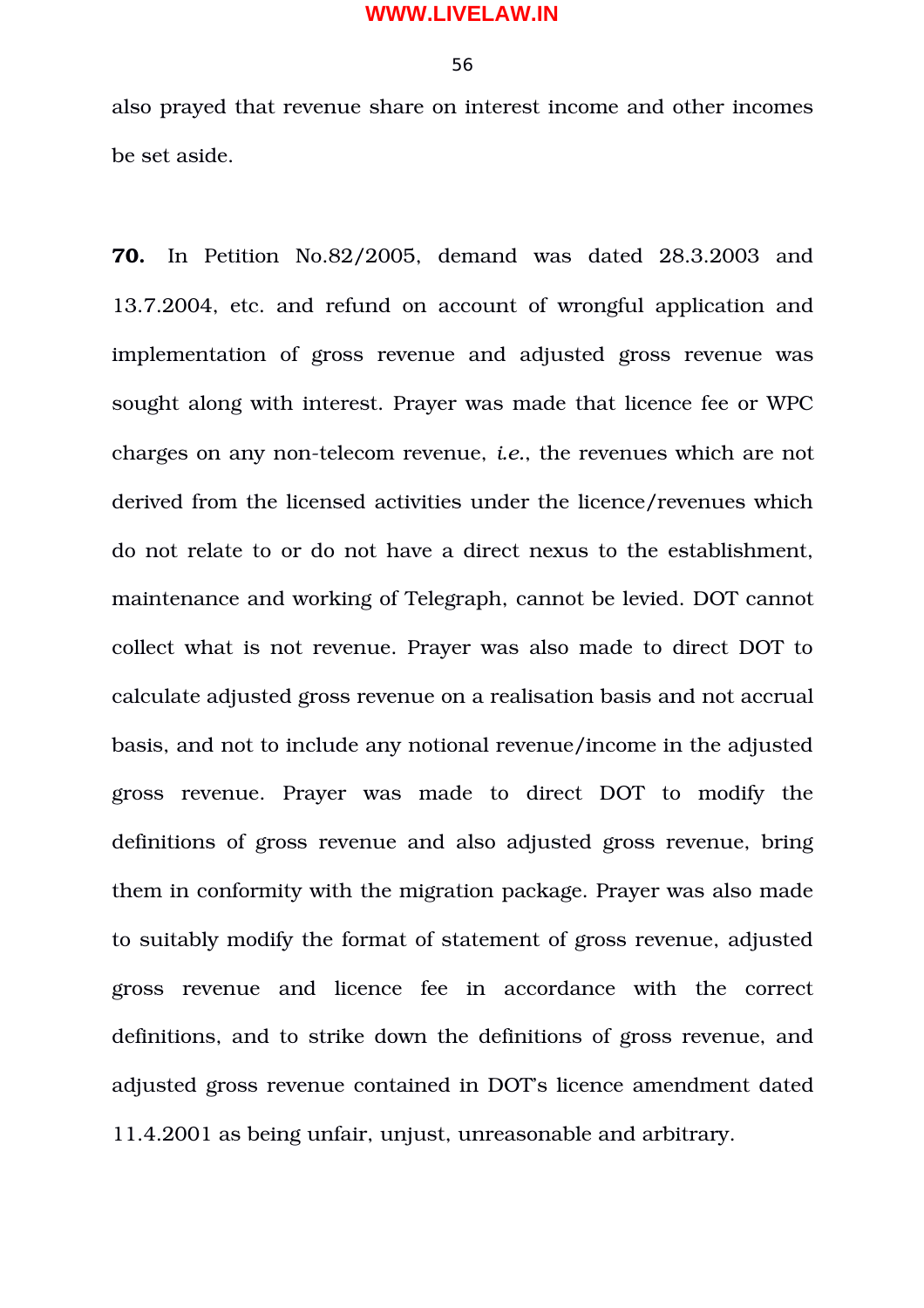also prayed that revenue share on interest income and other incomes be set aside.

**70.** In Petition No.82/2005, demand was dated 28.3.2003 and 13.7.2004, etc. and refund on account of wrongful application and implementation of gross revenue and adjusted gross revenue was sought along with interest. Prayer was made that licence fee or WPC charges on any non-telecom revenue, *i.e.*, the revenues which are not derived from the licensed activities under the licence/revenues which do not relate to or do not have a direct nexus to the establishment, maintenance and working of Telegraph, cannot be levied. DOT cannot collect what is not revenue. Prayer was also made to direct DOT to calculate adjusted gross revenue on a realisation basis and not accrual basis, and not to include any notional revenue/income in the adjusted gross revenue. Prayer was made to direct DOT to modify the definitions of gross revenue and also adjusted gross revenue, bring them in conformity with the migration package. Prayer was also made to suitably modify the format of statement of gross revenue, adjusted gross revenue and licence fee in accordance with the correct definitions, and to strike down the definitions of gross revenue, and adjusted gross revenue contained in DOT's licence amendment dated 11.4.2001 as being unfair, unjust, unreasonable and arbitrary.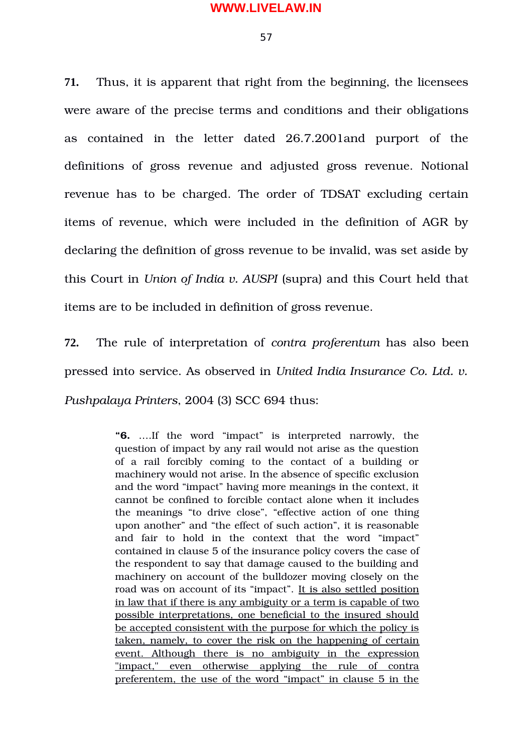**71.** Thus, it is apparent that right from the beginning, the licensees were aware of the precise terms and conditions and their obligations as contained in the letter dated 26.7.2001and purport of the definitions of gross revenue and adjusted gross revenue. Notional revenue has to be charged. The order of TDSAT excluding certain items of revenue, which were included in the definition of AGR by declaring the definition of gross revenue to be invalid, was set aside by this Court in *Union of India v. AUSPI* (supra) and this Court held that items are to be included in definition of gross revenue.

**72.** The rule of interpretation of *contra proferentum* has also been pressed into service. As observed in *United India Insurance Co. Ltd. v. Pushpalaya Printers*, 2004 (3) SCC 694 thus:

> **"6.** ….If the word "impact" is interpreted narrowly, the question of impact by any rail would not arise as the question of a rail forcibly coming to the contact of a building or machinery would not arise. In the absence of specific exclusion and the word "impact" having more meanings in the context, it cannot be confined to forcible contact alone when it includes the meanings "to drive close", "effective action of one thing upon another" and "the effect of such action", it is reasonable and fair to hold in the context that the word "impact" contained in clause 5 of the insurance policy covers the case of the respondent to say that damage caused to the building and machinery on account of the bulldozer moving closely on the road was on account of its "impact". <u>It is also settled position in law that if there is any ambiguity or a term is capable of two possible interpretations, one beneficial to the insured should be accepted consistent with the purpose for which the policy is taken, namely, to cover the risk on the happening of certain event. Although there is no ambiguity in the expression "impact," even otherwise applying the rule of contra preferentem, the use of the word "impact" in clause 5 in the</u>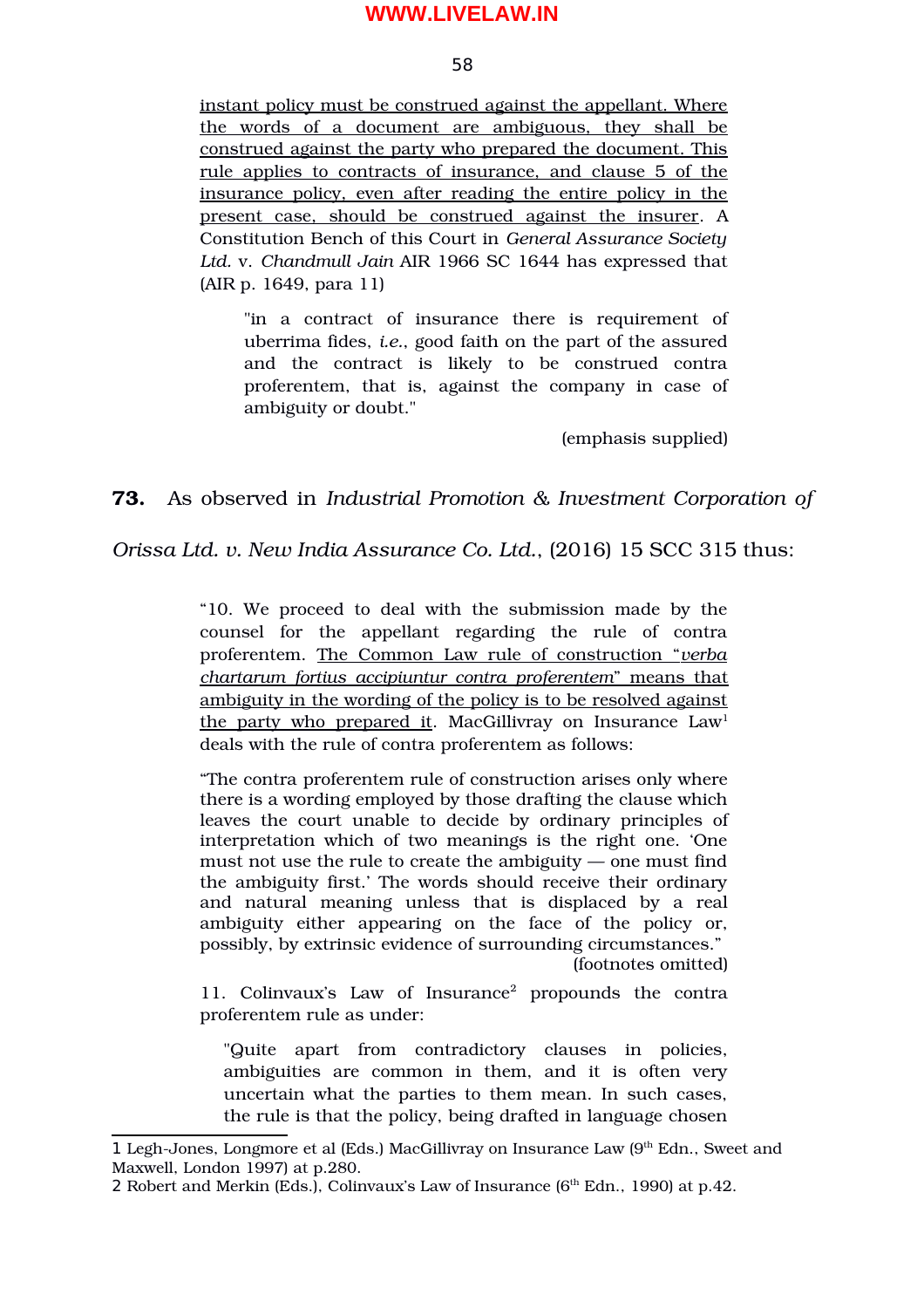instant policy must be construed against the appellant. Where the words of a document are ambiguous, they shall be construed against the party who prepared the document. This rule applies to contracts of insurance, and clause 5 of the insurance policy, even after reading the entire policy in the present case, should be construed against the insurer. A Constitution Bench of this Court in *General Assurance Society Ltd.* v. *Chandmull Jain* AIR 1966 SC 1644 has expressed that (AIR p. 1649, para 11)

> "in a contract of insurance there is requirement of uberrima fides, *i.e.*, good faith on the part of the assured and the contract is likely to be construed contra proferentem, that is, against the company in case of ambiguity or doubt."
>
> (emphasis supplied)

**73.** As observed in *Industrial Promotion & Investment Corporation of Orissa Ltd. v. New India Assurance Co. Ltd.*, (2016) 15 SCC 315 thus:

> "10. We proceed to deal with the submission made by the counsel for the appellant regarding the rule of contra proferentem. The Common Law rule of construction "*verba chartarum fortius accipiuntur contra proferentem*" means that ambiguity in the wording of the policy is to be resolved against the party who prepared it. MacGillivray on Insurance Law[1] deals with the rule of contra proferentem as follows:
>
> "The contra proferentem rule of construction arises only where there is a wording employed by those drafting the clause which leaves the court unable to decide by ordinary principles of interpretation which of two meanings is the right one. 'One must not use the rule to create the ambiguity — one must find the ambiguity first.' The words should receive their ordinary and natural meaning unless that is displaced by a real ambiguity either appearing on the face of the policy or, possibly, by extrinsic evidence of surrounding circumstances."
>
> (footnotes omitted)
>
> 11. Colinvaux's Law of Insurance[2] propounds the contra proferentem rule as under:
>
> "Quite apart from contradictory clauses in policies, ambiguities are common in them, and it is often very uncertain what the parties to them mean. In such cases, the rule is that the policy, being drafted in language chosen

---

1 Legh-Jones, Longmore et al (Eds.) MacGillivray on Insurance Law (9th Edn., Sweet and Maxwell, London 1997) at p.280.

2 Robert and Merkin (Eds.), Colinvaux's Law of Insurance (6th Edn., 1990) at p.42.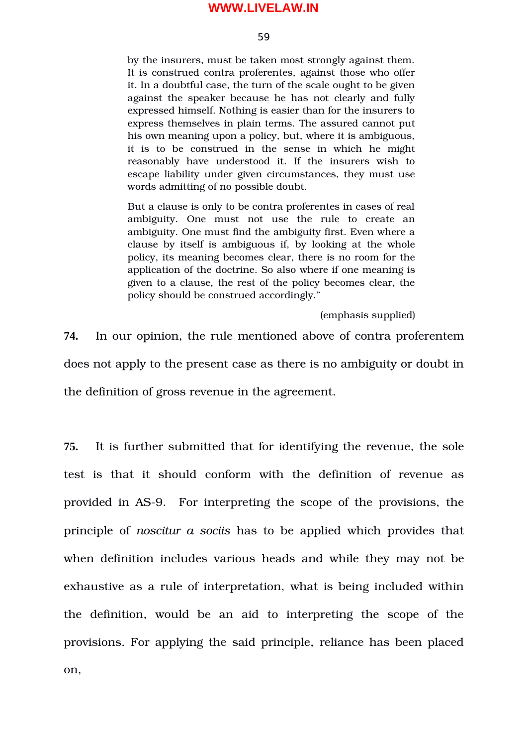> by the insurers, must be taken most strongly against them. It is construed contra proferentes, against those who offer it. In a doubtful case, the turn of the scale ought to be given against the speaker because he has not clearly and fully expressed himself. Nothing is easier than for the insurers to express themselves in plain terms. The assured cannot put his own meaning upon a policy, but, where it is ambiguous, it is to be construed in the sense in which he might reasonably have understood it. If the insurers wish to escape liability under given circumstances, they must use words admitting of no possible doubt.
>
> But a clause is only to be contra proferentes in cases of real ambiguity. One must not use the rule to create an ambiguity. One must find the ambiguity first. Even where a clause by itself is ambiguous if, by looking at the whole policy, its meaning becomes clear, there is no room for the application of the doctrine. So also where if one meaning is given to a clause, the rest of the policy becomes clear, the policy should be construed accordingly."
>
> (emphasis supplied)

**74.** In our opinion, the rule mentioned above of contra proferentem does not apply to the present case as there is no ambiguity or doubt in the definition of gross revenue in the agreement.

**75.** It is further submitted that for identifying the revenue, the sole test is that it should conform with the definition of revenue as provided in AS-9. For interpreting the scope of the provisions, the principle of *noscitur a sociis* has to be applied which provides that when definition includes various heads and while they may not be exhaustive as a rule of interpretation, what is being included within the definition, would be an aid to interpreting the scope of the provisions. For applying the said principle, reliance has been placed on,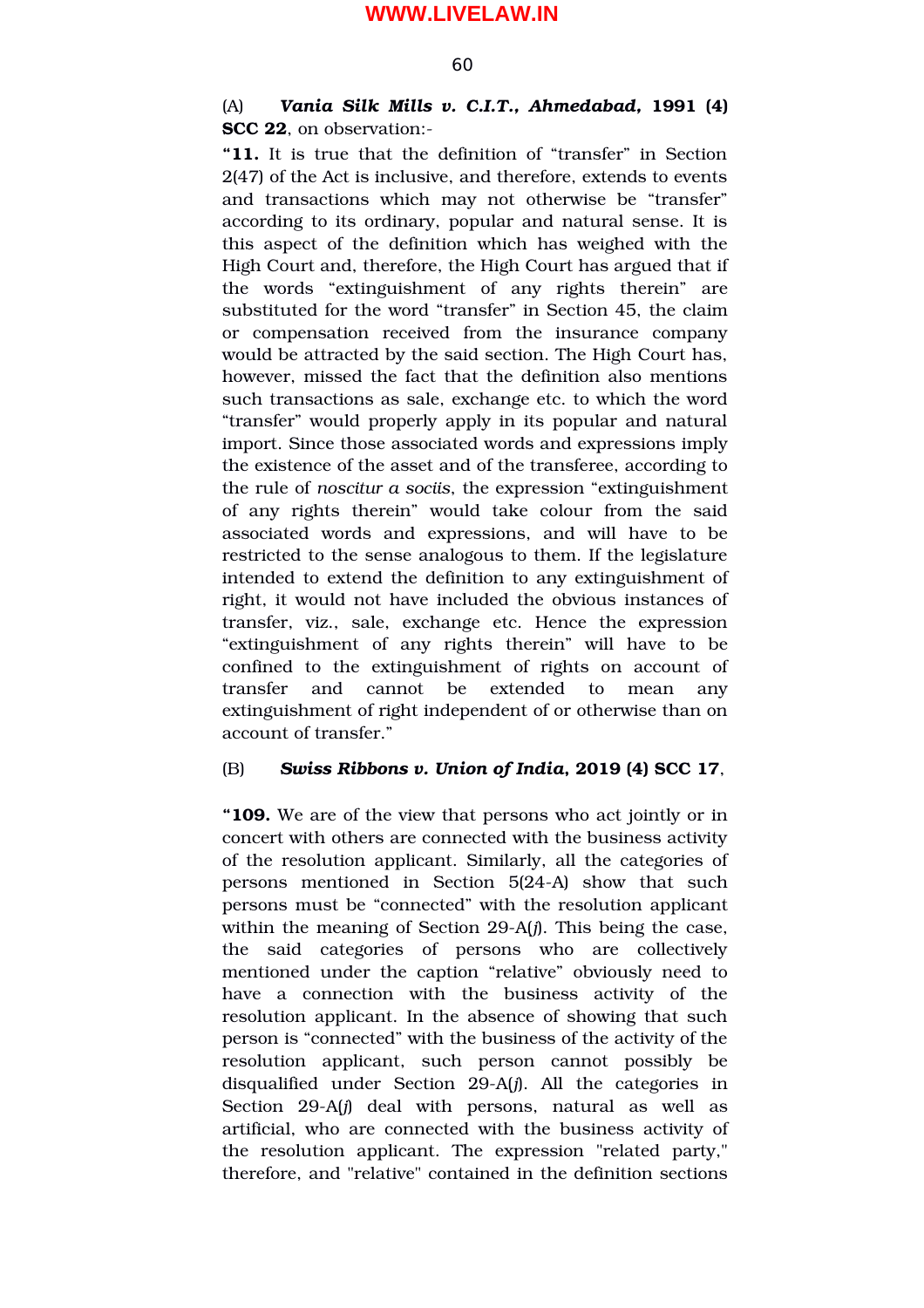(A) ***Vania Silk Mills v. C.I.T., Ahmedabad,* 1991 (4) SCC 22**, on observation:-

"**11.** It is true that the definition of "transfer" in Section 2(47) of the Act is inclusive, and therefore, extends to events and transactions which may not otherwise be "transfer" according to its ordinary, popular and natural sense. It is this aspect of the definition which has weighed with the High Court and, therefore, the High Court has argued that if the words "extinguishment of any rights therein" are substituted for the word "transfer" in Section 45, the claim or compensation received from the insurance company would be attracted by the said section. The High Court has, however, missed the fact that the definition also mentions such transactions as sale, exchange etc. to which the word "transfer" would properly apply in its popular and natural import. Since those associated words and expressions imply the existence of the asset and of the transferee, according to the rule of *noscitur a sociis*, the expression "extinguishment of any rights therein" would take colour from the said associated words and expressions, and will have to be restricted to the sense analogous to them. If the legislature intended to extend the definition to any extinguishment of right, it would not have included the obvious instances of transfer, viz., sale, exchange etc. Hence the expression "extinguishment of any rights therein" will have to be confined to the extinguishment of rights on account of transfer and cannot be extended to mean any extinguishment of right independent of or otherwise than on account of transfer."

(B) ***Swiss Ribbons v. Union of India,* 2019 (4) SCC 17**,

"**109.** We are of the view that persons who act jointly or in concert with others are connected with the business activity of the resolution applicant. Similarly, all the categories of persons mentioned in Section 5(24-A) show that such persons must be "connected" with the resolution applicant within the meaning of Section 29-A(*j*). This being the case, the said categories of persons who are collectively mentioned under the caption "relative" obviously need to have a connection with the business activity of the resolution applicant. In the absence of showing that such person is "connected" with the business of the activity of the resolution applicant, such person cannot possibly be disqualified under Section 29-A(*j*). All the categories in Section 29-A(*j*) deal with persons, natural as well as artificial, who are connected with the business activity of the resolution applicant. The expression "related party," therefore, and "relative" contained in the definition sections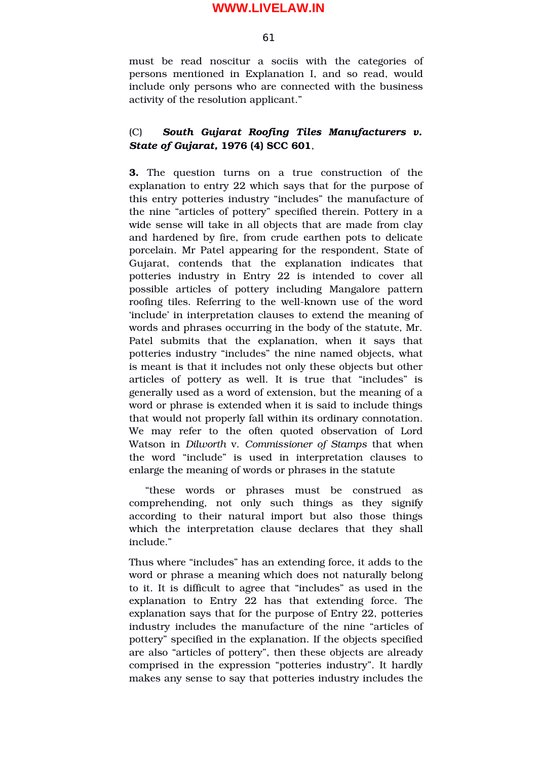must be read noscitur a sociis with the categories of persons mentioned in Explanation I, and so read, would include only persons who are connected with the business activity of the resolution applicant."

(C) ***South Gujarat Roofing Tiles Manufacturers v. State of Gujarat*, 1976 (4) SCC 601**,

**3.** The question turns on a true construction of the explanation to entry 22 which says that for the purpose of this entry potteries industry "includes" the manufacture of the nine "articles of pottery" specified therein. Pottery in a wide sense will take in all objects that are made from clay and hardened by fire, from crude earthen pots to delicate porcelain. Mr Patel appearing for the respondent, State of Gujarat, contends that the explanation indicates that potteries industry in Entry 22 is intended to cover all possible articles of pottery including Mangalore pattern roofing tiles. Referring to the well-known use of the word 'include' in interpretation clauses to extend the meaning of words and phrases occurring in the body of the statute, Mr. Patel submits that the explanation, when it says that potteries industry "includes" the nine named objects, what is meant is that it includes not only these objects but other articles of pottery as well. It is true that "includes" is generally used as a word of extension, but the meaning of a word or phrase is extended when it is said to include things that would not properly fall within its ordinary connotation. We may refer to the often quoted observation of Lord Watson in *Dilworth* v. *Commissioner of Stamps* that when the word "include" is used in interpretation clauses to enlarge the meaning of words or phrases in the statute

"these words or phrases must be construed as comprehending, not only such things as they signify according to their natural import but also those things which the interpretation clause declares that they shall include."

Thus where "includes" has an extending force, it adds to the word or phrase a meaning which does not naturally belong to it. It is difficult to agree that "includes" as used in the explanation to Entry 22 has that extending force. The explanation says that for the purpose of Entry 22, potteries industry includes the manufacture of the nine "articles of pottery" specified in the explanation. If the objects specified are also "articles of pottery", then these objects are already comprised in the expression "potteries industry". It hardly makes any sense to say that potteries industry includes the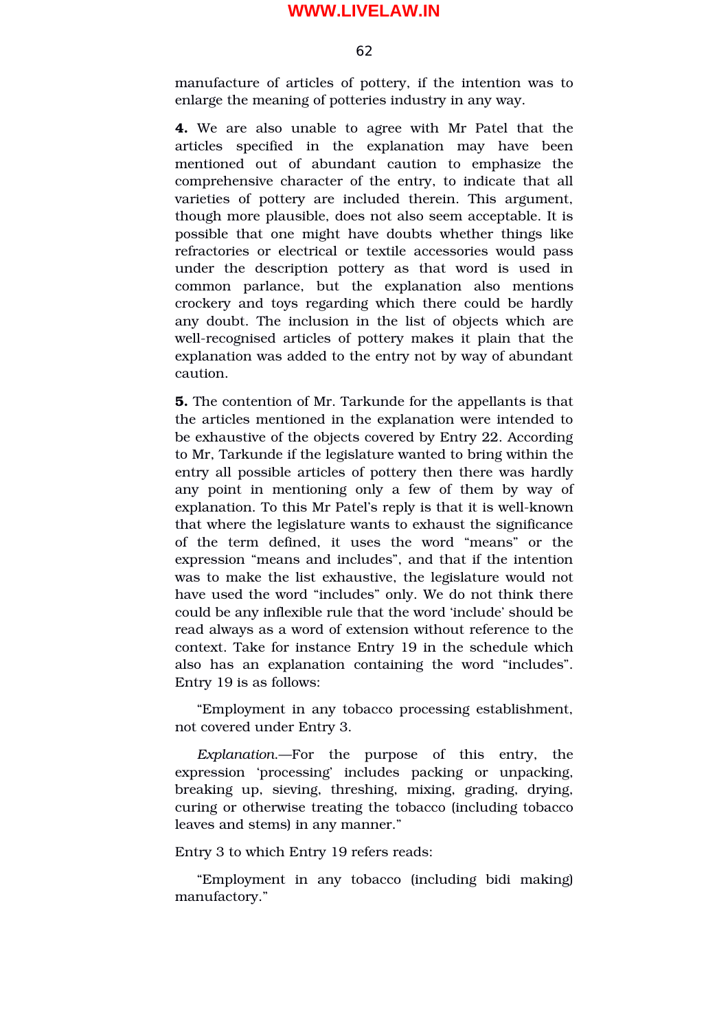manufacture of articles of pottery, if the intention was to enlarge the meaning of potteries industry in any way.

**4.** We are also unable to agree with Mr Patel that the articles specified in the explanation may have been mentioned out of abundant caution to emphasize the comprehensive character of the entry, to indicate that all varieties of pottery are included therein. This argument, though more plausible, does not also seem acceptable. It is possible that one might have doubts whether things like refractories or electrical or textile accessories would pass under the description pottery as that word is used in common parlance, but the explanation also mentions crockery and toys regarding which there could be hardly any doubt. The inclusion in the list of objects which are well-recognised articles of pottery makes it plain that the explanation was added to the entry not by way of abundant caution.

**5.** The contention of Mr. Tarkunde for the appellants is that the articles mentioned in the explanation were intended to be exhaustive of the objects covered by Entry 22. According to Mr, Tarkunde if the legislature wanted to bring within the entry all possible articles of pottery then there was hardly any point in mentioning only a few of them by way of explanation. To this Mr Patel's reply is that it is well-known that where the legislature wants to exhaust the significance of the term defined, it uses the word "means" or the expression "means and includes", and that if the intention was to make the list exhaustive, the legislature would not have used the word "includes" only. We do not think there could be any inflexible rule that the word 'include' should be read always as a word of extension without reference to the context. Take for instance Entry 19 in the schedule which also has an explanation containing the word "includes". Entry 19 is as follows:

"Employment in any tobacco processing establishment, not covered under Entry 3.

*Explanation*.—For the purpose of this entry, the expression 'processing' includes packing or unpacking, breaking up, sieving, threshing, mixing, grading, drying, curing or otherwise treating the tobacco (including tobacco leaves and stems) in any manner."

Entry 3 to which Entry 19 refers reads:

"Employment in any tobacco (including bidi making) manufactory."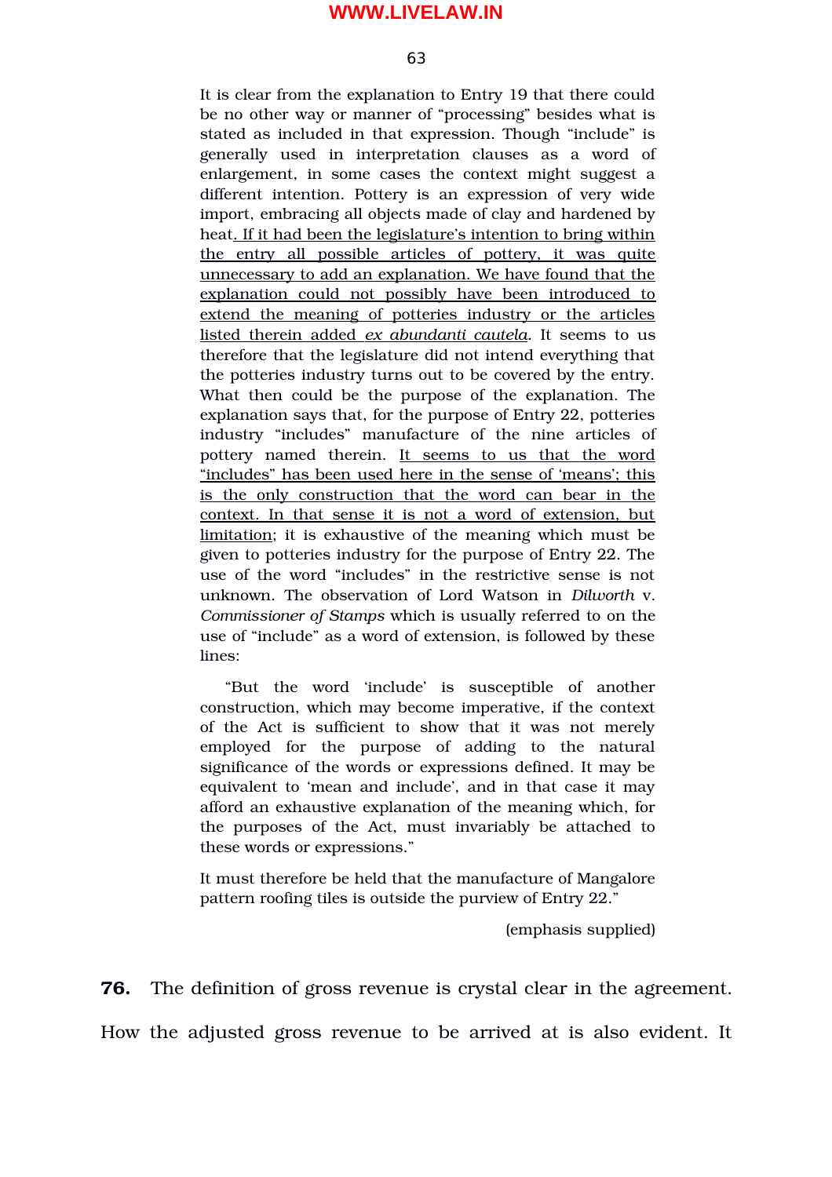> It is clear from the explanation to Entry 19 that there could be no other way or manner of "processing" besides what is stated as included in that expression. Though "include" is generally used in interpretation clauses as a word of enlargement, in some cases the context might suggest a different intention. Pottery is an expression of very wide import, embracing all objects made of clay and hardened by heat. If it had been the legislature's intention to bring within the entry all possible articles of pottery, it was quite unnecessary to add an explanation. We have found that the explanation could not possibly have been introduced to extend the meaning of potteries industry or the articles listed therein added *ex abundanti cautela.* It seems to us therefore that the legislature did not intend everything that the potteries industry turns out to be covered by the entry. What then could be the purpose of the explanation. The explanation says that, for the purpose of Entry 22, potteries industry "includes" manufacture of the nine articles of pottery named therein. It seems to us that the word "includes" has been used here in the sense of 'means'; this is the only construction that the word can bear in the context. In that sense it is not a word of extension, but limitation; it is exhaustive of the meaning which must be given to potteries industry for the purpose of Entry 22. The use of the word "includes" in the restrictive sense is not unknown. The observation of Lord Watson in *Dilworth* v. *Commissioner of Stamps* which is usually referred to on the use of "include" as a word of extension, is followed by these lines:
>
> "But the word 'include' is susceptible of another construction, which may become imperative, if the context of the Act is sufficient to show that it was not merely employed for the purpose of adding to the natural significance of the words or expressions defined. It may be equivalent to 'mean and include', and in that case it may afford an exhaustive explanation of the meaning which, for the purposes of the Act, must invariably be attached to these words or expressions."
>
> It must therefore be held that the manufacture of Mangalore pattern roofing tiles is outside the purview of Entry 22."
>
> (emphasis supplied)

**76.** The definition of gross revenue is crystal clear in the agreement. How the adjusted gross revenue to be arrived at is also evident. It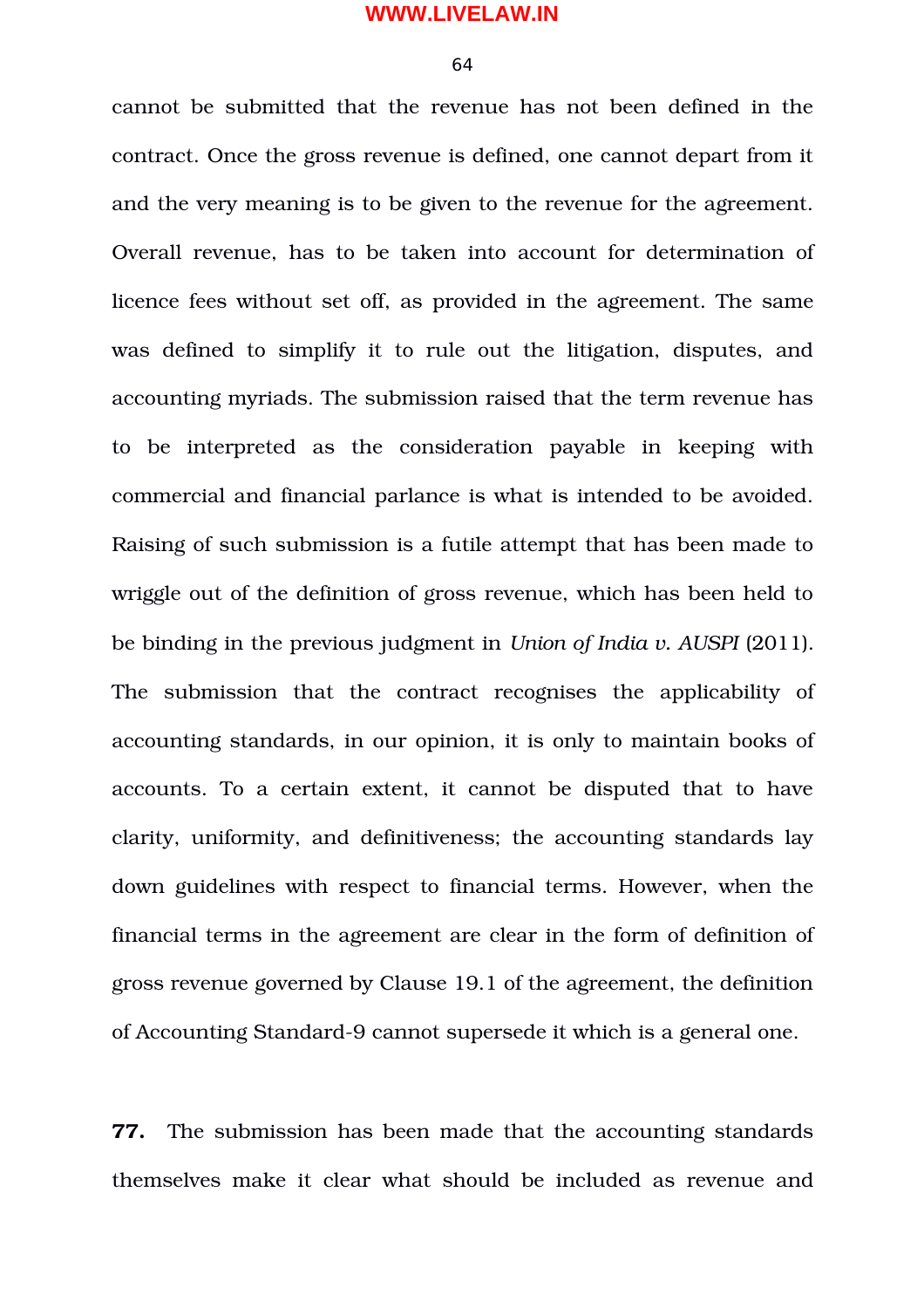cannot be submitted that the revenue has not been defined in the contract. Once the gross revenue is defined, one cannot depart from it and the very meaning is to be given to the revenue for the agreement. Overall revenue, has to be taken into account for determination of licence fees without set off, as provided in the agreement. The same was defined to simplify it to rule out the litigation, disputes, and accounting myriads. The submission raised that the term revenue has to be interpreted as the consideration payable in keeping with commercial and financial parlance is what is intended to be avoided. Raising of such submission is a futile attempt that has been made to wriggle out of the definition of gross revenue, which has been held to be binding in the previous judgment in *Union of India v. AUSPI* (2011). The submission that the contract recognises the applicability of accounting standards, in our opinion, it is only to maintain books of accounts. To a certain extent, it cannot be disputed that to have clarity, uniformity, and definitiveness; the accounting standards lay down guidelines with respect to financial terms. However, when the financial terms in the agreement are clear in the form of definition of gross revenue governed by Clause 19.1 of the agreement, the definition of Accounting Standard-9 cannot supersede it which is a general one.

**77.** The submission has been made that the accounting standards themselves make it clear what should be included as revenue and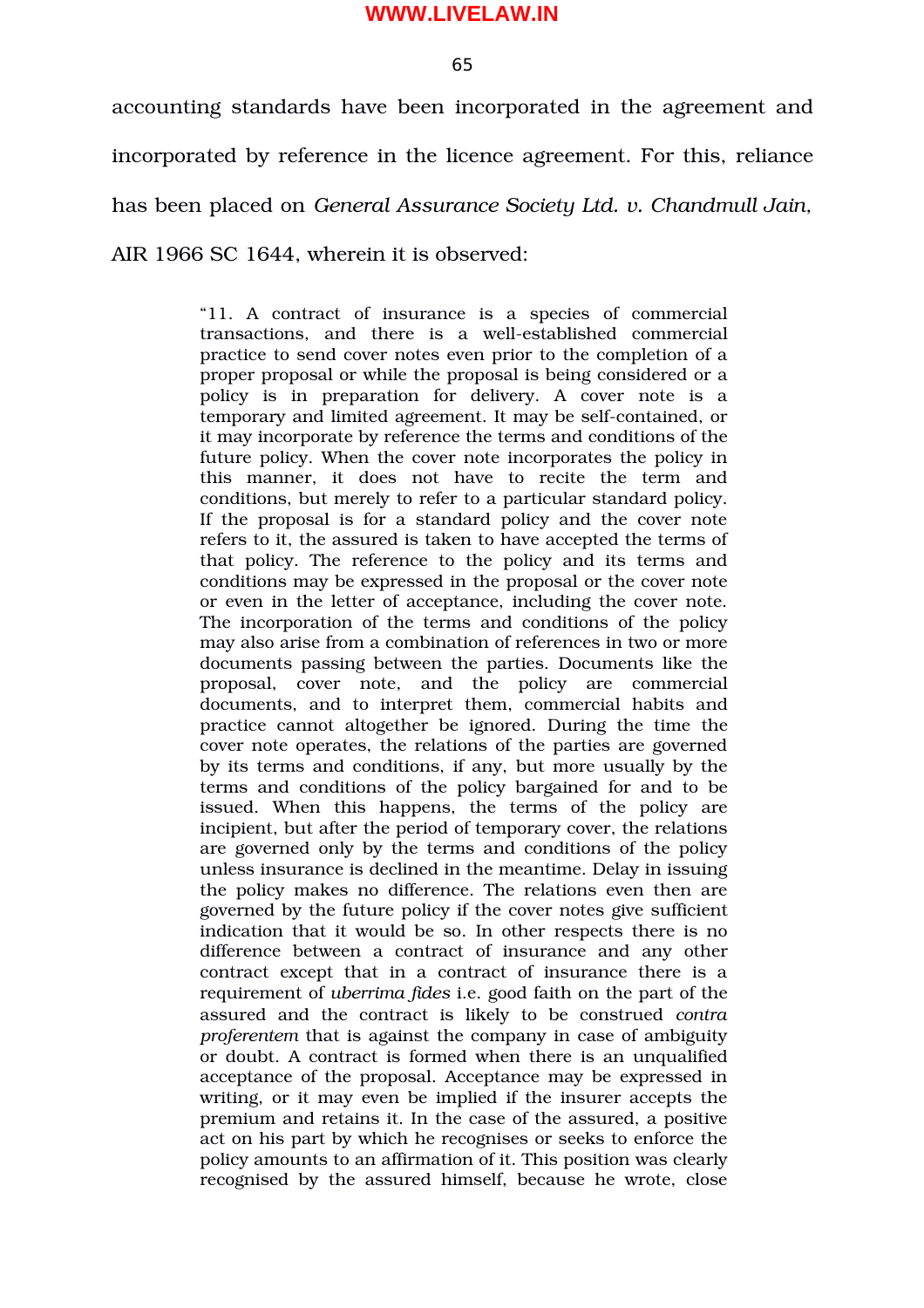accounting standards have been incorporated in the agreement and incorporated by reference in the licence agreement. For this, reliance has been placed on *General Assurance Society Ltd. v. Chandmull Jain,* AIR 1966 SC 1644, wherein it is observed:

> "11. A contract of insurance is a species of commercial transactions, and there is a well-established commercial practice to send cover notes even prior to the completion of a proper proposal or while the proposal is being considered or a policy is in preparation for delivery. A cover note is a temporary and limited agreement. It may be self-contained, or it may incorporate by reference the terms and conditions of the future policy. When the cover note incorporates the policy in this manner, it does not have to recite the term and conditions, but merely to refer to a particular standard policy. If the proposal is for a standard policy and the cover note refers to it, the assured is taken to have accepted the terms of that policy. The reference to the policy and its terms and conditions may be expressed in the proposal or the cover note or even in the letter of acceptance, including the cover note. The incorporation of the terms and conditions of the policy may also arise from a combination of references in two or more documents passing between the parties. Documents like the proposal, cover note, and the policy are commercial documents, and to interpret them, commercial habits and practice cannot altogether be ignored. During the time the cover note operates, the relations of the parties are governed by its terms and conditions, if any, but more usually by the terms and conditions of the policy bargained for and to be issued. When this happens, the terms of the policy are incipient, but after the period of temporary cover, the relations are governed only by the terms and conditions of the policy unless insurance is declined in the meantime. Delay in issuing the policy makes no difference. The relations even then are governed by the future policy if the cover notes give sufficient indication that it would be so. In other respects there is no difference between a contract of insurance and any other contract except that in a contract of insurance there is a requirement of *uberrima fides* i.e. good faith on the part of the assured and the contract is likely to be construed *contra proferentem* that is against the company in case of ambiguity or doubt. A contract is formed when there is an unqualified acceptance of the proposal. Acceptance may be expressed in writing, or it may even be implied if the insurer accepts the premium and retains it. In the case of the assured, a positive act on his part by which he recognises or seeks to enforce the policy amounts to an affirmation of it. This position was clearly recognised by the assured himself, because he wrote, close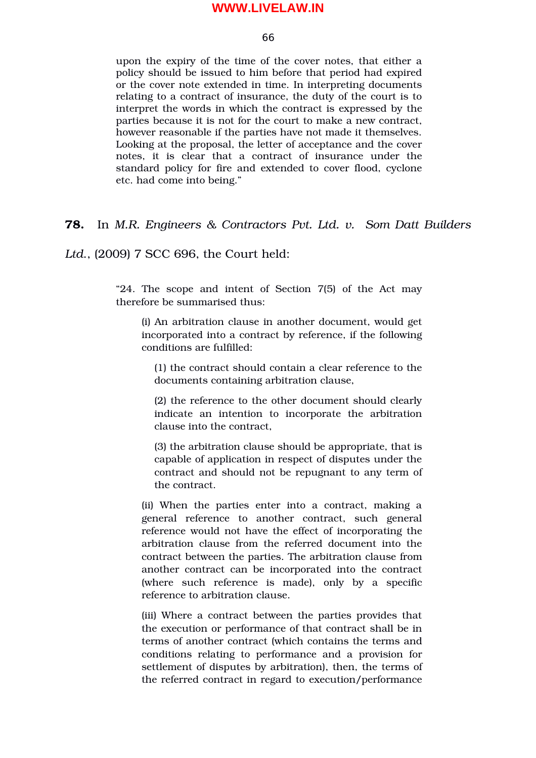> upon the expiry of the time of the cover notes, that either a policy should be issued to him before that period had expired or the cover note extended in time. In interpreting documents relating to a contract of insurance, the duty of the court is to interpret the words in which the contract is expressed by the parties because it is not for the court to make a new contract, however reasonable if the parties have not made it themselves. Looking at the proposal, the letter of acceptance and the cover notes, it is clear that a contract of insurance under the standard policy for fire and extended to cover flood, cyclone etc. had come into being."

**78.** In *M.R. Engineers & Contractors Pvt. Ltd. v. Som Datt Builders Ltd.*, (2009) 7 SCC 696, the Court held:

> "24. The scope and intent of Section 7(5) of the Act may therefore be summarised thus:
>
> (i) An arbitration clause in another document, would get incorporated into a contract by reference, if the following conditions are fulfilled:
>
> (1) the contract should contain a clear reference to the documents containing arbitration clause,
>
> (2) the reference to the other document should clearly indicate an intention to incorporate the arbitration clause into the contract,
>
> (3) the arbitration clause should be appropriate, that is capable of application in respect of disputes under the contract and should not be repugnant to any term of the contract.
>
> (ii) When the parties enter into a contract, making a general reference to another contract, such general reference would not have the effect of incorporating the arbitration clause from the referred document into the contract between the parties. The arbitration clause from another contract can be incorporated into the contract (where such reference is made), only by a specific reference to arbitration clause.
>
> (iii) Where a contract between the parties provides that the execution or performance of that contract shall be in terms of another contract (which contains the terms and conditions relating to performance and a provision for settlement of disputes by arbitration), then, the terms of the referred contract in regard to execution/performance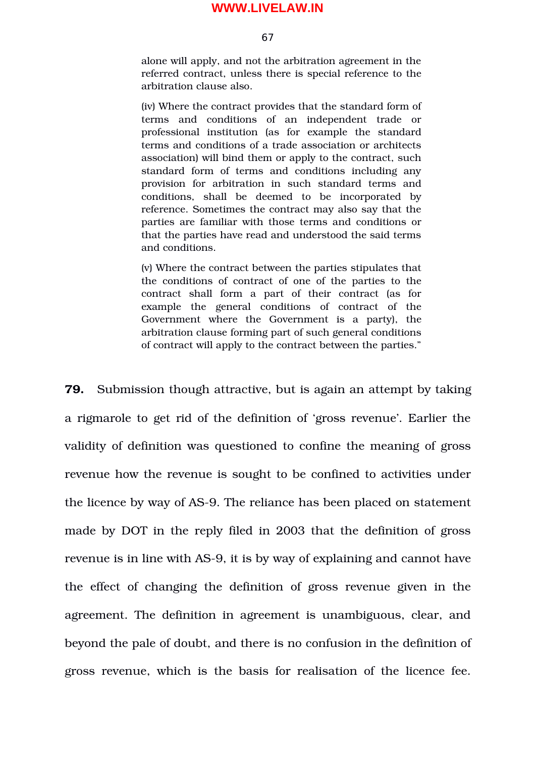> alone will apply, and not the arbitration agreement in the referred contract, unless there is special reference to the arbitration clause also.
>
> (iv) Where the contract provides that the standard form of terms and conditions of an independent trade or professional institution (as for example the standard terms and conditions of a trade association or architects association) will bind them or apply to the contract, such standard form of terms and conditions including any provision for arbitration in such standard terms and conditions, shall be deemed to be incorporated by reference. Sometimes the contract may also say that the parties are familiar with those terms and conditions or that the parties have read and understood the said terms and conditions.
>
> (v) Where the contract between the parties stipulates that the conditions of contract of one of the parties to the contract shall form a part of their contract (as for example the general conditions of contract of the Government where the Government is a party), the arbitration clause forming part of such general conditions of contract will apply to the contract between the parties."

**79.** Submission though attractive, but is again an attempt by taking a rigmarole to get rid of the definition of 'gross revenue'. Earlier the validity of definition was questioned to confine the meaning of gross revenue how the revenue is sought to be confined to activities under the licence by way of AS-9. The reliance has been placed on statement made by DOT in the reply filed in 2003 that the definition of gross revenue is in line with AS-9, it is by way of explaining and cannot have the effect of changing the definition of gross revenue given in the agreement. The definition in agreement is unambiguous, clear, and beyond the pale of doubt, and there is no confusion in the definition of gross revenue, which is the basis for realisation of the licence fee.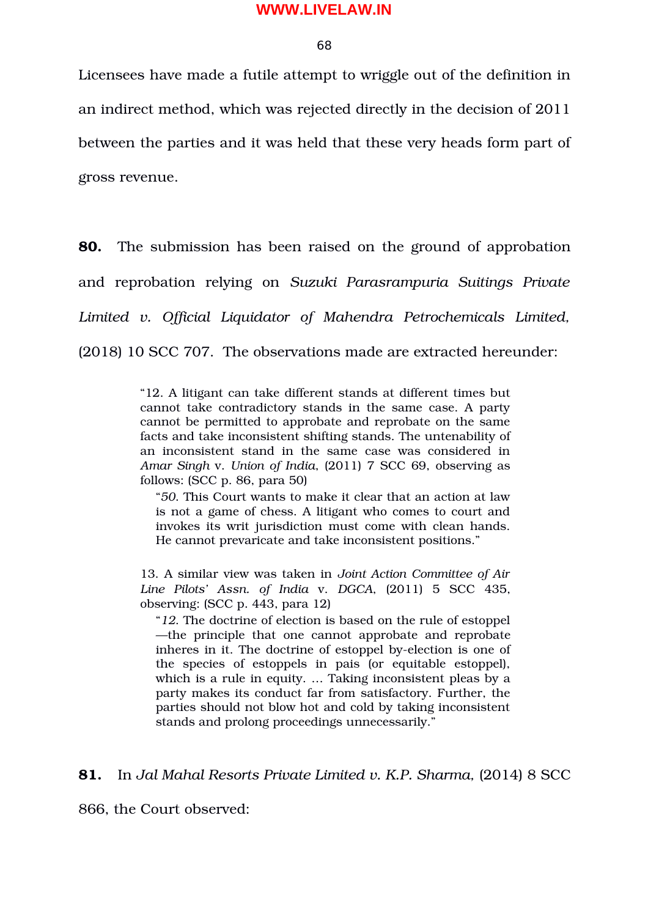Licensees have made a futile attempt to wriggle out of the definition in an indirect method, which was rejected directly in the decision of 2011 between the parties and it was held that these very heads form part of gross revenue.

**80.** The submission has been raised on the ground of approbation and reprobation relying on *Suzuki Parasrampuria Suitings Private Limited v. Official Liquidator of Mahendra Petrochemicals Limited,* (2018) 10 SCC 707. The observations made are extracted hereunder:

> "12. A litigant can take different stands at different times but cannot take contradictory stands in the same case. A party cannot be permitted to approbate and reprobate on the same facts and take inconsistent shifting stands. The untenability of an inconsistent stand in the same case was considered in *Amar Singh* v. *Union of India*, (2011) 7 SCC 69, observing as follows: (SCC p. 86, para 50)
>
> > "*50.* This Court wants to make it clear that an action at law is not a game of chess. A litigant who comes to court and invokes its writ jurisdiction must come with clean hands. He cannot prevaricate and take inconsistent positions."
>
> 13. A similar view was taken in *Joint Action Committee of Air Line Pilots' Assn. of India* v. *DGCA*, (2011) 5 SCC 435, observing: (SCC p. 443, para 12)
>
> > "*12.* The doctrine of election is based on the rule of estoppel—the principle that one cannot approbate and reprobate inheres in it. The doctrine of estoppel by-election is one of the species of estoppels in pais (or equitable estoppel), which is a rule in equity. ... Taking inconsistent pleas by a party makes its conduct far from satisfactory. Further, the parties should not blow hot and cold by taking inconsistent stands and prolong proceedings unnecessarily."

**81.** In *Jal Mahal Resorts Private Limited v. K.P. Sharma,* (2014) 8 SCC 866, the Court observed: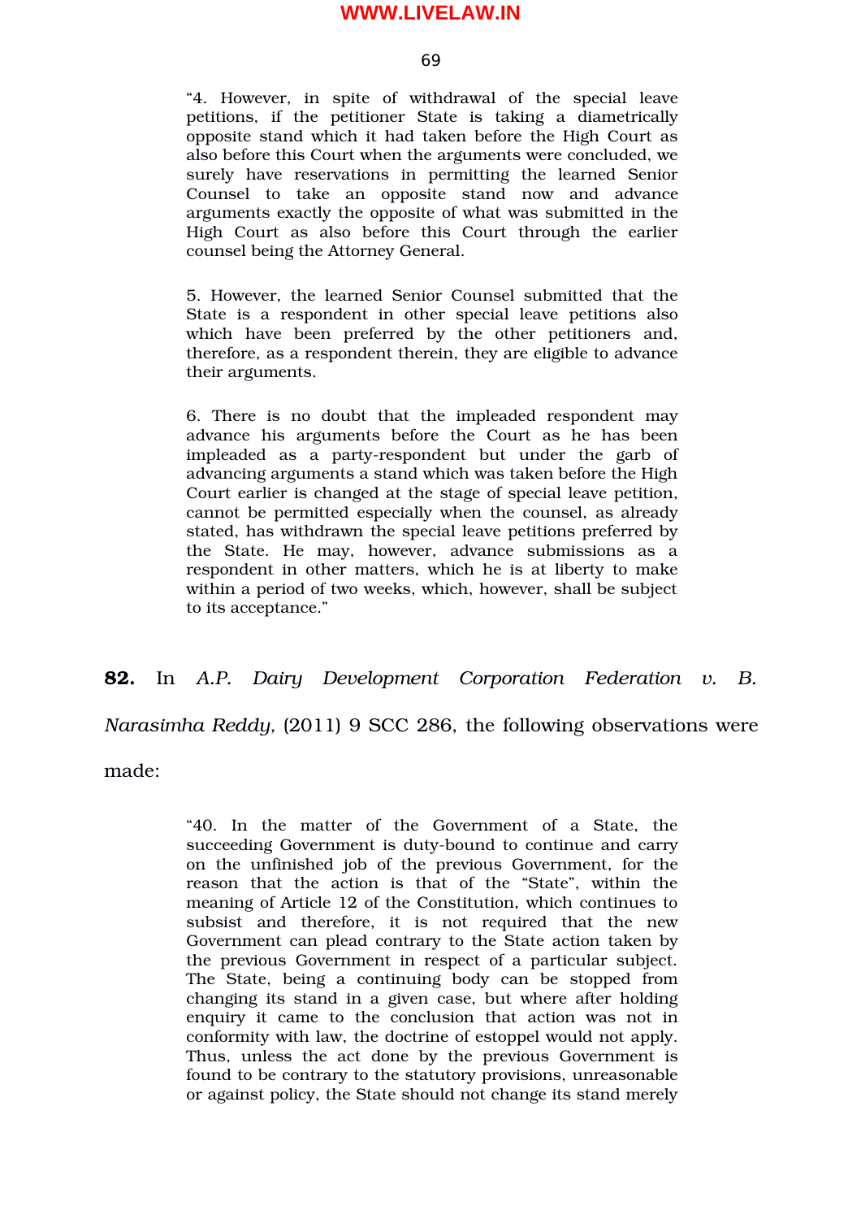> "4. However, in spite of withdrawal of the special leave petitions, if the petitioner State is taking a diametrically opposite stand which it had taken before the High Court as also before this Court when the arguments were concluded, we surely have reservations in permitting the learned Senior Counsel to take an opposite stand now and advance arguments exactly the opposite of what was submitted in the High Court as also before this Court through the earlier counsel being the Attorney General.
>
> 5. However, the learned Senior Counsel submitted that the State is a respondent in other special leave petitions also which have been preferred by the other petitioners and, therefore, as a respondent therein, they are eligible to advance their arguments.
>
> 6. There is no doubt that the impleaded respondent may advance his arguments before the Court as he has been impleaded as a party-respondent but under the garb of advancing arguments a stand which was taken before the High Court earlier is changed at the stage of special leave petition, cannot be permitted especially when the counsel, as already stated, has withdrawn the special leave petitions preferred by the State. He may, however, advance submissions as a respondent in other matters, which he is at liberty to make within a period of two weeks, which, however, shall be subject to its acceptance."

**82.** In *A.P. Dairy Development Corporation Federation v. B. Narasimha Reddy,* (2011) 9 SCC 286, the following observations were made:

> "40. In the matter of the Government of a State, the succeeding Government is duty-bound to continue and carry on the unfinished job of the previous Government, for the reason that the action is that of the "State", within the meaning of Article 12 of the Constitution, which continues to subsist and therefore, it is not required that the new Government can plead contrary to the State action taken by the previous Government in respect of a particular subject. The State, being a continuing body can be stopped from changing its stand in a given case, but where after holding enquiry it came to the conclusion that action was not in conformity with law, the doctrine of estoppel would not apply. Thus, unless the act done by the previous Government is found to be contrary to the statutory provisions, unreasonable or against policy, the State should not change its stand merely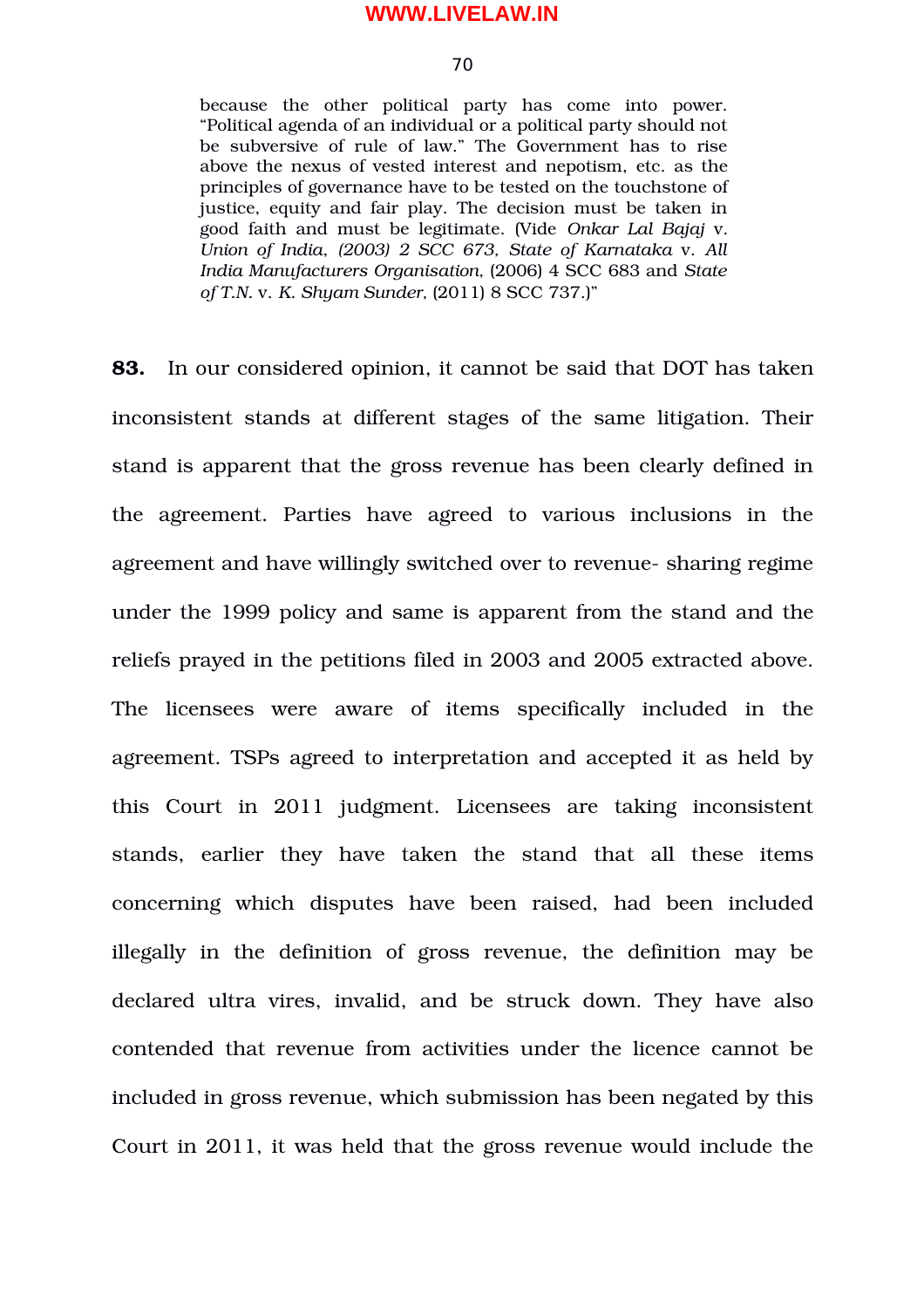because the other political party has come into power. "Political agenda of an individual or a political party should not be subversive of rule of law." The Government has to rise above the nexus of vested interest and nepotism, etc. as the principles of governance have to be tested on the touchstone of justice, equity and fair play. The decision must be taken in good faith and must be legitimate. (Vide *Onkar Lal Bajaj* v. *Union of India, (2003) 2 SCC 673, State of Karnataka* v. *All India Manufacturers Organisation,* (2006) 4 SCC 683 and *State of T.N.* v. *K. Shyam Sunder,* (2011) 8 SCC 737.)"

**83.** In our considered opinion, it cannot be said that DOT has taken inconsistent stands at different stages of the same litigation. Their stand is apparent that the gross revenue has been clearly defined in the agreement. Parties have agreed to various inclusions in the agreement and have willingly switched over to revenue- sharing regime under the 1999 policy and same is apparent from the stand and the reliefs prayed in the petitions filed in 2003 and 2005 extracted above. The licensees were aware of items specifically included in the agreement. TSPs agreed to interpretation and accepted it as held by this Court in 2011 judgment. Licensees are taking inconsistent stands, earlier they have taken the stand that all these items concerning which disputes have been raised, had been included illegally in the definition of gross revenue, the definition may be declared ultra vires, invalid, and be struck down. They have also contended that revenue from activities under the licence cannot be included in gross revenue, which submission has been negated by this Court in 2011, it was held that the gross revenue would include the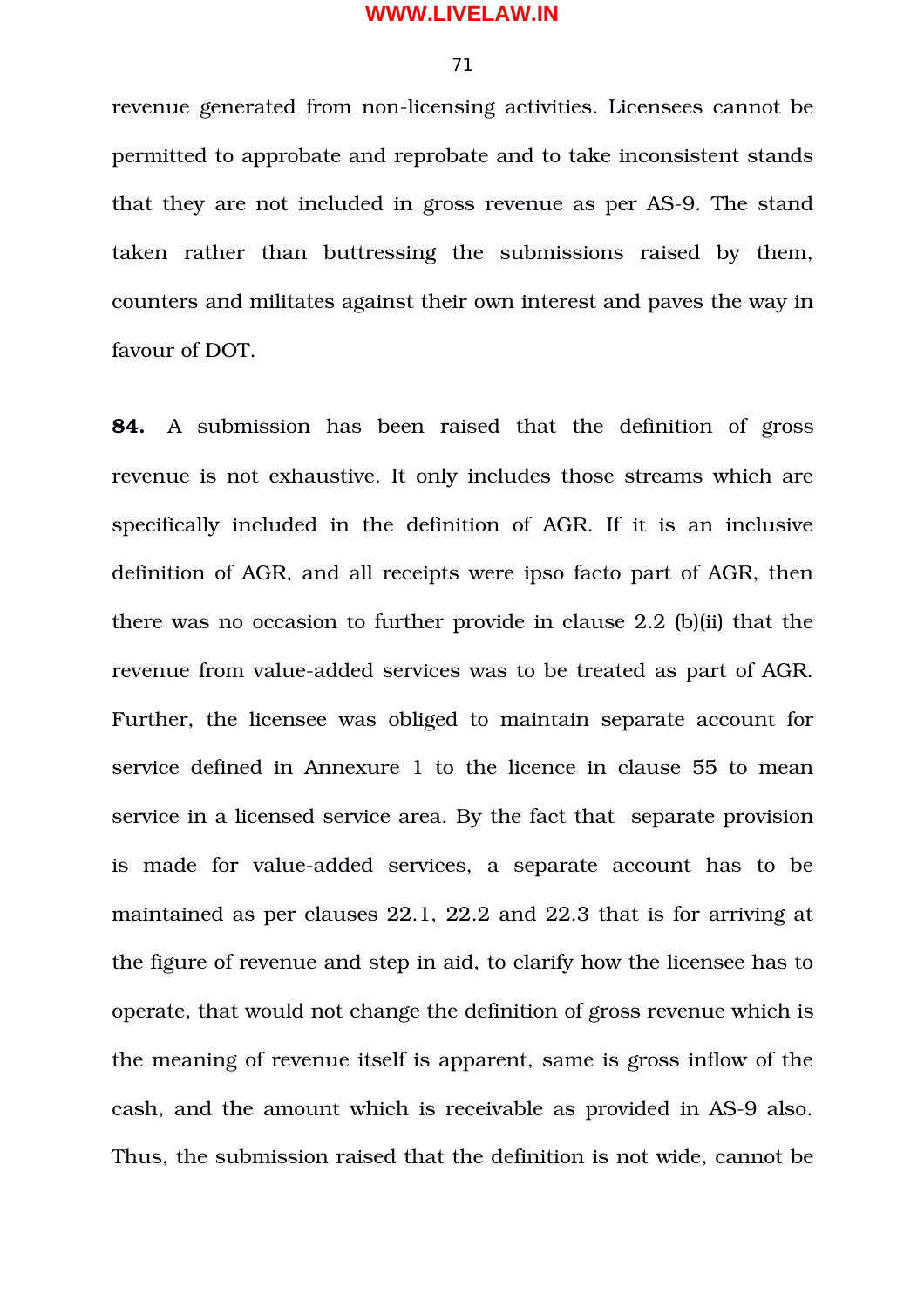revenue generated from non-licensing activities. Licensees cannot be permitted to approbate and reprobate and to take inconsistent stands that they are not included in gross revenue as per AS-9. The stand taken rather than buttressing the submissions raised by them, counters and militates against their own interest and paves the way in favour of DOT.

**84.** A submission has been raised that the definition of gross revenue is not exhaustive. It only includes those streams which are specifically included in the definition of AGR. If it is an inclusive definition of AGR, and all receipts were ipso facto part of AGR, then there was no occasion to further provide in clause 2.2 (b)(ii) that the revenue from value-added services was to be treated as part of AGR. Further, the licensee was obliged to maintain separate account for service defined in Annexure 1 to the licence in clause 55 to mean service in a licensed service area. By the fact that separate provision is made for value-added services, a separate account has to be maintained as per clauses 22.1, 22.2 and 22.3 that is for arriving at the figure of revenue and step in aid, to clarify how the licensee has to operate, that would not change the definition of gross revenue which is the meaning of revenue itself is apparent, same is gross inflow of the cash, and the amount which is receivable as provided in AS-9 also. Thus, the submission raised that the definition is not wide, cannot be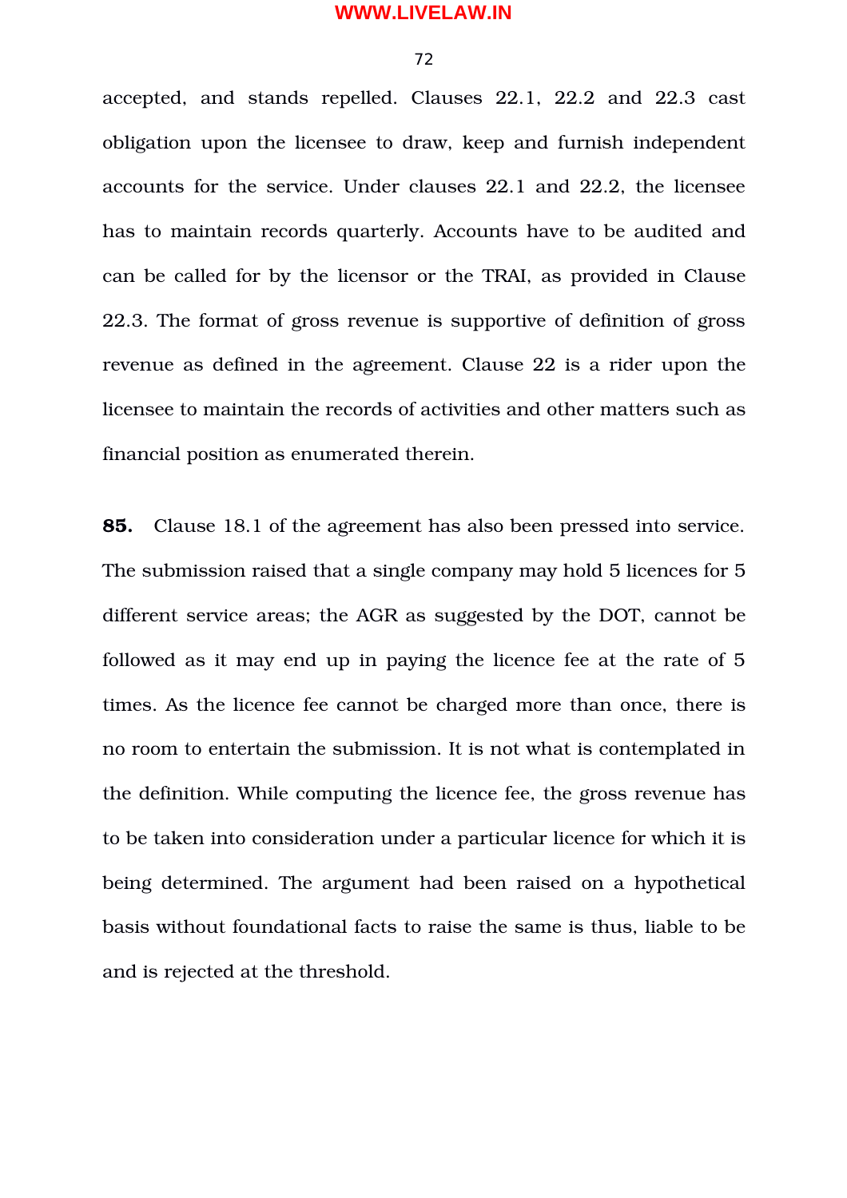accepted, and stands repelled. Clauses 22.1, 22.2 and 22.3 cast obligation upon the licensee to draw, keep and furnish independent accounts for the service. Under clauses 22.1 and 22.2, the licensee has to maintain records quarterly. Accounts have to be audited and can be called for by the licensor or the TRAI, as provided in Clause 22.3. The format of gross revenue is supportive of definition of gross revenue as defined in the agreement. Clause 22 is a rider upon the licensee to maintain the records of activities and other matters such as financial position as enumerated therein.

**85.** Clause 18.1 of the agreement has also been pressed into service. The submission raised that a single company may hold 5 licences for 5 different service areas; the AGR as suggested by the DOT, cannot be followed as it may end up in paying the licence fee at the rate of 5 times. As the licence fee cannot be charged more than once, there is no room to entertain the submission. It is not what is contemplated in the definition. While computing the licence fee, the gross revenue has to be taken into consideration under a particular licence for which it is being determined. The argument had been raised on a hypothetical basis without foundational facts to raise the same is thus, liable to be and is rejected at the threshold.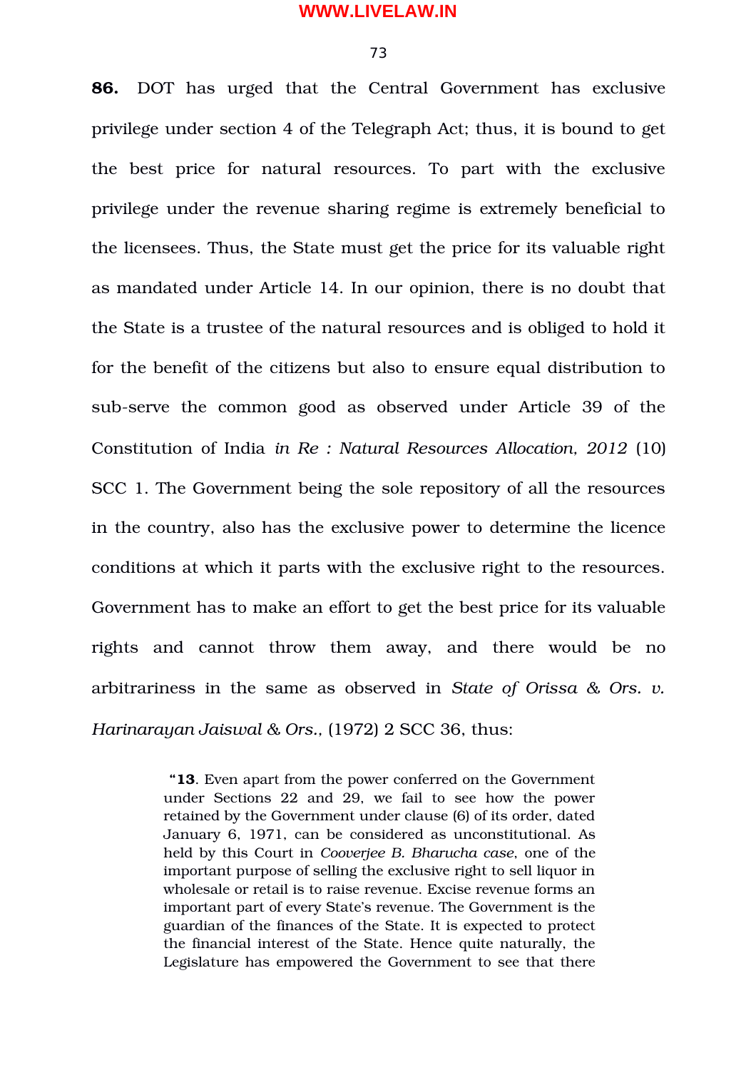**86.** DOT has urged that the Central Government has exclusive privilege under section 4 of the Telegraph Act; thus, it is bound to get the best price for natural resources. To part with the exclusive privilege under the revenue sharing regime is extremely beneficial to the licensees. Thus, the State must get the price for its valuable right as mandated under Article 14. In our opinion, there is no doubt that the State is a trustee of the natural resources and is obliged to hold it for the benefit of the citizens but also to ensure equal distribution to sub-serve the common good as observed under Article 39 of the Constitution of India *in Re : Natural Resources Allocation, 2012* (10) SCC 1. The Government being the sole repository of all the resources in the country, also has the exclusive power to determine the licence conditions at which it parts with the exclusive right to the resources. Government has to make an effort to get the best price for its valuable rights and cannot throw them away, and there would be no arbitrariness in the same as observed in *State of Orissa & Ors. v. Harinarayan Jaiswal & Ors.,* (1972) 2 SCC 36, thus:

> "**13**. Even apart from the power conferred on the Government under Sections 22 and 29, we fail to see how the power retained by the Government under clause (6) of its order, dated January 6, 1971, can be considered as unconstitutional. As held by this Court in *Cooverjee B. Bharucha case*, one of the important purpose of selling the exclusive right to sell liquor in wholesale or retail is to raise revenue. Excise revenue forms an important part of every State's revenue. The Government is the guardian of the finances of the State. It is expected to protect the financial interest of the State. Hence quite naturally, the Legislature has empowered the Government to see that there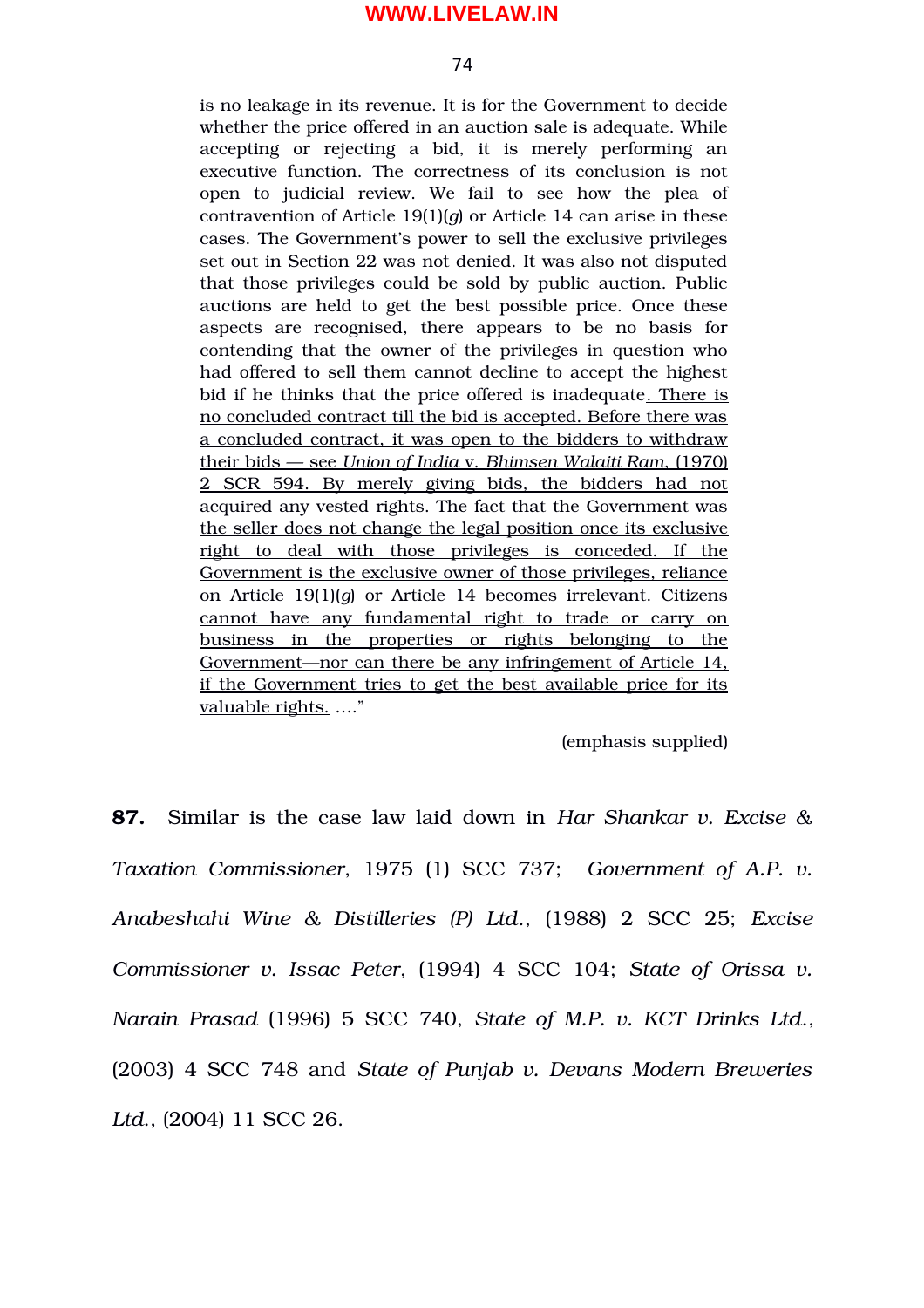> is no leakage in its revenue. It is for the Government to decide whether the price offered in an auction sale is adequate. While accepting or rejecting a bid, it is merely performing an executive function. The correctness of its conclusion is not open to judicial review. We fail to see how the plea of contravention of Article 19(1)(*g*) or Article 14 can arise in these cases. The Government's power to sell the exclusive privileges set out in Section 22 was not denied. It was also not disputed that those privileges could be sold by public auction. Public auctions are held to get the best possible price. Once these aspects are recognised, there appears to be no basis for contending that the owner of the privileges in question who had offered to sell them cannot decline to accept the highest bid if he thinks that the price offered is inadequate. <u>There is no concluded contract till the bid is accepted. Before there was a concluded contract, it was open to the bidders to withdraw their bids — see *Union of India* v. *Bhimsen Walaiti Ram*, (1970) 2 SCR 594. By merely giving bids, the bidders had not acquired any vested rights. The fact that the Government was the seller does not change the legal position once its exclusive right to deal with those privileges is conceded. If the Government is the exclusive owner of those privileges, reliance on Article 19(1)(*g*) or Article 14 becomes irrelevant. Citizens cannot have any fundamental right to trade or carry on business in the properties or rights belonging to the Government—nor can there be any infringement of Article 14, if the Government tries to get the best available price for its valuable rights.</u> ...."
>
> (emphasis supplied)

**87.** Similar is the case law laid down in *Har Shankar v. Excise & Taxation Commissioner*, 1975 (1) SCC 737; *Government of A.P. v. Anabeshahi Wine & Distilleries (P) Ltd.*, (1988) 2 SCC 25; *Excise Commissioner v. Issac Peter*, (1994) 4 SCC 104; *State of Orissa v. Narain Prasad* (1996) 5 SCC 740, *State of M.P. v. KCT Drinks Ltd.*, (2003) 4 SCC 748 and *State of Punjab v. Devans Modern Breweries Ltd.*, (2004) 11 SCC 26.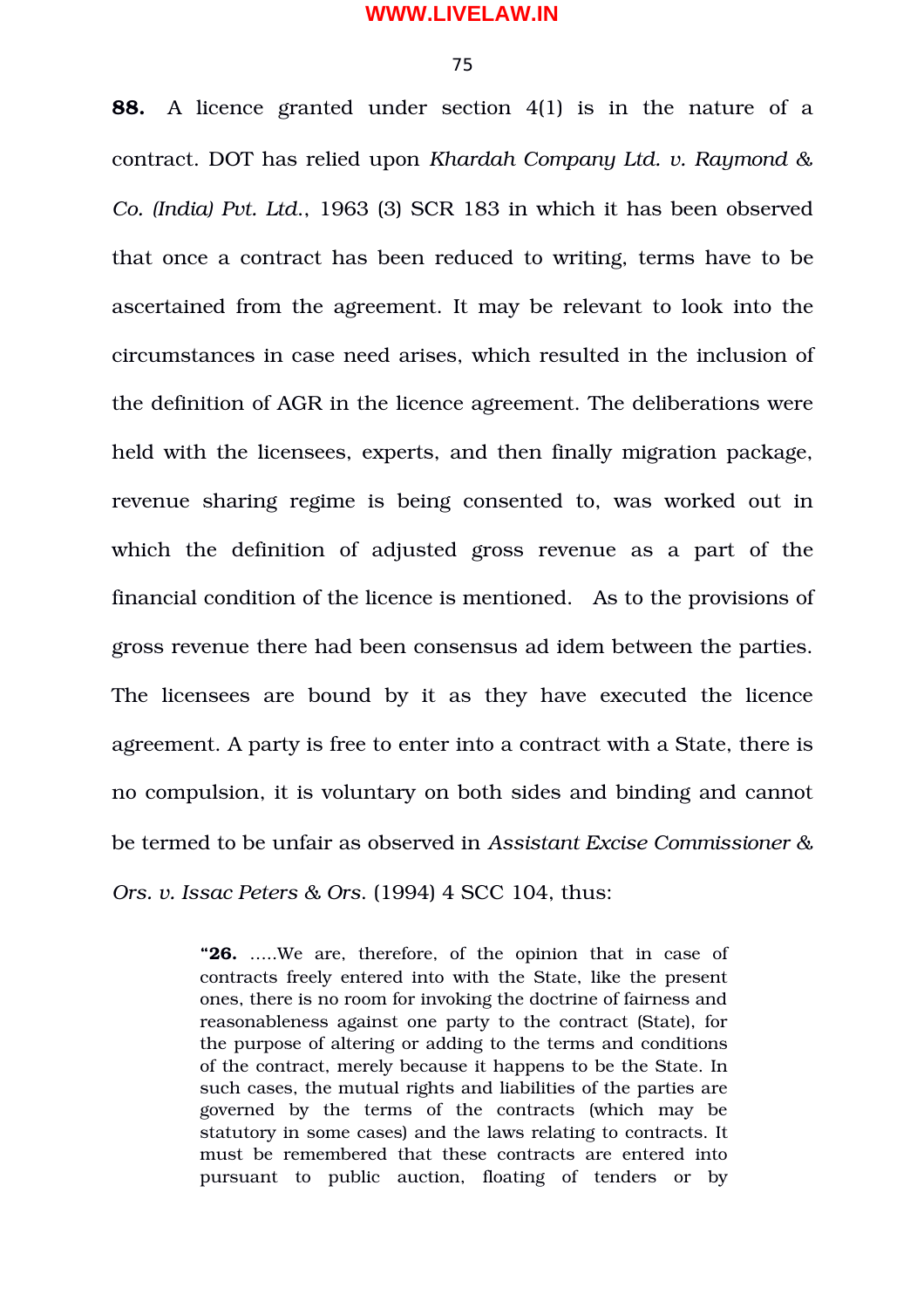**88.** A licence granted under section 4(1) is in the nature of a contract. DOT has relied upon *Khardah Company Ltd. v. Raymond & Co. (India) Pvt. Ltd.*, 1963 (3) SCR 183 in which it has been observed that once a contract has been reduced to writing, terms have to be ascertained from the agreement. It may be relevant to look into the circumstances in case need arises, which resulted in the inclusion of the definition of AGR in the licence agreement. The deliberations were held with the licensees, experts, and then finally migration package, revenue sharing regime is being consented to, was worked out in which the definition of adjusted gross revenue as a part of the financial condition of the licence is mentioned. As to the provisions of gross revenue there had been consensus ad idem between the parties. The licensees are bound by it as they have executed the licence agreement. A party is free to enter into a contract with a State, there is no compulsion, it is voluntary on both sides and binding and cannot be termed to be unfair as observed in *Assistant Excise Commissioner & Ors. v. Issac Peters & Ors.* (1994) 4 SCC 104, thus:

> "**26.** .....We are, therefore, of the opinion that in case of contracts freely entered into with the State, like the present ones, there is no room for invoking the doctrine of fairness and reasonableness against one party to the contract (State), for the purpose of altering or adding to the terms and conditions of the contract, merely because it happens to be the State. In such cases, the mutual rights and liabilities of the parties are governed by the terms of the contracts (which may be statutory in some cases) and the laws relating to contracts. It must be remembered that these contracts are entered into pursuant to public auction, floating of tenders or by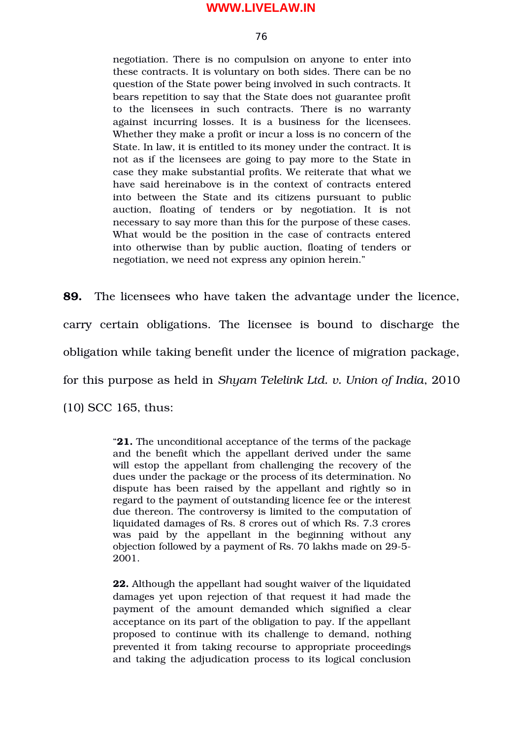> negotiation. There is no compulsion on anyone to enter into these contracts. It is voluntary on both sides. There can be no question of the State power being involved in such contracts. It bears repetition to say that the State does not guarantee profit to the licensees in such contracts. There is no warranty against incurring losses. It is a business for the licensees. Whether they make a profit or incur a loss is no concern of the State. In law, it is entitled to its money under the contract. It is not as if the licensees are going to pay more to the State in case they make substantial profits. We reiterate that what we have said hereinabove is in the context of contracts entered into between the State and its citizens pursuant to public auction, floating of tenders or by negotiation. It is not necessary to say more than this for the purpose of these cases. What would be the position in the case of contracts entered into otherwise than by public auction, floating of tenders or negotiation, we need not express any opinion herein."

**89.** The licensees who have taken the advantage under the licence, carry certain obligations. The licensee is bound to discharge the obligation while taking benefit under the licence of migration package, for this purpose as held in *Shyam Telelink Ltd. v. Union of India*, 2010 (10) SCC 165, thus:

> "**21.** The unconditional acceptance of the terms of the package and the benefit which the appellant derived under the same will estop the appellant from challenging the recovery of the dues under the package or the process of its determination. No dispute has been raised by the appellant and rightly so in regard to the payment of outstanding licence fee or the interest due thereon. The controversy is limited to the computation of liquidated damages of Rs. 8 crores out of which Rs. 7.3 crores was paid by the appellant in the beginning without any objection followed by a payment of Rs. 70 lakhs made on 29-5-2001.
>
> **22.** Although the appellant had sought waiver of the liquidated damages yet upon rejection of that request it had made the payment of the amount demanded which signified a clear acceptance on its part of the obligation to pay. If the appellant proposed to continue with its challenge to demand, nothing prevented it from taking recourse to appropriate proceedings and taking the adjudication process to its logical conclusion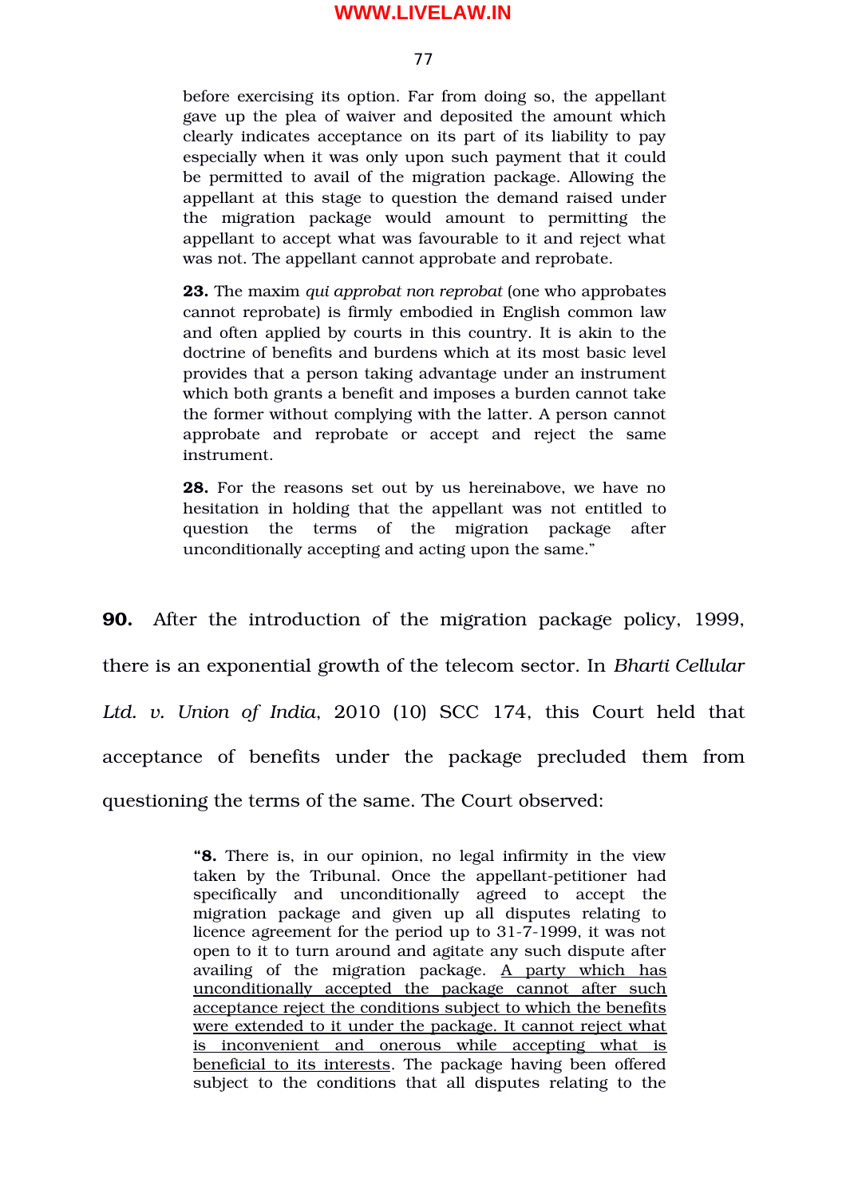> before exercising its option. Far from doing so, the appellant gave up the plea of waiver and deposited the amount which clearly indicates acceptance on its part of its liability to pay especially when it was only upon such payment that it could be permitted to avail of the migration package. Allowing the appellant at this stage to question the demand raised under the migration package would amount to permitting the appellant to accept what was favourable to it and reject what was not. The appellant cannot approbate and reprobate.
>
> **23.** The maxim *qui approbat non reprobat* (one who approbates cannot reprobate) is firmly embodied in English common law and often applied by courts in this country. It is akin to the doctrine of benefits and burdens which at its most basic level provides that a person taking advantage under an instrument which both grants a benefit and imposes a burden cannot take the former without complying with the latter. A person cannot approbate and reprobate or accept and reject the same instrument.
>
> **28.** For the reasons set out by us hereinabove, we have no hesitation in holding that the appellant was not entitled to question the terms of the migration package after unconditionally accepting and acting upon the same."

**90.** After the introduction of the migration package policy, 1999, there is an exponential growth of the telecom sector. In *Bharti Cellular Ltd. v. Union of India*, 2010 (10) SCC 174, this Court held that acceptance of benefits under the package precluded them from questioning the terms of the same. The Court observed:

> "**8.** There is, in our opinion, no legal infirmity in the view taken by the Tribunal. Once the appellant-petitioner had specifically and unconditionally agreed to accept the migration package and given up all disputes relating to licence agreement for the period up to 31-7-1999, it was not open to it to turn around and agitate any such dispute after availing of the migration package. <u>A party which has unconditionally accepted the package cannot after such acceptance reject the conditions subject to which the benefits were extended to it under the package. It cannot reject what is inconvenient and onerous while accepting what is beneficial to its interests</u>. The package having been offered subject to the conditions that all disputes relating to the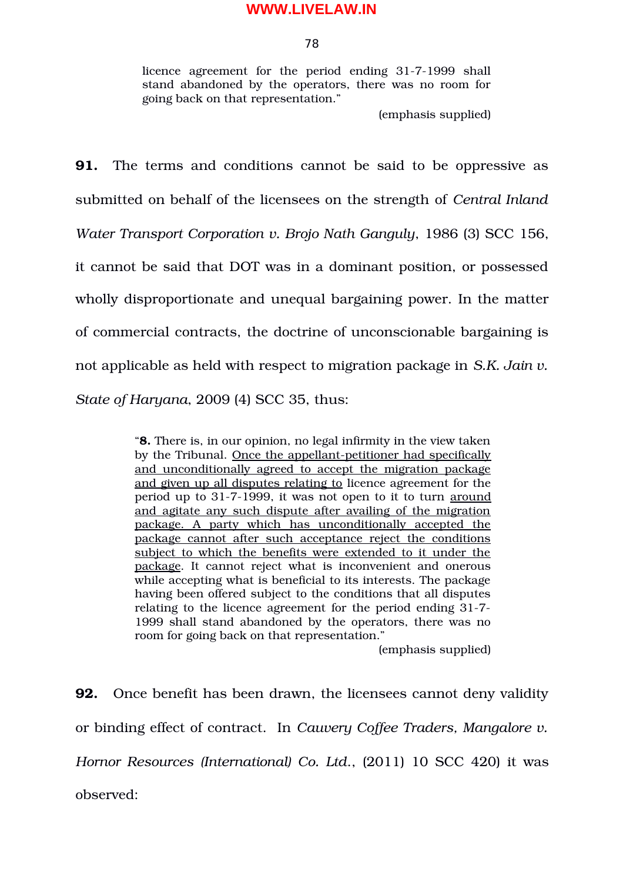> licence agreement for the period ending 31-7-1999 shall stand abandoned by the operators, there was no room for going back on that representation."
>
> (emphasis supplied)

**91.** The terms and conditions cannot be said to be oppressive as submitted on behalf of the licensees on the strength of *Central Inland Water Transport Corporation v. Brojo Nath Ganguly*, 1986 (3) SCC 156, it cannot be said that DOT was in a dominant position, or possessed wholly disproportionate and unequal bargaining power. In the matter of commercial contracts, the doctrine of unconscionable bargaining is not applicable as held with respect to migration package in *S.K. Jain v. State of Haryana*, 2009 (4) SCC 35, thus:

> "**8.** There is, in our opinion, no legal infirmity in the view taken by the Tribunal. <u>Once the appellant-petitioner had specifically and unconditionally agreed to accept the migration package and given up all disputes relating to</u> licence agreement for the period up to 31-7-1999, it was not open to it to turn <u>around and agitate any such dispute after availing of the migration package. A party which has unconditionally accepted the package cannot after such acceptance reject the conditions subject to which the benefits were extended to it under the package</u>. It cannot reject what is inconvenient and onerous while accepting what is beneficial to its interests. The package having been offered subject to the conditions that all disputes relating to the licence agreement for the period ending 31-7-1999 shall stand abandoned by the operators, there was no room for going back on that representation."
>
> (emphasis supplied)

**92.** Once benefit has been drawn, the licensees cannot deny validity or binding effect of contract. In *Cauvery Coffee Traders, Mangalore v. Hornor Resources (International) Co. Ltd.*, (2011) 10 SCC 420) it was observed: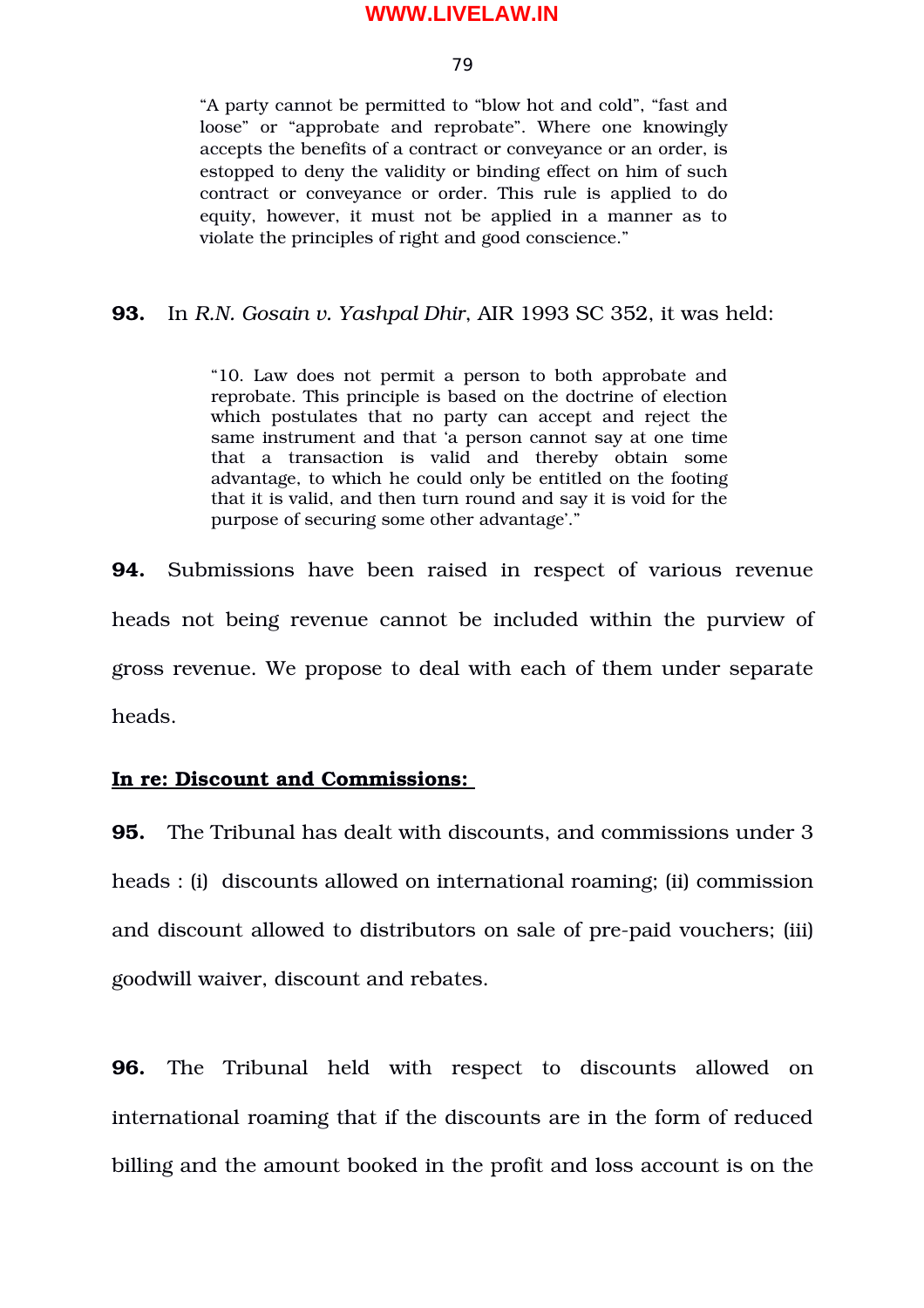> "A party cannot be permitted to "blow hot and cold", "fast and loose" or "approbate and reprobate". Where one knowingly accepts the benefits of a contract or conveyance or an order, is estopped to deny the validity or binding effect on him of such contract or conveyance or order. This rule is applied to do equity, however, it must not be applied in a manner as to violate the principles of right and good conscience."

**93.** In *R.N. Gosain v. Yashpal Dhir*, AIR 1993 SC 352, it was held:

> "10. Law does not permit a person to both approbate and reprobate. This principle is based on the doctrine of election which postulates that no party can accept and reject the same instrument and that 'a person cannot say at one time that a transaction is valid and thereby obtain some advantage, to which he could only be entitled on the footing that it is valid, and then turn round and say it is void for the purpose of securing some other advantage'."

**94.** Submissions have been raised in respect of various revenue heads not being revenue cannot be included within the purview of gross revenue. We propose to deal with each of them under separate heads.

**<u>In re: Discount and Commissions:</u>**

**95.** The Tribunal has dealt with discounts, and commissions under 3 heads : (i) discounts allowed on international roaming; (ii) commission and discount allowed to distributors on sale of pre-paid vouchers; (iii) goodwill waiver, discount and rebates.

**96.** The Tribunal held with respect to discounts allowed on international roaming that if the discounts are in the form of reduced billing and the amount booked in the profit and loss account is on the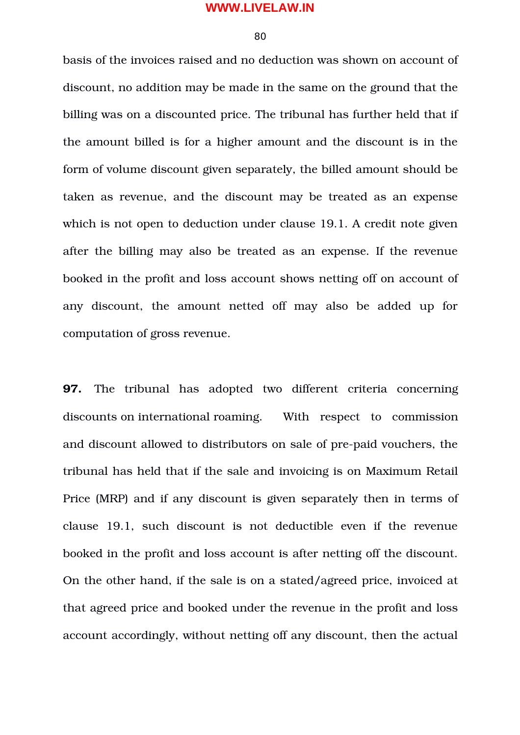basis of the invoices raised and no deduction was shown on account of discount, no addition may be made in the same on the ground that the billing was on a discounted price. The tribunal has further held that if the amount billed is for a higher amount and the discount is in the form of volume discount given separately, the billed amount should be taken as revenue, and the discount may be treated as an expense which is not open to deduction under clause 19.1. A credit note given after the billing may also be treated as an expense. If the revenue booked in the profit and loss account shows netting off on account of any discount, the amount netted off may also be added up for computation of gross revenue.

**97.** The tribunal has adopted two different criteria concerning discounts on international roaming. With respect to commission and discount allowed to distributors on sale of pre-paid vouchers, the tribunal has held that if the sale and invoicing is on Maximum Retail Price (MRP) and if any discount is given separately then in terms of clause 19.1, such discount is not deductible even if the revenue booked in the profit and loss account is after netting off the discount. On the other hand, if the sale is on a stated/agreed price, invoiced at that agreed price and booked under the revenue in the profit and loss account accordingly, without netting off any discount, then the actual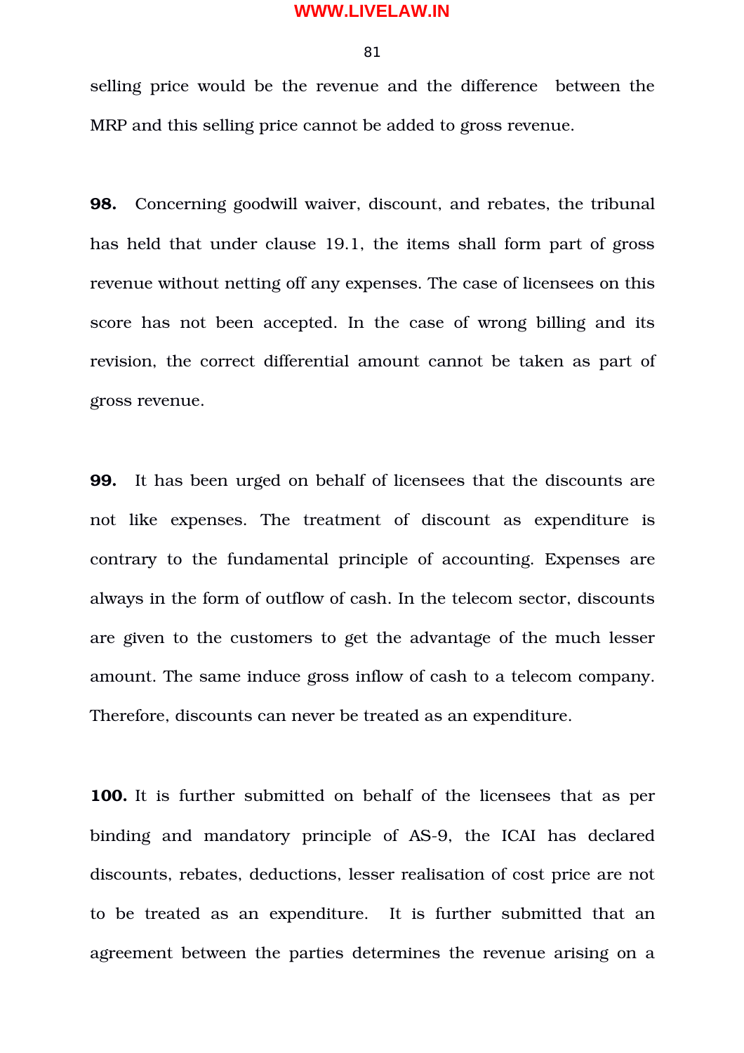selling price would be the revenue and the difference between the MRP and this selling price cannot be added to gross revenue.

**98.** Concerning goodwill waiver, discount, and rebates, the tribunal has held that under clause 19.1, the items shall form part of gross revenue without netting off any expenses. The case of licensees on this score has not been accepted. In the case of wrong billing and its revision, the correct differential amount cannot be taken as part of gross revenue.

**99.** It has been urged on behalf of licensees that the discounts are not like expenses. The treatment of discount as expenditure is contrary to the fundamental principle of accounting. Expenses are always in the form of outflow of cash. In the telecom sector, discounts are given to the customers to get the advantage of the much lesser amount. The same induce gross inflow of cash to a telecom company. Therefore, discounts can never be treated as an expenditure.

**100.** It is further submitted on behalf of the licensees that as per binding and mandatory principle of AS-9, the ICAI has declared discounts, rebates, deductions, lesser realisation of cost price are not to be treated as an expenditure. It is further submitted that an agreement between the parties determines the revenue arising on a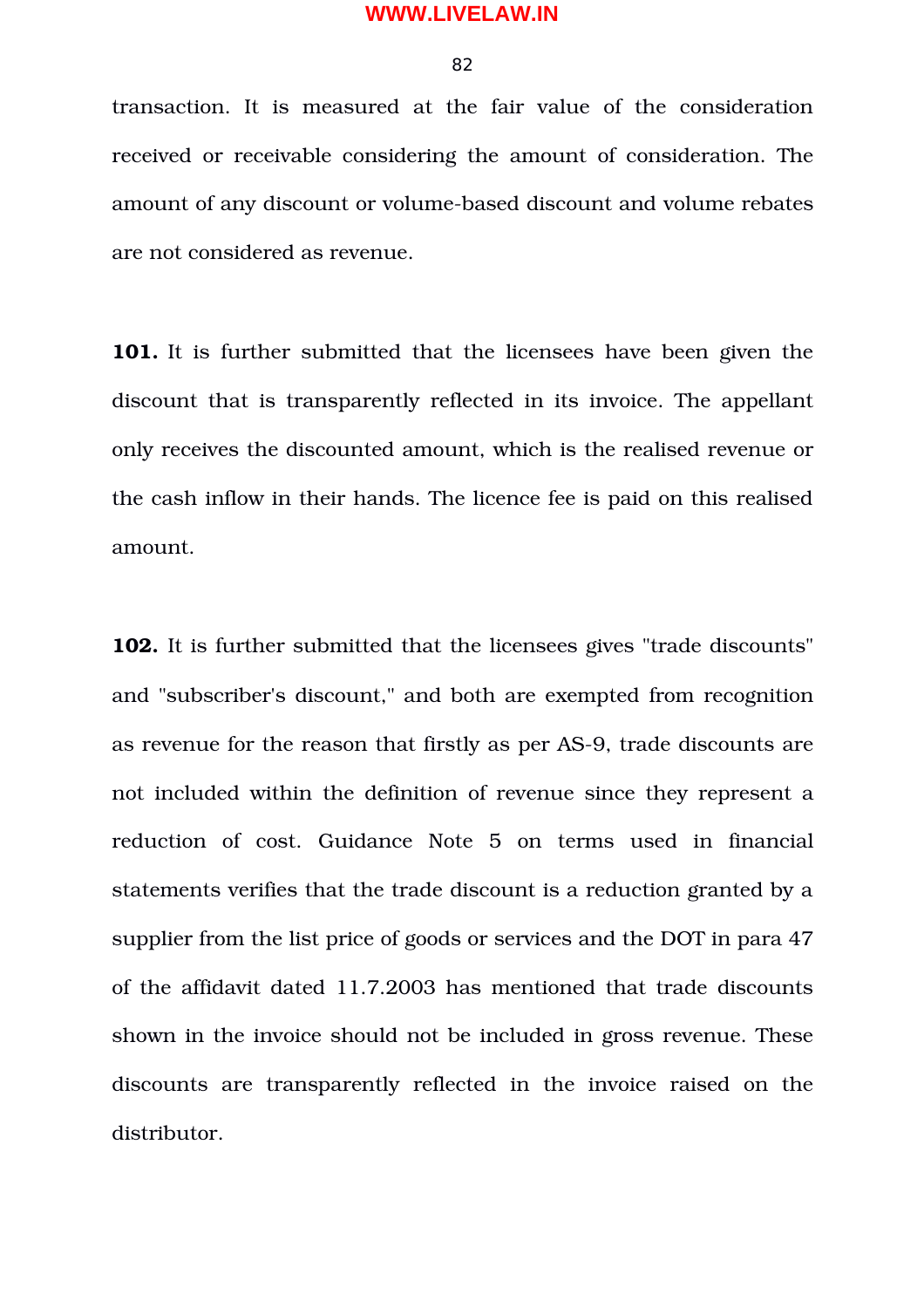transaction. It is measured at the fair value of the consideration received or receivable considering the amount of consideration. The amount of any discount or volume-based discount and volume rebates are not considered as revenue.

**101.** It is further submitted that the licensees have been given the discount that is transparently reflected in its invoice. The appellant only receives the discounted amount, which is the realised revenue or the cash inflow in their hands. The licence fee is paid on this realised amount.

**102.** It is further submitted that the licensees gives "trade discounts" and "subscriber's discount," and both are exempted from recognition as revenue for the reason that firstly as per AS-9, trade discounts are not included within the definition of revenue since they represent a reduction of cost. Guidance Note 5 on terms used in financial statements verifies that the trade discount is a reduction granted by a supplier from the list price of goods or services and the DOT in para 47 of the affidavit dated 11.7.2003 has mentioned that trade discounts shown in the invoice should not be included in gross revenue. These discounts are transparently reflected in the invoice raised on the distributor.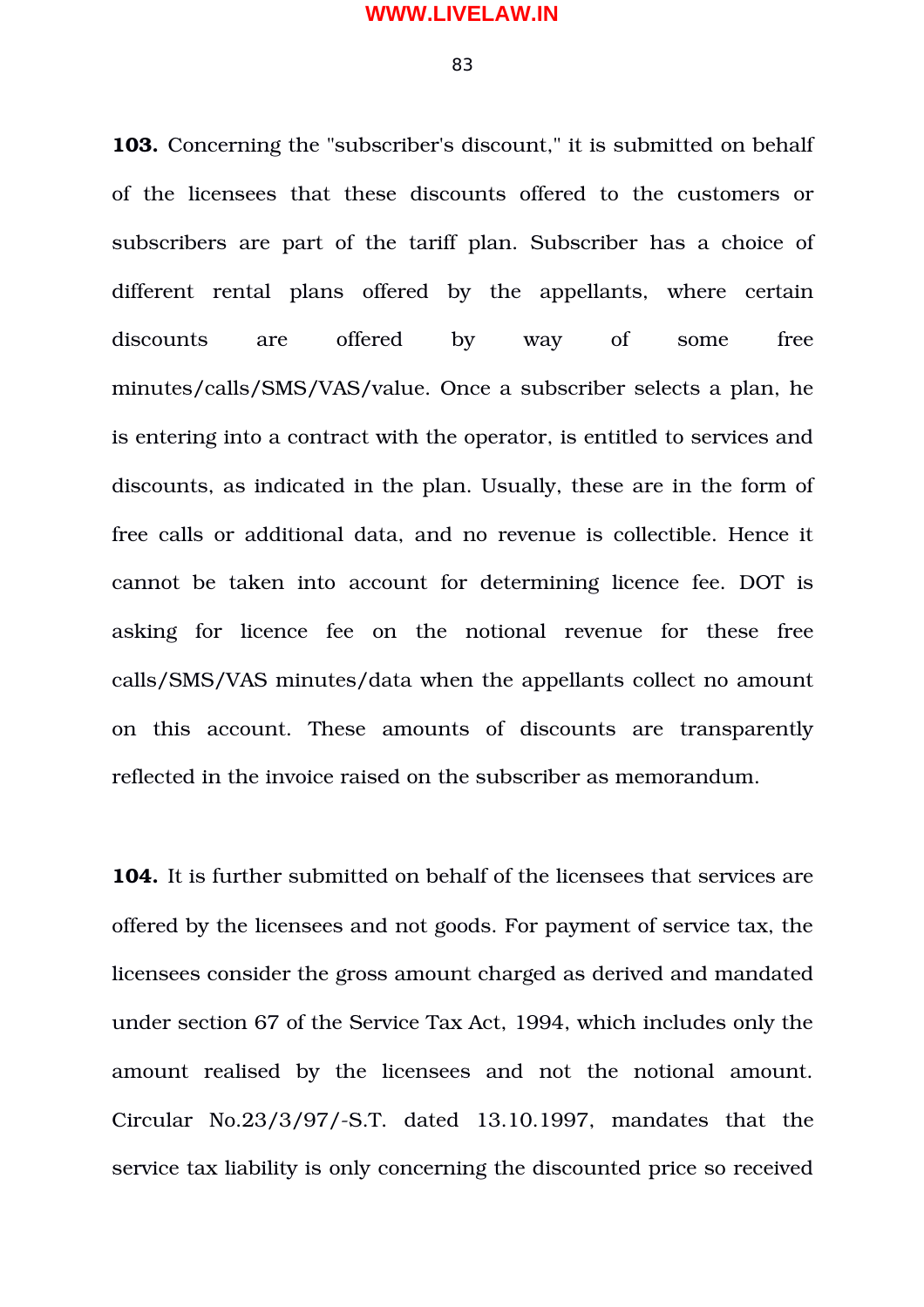**103.** Concerning the "subscriber's discount," it is submitted on behalf of the licensees that these discounts offered to the customers or subscribers are part of the tariff plan. Subscriber has a choice of different rental plans offered by the appellants, where certain discounts are offered by way of some free minutes/calls/SMS/VAS/value. Once a subscriber selects a plan, he is entering into a contract with the operator, is entitled to services and discounts, as indicated in the plan. Usually, these are in the form of free calls or additional data, and no revenue is collectible. Hence it cannot be taken into account for determining licence fee. DOT is asking for licence fee on the notional revenue for these free calls/SMS/VAS minutes/data when the appellants collect no amount on this account. These amounts of discounts are transparently reflected in the invoice raised on the subscriber as memorandum.

**104.** It is further submitted on behalf of the licensees that services are offered by the licensees and not goods. For payment of service tax, the licensees consider the gross amount charged as derived and mandated under section 67 of the Service Tax Act, 1994, which includes only the amount realised by the licensees and not the notional amount. Circular No.23/3/97/-S.T. dated 13.10.1997, mandates that the service tax liability is only concerning the discounted price so received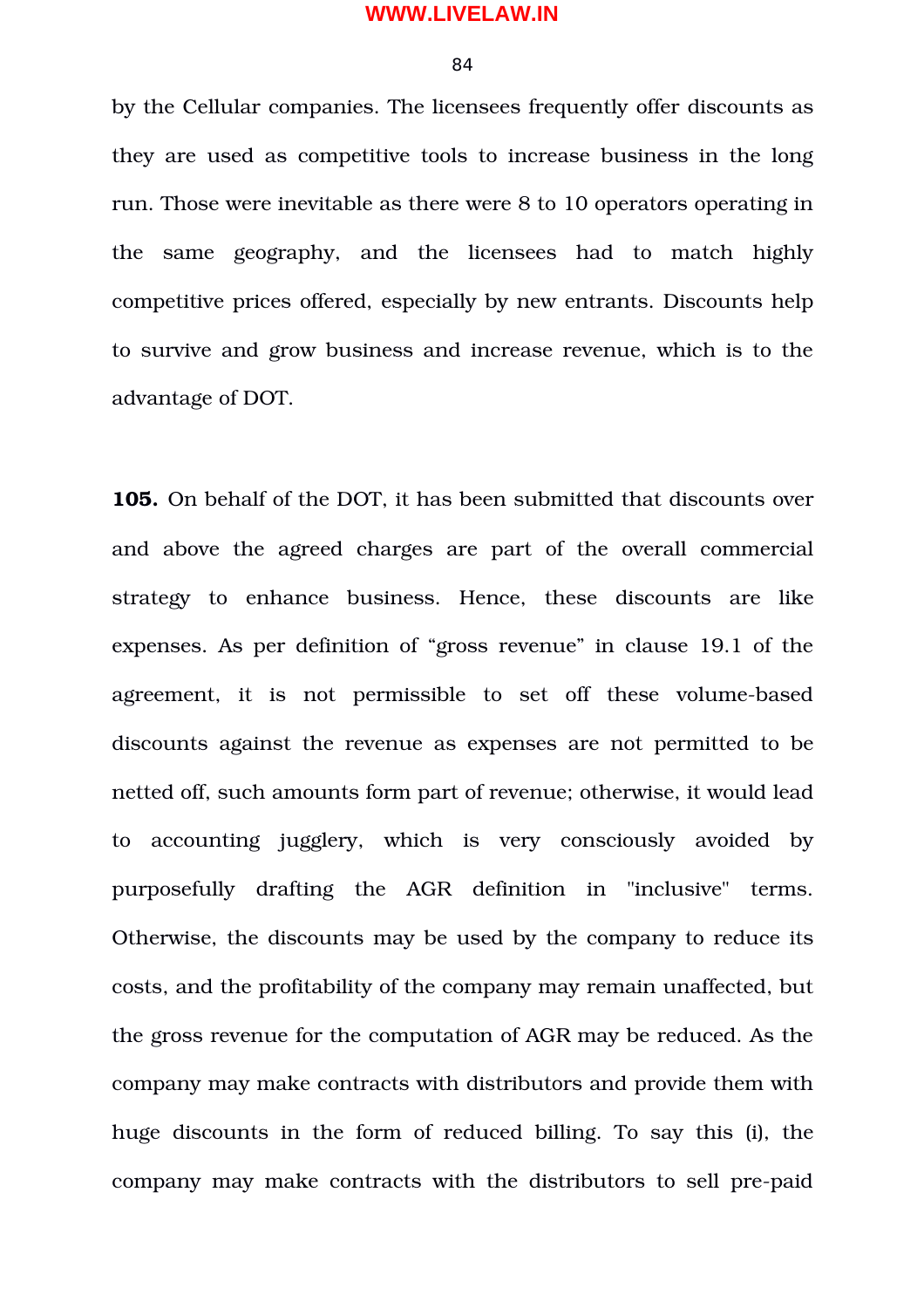by the Cellular companies. The licensees frequently offer discounts as they are used as competitive tools to increase business in the long run. Those were inevitable as there were 8 to 10 operators operating in the same geography, and the licensees had to match highly competitive prices offered, especially by new entrants. Discounts help to survive and grow business and increase revenue, which is to the advantage of DOT.

**105.** On behalf of the DOT, it has been submitted that discounts over and above the agreed charges are part of the overall commercial strategy to enhance business. Hence, these discounts are like expenses. As per definition of “gross revenue” in clause 19.1 of the agreement, it is not permissible to set off these volume-based discounts against the revenue as expenses are not permitted to be netted off, such amounts form part of revenue; otherwise, it would lead to accounting jugglery, which is very consciously avoided by purposefully drafting the AGR definition in "inclusive" terms. Otherwise, the discounts may be used by the company to reduce its costs, and the profitability of the company may remain unaffected, but the gross revenue for the computation of AGR may be reduced. As the company may make contracts with distributors and provide them with huge discounts in the form of reduced billing. To say this (i), the company may make contracts with the distributors to sell pre-paid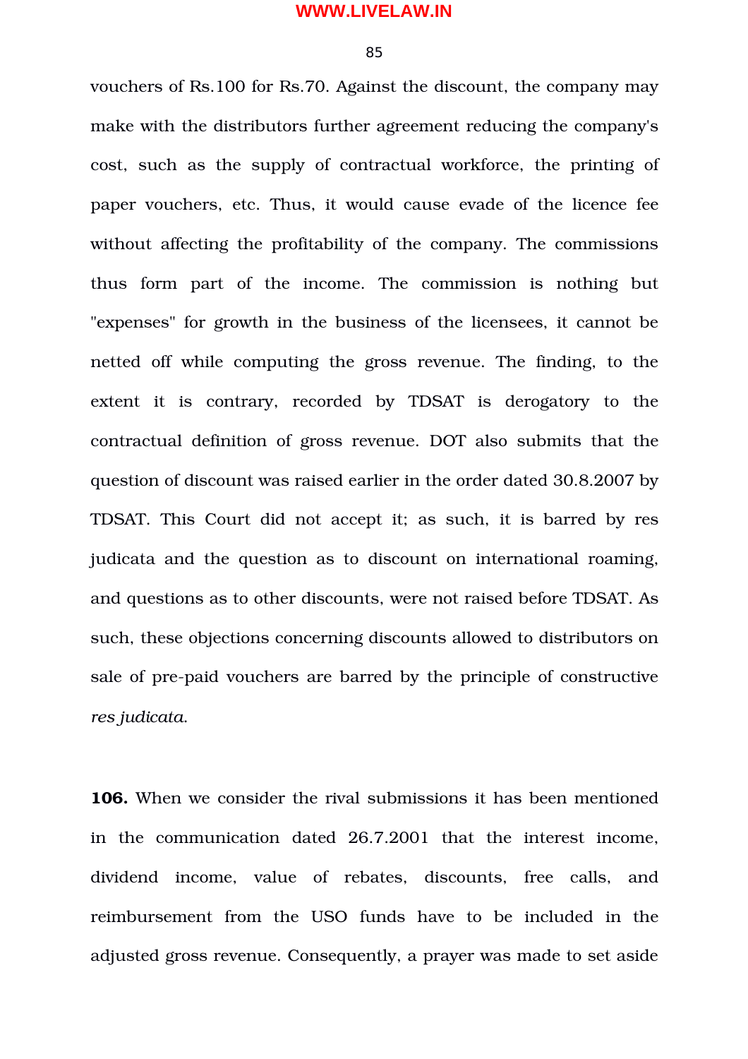vouchers of Rs.100 for Rs.70. Against the discount, the company may make with the distributors further agreement reducing the company's cost, such as the supply of contractual workforce, the printing of paper vouchers, etc. Thus, it would cause evade of the licence fee without affecting the profitability of the company. The commissions thus form part of the income. The commission is nothing but "expenses" for growth in the business of the licensees, it cannot be netted off while computing the gross revenue. The finding, to the extent it is contrary, recorded by TDSAT is derogatory to the contractual definition of gross revenue. DOT also submits that the question of discount was raised earlier in the order dated 30.8.2007 by TDSAT. This Court did not accept it; as such, it is barred by res judicata and the question as to discount on international roaming, and questions as to other discounts, were not raised before TDSAT. As such, these objections concerning discounts allowed to distributors on sale of pre-paid vouchers are barred by the principle of constructive *res judicata*.

**106.** When we consider the rival submissions it has been mentioned in the communication dated 26.7.2001 that the interest income, dividend income, value of rebates, discounts, free calls, and reimbursement from the USO funds have to be included in the adjusted gross revenue. Consequently, a prayer was made to set aside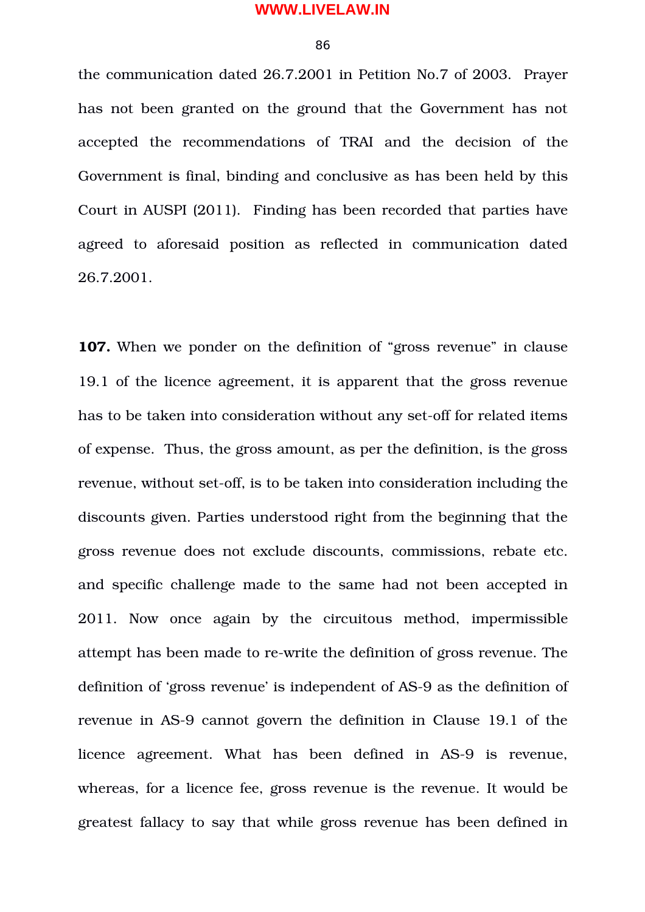the communication dated 26.7.2001 in Petition No.7 of 2003. Prayer has not been granted on the ground that the Government has not accepted the recommendations of TRAI and the decision of the Government is final, binding and conclusive as has been held by this Court in AUSPI (2011). Finding has been recorded that parties have agreed to aforesaid position as reflected in communication dated 26.7.2001.

**107.** When we ponder on the definition of "gross revenue" in clause 19.1 of the licence agreement, it is apparent that the gross revenue has to be taken into consideration without any set-off for related items of expense. Thus, the gross amount, as per the definition, is the gross revenue, without set-off, is to be taken into consideration including the discounts given. Parties understood right from the beginning that the gross revenue does not exclude discounts, commissions, rebate etc. and specific challenge made to the same had not been accepted in 2011. Now once again by the circuitous method, impermissible attempt has been made to re-write the definition of gross revenue. The definition of 'gross revenue' is independent of AS-9 as the definition of revenue in AS-9 cannot govern the definition in Clause 19.1 of the licence agreement. What has been defined in AS-9 is revenue, whereas, for a licence fee, gross revenue is the revenue. It would be greatest fallacy to say that while gross revenue has been defined in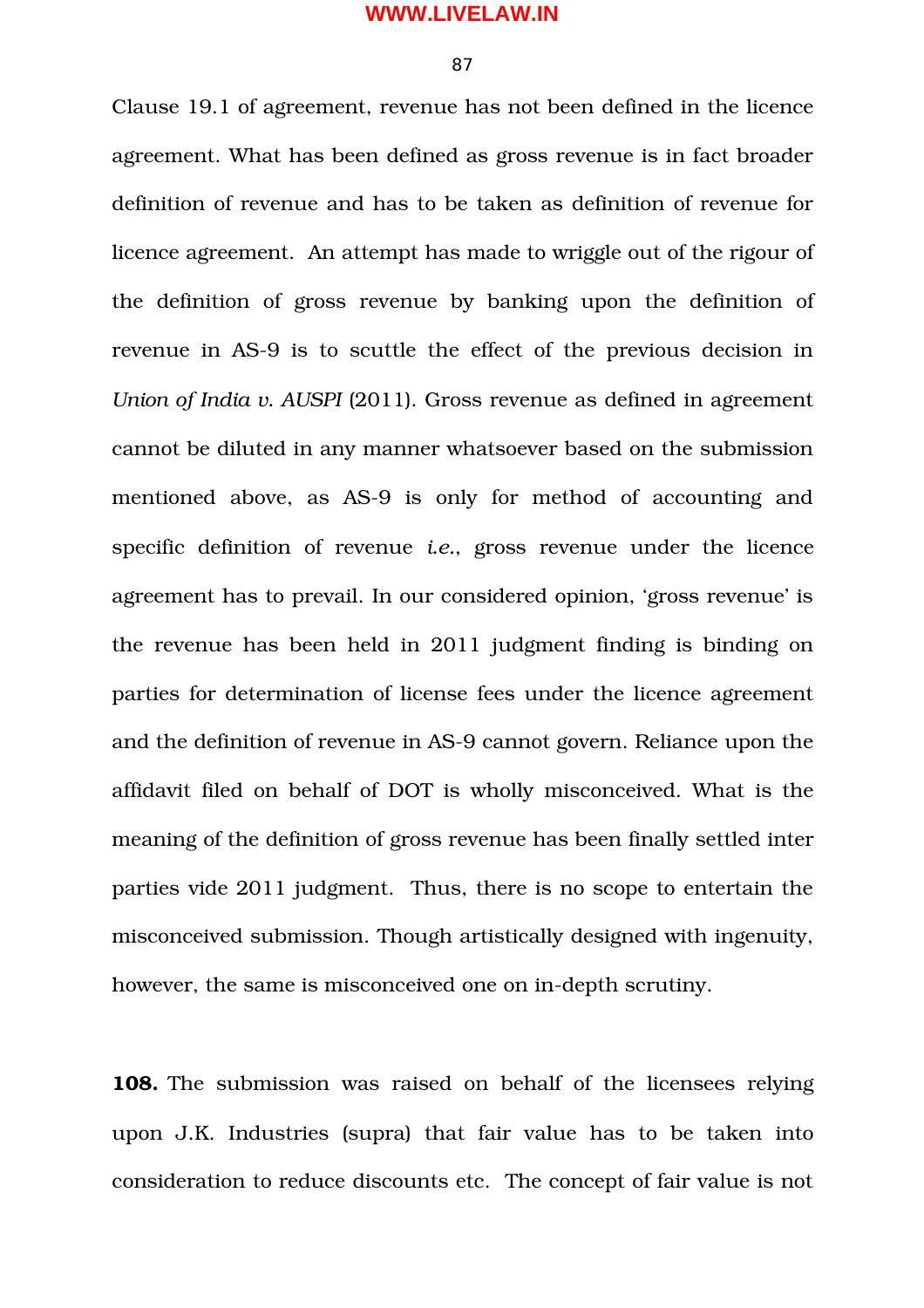Clause 19.1 of agreement, revenue has not been defined in the licence agreement. What has been defined as gross revenue is in fact broader definition of revenue and has to be taken as definition of revenue for licence agreement. An attempt has made to wriggle out of the rigour of the definition of gross revenue by banking upon the definition of revenue in AS-9 is to scuttle the effect of the previous decision in *Union of India v. AUSPI* (2011). Gross revenue as defined in agreement cannot be diluted in any manner whatsoever based on the submission mentioned above, as AS-9 is only for method of accounting and specific definition of revenue *i.e.*, gross revenue under the licence agreement has to prevail. In our considered opinion, 'gross revenue' is the revenue has been held in 2011 judgment finding is binding on parties for determination of license fees under the licence agreement and the definition of revenue in AS-9 cannot govern. Reliance upon the affidavit filed on behalf of DOT is wholly misconceived. What is the meaning of the definition of gross revenue has been finally settled inter parties vide 2011 judgment. Thus, there is no scope to entertain the misconceived submission. Though artistically designed with ingenuity, however, the same is misconceived one on in-depth scrutiny.

**108.** The submission was raised on behalf of the licensees relying upon J.K. Industries (supra) that fair value has to be taken into consideration to reduce discounts etc. The concept of fair value is not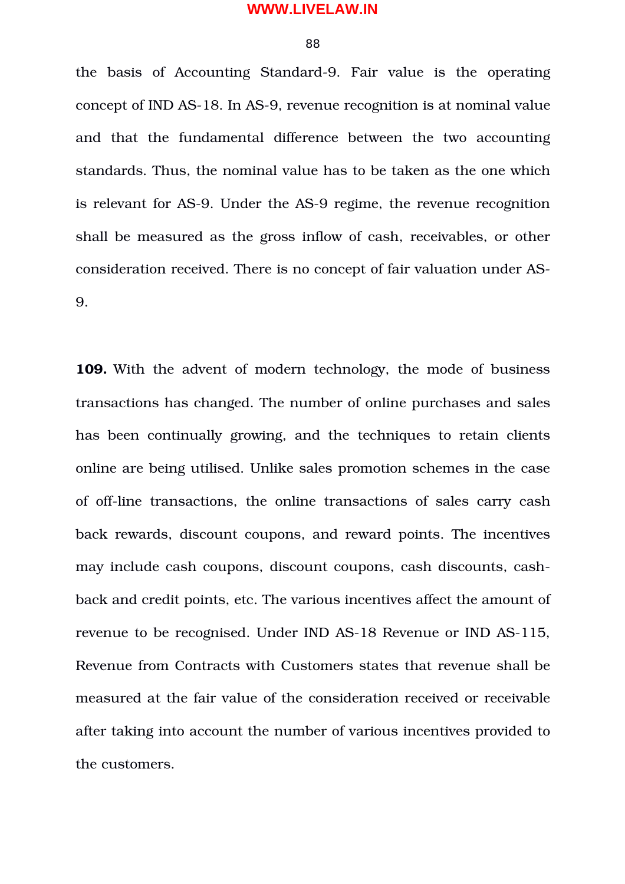the basis of Accounting Standard-9. Fair value is the operating concept of IND AS-18. In AS-9, revenue recognition is at nominal value and that the fundamental difference between the two accounting standards. Thus, the nominal value has to be taken as the one which is relevant for AS-9. Under the AS-9 regime, the revenue recognition shall be measured as the gross inflow of cash, receivables, or other consideration received. There is no concept of fair valuation under AS-9.

**109.** With the advent of modern technology, the mode of business transactions has changed. The number of online purchases and sales has been continually growing, and the techniques to retain clients online are being utilised. Unlike sales promotion schemes in the case of off-line transactions, the online transactions of sales carry cash back rewards, discount coupons, and reward points. The incentives may include cash coupons, discount coupons, cash discounts, cash-back and credit points, etc. The various incentives affect the amount of revenue to be recognised. Under IND AS-18 Revenue or IND AS-115, Revenue from Contracts with Customers states that revenue shall be measured at the fair value of the consideration received or receivable after taking into account the number of various incentives provided to the customers.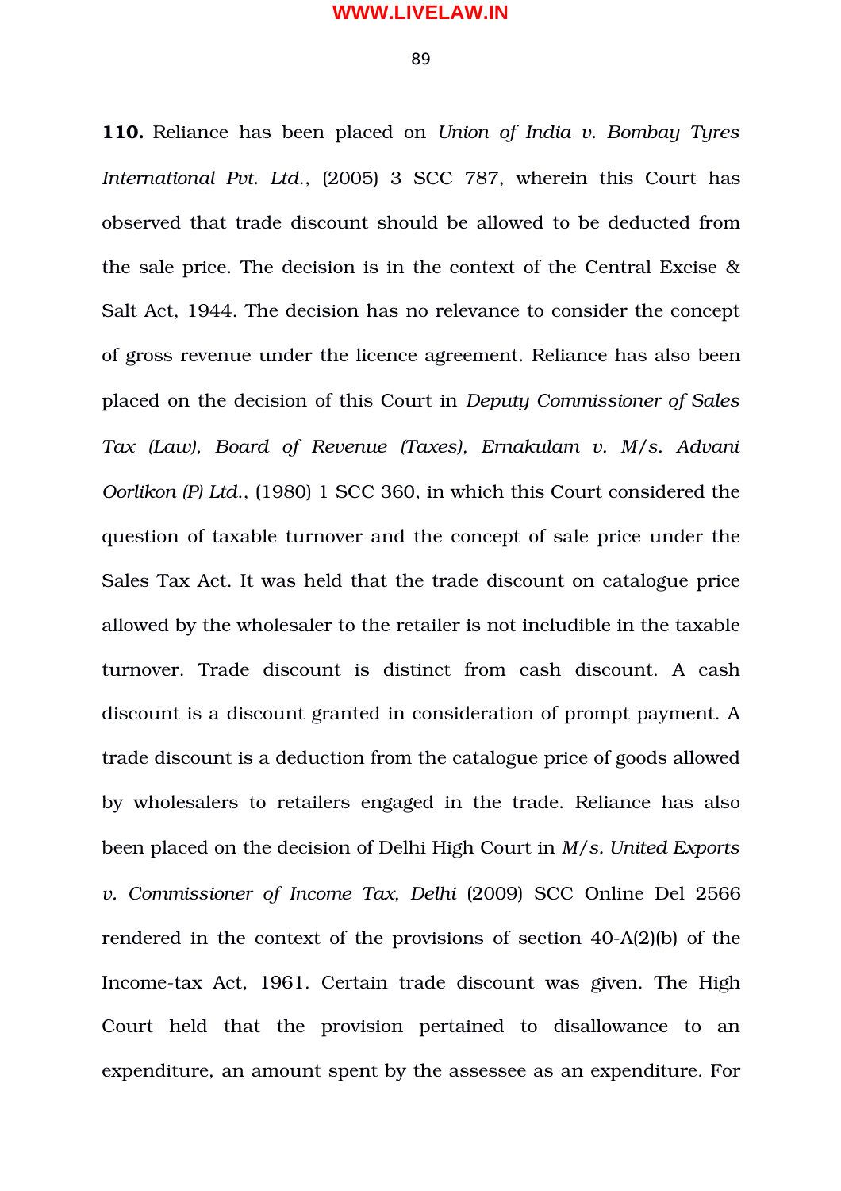**110.** Reliance has been placed on *Union of India v. Bombay Tyres International Pvt. Ltd.*, (2005) 3 SCC 787, wherein this Court has observed that trade discount should be allowed to be deducted from the sale price. The decision is in the context of the Central Excise & Salt Act, 1944. The decision has no relevance to consider the concept of gross revenue under the licence agreement. Reliance has also been placed on the decision of this Court in *Deputy Commissioner of Sales Tax (Law), Board of Revenue (Taxes), Ernakulam v. M/s. Advani Oorlikon (P) Ltd.*, (1980) 1 SCC 360, in which this Court considered the question of taxable turnover and the concept of sale price under the Sales Tax Act. It was held that the trade discount on catalogue price allowed by the wholesaler to the retailer is not includible in the taxable turnover. Trade discount is distinct from cash discount. A cash discount is a discount granted in consideration of prompt payment. A trade discount is a deduction from the catalogue price of goods allowed by wholesalers to retailers engaged in the trade. Reliance has also been placed on the decision of Delhi High Court in *M/s. United Exports v. Commissioner of Income Tax, Delhi* (2009) SCC Online Del 2566 rendered in the context of the provisions of section 40-A(2)(b) of the Income-tax Act, 1961. Certain trade discount was given. The High Court held that the provision pertained to disallowance to an expenditure, an amount spent by the assessee as an expenditure. For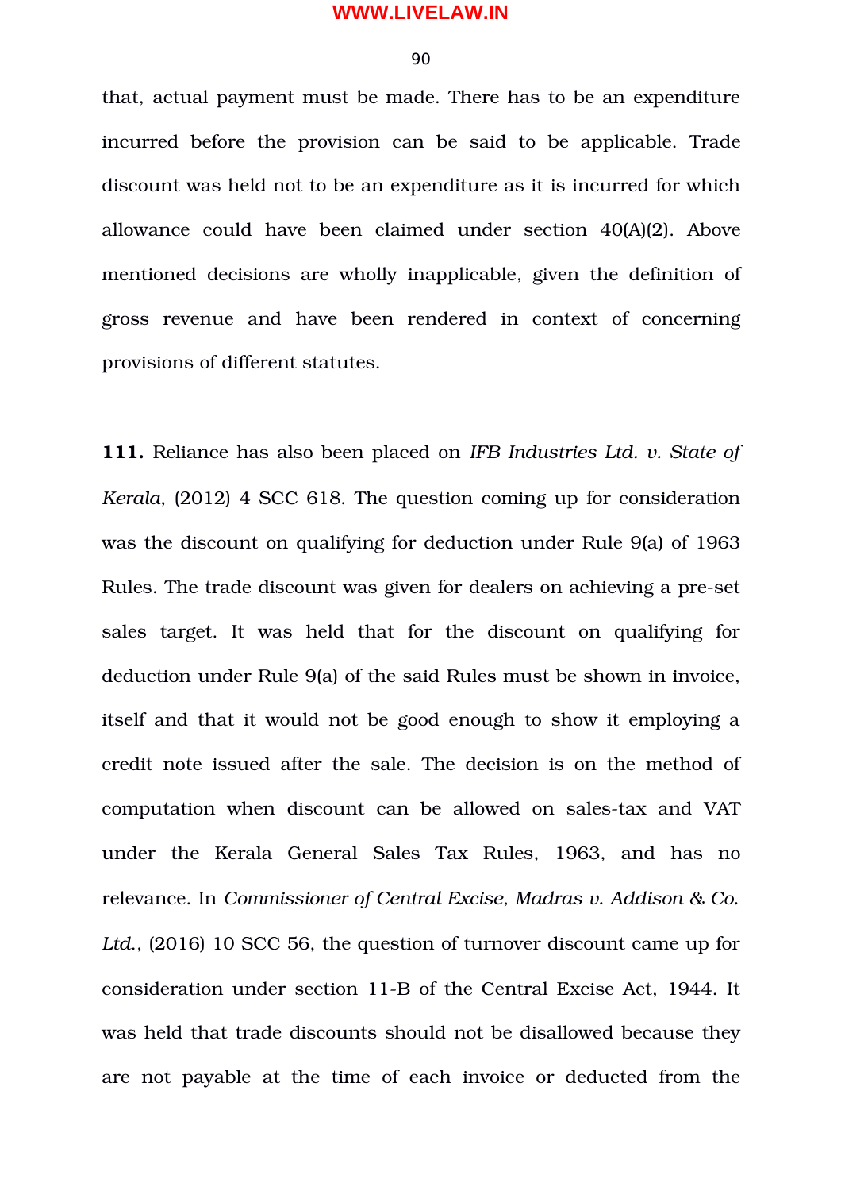that, actual payment must be made. There has to be an expenditure incurred before the provision can be said to be applicable. Trade discount was held not to be an expenditure as it is incurred for which allowance could have been claimed under section 40(A)(2). Above mentioned decisions are wholly inapplicable, given the definition of gross revenue and have been rendered in context of concerning provisions of different statutes.

**111.** Reliance has also been placed on *IFB Industries Ltd. v. State of Kerala*, (2012) 4 SCC 618. The question coming up for consideration was the discount on qualifying for deduction under Rule 9(a) of 1963 Rules. The trade discount was given for dealers on achieving a pre-set sales target. It was held that for the discount on qualifying for deduction under Rule 9(a) of the said Rules must be shown in invoice, itself and that it would not be good enough to show it employing a credit note issued after the sale. The decision is on the method of computation when discount can be allowed on sales-tax and VAT under the Kerala General Sales Tax Rules, 1963, and has no relevance. In *Commissioner of Central Excise, Madras v. Addison & Co. Ltd.*, (2016) 10 SCC 56, the question of turnover discount came up for consideration under section 11-B of the Central Excise Act, 1944. It was held that trade discounts should not be disallowed because they are not payable at the time of each invoice or deducted from the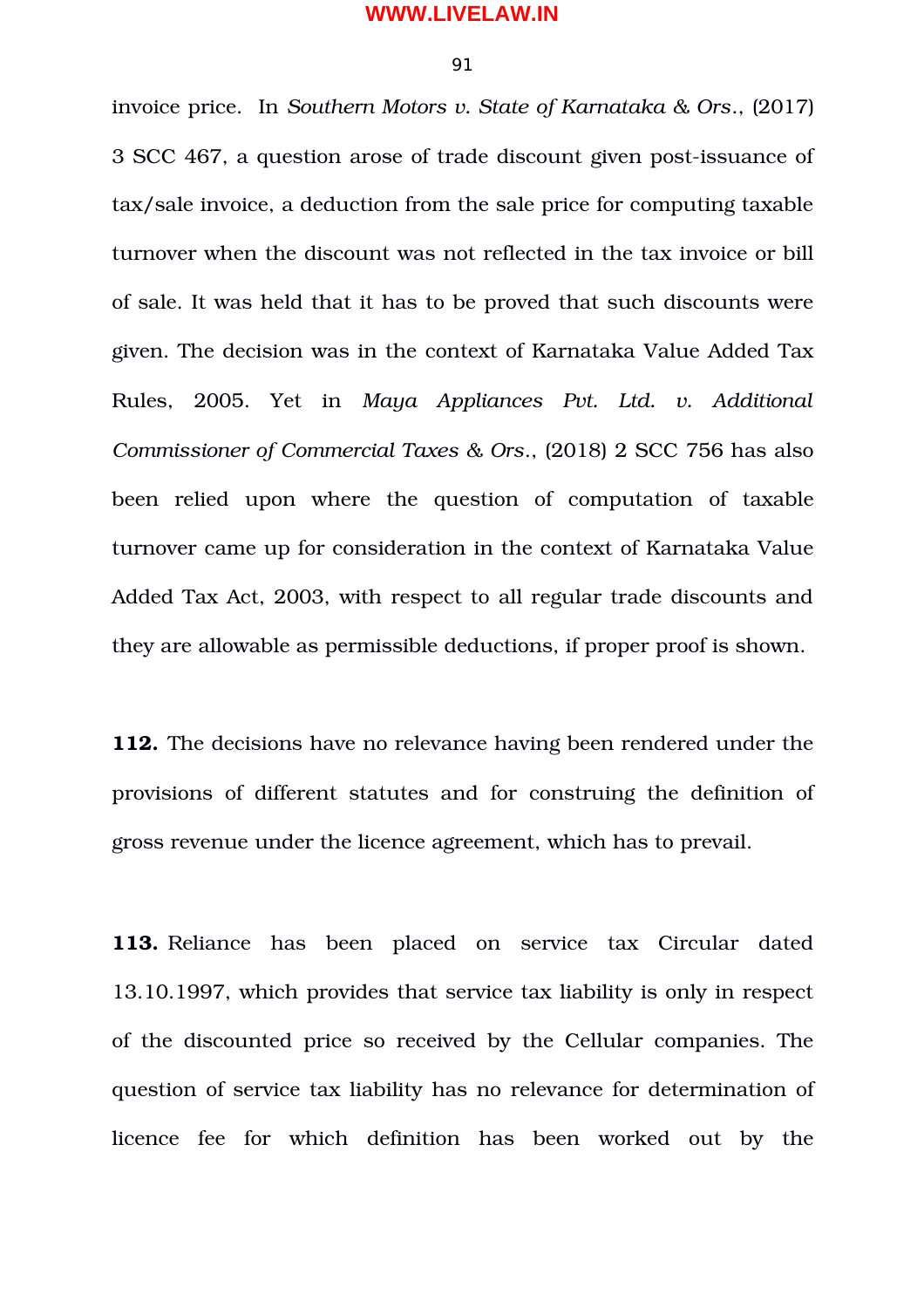invoice price. In *Southern Motors v. State of Karnataka & Ors.*, (2017) 3 SCC 467, a question arose of trade discount given post-issuance of tax/sale invoice, a deduction from the sale price for computing taxable turnover when the discount was not reflected in the tax invoice or bill of sale. It was held that it has to be proved that such discounts were given. The decision was in the context of Karnataka Value Added Tax Rules, 2005. Yet in *Maya Appliances Pvt. Ltd. v. Additional Commissioner of Commercial Taxes & Ors.*, (2018) 2 SCC 756 has also been relied upon where the question of computation of taxable turnover came up for consideration in the context of Karnataka Value Added Tax Act, 2003, with respect to all regular trade discounts and they are allowable as permissible deductions, if proper proof is shown.

**112.** The decisions have no relevance having been rendered under the provisions of different statutes and for construing the definition of gross revenue under the licence agreement, which has to prevail.

**113.** Reliance has been placed on service tax Circular dated 13.10.1997, which provides that service tax liability is only in respect of the discounted price so received by the Cellular companies. The question of service tax liability has no relevance for determination of licence fee for which definition has been worked out by the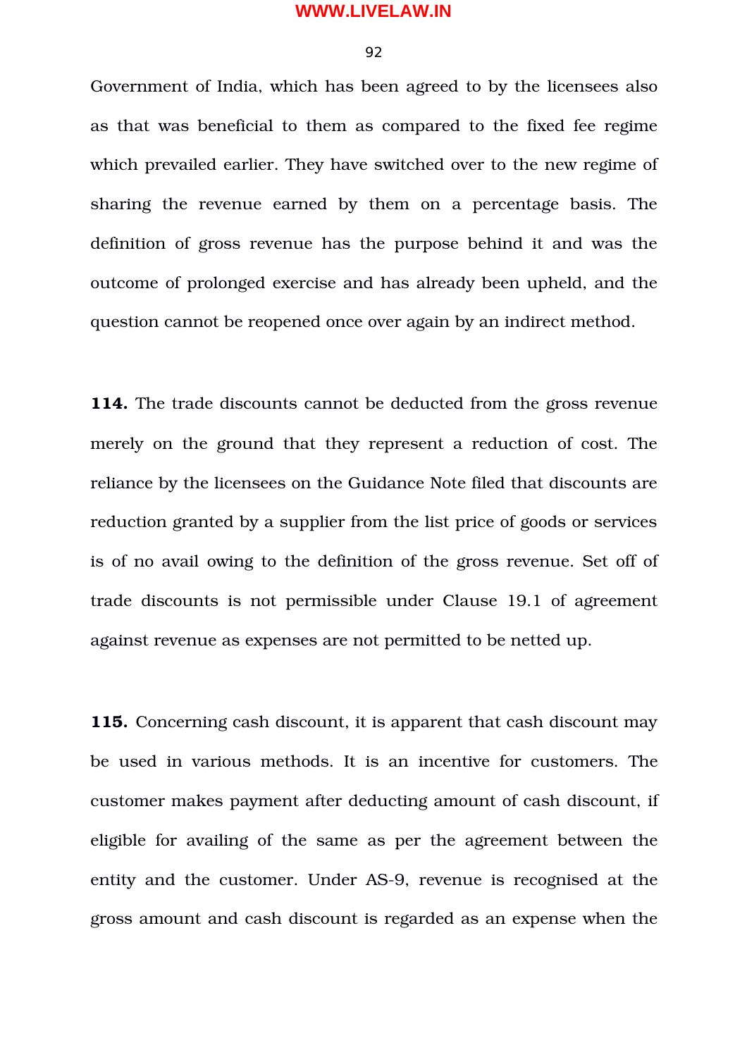Government of India, which has been agreed to by the licensees also as that was beneficial to them as compared to the fixed fee regime which prevailed earlier. They have switched over to the new regime of sharing the revenue earned by them on a percentage basis. The definition of gross revenue has the purpose behind it and was the outcome of prolonged exercise and has already been upheld, and the question cannot be reopened once over again by an indirect method.

**114.** The trade discounts cannot be deducted from the gross revenue merely on the ground that they represent a reduction of cost. The reliance by the licensees on the Guidance Note filed that discounts are reduction granted by a supplier from the list price of goods or services is of no avail owing to the definition of the gross revenue. Set off of trade discounts is not permissible under Clause 19.1 of agreement against revenue as expenses are not permitted to be netted up.

**115.** Concerning cash discount, it is apparent that cash discount may be used in various methods. It is an incentive for customers. The customer makes payment after deducting amount of cash discount, if eligible for availing of the same as per the agreement between the entity and the customer. Under AS-9, revenue is recognised at the gross amount and cash discount is regarded as an expense when the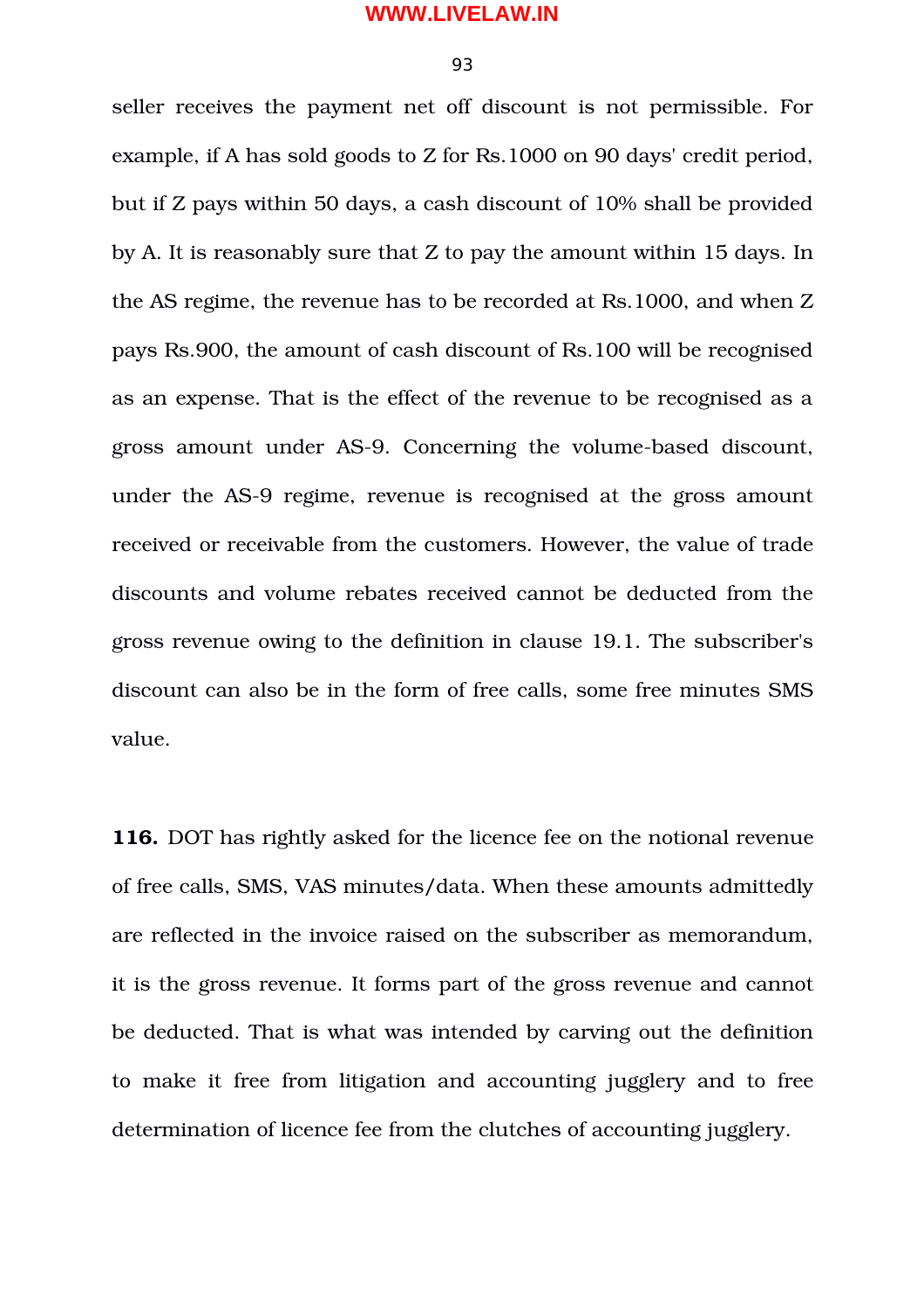seller receives the payment net off discount is not permissible. For example, if A has sold goods to Z for Rs.1000 on 90 days' credit period, but if Z pays within 50 days, a cash discount of 10% shall be provided by A. It is reasonably sure that Z to pay the amount within 15 days. In the AS regime, the revenue has to be recorded at Rs.1000, and when Z pays Rs.900, the amount of cash discount of Rs.100 will be recognised as an expense. That is the effect of the revenue to be recognised as a gross amount under AS-9. Concerning the volume-based discount, under the AS-9 regime, revenue is recognised at the gross amount received or receivable from the customers. However, the value of trade discounts and volume rebates received cannot be deducted from the gross revenue owing to the definition in clause 19.1. The subscriber's discount can also be in the form of free calls, some free minutes SMS value.

**116.** DOT has rightly asked for the licence fee on the notional revenue of free calls, SMS, VAS minutes/data. When these amounts admittedly are reflected in the invoice raised on the subscriber as memorandum, it is the gross revenue. It forms part of the gross revenue and cannot be deducted. That is what was intended by carving out the definition to make it free from litigation and accounting jugglery and to free determination of licence fee from the clutches of accounting jugglery.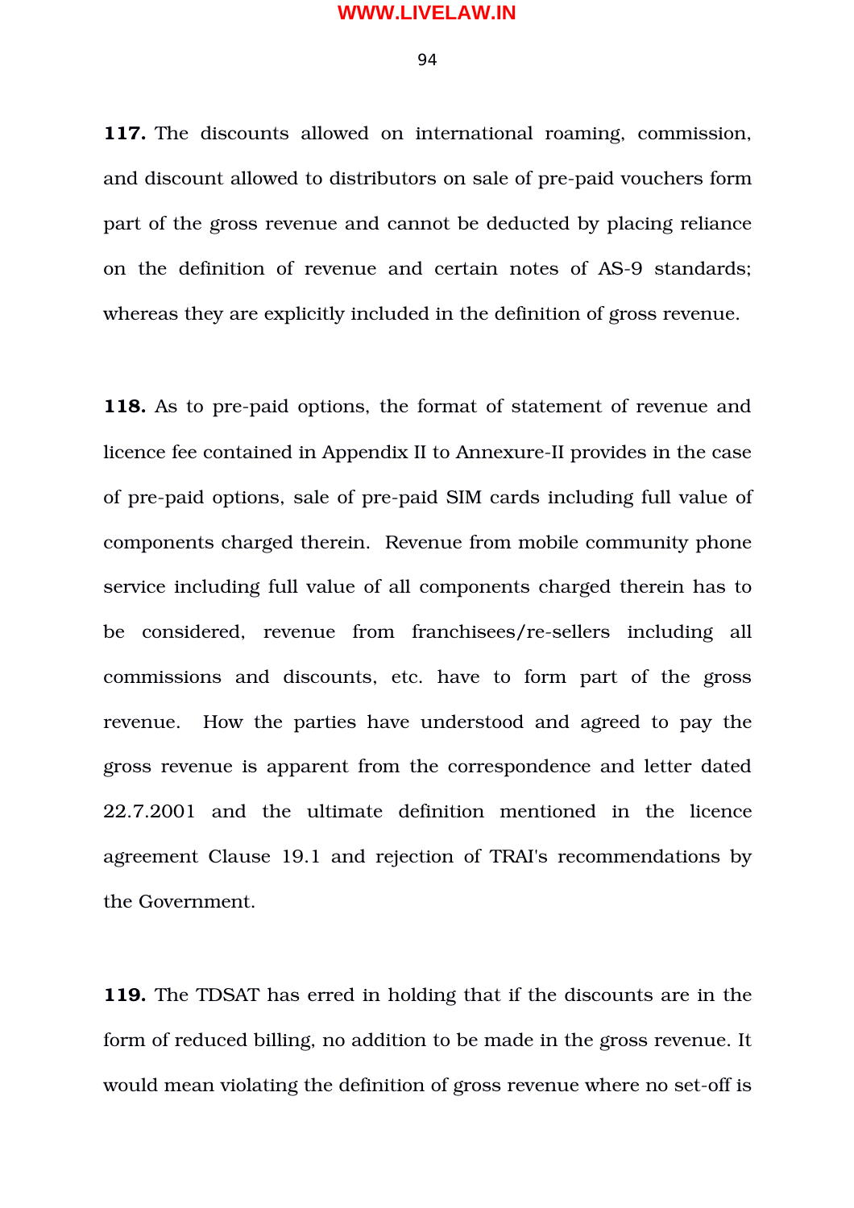**117.** The discounts allowed on international roaming, commission, and discount allowed to distributors on sale of pre-paid vouchers form part of the gross revenue and cannot be deducted by placing reliance on the definition of revenue and certain notes of AS-9 standards; whereas they are explicitly included in the definition of gross revenue.

**118.** As to pre-paid options, the format of statement of revenue and licence fee contained in Appendix II to Annexure-II provides in the case of pre-paid options, sale of pre-paid SIM cards including full value of components charged therein. Revenue from mobile community phone service including full value of all components charged therein has to be considered, revenue from franchisees/re-sellers including all commissions and discounts, etc. have to form part of the gross revenue. How the parties have understood and agreed to pay the gross revenue is apparent from the correspondence and letter dated 22.7.2001 and the ultimate definition mentioned in the licence agreement Clause 19.1 and rejection of TRAI's recommendations by the Government.

**119.** The TDSAT has erred in holding that if the discounts are in the form of reduced billing, no addition to be made in the gross revenue. It would mean violating the definition of gross revenue where no set-off is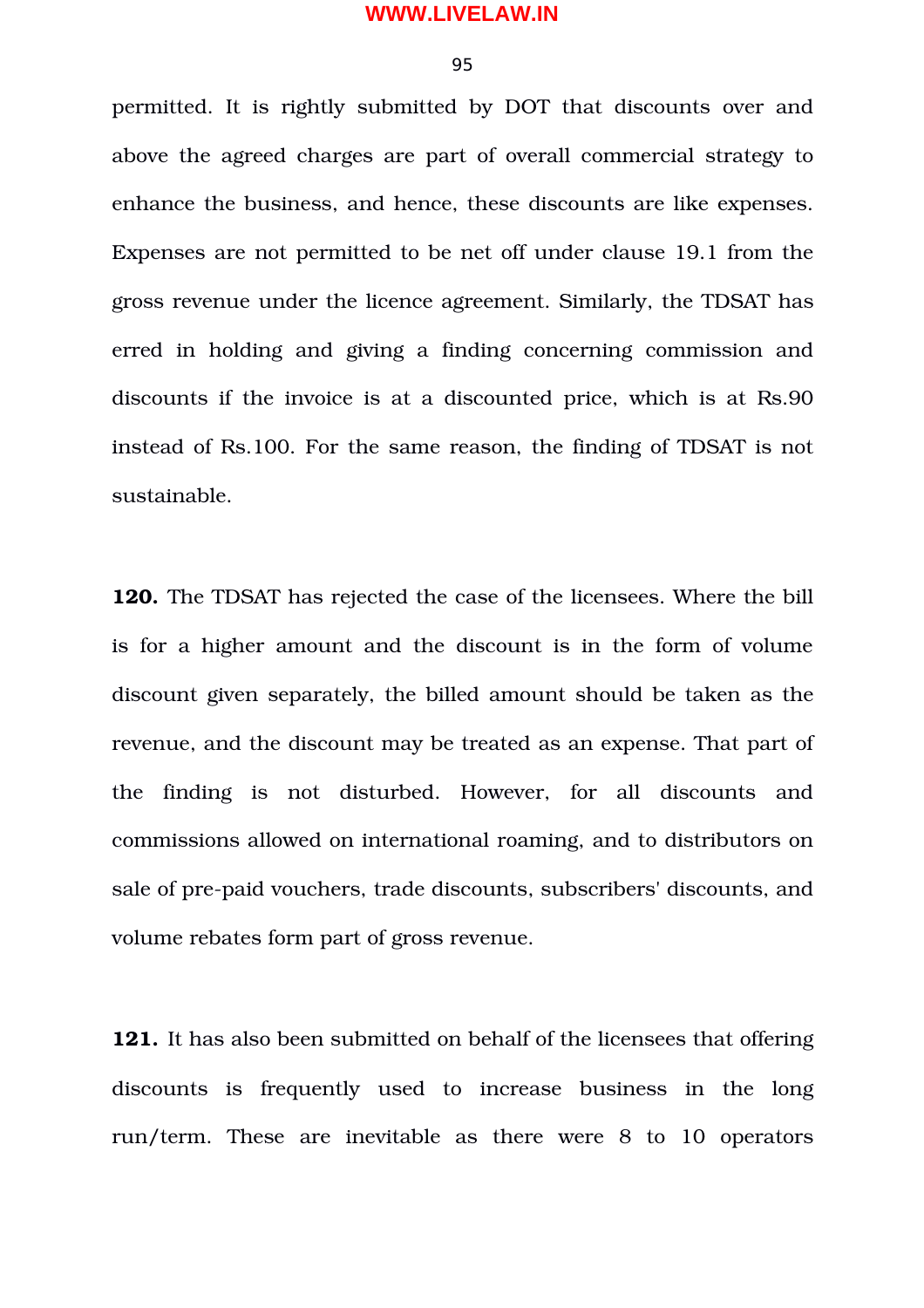permitted. It is rightly submitted by DOT that discounts over and above the agreed charges are part of overall commercial strategy to enhance the business, and hence, these discounts are like expenses. Expenses are not permitted to be net off under clause 19.1 from the gross revenue under the licence agreement. Similarly, the TDSAT has erred in holding and giving a finding concerning commission and discounts if the invoice is at a discounted price, which is at Rs.90 instead of Rs.100. For the same reason, the finding of TDSAT is not sustainable.

**120.** The TDSAT has rejected the case of the licensees. Where the bill is for a higher amount and the discount is in the form of volume discount given separately, the billed amount should be taken as the revenue, and the discount may be treated as an expense. That part of the finding is not disturbed. However, for all discounts and commissions allowed on international roaming, and to distributors on sale of pre-paid vouchers, trade discounts, subscribers' discounts, and volume rebates form part of gross revenue.

**121.** It has also been submitted on behalf of the licensees that offering discounts is frequently used to increase business in the long run/term. These are inevitable as there were 8 to 10 operators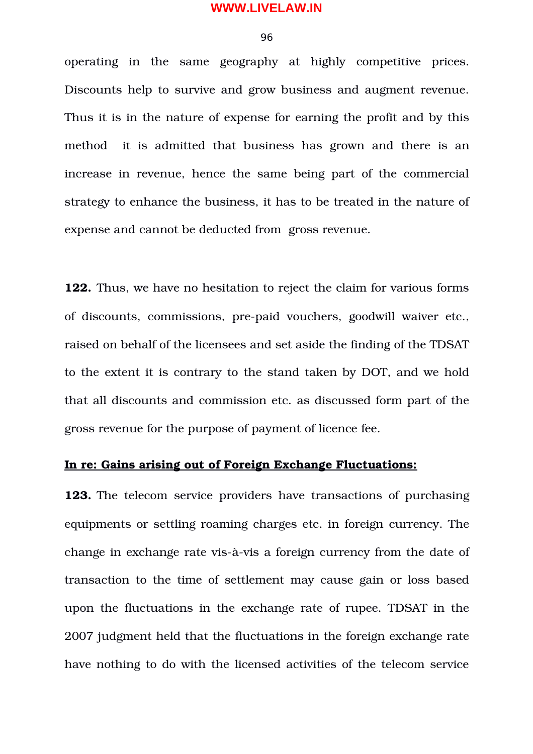operating in the same geography at highly competitive prices. Discounts help to survive and grow business and augment revenue. Thus it is in the nature of expense for earning the profit and by this method it is admitted that business has grown and there is an increase in revenue, hence the same being part of the commercial strategy to enhance the business, it has to be treated in the nature of expense and cannot be deducted from gross revenue.

**122.** Thus, we have no hesitation to reject the claim for various forms of discounts, commissions, pre-paid vouchers, goodwill waiver etc., raised on behalf of the licensees and set aside the finding of the TDSAT to the extent it is contrary to the stand taken by DOT, and we hold that all discounts and commission etc. as discussed form part of the gross revenue for the purpose of payment of licence fee.

**<u>In re: Gains arising out of Foreign Exchange Fluctuations:</u>**

**123.** The telecom service providers have transactions of purchasing equipments or settling roaming charges etc. in foreign currency. The change in exchange rate vis-à-vis a foreign currency from the date of transaction to the time of settlement may cause gain or loss based upon the fluctuations in the exchange rate of rupee. TDSAT in the 2007 judgment held that the fluctuations in the foreign exchange rate have nothing to do with the licensed activities of the telecom service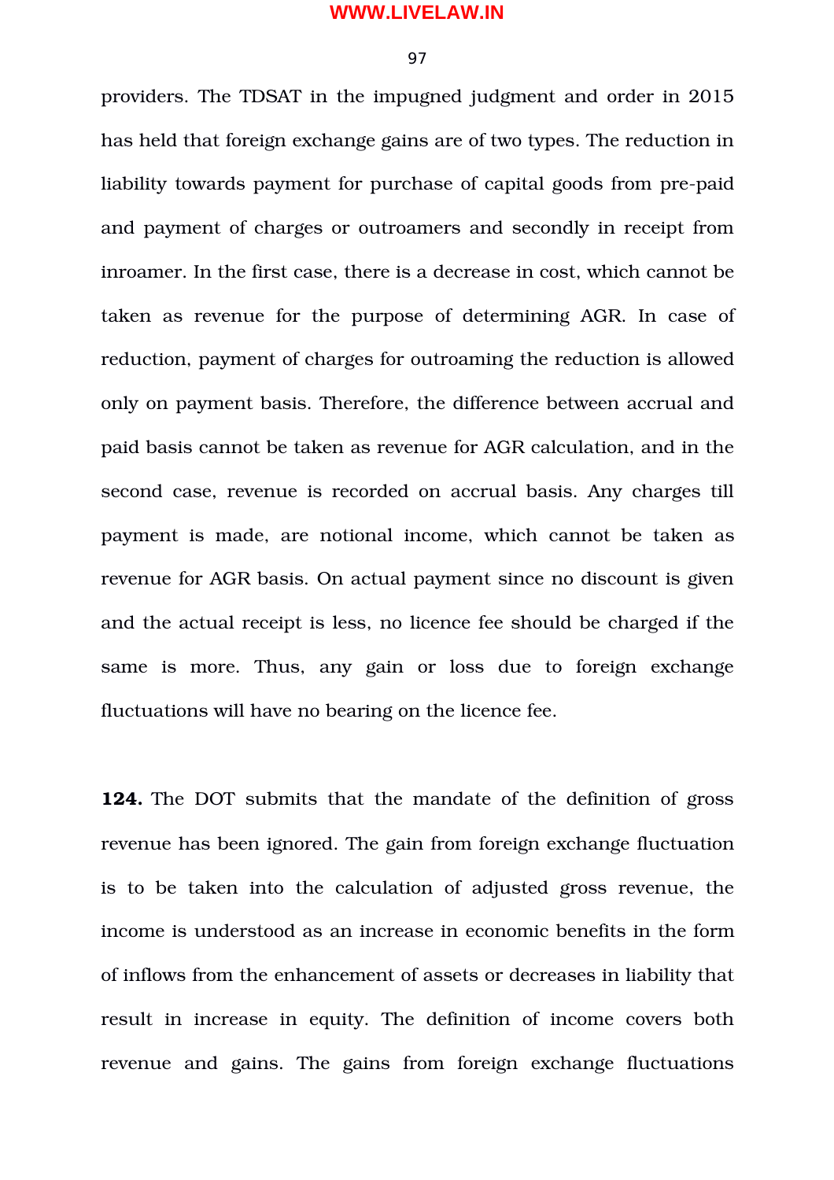providers. The TDSAT in the impugned judgment and order in 2015 has held that foreign exchange gains are of two types. The reduction in liability towards payment for purchase of capital goods from pre-paid and payment of charges or outroamers and secondly in receipt from inroamer. In the first case, there is a decrease in cost, which cannot be taken as revenue for the purpose of determining AGR. In case of reduction, payment of charges for outroaming the reduction is allowed only on payment basis. Therefore, the difference between accrual and paid basis cannot be taken as revenue for AGR calculation, and in the second case, revenue is recorded on accrual basis. Any charges till payment is made, are notional income, which cannot be taken as revenue for AGR basis. On actual payment since no discount is given and the actual receipt is less, no licence fee should be charged if the same is more. Thus, any gain or loss due to foreign exchange fluctuations will have no bearing on the licence fee.

**124.** The DOT submits that the mandate of the definition of gross revenue has been ignored. The gain from foreign exchange fluctuation is to be taken into the calculation of adjusted gross revenue, the income is understood as an increase in economic benefits in the form of inflows from the enhancement of assets or decreases in liability that result in increase in equity. The definition of income covers both revenue and gains. The gains from foreign exchange fluctuations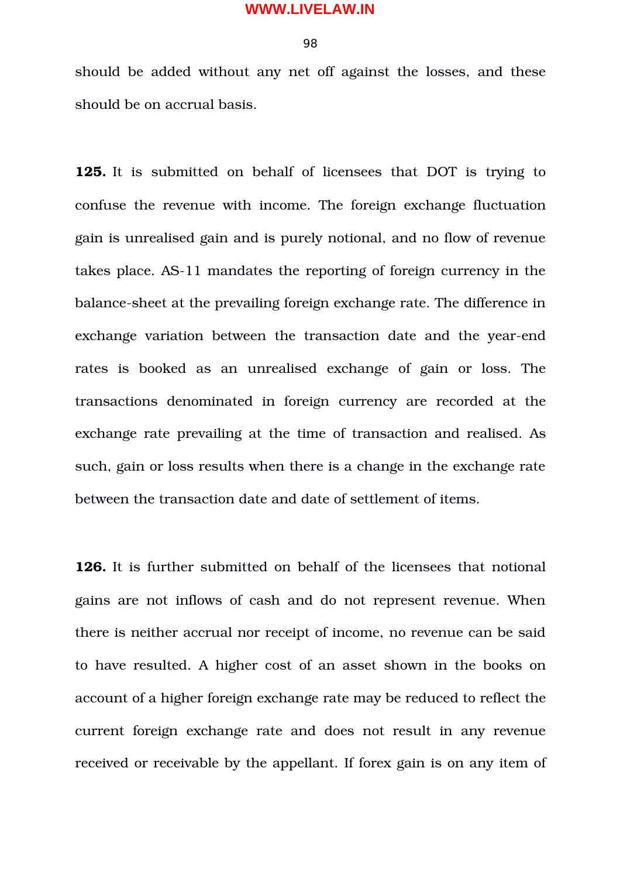should be added without any net off against the losses, and these should be on accrual basis.

**125.** It is submitted on behalf of licensees that DOT is trying to confuse the revenue with income. The foreign exchange fluctuation gain is unrealised gain and is purely notional, and no flow of revenue takes place. AS-11 mandates the reporting of foreign currency in the balance-sheet at the prevailing foreign exchange rate. The difference in exchange variation between the transaction date and the year-end rates is booked as an unrealised exchange of gain or loss. The transactions denominated in foreign currency are recorded at the exchange rate prevailing at the time of transaction and realised. As such, gain or loss results when there is a change in the exchange rate between the transaction date and date of settlement of items.

**126.** It is further submitted on behalf of the licensees that notional gains are not inflows of cash and do not represent revenue. When there is neither accrual nor receipt of income, no revenue can be said to have resulted. A higher cost of an asset shown in the books on account of a higher foreign exchange rate may be reduced to reflect the current foreign exchange rate and does not result in any revenue received or receivable by the appellant. If forex gain is on any item of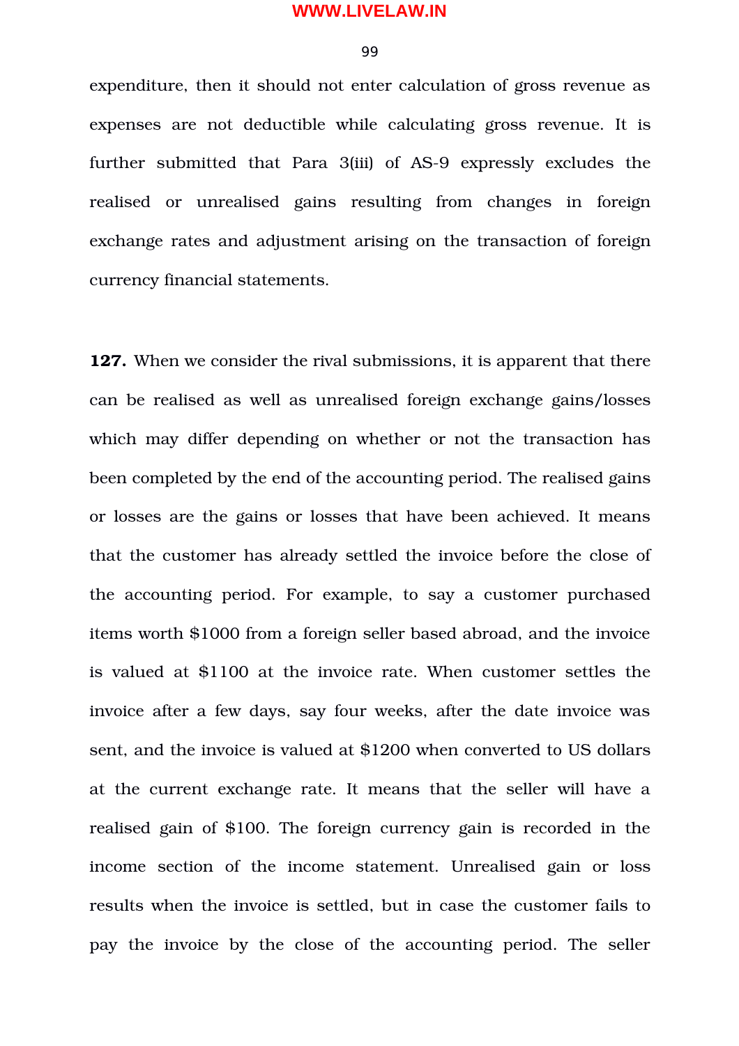expenditure, then it should not enter calculation of gross revenue as expenses are not deductible while calculating gross revenue. It is further submitted that Para 3(iii) of AS-9 expressly excludes the realised or unrealised gains resulting from changes in foreign exchange rates and adjustment arising on the transaction of foreign currency financial statements.

**127.** When we consider the rival submissions, it is apparent that there can be realised as well as unrealised foreign exchange gains/losses which may differ depending on whether or not the transaction has been completed by the end of the accounting period. The realised gains or losses are the gains or losses that have been achieved. It means that the customer has already settled the invoice before the close of the accounting period. For example, to say a customer purchased items worth $1000 from a foreign seller based abroad, and the invoice is valued at $1100 at the invoice rate. When customer settles the invoice after a few days, say four weeks, after the date invoice was sent, and the invoice is valued at $1200 when converted to US dollars at the current exchange rate. It means that the seller will have a realised gain of $100. The foreign currency gain is recorded in the income section of the income statement. Unrealised gain or loss results when the invoice is settled, but in case the customer fails to pay the invoice by the close of the accounting period. The seller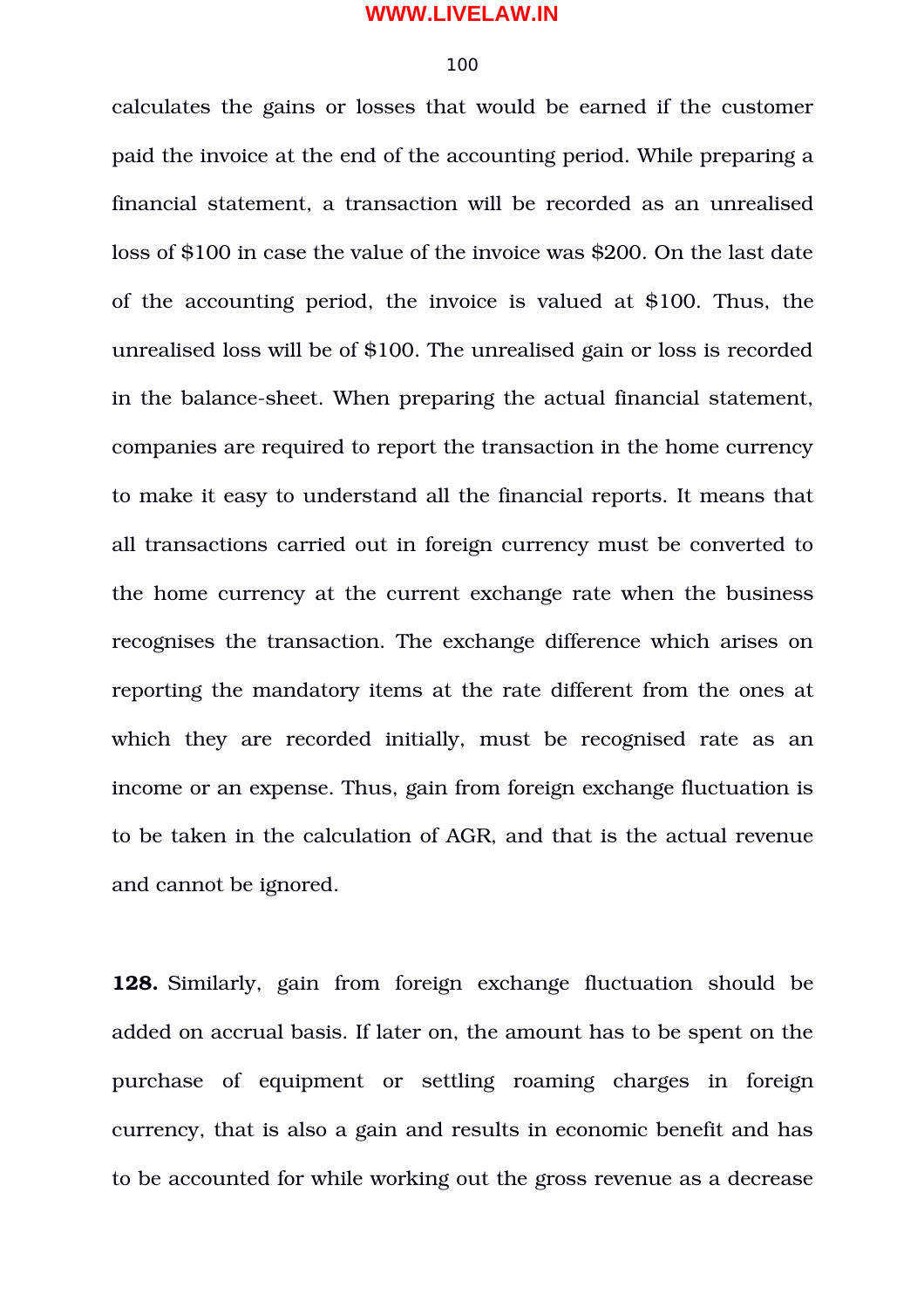calculates the gains or losses that would be earned if the customer paid the invoice at the end of the accounting period. While preparing a financial statement, a transaction will be recorded as an unrealised loss of $100 in case the value of the invoice was $200. On the last date of the accounting period, the invoice is valued at $100. Thus, the unrealised loss will be of $100. The unrealised gain or loss is recorded in the balance-sheet. When preparing the actual financial statement, companies are required to report the transaction in the home currency to make it easy to understand all the financial reports. It means that all transactions carried out in foreign currency must be converted to the home currency at the current exchange rate when the business recognises the transaction. The exchange difference which arises on reporting the mandatory items at the rate different from the ones at which they are recorded initially, must be recognised rate as an income or an expense. Thus, gain from foreign exchange fluctuation is to be taken in the calculation of AGR, and that is the actual revenue and cannot be ignored.

**128.** Similarly, gain from foreign exchange fluctuation should be added on accrual basis. If later on, the amount has to be spent on the purchase of equipment or settling roaming charges in foreign currency, that is also a gain and results in economic benefit and has to be accounted for while working out the gross revenue as a decrease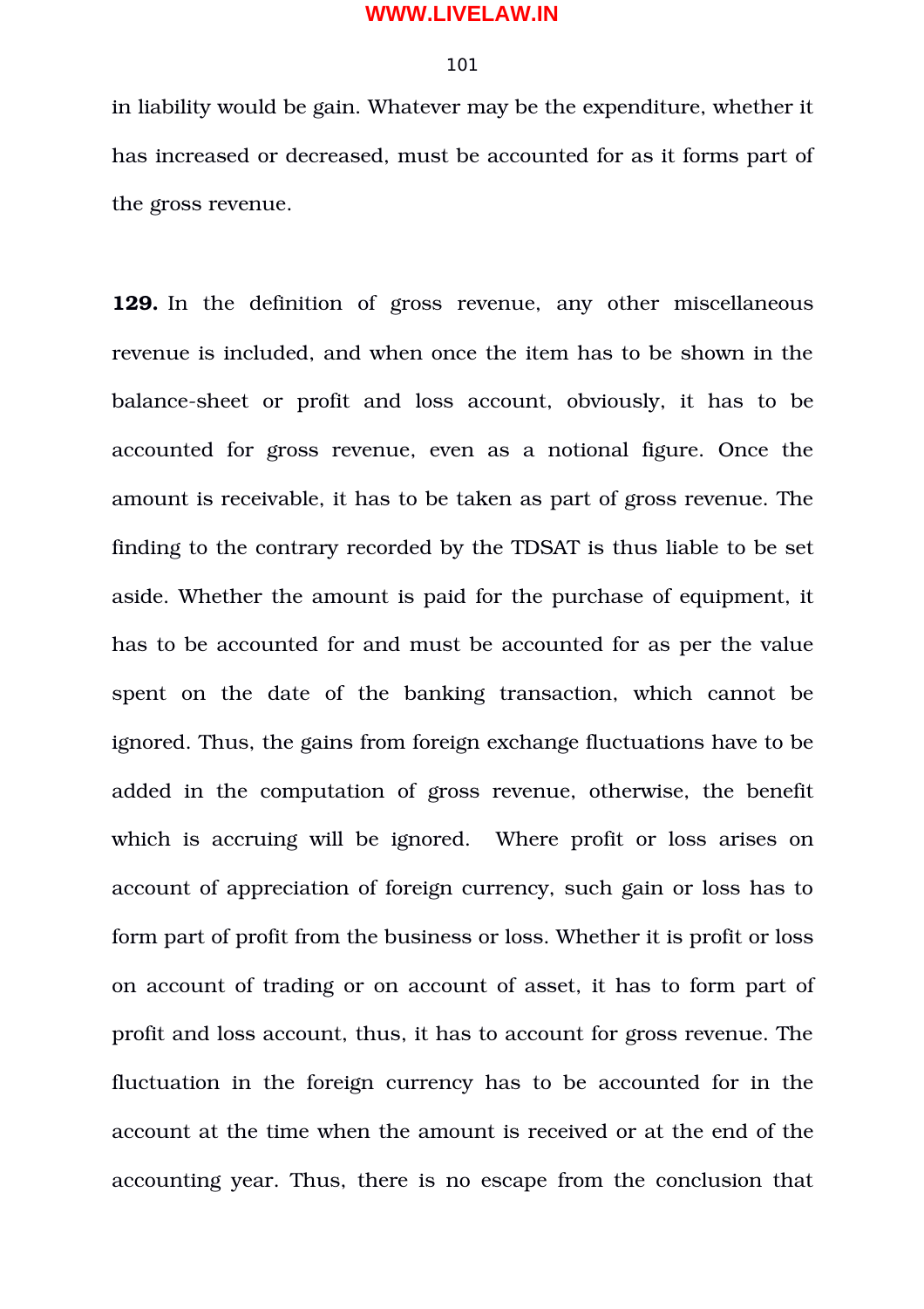in liability would be gain. Whatever may be the expenditure, whether it has increased or decreased, must be accounted for as it forms part of the gross revenue.

**129.** In the definition of gross revenue, any other miscellaneous revenue is included, and when once the item has to be shown in the balance-sheet or profit and loss account, obviously, it has to be accounted for gross revenue, even as a notional figure. Once the amount is receivable, it has to be taken as part of gross revenue. The finding to the contrary recorded by the TDSAT is thus liable to be set aside. Whether the amount is paid for the purchase of equipment, it has to be accounted for and must be accounted for as per the value spent on the date of the banking transaction, which cannot be ignored. Thus, the gains from foreign exchange fluctuations have to be added in the computation of gross revenue, otherwise, the benefit which is accruing will be ignored. Where profit or loss arises on account of appreciation of foreign currency, such gain or loss has to form part of profit from the business or loss. Whether it is profit or loss on account of trading or on account of asset, it has to form part of profit and loss account, thus, it has to account for gross revenue. The fluctuation in the foreign currency has to be accounted for in the account at the time when the amount is received or at the end of the accounting year. Thus, there is no escape from the conclusion that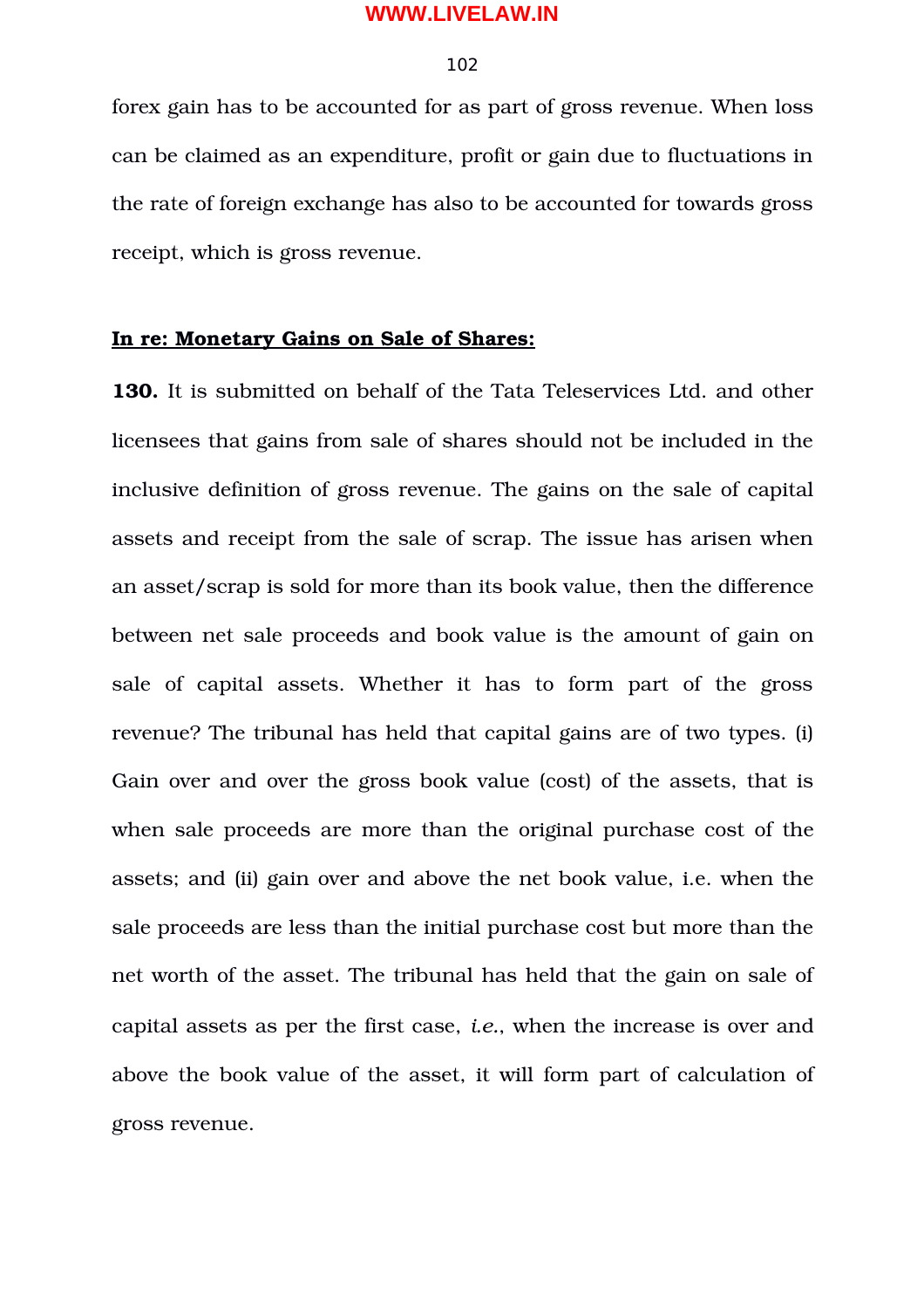forex gain has to be accounted for as part of gross revenue. When loss can be claimed as an expenditure, profit or gain due to fluctuations in the rate of foreign exchange has also to be accounted for towards gross receipt, which is gross revenue.

**<u>In re: Monetary Gains on Sale of Shares:</u>**

**130.** It is submitted on behalf of the Tata Teleservices Ltd. and other licensees that gains from sale of shares should not be included in the inclusive definition of gross revenue. The gains on the sale of capital assets and receipt from the sale of scrap. The issue has arisen when an asset/scrap is sold for more than its book value, then the difference between net sale proceeds and book value is the amount of gain on sale of capital assets. Whether it has to form part of the gross revenue? The tribunal has held that capital gains are of two types. (i) Gain over and over the gross book value (cost) of the assets, that is when sale proceeds are more than the original purchase cost of the assets; and (ii) gain over and above the net book value, i.e. when the sale proceeds are less than the initial purchase cost but more than the net worth of the asset. The tribunal has held that the gain on sale of capital assets as per the first case, *i.e.*, when the increase is over and above the book value of the asset, it will form part of calculation of gross revenue.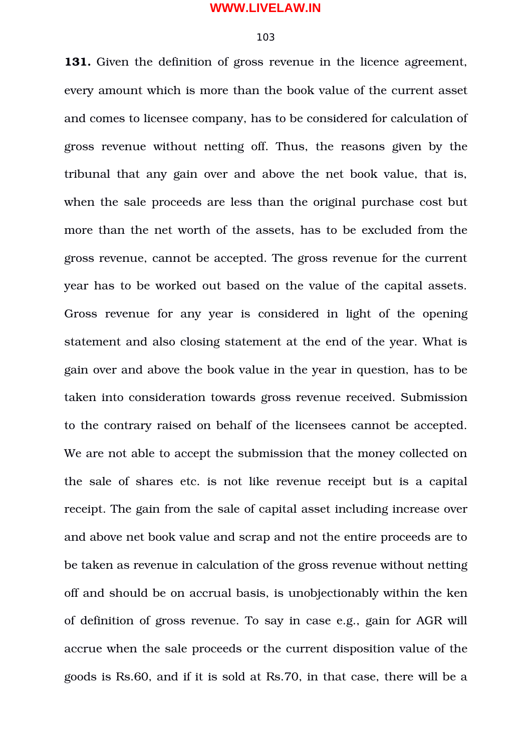**131.** Given the definition of gross revenue in the licence agreement, every amount which is more than the book value of the current asset and comes to licensee company, has to be considered for calculation of gross revenue without netting off. Thus, the reasons given by the tribunal that any gain over and above the net book value, that is, when the sale proceeds are less than the original purchase cost but more than the net worth of the assets, has to be excluded from the gross revenue, cannot be accepted. The gross revenue for the current year has to be worked out based on the value of the capital assets. Gross revenue for any year is considered in light of the opening statement and also closing statement at the end of the year. What is gain over and above the book value in the year in question, has to be taken into consideration towards gross revenue received. Submission to the contrary raised on behalf of the licensees cannot be accepted. We are not able to accept the submission that the money collected on the sale of shares etc. is not like revenue receipt but is a capital receipt. The gain from the sale of capital asset including increase over and above net book value and scrap and not the entire proceeds are to be taken as revenue in calculation of the gross revenue without netting off and should be on accrual basis, is unobjectionably within the ken of definition of gross revenue. To say in case e.g., gain for AGR will accrue when the sale proceeds or the current disposition value of the goods is Rs.60, and if it is sold at Rs.70, in that case, there will be a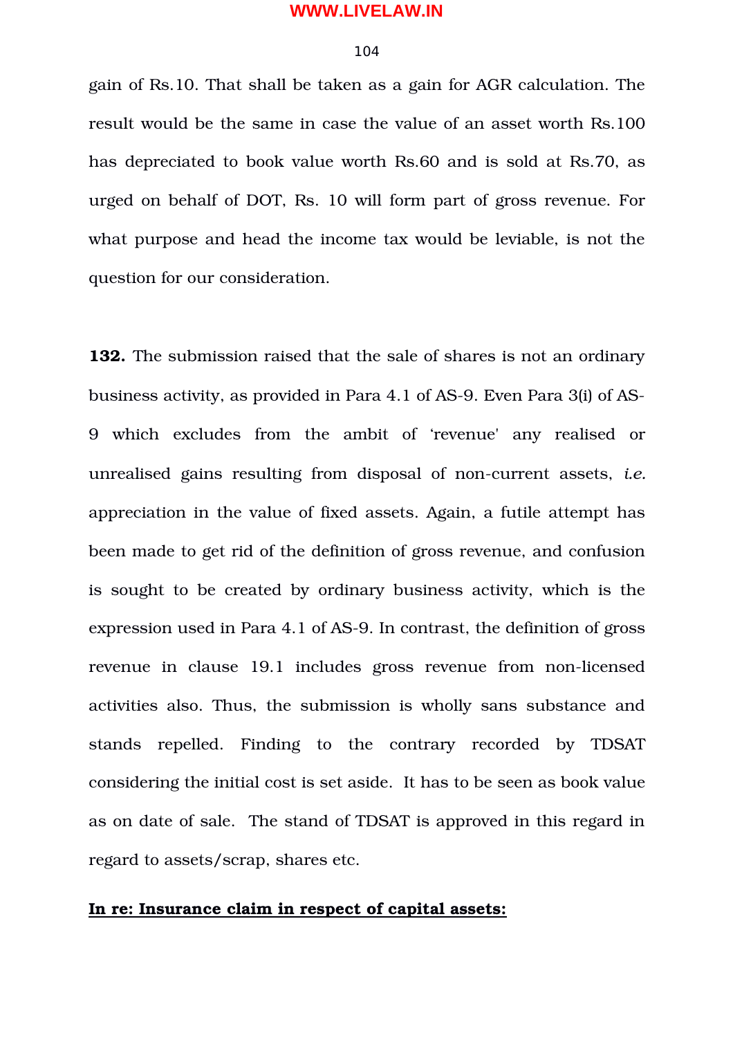gain of Rs.10. That shall be taken as a gain for AGR calculation. The result would be the same in case the value of an asset worth Rs.100 has depreciated to book value worth Rs.60 and is sold at Rs.70, as urged on behalf of DOT, Rs. 10 will form part of gross revenue. For what purpose and head the income tax would be leviable, is not the question for our consideration.

**132.** The submission raised that the sale of shares is not an ordinary business activity, as provided in Para 4.1 of AS-9. Even Para 3(i) of AS-9 which excludes from the ambit of 'revenue' any realised or unrealised gains resulting from disposal of non-current assets, *i.e.* appreciation in the value of fixed assets. Again, a futile attempt has been made to get rid of the definition of gross revenue, and confusion is sought to be created by ordinary business activity, which is the expression used in Para 4.1 of AS-9. In contrast, the definition of gross revenue in clause 19.1 includes gross revenue from non-licensed activities also. Thus, the submission is wholly sans substance and stands repelled. Finding to the contrary recorded by TDSAT considering the initial cost is set aside. It has to be seen as book value as on date of sale. The stand of TDSAT is approved in this regard in regard to assets/scrap, shares etc.

**<u>In re: Insurance claim in respect of capital assets:</u>**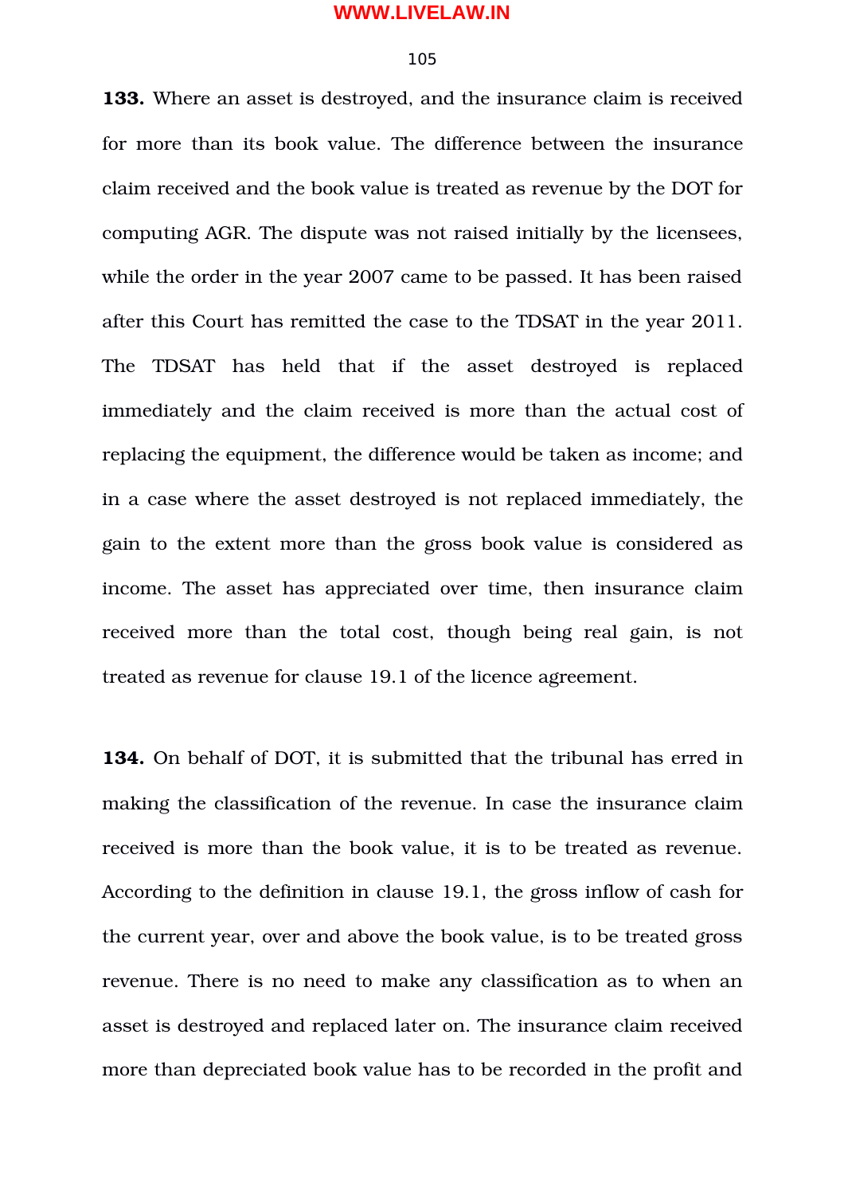**133.** Where an asset is destroyed, and the insurance claim is received for more than its book value. The difference between the insurance claim received and the book value is treated as revenue by the DOT for computing AGR. The dispute was not raised initially by the licensees, while the order in the year 2007 came to be passed. It has been raised after this Court has remitted the case to the TDSAT in the year 2011. The TDSAT has held that if the asset destroyed is replaced immediately and the claim received is more than the actual cost of replacing the equipment, the difference would be taken as income; and in a case where the asset destroyed is not replaced immediately, the gain to the extent more than the gross book value is considered as income. The asset has appreciated over time, then insurance claim received more than the total cost, though being real gain, is not treated as revenue for clause 19.1 of the licence agreement.

**134.** On behalf of DOT, it is submitted that the tribunal has erred in making the classification of the revenue. In case the insurance claim received is more than the book value, it is to be treated as revenue. According to the definition in clause 19.1, the gross inflow of cash for the current year, over and above the book value, is to be treated gross revenue. There is no need to make any classification as to when an asset is destroyed and replaced later on. The insurance claim received more than depreciated book value has to be recorded in the profit and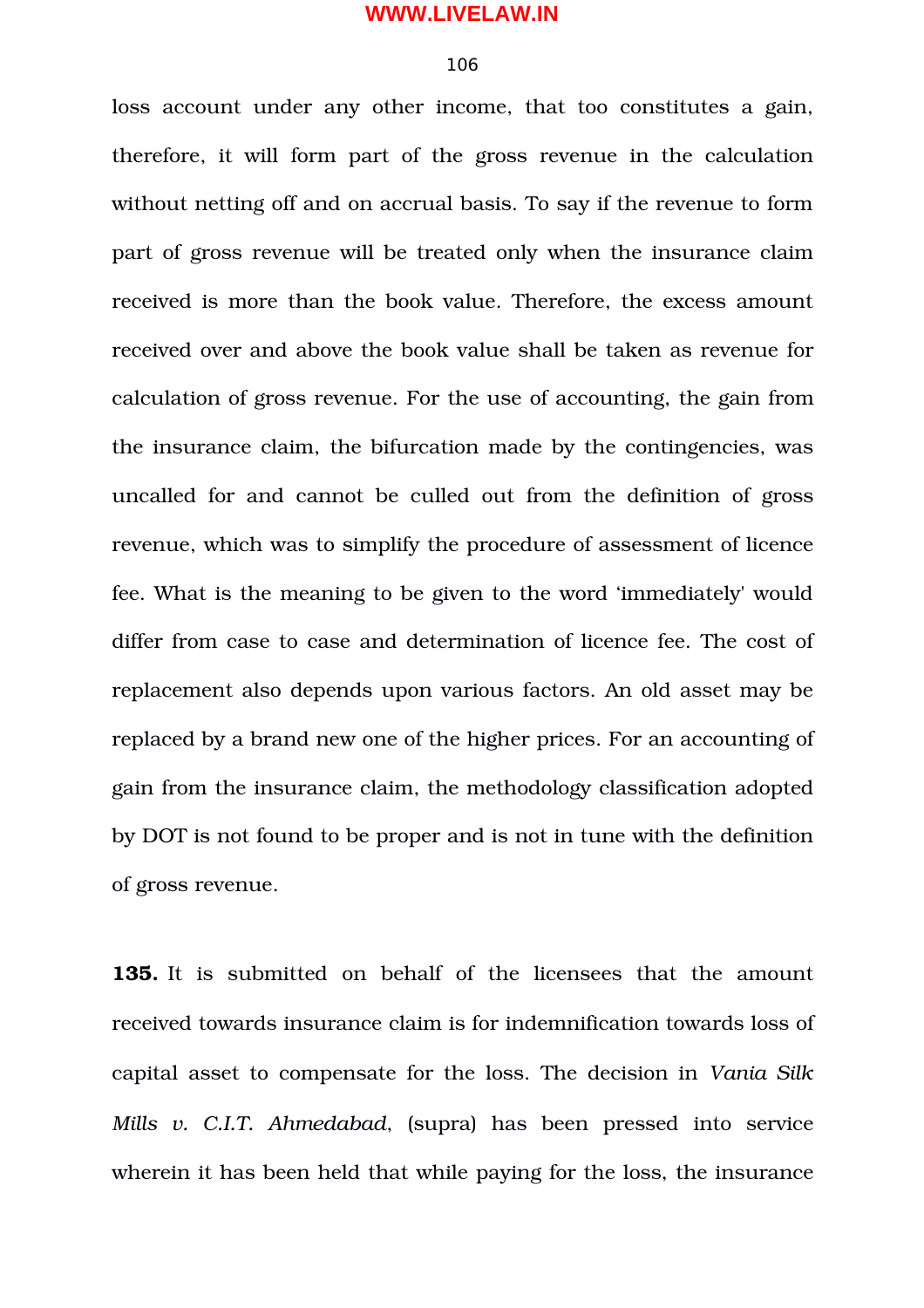loss account under any other income, that too constitutes a gain, therefore, it will form part of the gross revenue in the calculation without netting off and on accrual basis. To say if the revenue to form part of gross revenue will be treated only when the insurance claim received is more than the book value. Therefore, the excess amount received over and above the book value shall be taken as revenue for calculation of gross revenue. For the use of accounting, the gain from the insurance claim, the bifurcation made by the contingencies, was uncalled for and cannot be culled out from the definition of gross revenue, which was to simplify the procedure of assessment of licence fee. What is the meaning to be given to the word 'immediately' would differ from case to case and determination of licence fee. The cost of replacement also depends upon various factors. An old asset may be replaced by a brand new one of the higher prices. For an accounting of gain from the insurance claim, the methodology classification adopted by DOT is not found to be proper and is not in tune with the definition of gross revenue.

**135.** It is submitted on behalf of the licensees that the amount received towards insurance claim is for indemnification towards loss of capital asset to compensate for the loss. The decision in *Vania Silk Mills v. C.I.T. Ahmedabad*, (supra) has been pressed into service wherein it has been held that while paying for the loss, the insurance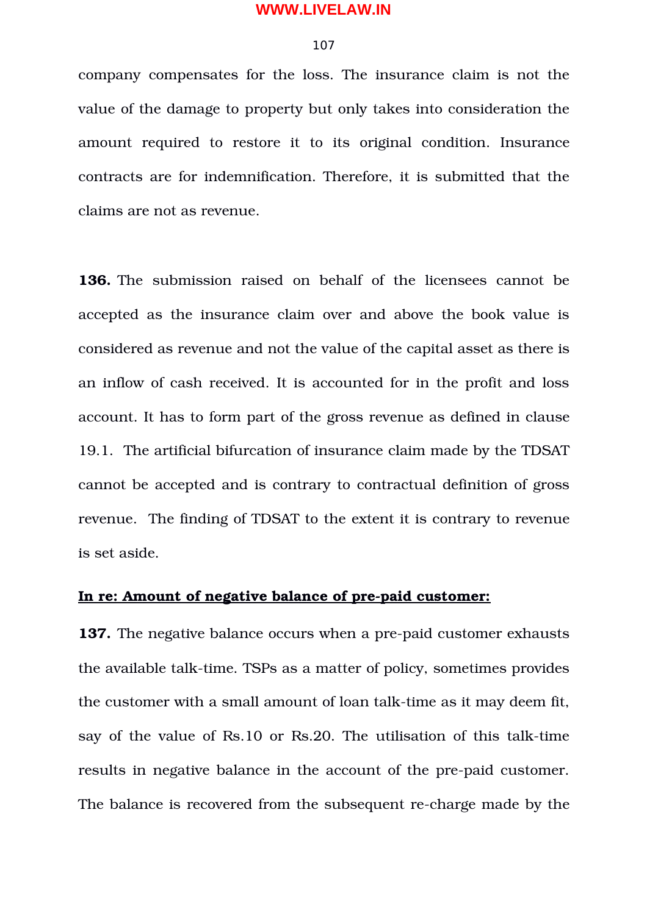company compensates for the loss. The insurance claim is not the value of the damage to property but only takes into consideration the amount required to restore it to its original condition. Insurance contracts are for indemnification. Therefore, it is submitted that the claims are not as revenue.

**136.** The submission raised on behalf of the licensees cannot be accepted as the insurance claim over and above the book value is considered as revenue and not the value of the capital asset as there is an inflow of cash received. It is accounted for in the profit and loss account. It has to form part of the gross revenue as defined in clause 19.1. The artificial bifurcation of insurance claim made by the TDSAT cannot be accepted and is contrary to contractual definition of gross revenue. The finding of TDSAT to the extent it is contrary to revenue is set aside.

**<u>In re: Amount of negative balance of pre-paid customer:</u>**

**137.** The negative balance occurs when a pre-paid customer exhausts the available talk-time. TSPs as a matter of policy, sometimes provides the customer with a small amount of loan talk-time as it may deem fit, say of the value of Rs.10 or Rs.20. The utilisation of this talk-time results in negative balance in the account of the pre-paid customer. The balance is recovered from the subsequent re-charge made by the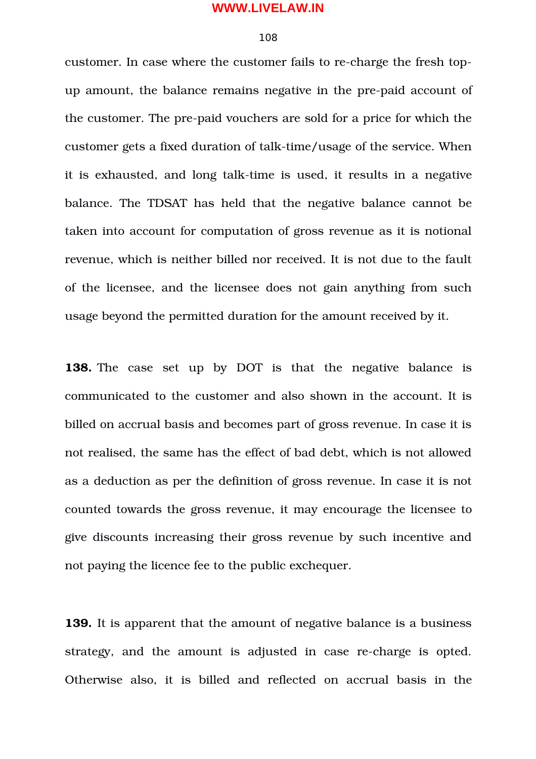customer. In case where the customer fails to re-charge the fresh top-up amount, the balance remains negative in the pre-paid account of the customer. The pre-paid vouchers are sold for a price for which the customer gets a fixed duration of talk-time/usage of the service. When it is exhausted, and long talk-time is used, it results in a negative balance. The TDSAT has held that the negative balance cannot be taken into account for computation of gross revenue as it is notional revenue, which is neither billed nor received. It is not due to the fault of the licensee, and the licensee does not gain anything from such usage beyond the permitted duration for the amount received by it.

**138.** The case set up by DOT is that the negative balance is communicated to the customer and also shown in the account. It is billed on accrual basis and becomes part of gross revenue. In case it is not realised, the same has the effect of bad debt, which is not allowed as a deduction as per the definition of gross revenue. In case it is not counted towards the gross revenue, it may encourage the licensee to give discounts increasing their gross revenue by such incentive and not paying the licence fee to the public exchequer.

**139.** It is apparent that the amount of negative balance is a business strategy, and the amount is adjusted in case re-charge is opted. Otherwise also, it is billed and reflected on accrual basis in the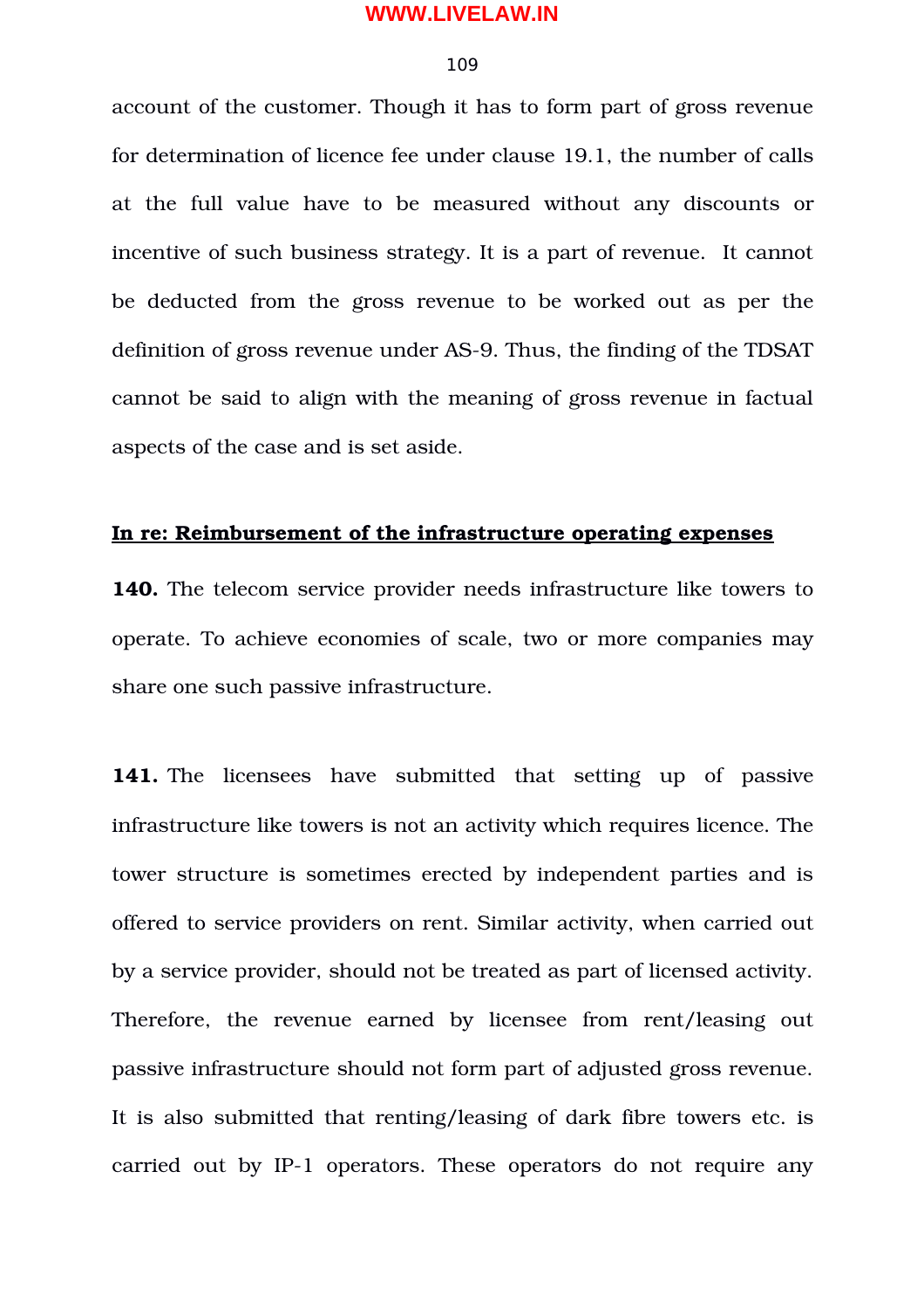account of the customer. Though it has to form part of gross revenue for determination of licence fee under clause 19.1, the number of calls at the full value have to be measured without any discounts or incentive of such business strategy. It is a part of revenue. It cannot be deducted from the gross revenue to be worked out as per the definition of gross revenue under AS-9. Thus, the finding of the TDSAT cannot be said to align with the meaning of gross revenue in factual aspects of the case and is set aside.

**<u>In re: Reimbursement of the infrastructure operating expenses</u>**

**140.** The telecom service provider needs infrastructure like towers to operate. To achieve economies of scale, two or more companies may share one such passive infrastructure.

**141.** The licensees have submitted that setting up of passive infrastructure like towers is not an activity which requires licence. The tower structure is sometimes erected by independent parties and is offered to service providers on rent. Similar activity, when carried out by a service provider, should not be treated as part of licensed activity. Therefore, the revenue earned by licensee from rent/leasing out passive infrastructure should not form part of adjusted gross revenue. It is also submitted that renting/leasing of dark fibre towers etc. is carried out by IP-1 operators. These operators do not require any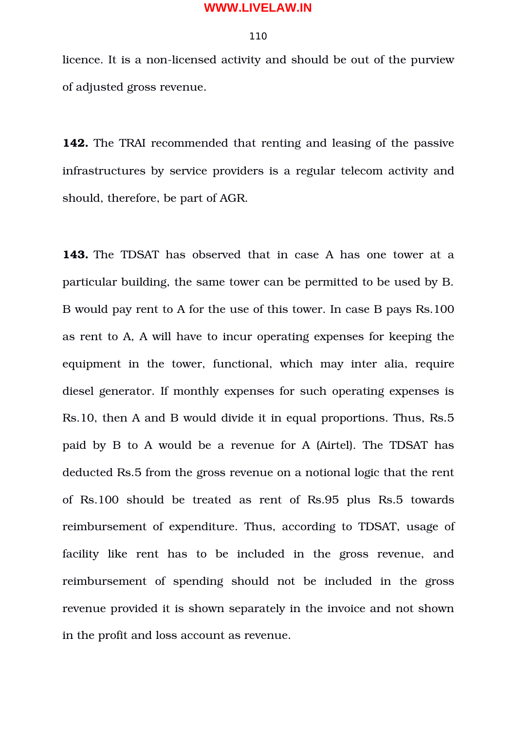licence. It is a non-licensed activity and should be out of the purview of adjusted gross revenue.

**142.** The TRAI recommended that renting and leasing of the passive infrastructures by service providers is a regular telecom activity and should, therefore, be part of AGR.

**143.** The TDSAT has observed that in case A has one tower at a particular building, the same tower can be permitted to be used by B. B would pay rent to A for the use of this tower. In case B pays Rs.100 as rent to A, A will have to incur operating expenses for keeping the equipment in the tower, functional, which may inter alia, require diesel generator. If monthly expenses for such operating expenses is Rs.10, then A and B would divide it in equal proportions. Thus, Rs.5 paid by B to A would be a revenue for A (Airtel). The TDSAT has deducted Rs.5 from the gross revenue on a notional logic that the rent of Rs.100 should be treated as rent of Rs.95 plus Rs.5 towards reimbursement of expenditure. Thus, according to TDSAT, usage of facility like rent has to be included in the gross revenue, and reimbursement of spending should not be included in the gross revenue provided it is shown separately in the invoice and not shown in the profit and loss account as revenue.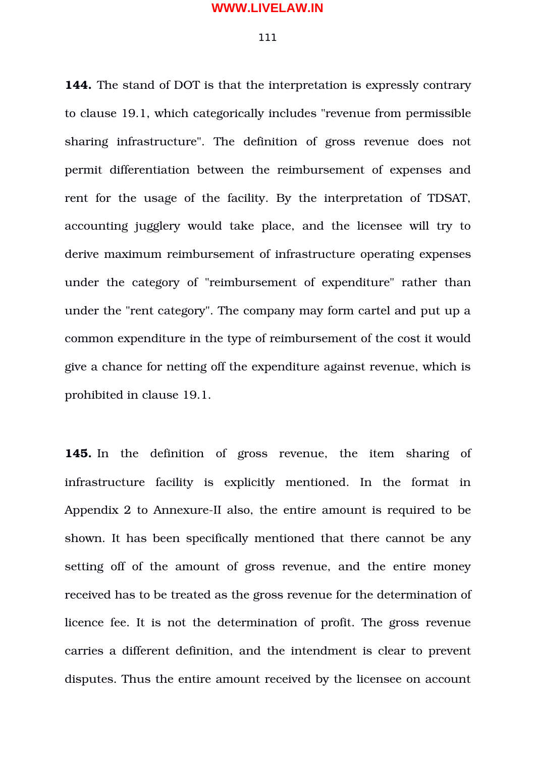**144.** The stand of DOT is that the interpretation is expressly contrary to clause 19.1, which categorically includes "revenue from permissible sharing infrastructure". The definition of gross revenue does not permit differentiation between the reimbursement of expenses and rent for the usage of the facility. By the interpretation of TDSAT, accounting jugglery would take place, and the licensee will try to derive maximum reimbursement of infrastructure operating expenses under the category of "reimbursement of expenditure" rather than under the "rent category". The company may form cartel and put up a common expenditure in the type of reimbursement of the cost it would give a chance for netting off the expenditure against revenue, which is prohibited in clause 19.1.

**145.** In the definition of gross revenue, the item sharing of infrastructure facility is explicitly mentioned. In the format in Appendix 2 to Annexure-II also, the entire amount is required to be shown. It has been specifically mentioned that there cannot be any setting off of the amount of gross revenue, and the entire money received has to be treated as the gross revenue for the determination of licence fee. It is not the determination of profit. The gross revenue carries a different definition, and the intendment is clear to prevent disputes. Thus the entire amount received by the licensee on account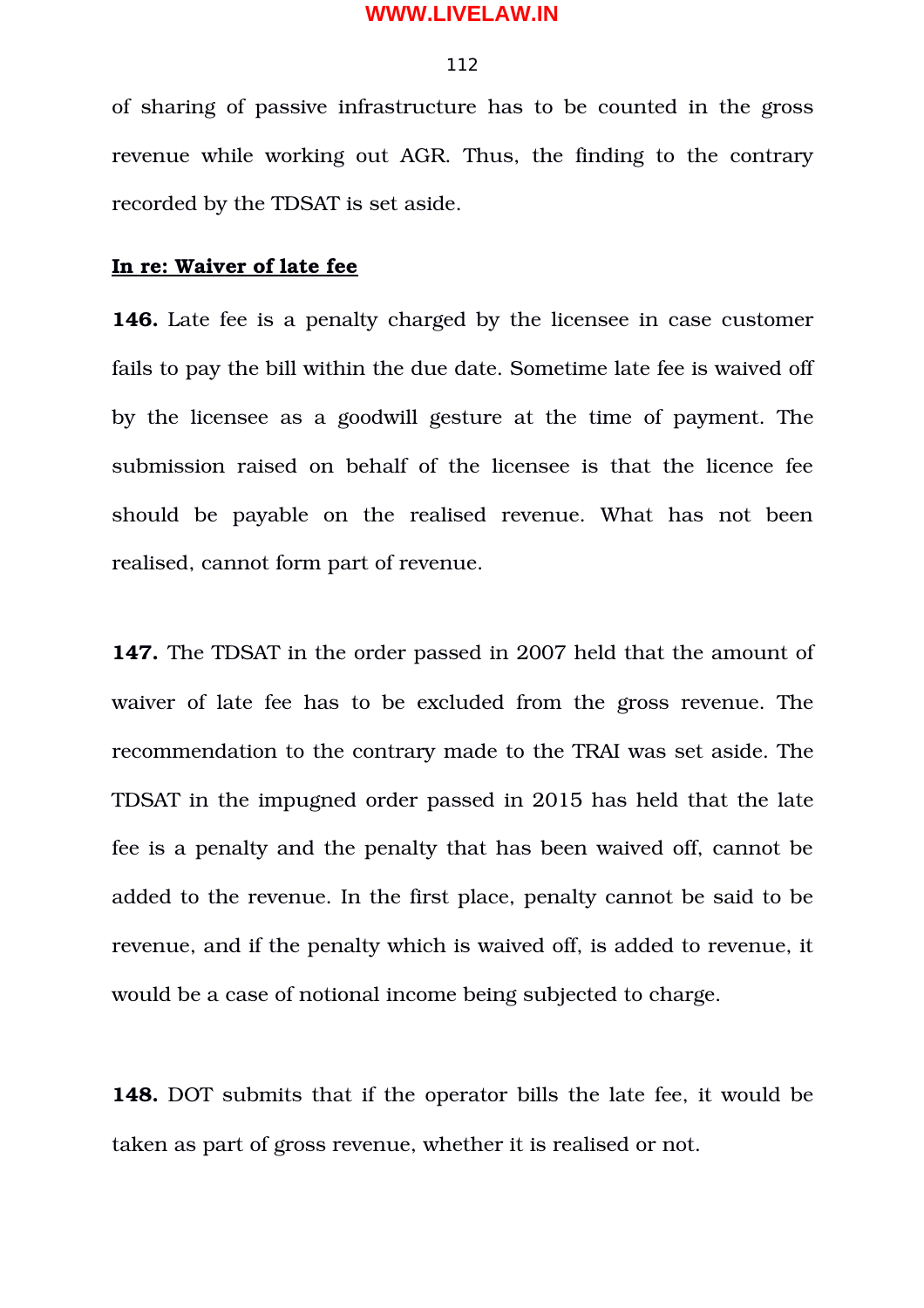of sharing of passive infrastructure has to be counted in the gross revenue while working out AGR. Thus, the finding to the contrary recorded by the TDSAT is set aside.

**In re: Waiver of late fee**

**146.** Late fee is a penalty charged by the licensee in case customer fails to pay the bill within the due date. Sometime late fee is waived off by the licensee as a goodwill gesture at the time of payment. The submission raised on behalf of the licensee is that the licence fee should be payable on the realised revenue. What has not been realised, cannot form part of revenue.

**147.** The TDSAT in the order passed in 2007 held that the amount of waiver of late fee has to be excluded from the gross revenue. The recommendation to the contrary made to the TRAI was set aside. The TDSAT in the impugned order passed in 2015 has held that the late fee is a penalty and the penalty that has been waived off, cannot be added to the revenue. In the first place, penalty cannot be said to be revenue, and if the penalty which is waived off, is added to revenue, it would be a case of notional income being subjected to charge.

**148.** DOT submits that if the operator bills the late fee, it would be taken as part of gross revenue, whether it is realised or not.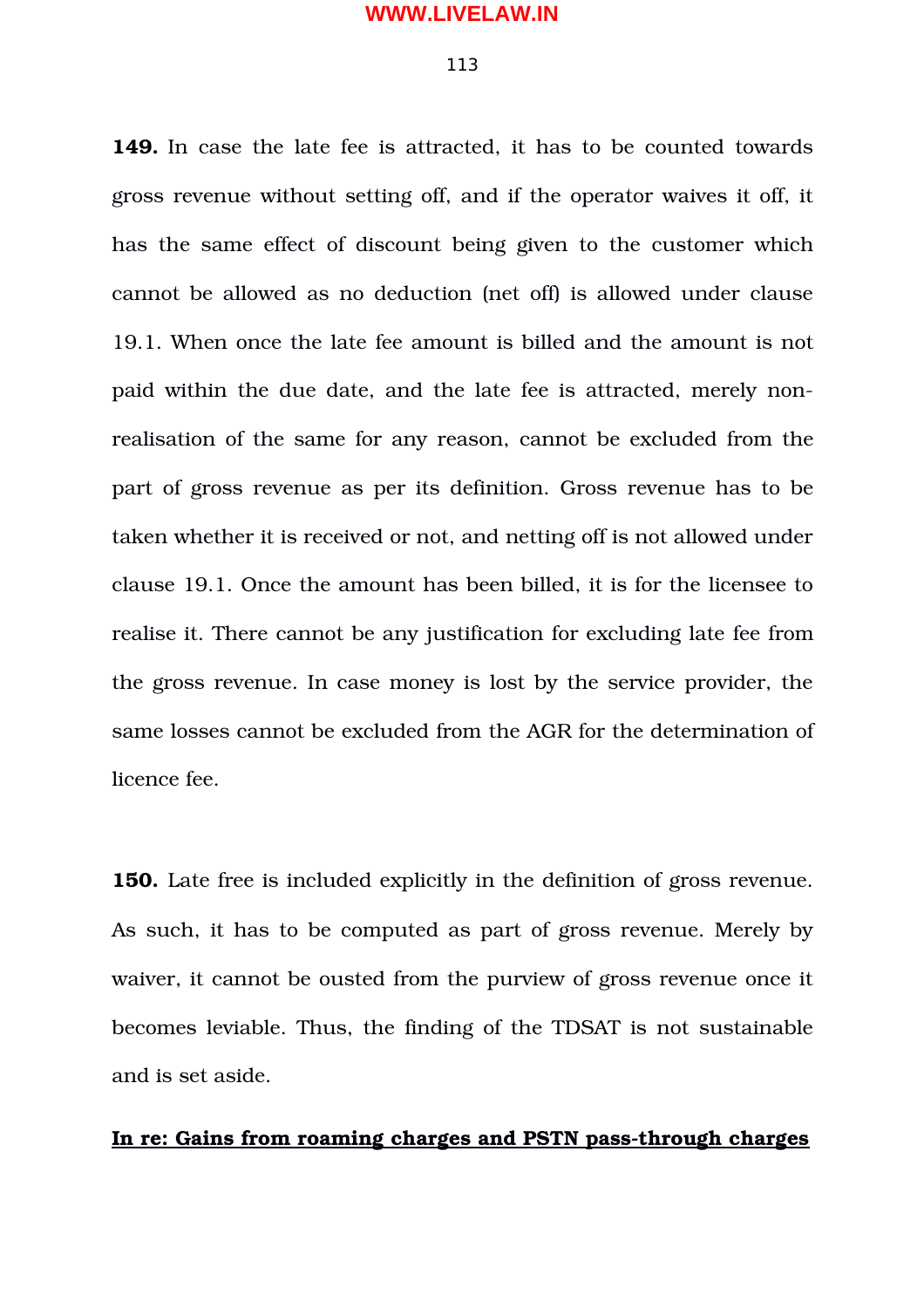**149.** In case the late fee is attracted, it has to be counted towards gross revenue without setting off, and if the operator waives it off, it has the same effect of discount being given to the customer which cannot be allowed as no deduction (net off) is allowed under clause 19.1. When once the late fee amount is billed and the amount is not paid within the due date, and the late fee is attracted, merely non-realisation of the same for any reason, cannot be excluded from the part of gross revenue as per its definition. Gross revenue has to be taken whether it is received or not, and netting off is not allowed under clause 19.1. Once the amount has been billed, it is for the licensee to realise it. There cannot be any justification for excluding late fee from the gross revenue. In case money is lost by the service provider, the same losses cannot be excluded from the AGR for the determination of licence fee.

**150.** Late free is included explicitly in the definition of gross revenue. As such, it has to be computed as part of gross revenue. Merely by waiver, it cannot be ousted from the purview of gross revenue once it becomes leviable. Thus, the finding of the TDSAT is not sustainable and is set aside.

**<u>In re: Gains from roaming charges and PSTN pass-through charges</u>**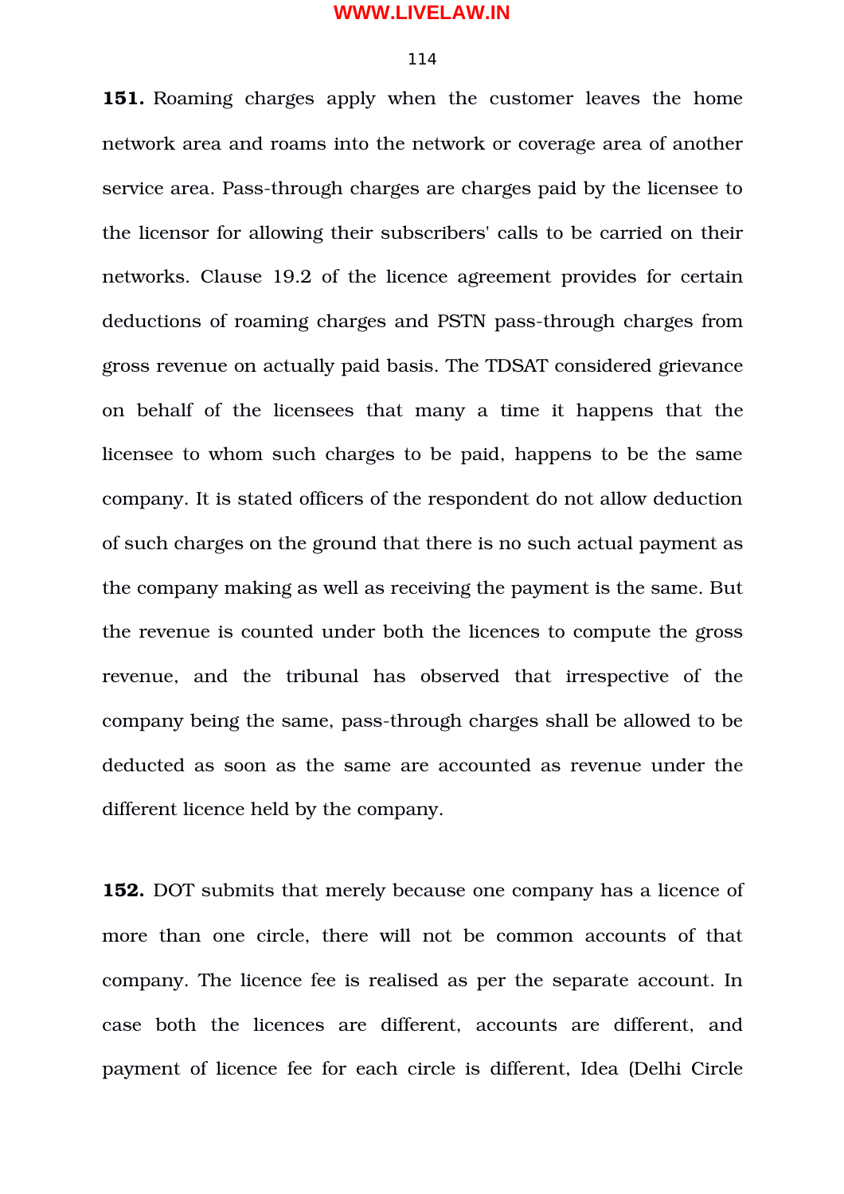**151.** Roaming charges apply when the customer leaves the home network area and roams into the network or coverage area of another service area. Pass-through charges are charges paid by the licensee to the licensor for allowing their subscribers' calls to be carried on their networks. Clause 19.2 of the licence agreement provides for certain deductions of roaming charges and PSTN pass-through charges from gross revenue on actually paid basis. The TDSAT considered grievance on behalf of the licensees that many a time it happens that the licensee to whom such charges to be paid, happens to be the same company. It is stated officers of the respondent do not allow deduction of such charges on the ground that there is no such actual payment as the company making as well as receiving the payment is the same. But the revenue is counted under both the licences to compute the gross revenue, and the tribunal has observed that irrespective of the company being the same, pass-through charges shall be allowed to be deducted as soon as the same are accounted as revenue under the different licence held by the company.

**152.** DOT submits that merely because one company has a licence of more than one circle, there will not be common accounts of that company. The licence fee is realised as per the separate account. In case both the licences are different, accounts are different, and payment of licence fee for each circle is different, Idea (Delhi Circle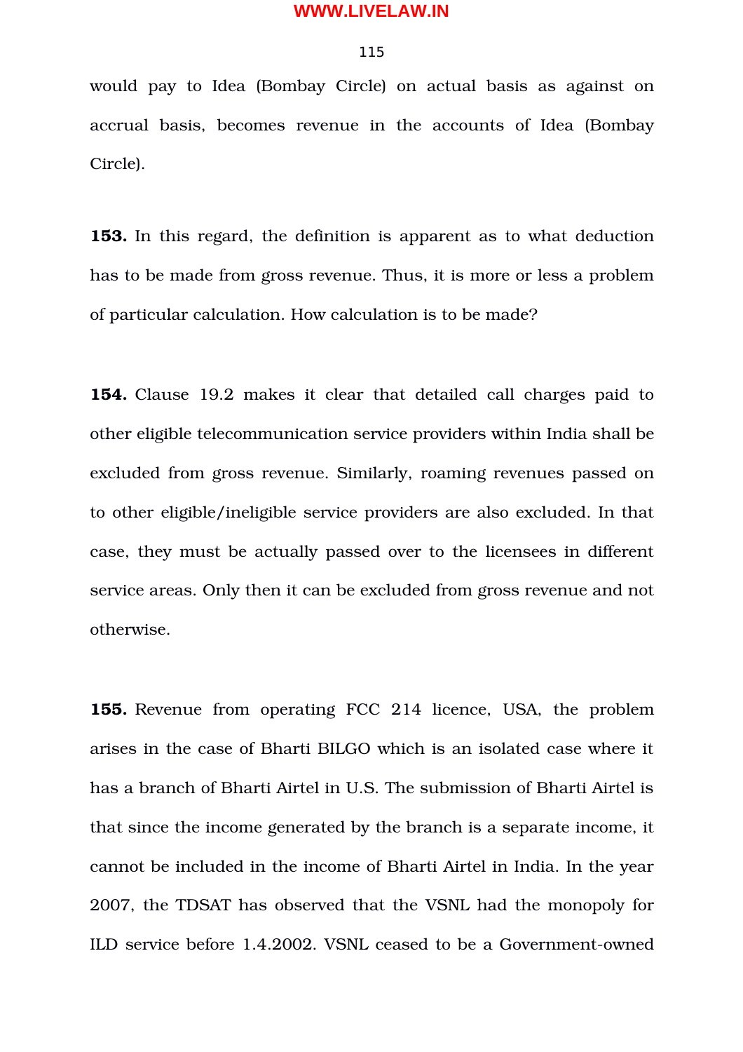would pay to Idea (Bombay Circle) on actual basis as against on accrual basis, becomes revenue in the accounts of Idea (Bombay Circle).

**153.** In this regard, the definition is apparent as to what deduction has to be made from gross revenue. Thus, it is more or less a problem of particular calculation. How calculation is to be made?

**154.** Clause 19.2 makes it clear that detailed call charges paid to other eligible telecommunication service providers within India shall be excluded from gross revenue. Similarly, roaming revenues passed on to other eligible/ineligible service providers are also excluded. In that case, they must be actually passed over to the licensees in different service areas. Only then it can be excluded from gross revenue and not otherwise.

**155.** Revenue from operating FCC 214 licence, USA, the problem arises in the case of Bharti BILGO which is an isolated case where it has a branch of Bharti Airtel in U.S. The submission of Bharti Airtel is that since the income generated by the branch is a separate income, it cannot be included in the income of Bharti Airtel in India. In the year 2007, the TDSAT has observed that the VSNL had the monopoly for ILD service before 1.4.2002. VSNL ceased to be a Government-owned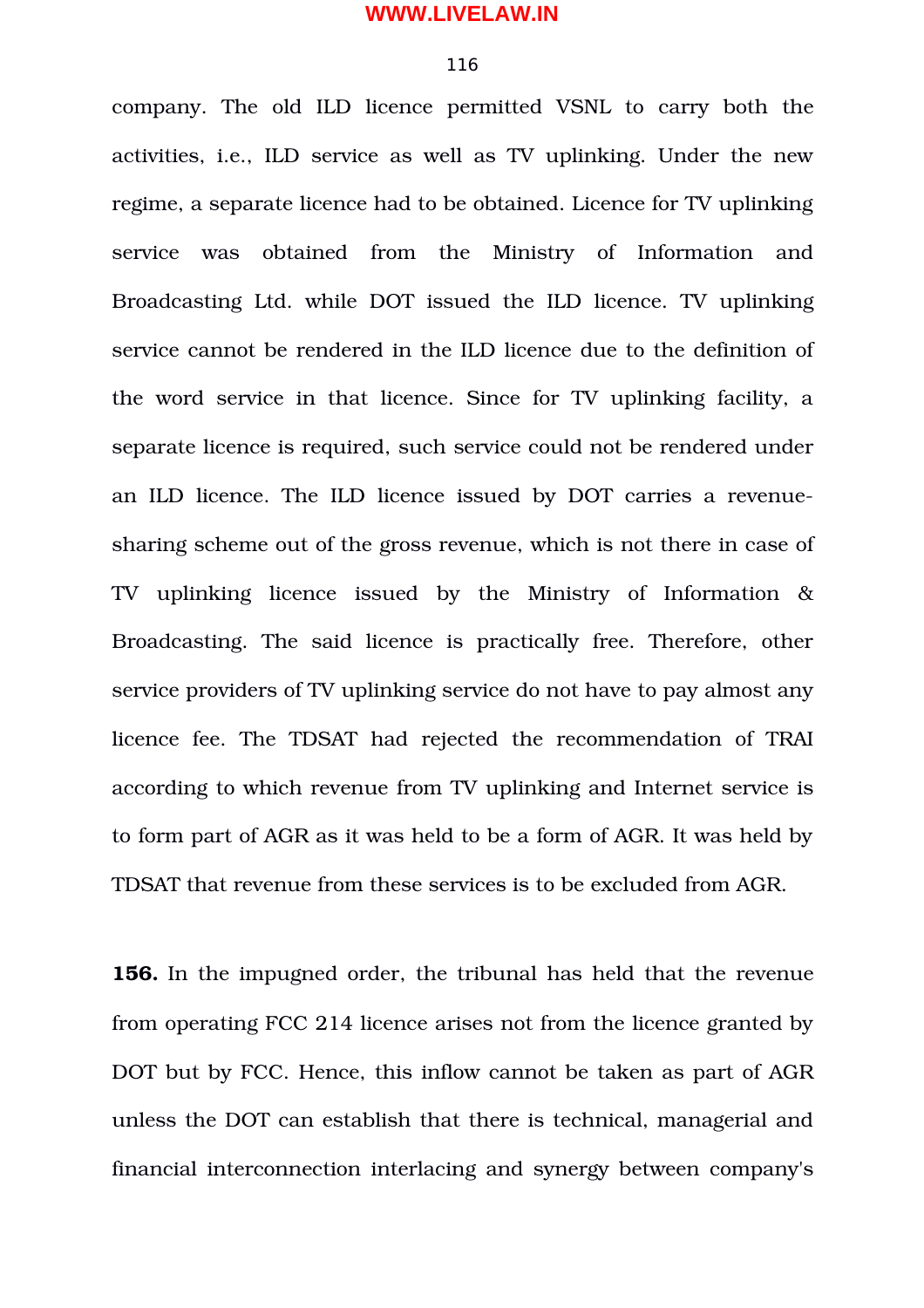company. The old ILD licence permitted VSNL to carry both the activities, i.e., ILD service as well as TV uplinking. Under the new regime, a separate licence had to be obtained. Licence for TV uplinking service was obtained from the Ministry of Information and Broadcasting Ltd. while DOT issued the ILD licence. TV uplinking service cannot be rendered in the ILD licence due to the definition of the word service in that licence. Since for TV uplinking facility, a separate licence is required, such service could not be rendered under an ILD licence. The ILD licence issued by DOT carries a revenue-sharing scheme out of the gross revenue, which is not there in case of TV uplinking licence issued by the Ministry of Information & Broadcasting. The said licence is practically free. Therefore, other service providers of TV uplinking service do not have to pay almost any licence fee. The TDSAT had rejected the recommendation of TRAI according to which revenue from TV uplinking and Internet service is to form part of AGR as it was held to be a form of AGR. It was held by TDSAT that revenue from these services is to be excluded from AGR.

**156.** In the impugned order, the tribunal has held that the revenue from operating FCC 214 licence arises not from the licence granted by DOT but by FCC. Hence, this inflow cannot be taken as part of AGR unless the DOT can establish that there is technical, managerial and financial interconnection interlacing and synergy between company's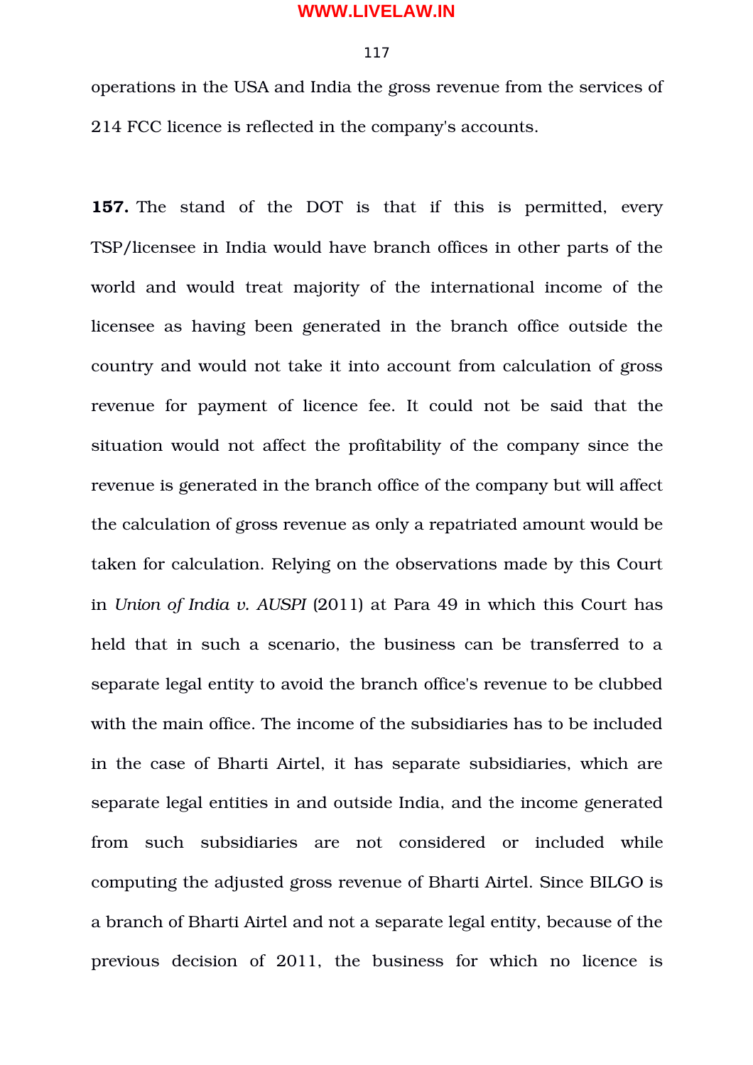operations in the USA and India the gross revenue from the services of 214 FCC licence is reflected in the company's accounts.

**157.** The stand of the DOT is that if this is permitted, every TSP/licensee in India would have branch offices in other parts of the world and would treat majority of the international income of the licensee as having been generated in the branch office outside the country and would not take it into account from calculation of gross revenue for payment of licence fee. It could not be said that the situation would not affect the profitability of the company since the revenue is generated in the branch office of the company but will affect the calculation of gross revenue as only a repatriated amount would be taken for calculation. Relying on the observations made by this Court in *Union of India v. AUSPI* (2011) at Para 49 in which this Court has held that in such a scenario, the business can be transferred to a separate legal entity to avoid the branch office's revenue to be clubbed with the main office. The income of the subsidiaries has to be included in the case of Bharti Airtel, it has separate subsidiaries, which are separate legal entities in and outside India, and the income generated from such subsidiaries are not considered or included while computing the adjusted gross revenue of Bharti Airtel. Since BILGO is a branch of Bharti Airtel and not a separate legal entity, because of the previous decision of 2011, the business for which no licence is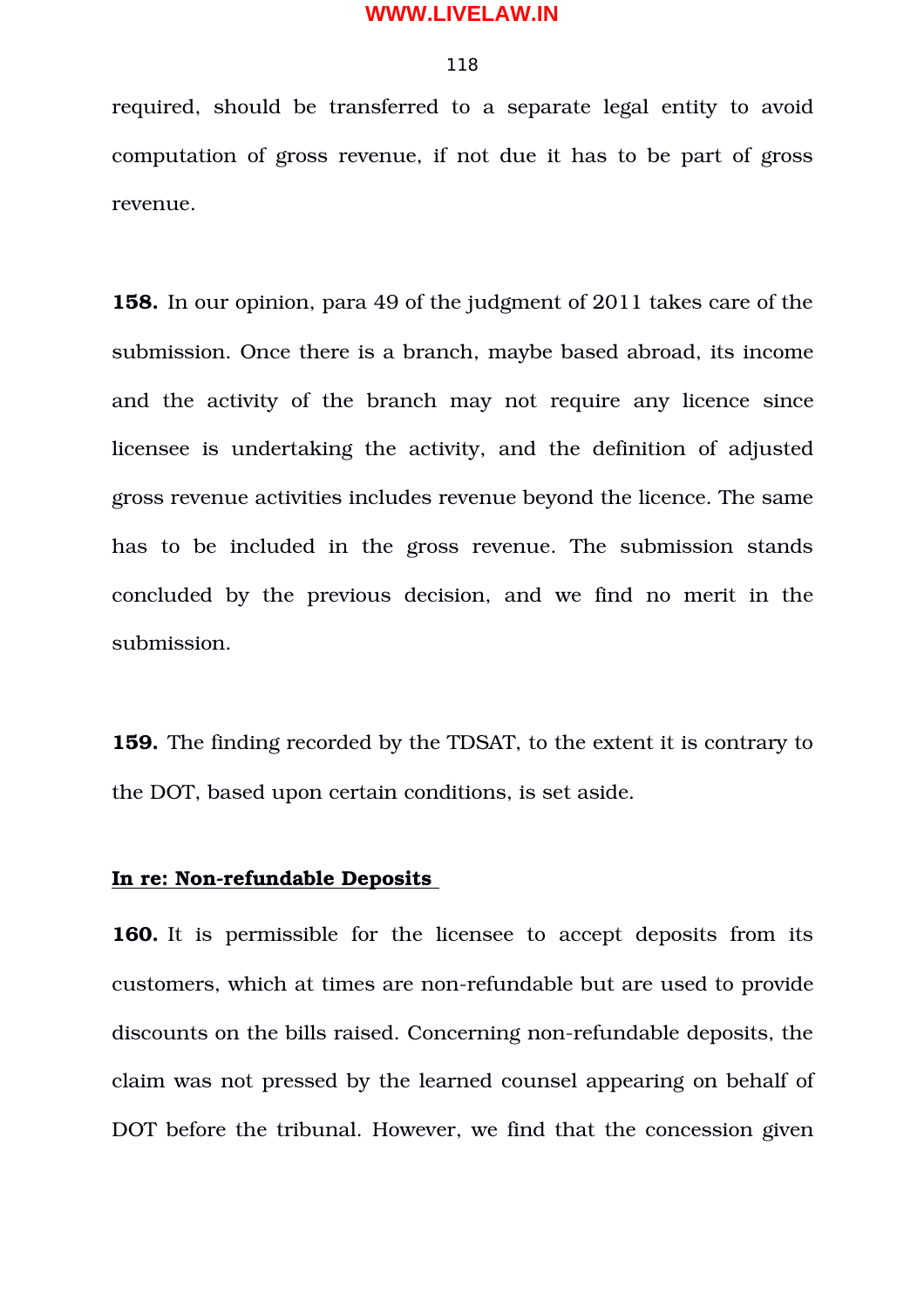required, should be transferred to a separate legal entity to avoid computation of gross revenue, if not due it has to be part of gross revenue.

**158.** In our opinion, para 49 of the judgment of 2011 takes care of the submission. Once there is a branch, maybe based abroad, its income and the activity of the branch may not require any licence since licensee is undertaking the activity, and the definition of adjusted gross revenue activities includes revenue beyond the licence. The same has to be included in the gross revenue. The submission stands concluded by the previous decision, and we find no merit in the submission.

**159.** The finding recorded by the TDSAT, to the extent it is contrary to the DOT, based upon certain conditions, is set aside.

**<u>In re: Non-refundable Deposits</u>**

**160.** It is permissible for the licensee to accept deposits from its customers, which at times are non-refundable but are used to provide discounts on the bills raised. Concerning non-refundable deposits, the claim was not pressed by the learned counsel appearing on behalf of DOT before the tribunal. However, we find that the concession given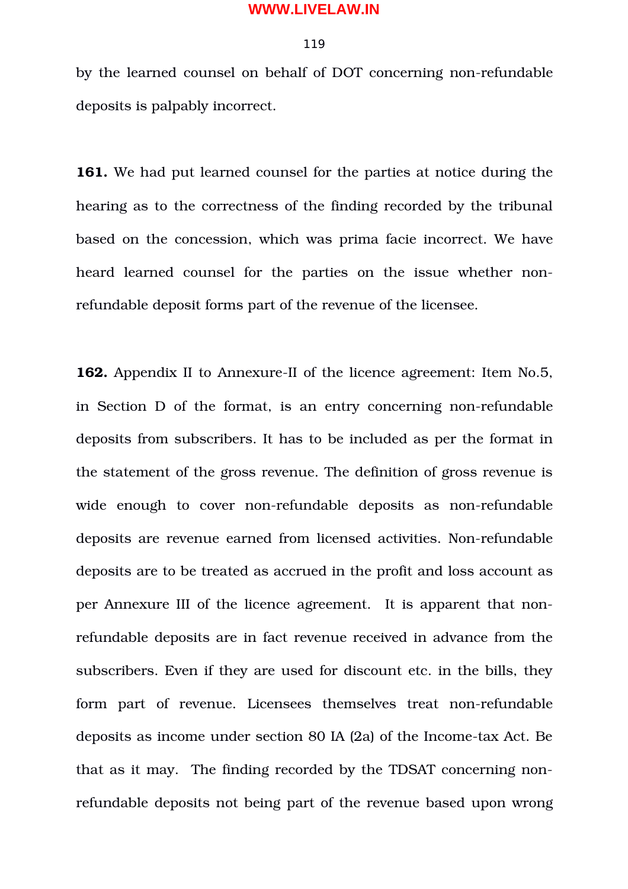by the learned counsel on behalf of DOT concerning non-refundable deposits is palpably incorrect.

**161.** We had put learned counsel for the parties at notice during the hearing as to the correctness of the finding recorded by the tribunal based on the concession, which was prima facie incorrect. We have heard learned counsel for the parties on the issue whether non-refundable deposit forms part of the revenue of the licensee.

**162.** Appendix II to Annexure-II of the licence agreement: Item No.5, in Section D of the format, is an entry concerning non-refundable deposits from subscribers. It has to be included as per the format in the statement of the gross revenue. The definition of gross revenue is wide enough to cover non-refundable deposits as non-refundable deposits are revenue earned from licensed activities. Non-refundable deposits are to be treated as accrued in the profit and loss account as per Annexure III of the licence agreement. It is apparent that non-refundable deposits are in fact revenue received in advance from the subscribers. Even if they are used for discount etc. in the bills, they form part of revenue. Licensees themselves treat non-refundable deposits as income under section 80 IA (2a) of the Income-tax Act. Be that as it may. The finding recorded by the TDSAT concerning non-refundable deposits not being part of the revenue based upon wrong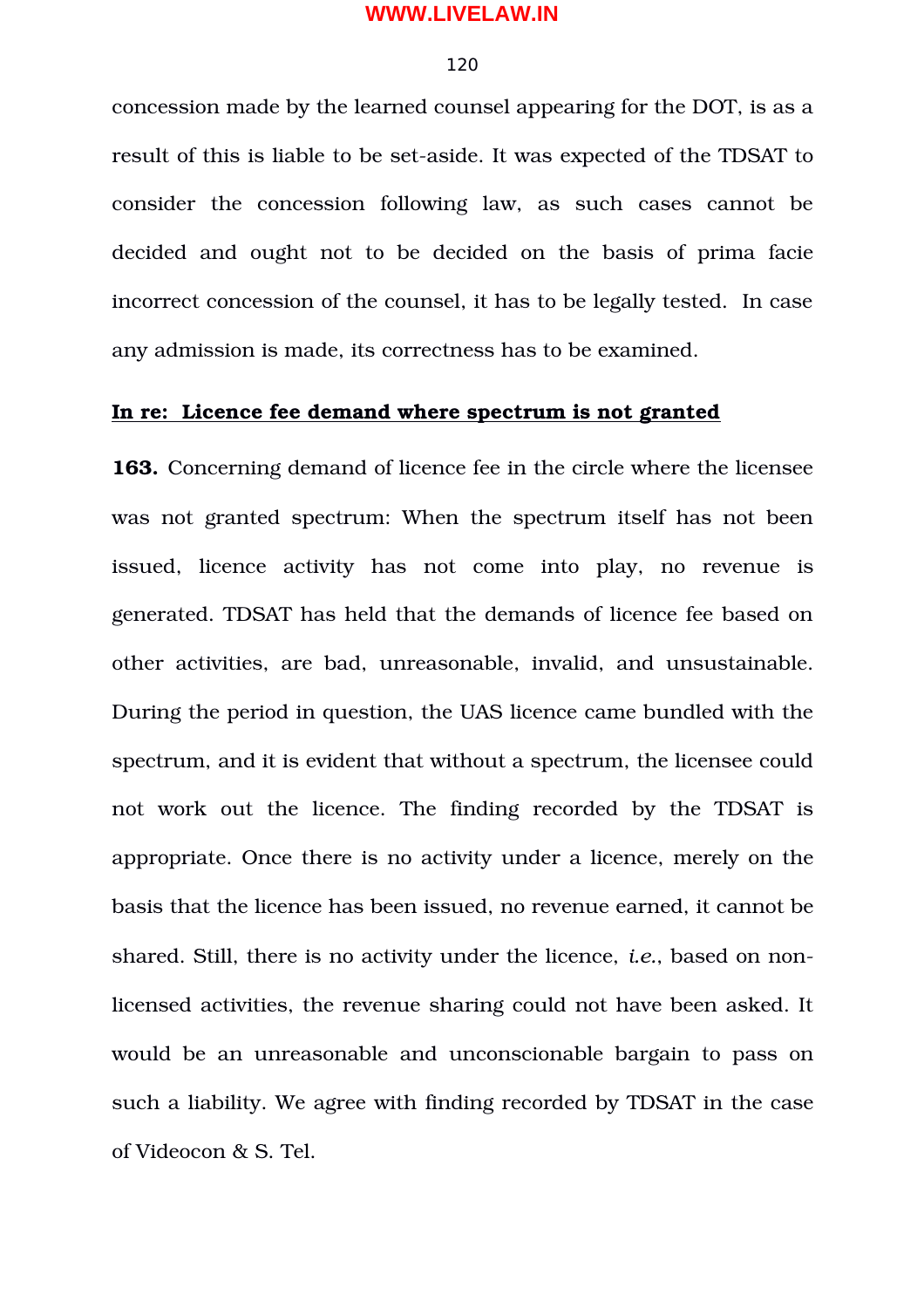concession made by the learned counsel appearing for the DOT, is as a result of this is liable to be set-aside. It was expected of the TDSAT to consider the concession following law, as such cases cannot be decided and ought not to be decided on the basis of prima facie incorrect concession of the counsel, it has to be legally tested. In case any admission is made, its correctness has to be examined.

**In re: Licence fee demand where spectrum is not granted**

**163.** Concerning demand of licence fee in the circle where the licensee was not granted spectrum: When the spectrum itself has not been issued, licence activity has not come into play, no revenue is generated. TDSAT has held that the demands of licence fee based on other activities, are bad, unreasonable, invalid, and unsustainable. During the period in question, the UAS licence came bundled with the spectrum, and it is evident that without a spectrum, the licensee could not work out the licence. The finding recorded by the TDSAT is appropriate. Once there is no activity under a licence, merely on the basis that the licence has been issued, no revenue earned, it cannot be shared. Still, there is no activity under the licence, *i.e.*, based on non-licensed activities, the revenue sharing could not have been asked. It would be an unreasonable and unconscionable bargain to pass on such a liability. We agree with finding recorded by TDSAT in the case of Videocon & S. Tel.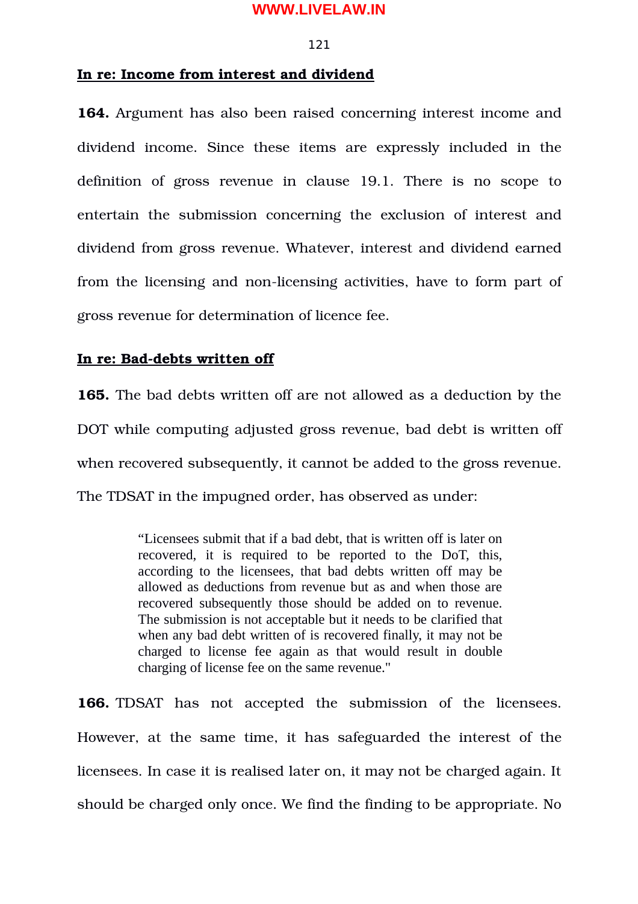**In re: Income from interest and dividend**

**164.** Argument has also been raised concerning interest income and dividend income. Since these items are expressly included in the definition of gross revenue in clause 19.1. There is no scope to entertain the submission concerning the exclusion of interest and dividend from gross revenue. Whatever, interest and dividend earned from the licensing and non-licensing activities, have to form part of gross revenue for determination of licence fee.

**In re: Bad-debts written off**

**165.** The bad debts written off are not allowed as a deduction by the DOT while computing adjusted gross revenue, bad debt is written off when recovered subsequently, it cannot be added to the gross revenue. The TDSAT in the impugned order, has observed as under:

> "Licensees submit that if a bad debt, that is written off is later on recovered, it is required to be reported to the DoT, this, according to the licensees, that bad debts written off may be allowed as deductions from revenue but as and when those are recovered subsequently those should be added on to revenue. The submission is not acceptable but it needs to be clarified that when any bad debt written of is recovered finally, it may not be charged to license fee again as that would result in double charging of license fee on the same revenue."

**166.** TDSAT has not accepted the submission of the licensees. However, at the same time, it has safeguarded the interest of the licensees. In case it is realised later on, it may not be charged again. It should be charged only once. We find the finding to be appropriate. No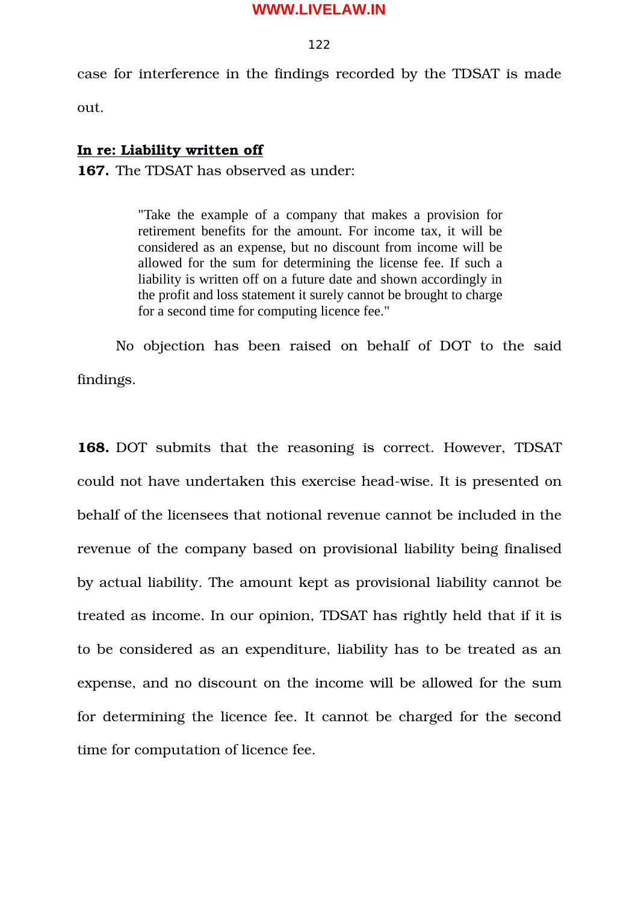case for interference in the findings recorded by the TDSAT is made out.

**<u>In re: Liability written off</u>**

**167.** The TDSAT has observed as under:

> "Take the example of a company that makes a provision for retirement benefits for the amount. For income tax, it will be considered as an expense, but no discount from income will be allowed for the sum for determining the license fee. If such a liability is written off on a future date and shown accordingly in the profit and loss statement it surely cannot be brought to charge for a second time for computing licence fee."

No objection has been raised on behalf of DOT to the said findings.

**168.** DOT submits that the reasoning is correct. However, TDSAT could not have undertaken this exercise head-wise. It is presented on behalf of the licensees that notional revenue cannot be included in the revenue of the company based on provisional liability being finalised by actual liability. The amount kept as provisional liability cannot be treated as income. In our opinion, TDSAT has rightly held that if it is to be considered as an expenditure, liability has to be treated as an expense, and no discount on the income will be allowed for the sum for determining the licence fee. It cannot be charged for the second time for computation of licence fee.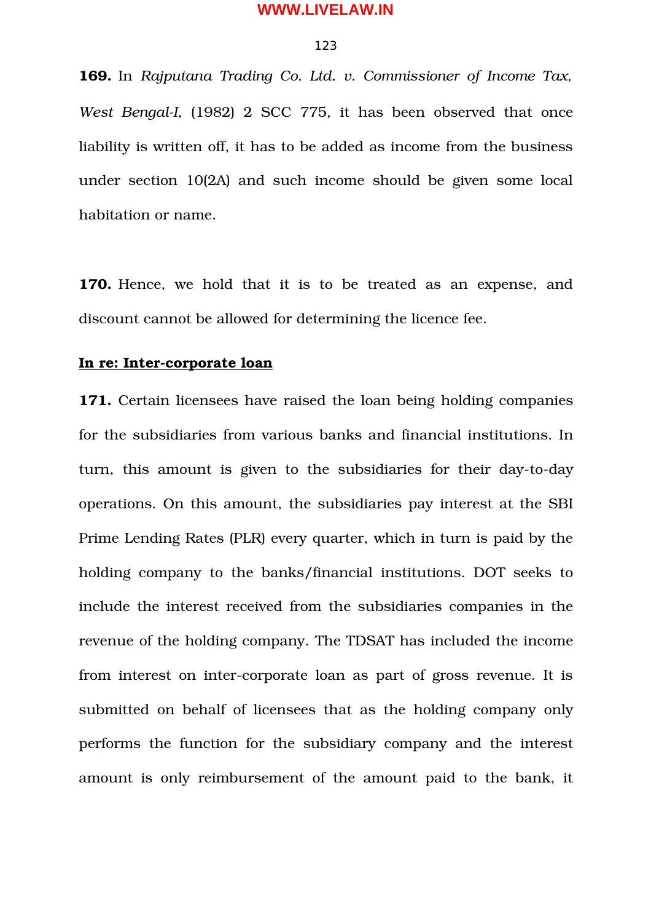**169.** In *Rajputana Trading Co. Ltd. v. Commissioner of Income Tax, West Bengal-I*, (1982) 2 SCC 775, it has been observed that once liability is written off, it has to be added as income from the business under section 10(2A) and such income should be given some local habitation or name.

**170.** Hence, we hold that it is to be treated as an expense, and discount cannot be allowed for determining the licence fee.

**In re: Inter-corporate loan**

**171.** Certain licensees have raised the loan being holding companies for the subsidiaries from various banks and financial institutions. In turn, this amount is given to the subsidiaries for their day-to-day operations. On this amount, the subsidiaries pay interest at the SBI Prime Lending Rates (PLR) every quarter, which in turn is paid by the holding company to the banks/financial institutions. DOT seeks to include the interest received from the subsidiaries companies in the revenue of the holding company. The TDSAT has included the income from interest on inter-corporate loan as part of gross revenue. It is submitted on behalf of licensees that as the holding company only performs the function for the subsidiary company and the interest amount is only reimbursement of the amount paid to the bank, it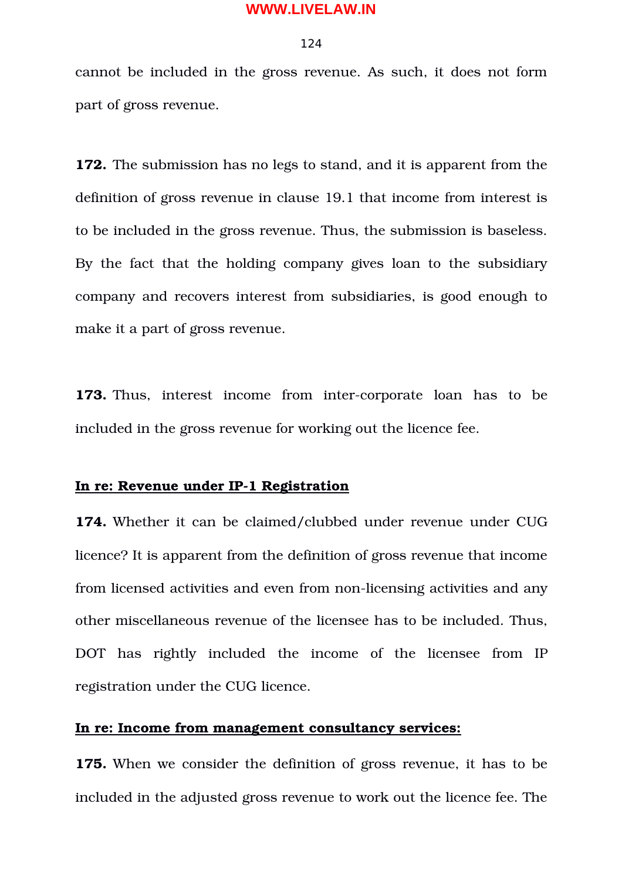cannot be included in the gross revenue. As such, it does not form part of gross revenue.

**172.** The submission has no legs to stand, and it is apparent from the definition of gross revenue in clause 19.1 that income from interest is to be included in the gross revenue. Thus, the submission is baseless. By the fact that the holding company gives loan to the subsidiary company and recovers interest from subsidiaries, is good enough to make it a part of gross revenue.

**173.** Thus, interest income from inter-corporate loan has to be included in the gross revenue for working out the licence fee.

**In re: Revenue under IP-1 Registration**

**174.** Whether it can be claimed/clubbed under revenue under CUG licence? It is apparent from the definition of gross revenue that income from licensed activities and even from non-licensing activities and any other miscellaneous revenue of the licensee has to be included. Thus, DOT has rightly included the income of the licensee from IP registration under the CUG licence.

**In re: Income from management consultancy services:**

**175.** When we consider the definition of gross revenue, it has to be included in the adjusted gross revenue to work out the licence fee. The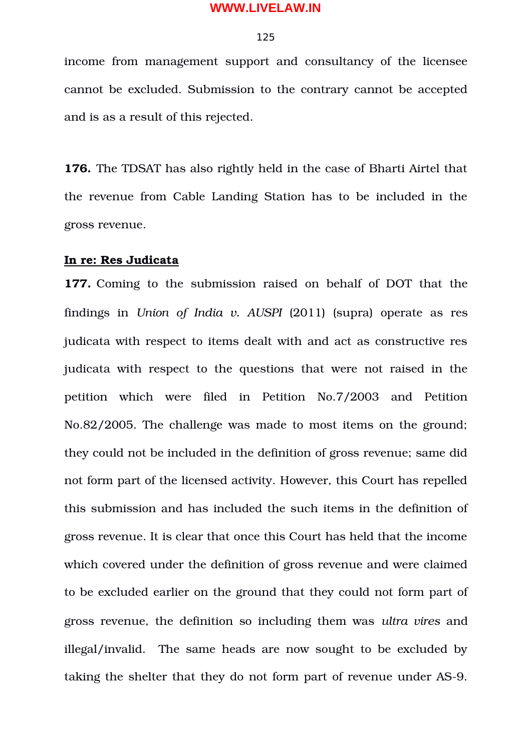income from management support and consultancy of the licensee cannot be excluded. Submission to the contrary cannot be accepted and is as a result of this rejected.

**176.** The TDSAT has also rightly held in the case of Bharti Airtel that the revenue from Cable Landing Station has to be included in the gross revenue.

**In re: Res Judicata**

**177.** Coming to the submission raised on behalf of DOT that the findings in *Union of India v. AUSPI* (2011) (supra) operate as res judicata with respect to items dealt with and act as constructive res judicata with respect to the questions that were not raised in the petition which were filed in Petition No.7/2003 and Petition No.82/2005. The challenge was made to most items on the ground; they could not be included in the definition of gross revenue; same did not form part of the licensed activity. However, this Court has repelled this submission and has included the such items in the definition of gross revenue. It is clear that once this Court has held that the income which covered under the definition of gross revenue and were claimed to be excluded earlier on the ground that they could not form part of gross revenue, the definition so including them was *ultra vires* and illegal/invalid. The same heads are now sought to be excluded by taking the shelter that they do not form part of revenue under AS-9.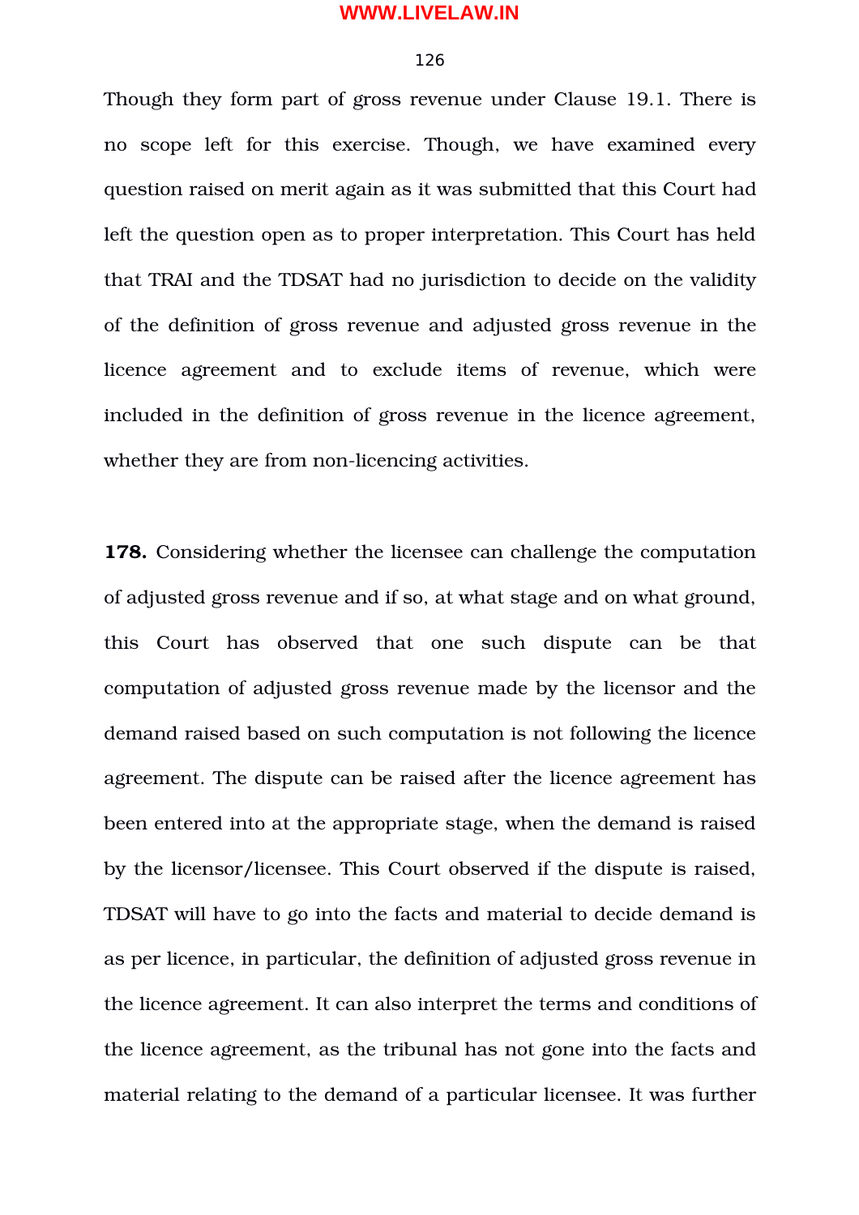Though they form part of gross revenue under Clause 19.1. There is no scope left for this exercise. Though, we have examined every question raised on merit again as it was submitted that this Court had left the question open as to proper interpretation. This Court has held that TRAI and the TDSAT had no jurisdiction to decide on the validity of the definition of gross revenue and adjusted gross revenue in the licence agreement and to exclude items of revenue, which were included in the definition of gross revenue in the licence agreement, whether they are from non-licencing activities.

**178.** Considering whether the licensee can challenge the computation of adjusted gross revenue and if so, at what stage and on what ground, this Court has observed that one such dispute can be that computation of adjusted gross revenue made by the licensor and the demand raised based on such computation is not following the licence agreement. The dispute can be raised after the licence agreement has been entered into at the appropriate stage, when the demand is raised by the licensor/licensee. This Court observed if the dispute is raised, TDSAT will have to go into the facts and material to decide demand is as per licence, in particular, the definition of adjusted gross revenue in the licence agreement. It can also interpret the terms and conditions of the licence agreement, as the tribunal has not gone into the facts and material relating to the demand of a particular licensee. It was further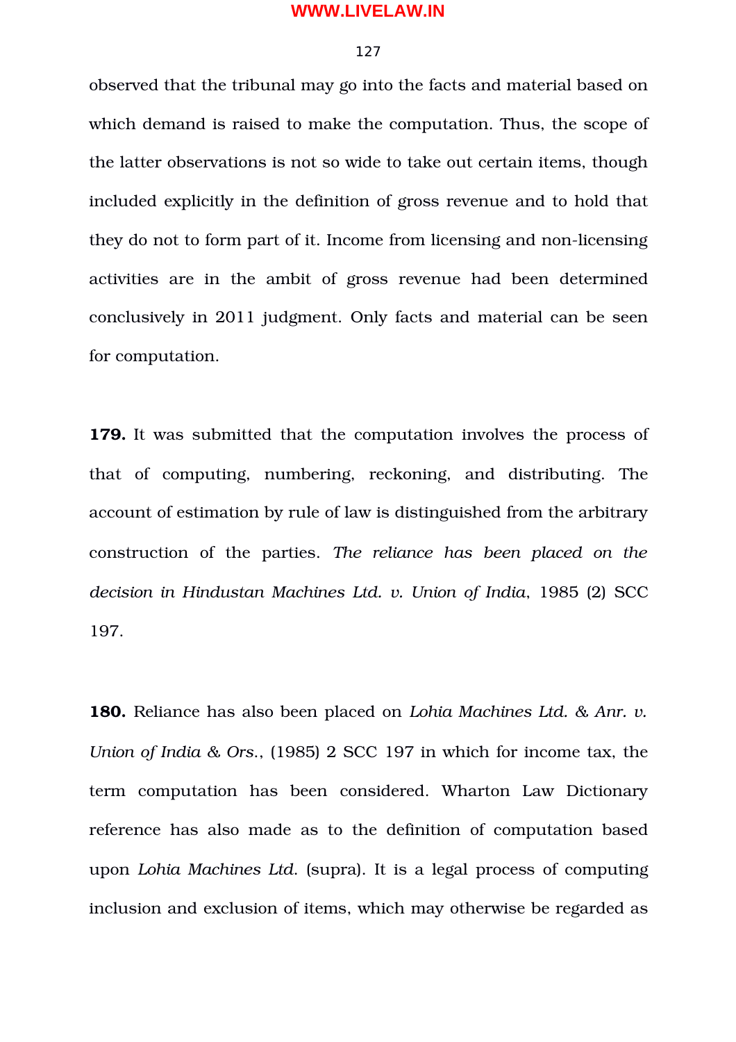observed that the tribunal may go into the facts and material based on which demand is raised to make the computation. Thus, the scope of the latter observations is not so wide to take out certain items, though included explicitly in the definition of gross revenue and to hold that they do not to form part of it. Income from licensing and non-licensing activities are in the ambit of gross revenue had been determined conclusively in 2011 judgment. Only facts and material can be seen for computation.

**179.** It was submitted that the computation involves the process of that of computing, numbering, reckoning, and distributing. The account of estimation by rule of law is distinguished from the arbitrary construction of the parties. *The reliance has been placed on the decision in Hindustan Machines Ltd. v. Union of India*, 1985 (2) SCC 197.

**180.** Reliance has also been placed on *Lohia Machines Ltd. & Anr. v. Union of India & Ors.*, (1985) 2 SCC 197 in which for income tax, the term computation has been considered. Wharton Law Dictionary reference has also made as to the definition of computation based upon *Lohia Machines Ltd.* (supra). It is a legal process of computing inclusion and exclusion of items, which may otherwise be regarded as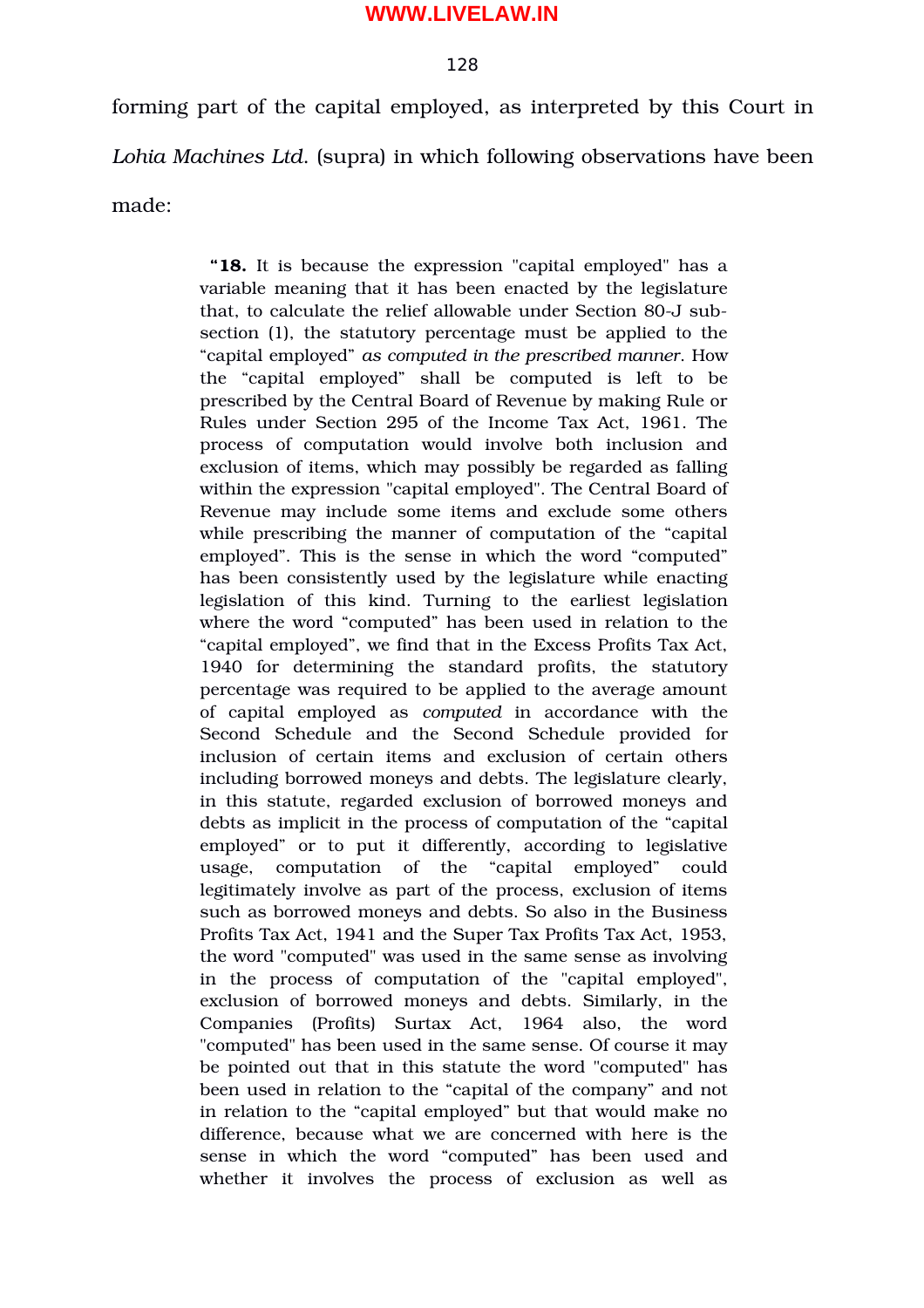forming part of the capital employed, as interpreted by this Court in *Lohia Machines Ltd.* (supra) in which following observations have been made:

> "**18.** It is because the expression "capital employed" has a variable meaning that it has been enacted by the legislature that, to calculate the relief allowable under Section 80-J sub-section (1), the statutory percentage must be applied to the "capital employed" *as computed in the prescribed manner*. How the "capital employed" shall be computed is left to be prescribed by the Central Board of Revenue by making Rule or Rules under Section 295 of the Income Tax Act, 1961. The process of computation would involve both inclusion and exclusion of items, which may possibly be regarded as falling within the expression "capital employed". The Central Board of Revenue may include some items and exclude some others while prescribing the manner of computation of the "capital employed". This is the sense in which the word "computed" has been consistently used by the legislature while enacting legislation of this kind. Turning to the earliest legislation where the word "computed" has been used in relation to the "capital employed", we find that in the Excess Profits Tax Act, 1940 for determining the standard profits, the statutory percentage was required to be applied to the average amount of capital employed as *computed* in accordance with the Second Schedule and the Second Schedule provided for inclusion of certain items and exclusion of certain others including borrowed moneys and debts. The legislature clearly, in this statute, regarded exclusion of borrowed moneys and debts as implicit in the process of computation of the "capital employed" or to put it differently, according to legislative usage, computation of the "capital employed" could legitimately involve as part of the process, exclusion of items such as borrowed moneys and debts. So also in the Business Profits Tax Act, 1941 and the Super Tax Profits Tax Act, 1953, the word "computed" was used in the same sense as involving in the process of computation of the "capital employed", exclusion of borrowed moneys and debts. Similarly, in the Companies (Profits) Surtax Act, 1964 also, the word "computed" has been used in the same sense. Of course it may be pointed out that in this statute the word "computed" has been used in relation to the "capital of the company" and not in relation to the "capital employed" but that would make no difference, because what we are concerned with here is the sense in which the word "computed" has been used and whether it involves the process of exclusion as well as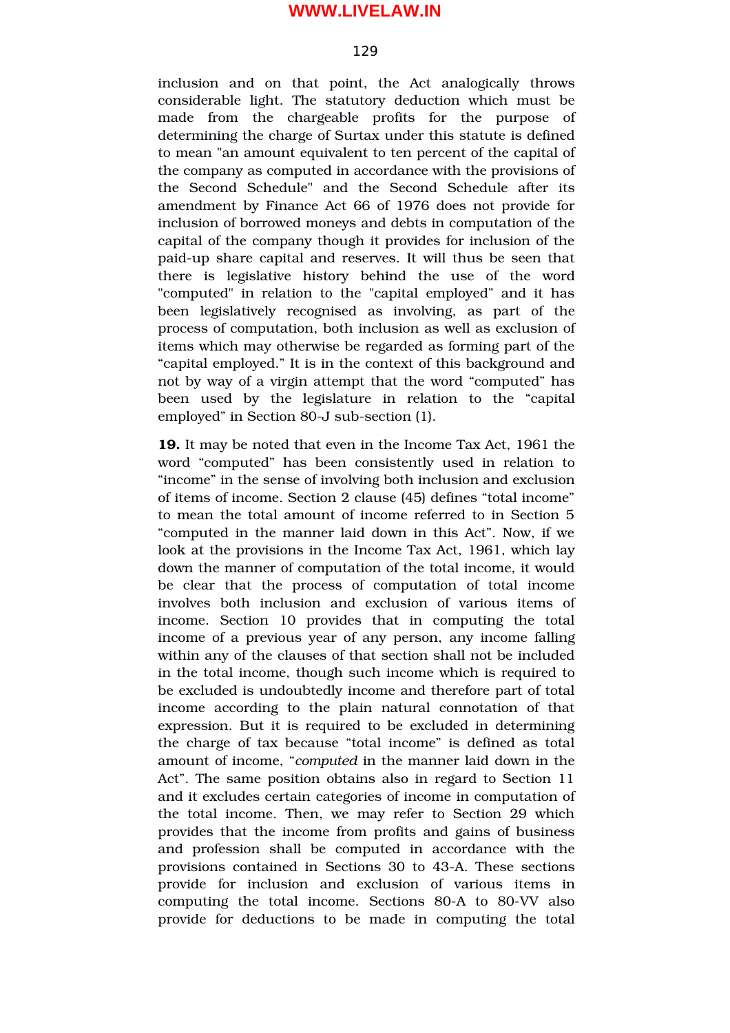inclusion and on that point, the Act analogically throws considerable light. The statutory deduction which must be made from the chargeable profits for the purpose of determining the charge of Surtax under this statute is defined to mean "an amount equivalent to ten percent of the capital of the company as computed in accordance with the provisions of the Second Schedule" and the Second Schedule after its amendment by Finance Act 66 of 1976 does not provide for inclusion of borrowed moneys and debts in computation of the capital of the company though it provides for inclusion of the paid-up share capital and reserves. It will thus be seen that there is legislative history behind the use of the word "computed" in relation to the "capital employed" and it has been legislatively recognised as involving, as part of the process of computation, both inclusion as well as exclusion of items which may otherwise be regarded as forming part of the "capital employed." It is in the context of this background and not by way of a virgin attempt that the word "computed" has been used by the legislature in relation to the "capital employed" in Section 80-J sub-section (1).

**19.** It may be noted that even in the Income Tax Act, 1961 the word "computed" has been consistently used in relation to "income" in the sense of involving both inclusion and exclusion of items of income. Section 2 clause (45) defines "total income" to mean the total amount of income referred to in Section 5 "computed in the manner laid down in this Act". Now, if we look at the provisions in the Income Tax Act, 1961, which lay down the manner of computation of the total income, it would be clear that the process of computation of total income involves both inclusion and exclusion of various items of income. Section 10 provides that in computing the total income of a previous year of any person, any income falling within any of the clauses of that section shall not be included in the total income, though such income which is required to be excluded is undoubtedly income and therefore part of total income according to the plain natural connotation of that expression. But it is required to be excluded in determining the charge of tax because "total income" is defined as total amount of income, "*computed* in the manner laid down in the Act". The same position obtains also in regard to Section 11 and it excludes certain categories of income in computation of the total income. Then, we may refer to Section 29 which provides that the income from profits and gains of business and profession shall be computed in accordance with the provisions contained in Sections 30 to 43-A. These sections provide for inclusion and exclusion of various items in computing the total income. Sections 80-A to 80-VV also provide for deductions to be made in computing the total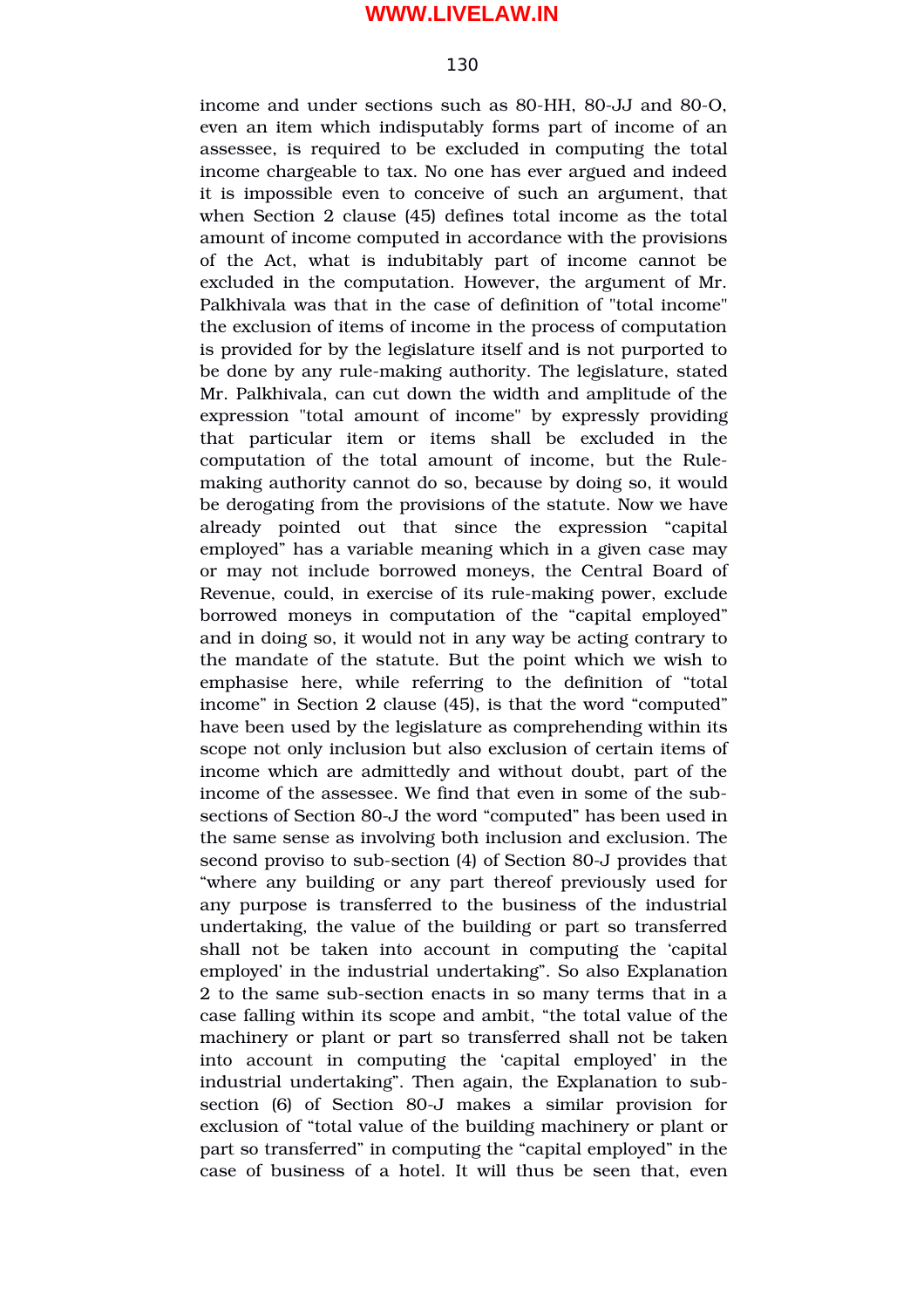income and under sections such as 80-HH, 80-JJ and 80-O, even an item which indisputably forms part of income of an assessee, is required to be excluded in computing the total income chargeable to tax. No one has ever argued and indeed it is impossible even to conceive of such an argument, that when Section 2 clause (45) defines total income as the total amount of income computed in accordance with the provisions of the Act, what is indubitably part of income cannot be excluded in the computation. However, the argument of Mr. Palkhivala was that in the case of definition of "total income" the exclusion of items of income in the process of computation is provided for by the legislature itself and is not purported to be done by any rule-making authority. The legislature, stated Mr. Palkhivala, can cut down the width and amplitude of the expression "total amount of income" by expressly providing that particular item or items shall be excluded in the computation of the total amount of income, but the Rule-making authority cannot do so, because by doing so, it would be derogating from the provisions of the statute. Now we have already pointed out that since the expression "capital employed" has a variable meaning which in a given case may or may not include borrowed moneys, the Central Board of Revenue, could, in exercise of its rule-making power, exclude borrowed moneys in computation of the "capital employed" and in doing so, it would not in any way be acting contrary to the mandate of the statute. But the point which we wish to emphasise here, while referring to the definition of "total income" in Section 2 clause (45), is that the word "computed" have been used by the legislature as comprehending within its scope not only inclusion but also exclusion of certain items of income which are admittedly and without doubt, part of the income of the assessee. We find that even in some of the sub-sections of Section 80-J the word "computed" has been used in the same sense as involving both inclusion and exclusion. The second proviso to sub-section (4) of Section 80-J provides that "where any building or any part thereof previously used for any purpose is transferred to the business of the industrial undertaking, the value of the building or part so transferred shall not be taken into account in computing the 'capital employed' in the industrial undertaking". So also Explanation 2 to the same sub-section enacts in so many terms that in a case falling within its scope and ambit, "the total value of the machinery or plant or part so transferred shall not be taken into account in computing the 'capital employed' in the industrial undertaking". Then again, the Explanation to sub-section (6) of Section 80-J makes a similar provision for exclusion of "total value of the building machinery or plant or part so transferred" in computing the "capital employed" in the case of business of a hotel. It will thus be seen that, even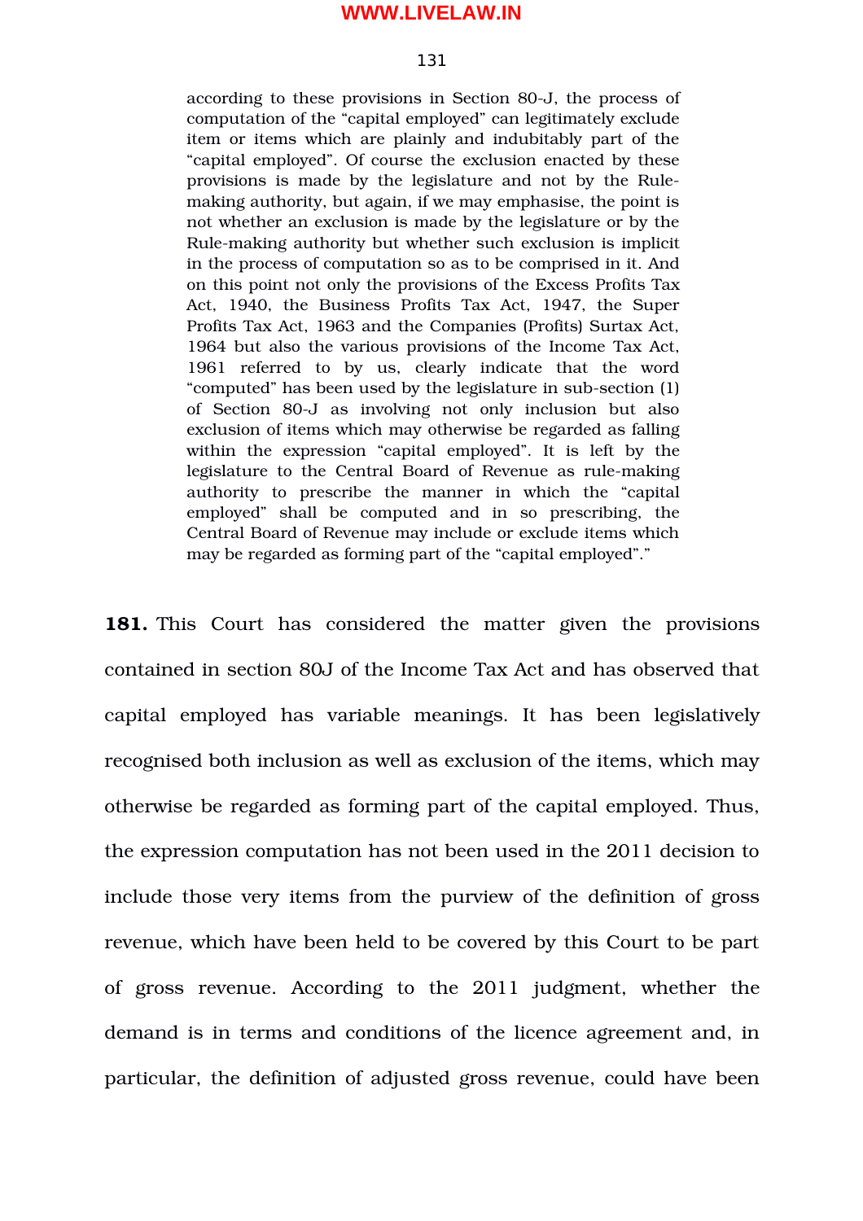> according to these provisions in Section 80-J, the process of computation of the "capital employed" can legitimately exclude item or items which are plainly and indubitably part of the "capital employed". Of course the exclusion enacted by these provisions is made by the legislature and not by the Rule-making authority, but again, if we may emphasise, the point is not whether an exclusion is made by the legislature or by the Rule-making authority but whether such exclusion is implicit in the process of computation so as to be comprised in it. And on this point not only the provisions of the Excess Profits Tax Act, 1940, the Business Profits Tax Act, 1947, the Super Profits Tax Act, 1963 and the Companies (Profits) Surtax Act, 1964 but also the various provisions of the Income Tax Act, 1961 referred to by us, clearly indicate that the word "computed" has been used by the legislature in sub-section (1) of Section 80-J as involving not only inclusion but also exclusion of items which may otherwise be regarded as falling within the expression "capital employed". It is left by the legislature to the Central Board of Revenue as rule-making authority to prescribe the manner in which the "capital employed" shall be computed and in so prescribing, the Central Board of Revenue may include or exclude items which may be regarded as forming part of the "capital employed"."

**181.** This Court has considered the matter given the provisions contained in section 80J of the Income Tax Act and has observed that capital employed has variable meanings. It has been legislatively recognised both inclusion as well as exclusion of the items, which may otherwise be regarded as forming part of the capital employed. Thus, the expression computation has not been used in the 2011 decision to include those very items from the purview of the definition of gross revenue, which have been held to be covered by this Court to be part of gross revenue. According to the 2011 judgment, whether the demand is in terms and conditions of the licence agreement and, in particular, the definition of adjusted gross revenue, could have been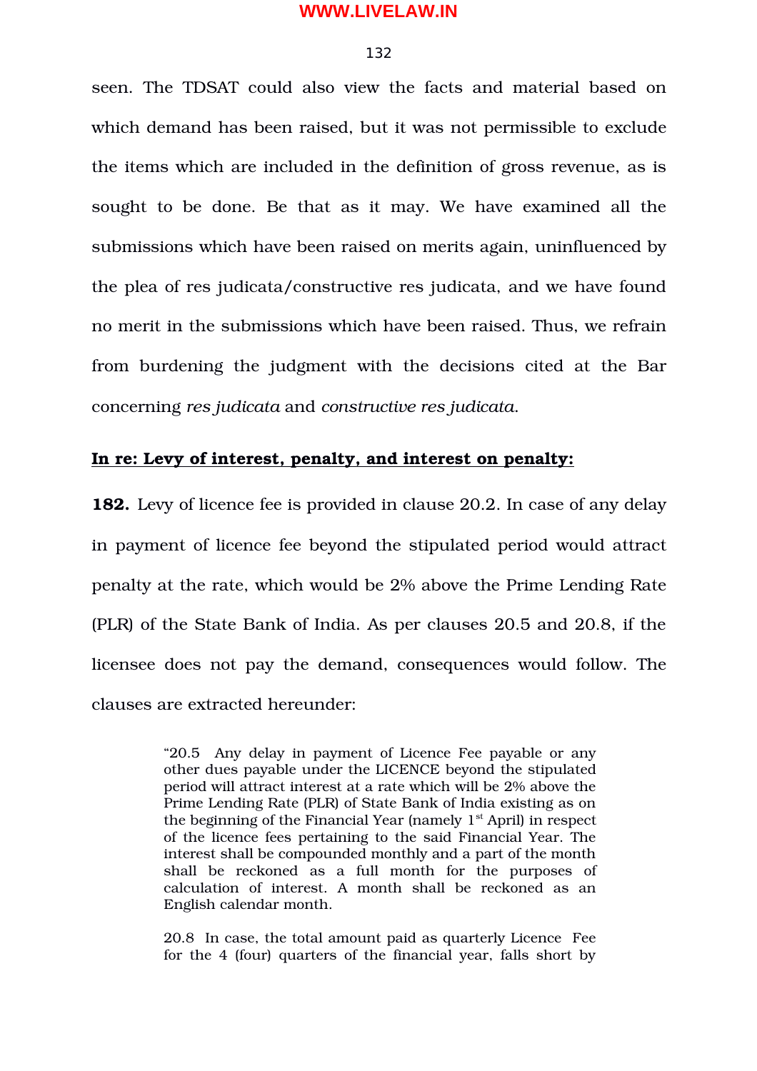seen. The TDSAT could also view the facts and material based on which demand has been raised, but it was not permissible to exclude the items which are included in the definition of gross revenue, as is sought to be done. Be that as it may. We have examined all the submissions which have been raised on merits again, uninfluenced by the plea of res judicata/constructive res judicata, and we have found no merit in the submissions which have been raised. Thus, we refrain from burdening the judgment with the decisions cited at the Bar concerning *res judicata* and *constructive res judicata.*

**In re: Levy of interest, penalty, and interest on penalty:**

**182.** Levy of licence fee is provided in clause 20.2. In case of any delay in payment of licence fee beyond the stipulated period would attract penalty at the rate, which would be 2% above the Prime Lending Rate (PLR) of the State Bank of India. As per clauses 20.5 and 20.8, if the licensee does not pay the demand, consequences would follow. The clauses are extracted hereunder:

> "20.5 Any delay in payment of Licence Fee payable or any other dues payable under the LICENCE beyond the stipulated period will attract interest at a rate which will be 2% above the Prime Lending Rate (PLR) of State Bank of India existing as on the beginning of the Financial Year (namely 1st April) in respect of the licence fees pertaining to the said Financial Year. The interest shall be compounded monthly and a part of the month shall be reckoned as a full month for the purposes of calculation of interest. A month shall be reckoned as an English calendar month.
>
> 20.8 In case, the total amount paid as quarterly Licence Fee for the 4 (four) quarters of the financial year, falls short by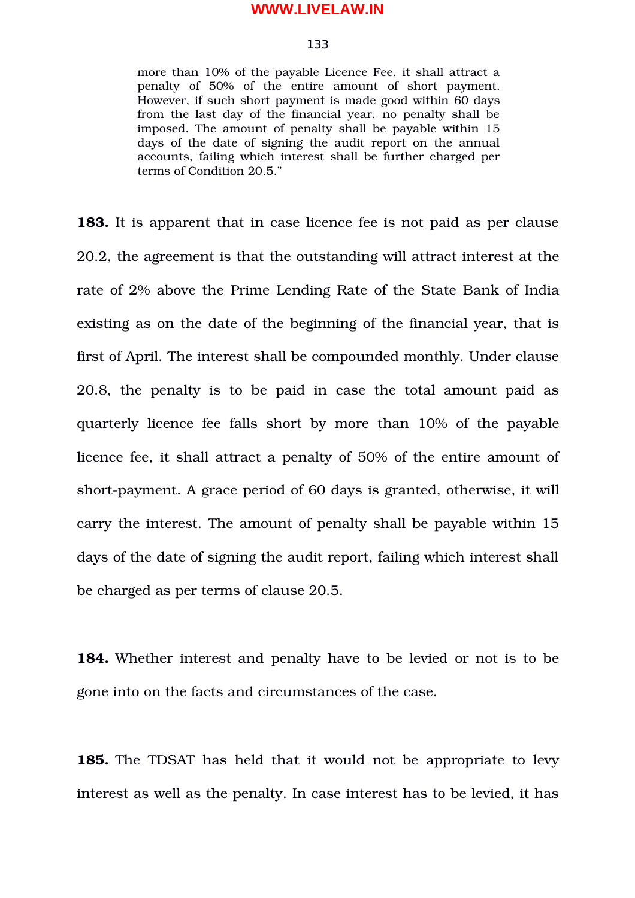> more than 10% of the payable Licence Fee, it shall attract a penalty of 50% of the entire amount of short payment. However, if such short payment is made good within 60 days from the last day of the financial year, no penalty shall be imposed. The amount of penalty shall be payable within 15 days of the date of signing the audit report on the annual accounts, failing which interest shall be further charged per terms of Condition 20.5."

**183.** It is apparent that in case licence fee is not paid as per clause 20.2, the agreement is that the outstanding will attract interest at the rate of 2% above the Prime Lending Rate of the State Bank of India existing as on the date of the beginning of the financial year, that is first of April. The interest shall be compounded monthly. Under clause 20.8, the penalty is to be paid in case the total amount paid as quarterly licence fee falls short by more than 10% of the payable licence fee, it shall attract a penalty of 50% of the entire amount of short-payment. A grace period of 60 days is granted, otherwise, it will carry the interest. The amount of penalty shall be payable within 15 days of the date of signing the audit report, failing which interest shall be charged as per terms of clause 20.5.

**184.** Whether interest and penalty have to be levied or not is to be gone into on the facts and circumstances of the case.

**185.** The TDSAT has held that it would not be appropriate to levy interest as well as the penalty. In case interest has to be levied, it has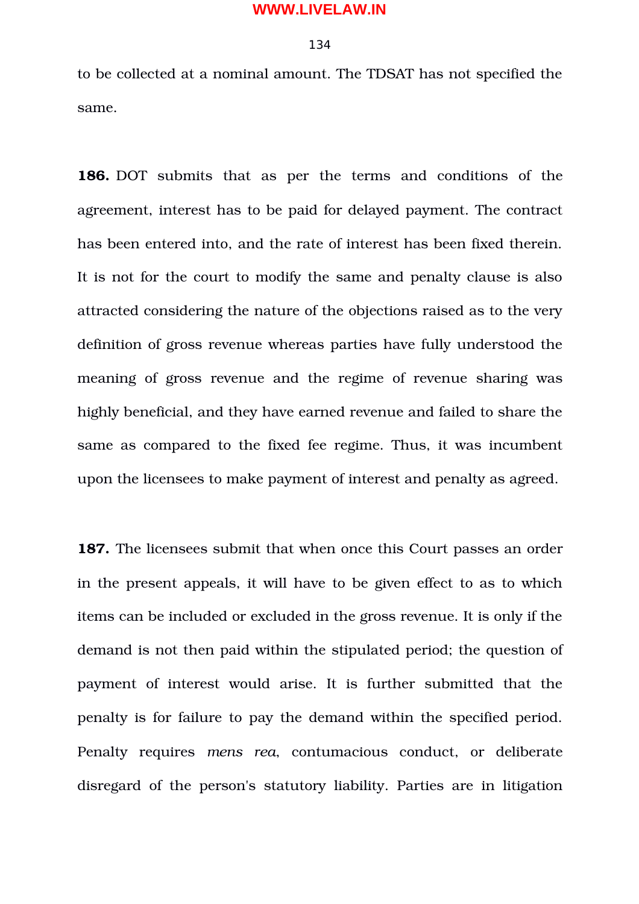to be collected at a nominal amount. The TDSAT has not specified the same.

**186.** DOT submits that as per the terms and conditions of the agreement, interest has to be paid for delayed payment. The contract has been entered into, and the rate of interest has been fixed therein. It is not for the court to modify the same and penalty clause is also attracted considering the nature of the objections raised as to the very definition of gross revenue whereas parties have fully understood the meaning of gross revenue and the regime of revenue sharing was highly beneficial, and they have earned revenue and failed to share the same as compared to the fixed fee regime. Thus, it was incumbent upon the licensees to make payment of interest and penalty as agreed.

**187.** The licensees submit that when once this Court passes an order in the present appeals, it will have to be given effect to as to which items can be included or excluded in the gross revenue. It is only if the demand is not then paid within the stipulated period; the question of payment of interest would arise. It is further submitted that the penalty is for failure to pay the demand within the specified period. Penalty requires *mens rea*, contumacious conduct, or deliberate disregard of the person's statutory liability. Parties are in litigation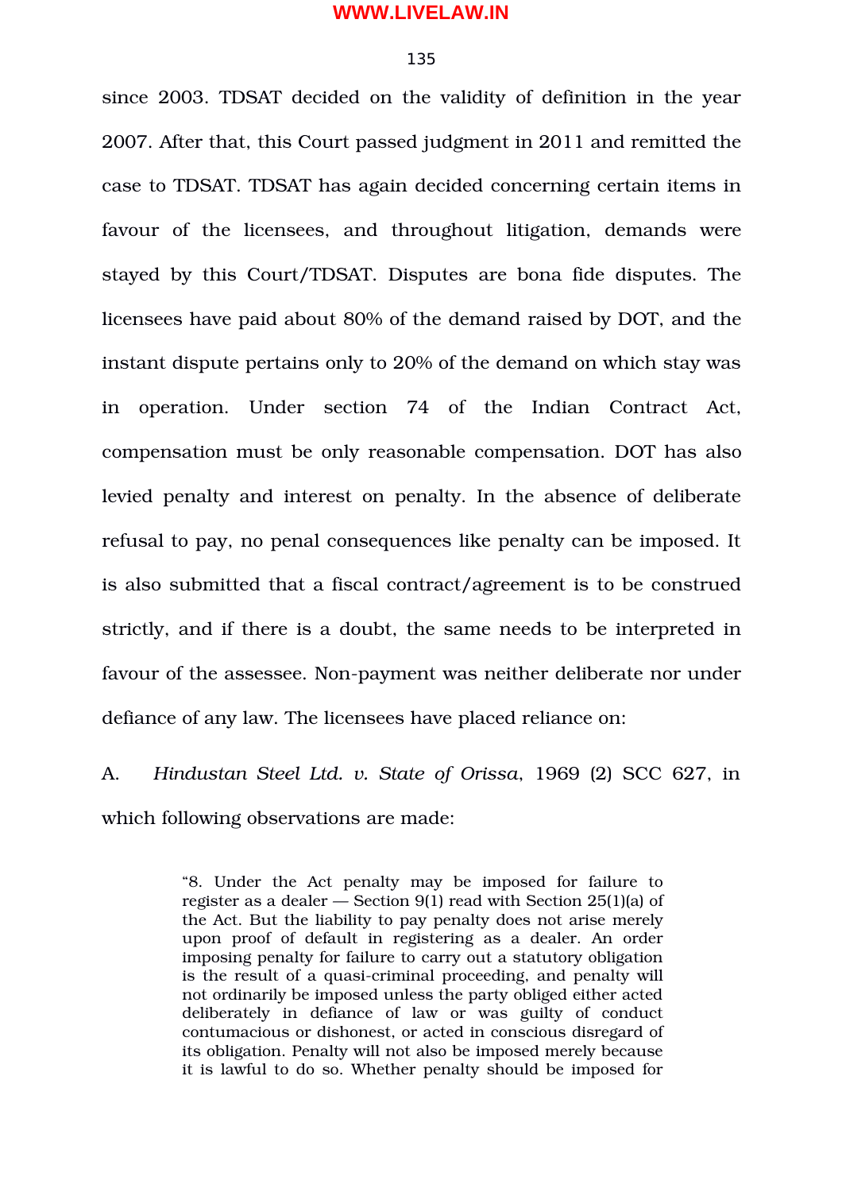since 2003. TDSAT decided on the validity of definition in the year 2007. After that, this Court passed judgment in 2011 and remitted the case to TDSAT. TDSAT has again decided concerning certain items in favour of the licensees, and throughout litigation, demands were stayed by this Court/TDSAT. Disputes are bona fide disputes. The licensees have paid about 80% of the demand raised by DOT, and the instant dispute pertains only to 20% of the demand on which stay was in operation. Under section 74 of the Indian Contract Act, compensation must be only reasonable compensation. DOT has also levied penalty and interest on penalty. In the absence of deliberate refusal to pay, no penal consequences like penalty can be imposed. It is also submitted that a fiscal contract/agreement is to be construed strictly, and if there is a doubt, the same needs to be interpreted in favour of the assessee. Non-payment was neither deliberate nor under defiance of any law. The licensees have placed reliance on:

A. *Hindustan Steel Ltd. v. State of Orissa*, 1969 (2) SCC 627, in which following observations are made:

> "8. Under the Act penalty may be imposed for failure to register as a dealer — Section 9(1) read with Section 25(1)(a) of the Act. But the liability to pay penalty does not arise merely upon proof of default in registering as a dealer. An order imposing penalty for failure to carry out a statutory obligation is the result of a quasi-criminal proceeding, and penalty will not ordinarily be imposed unless the party obliged either acted deliberately in defiance of law or was guilty of conduct contumacious or dishonest, or acted in conscious disregard of its obligation. Penalty will not also be imposed merely because it is lawful to do so. Whether penalty should be imposed for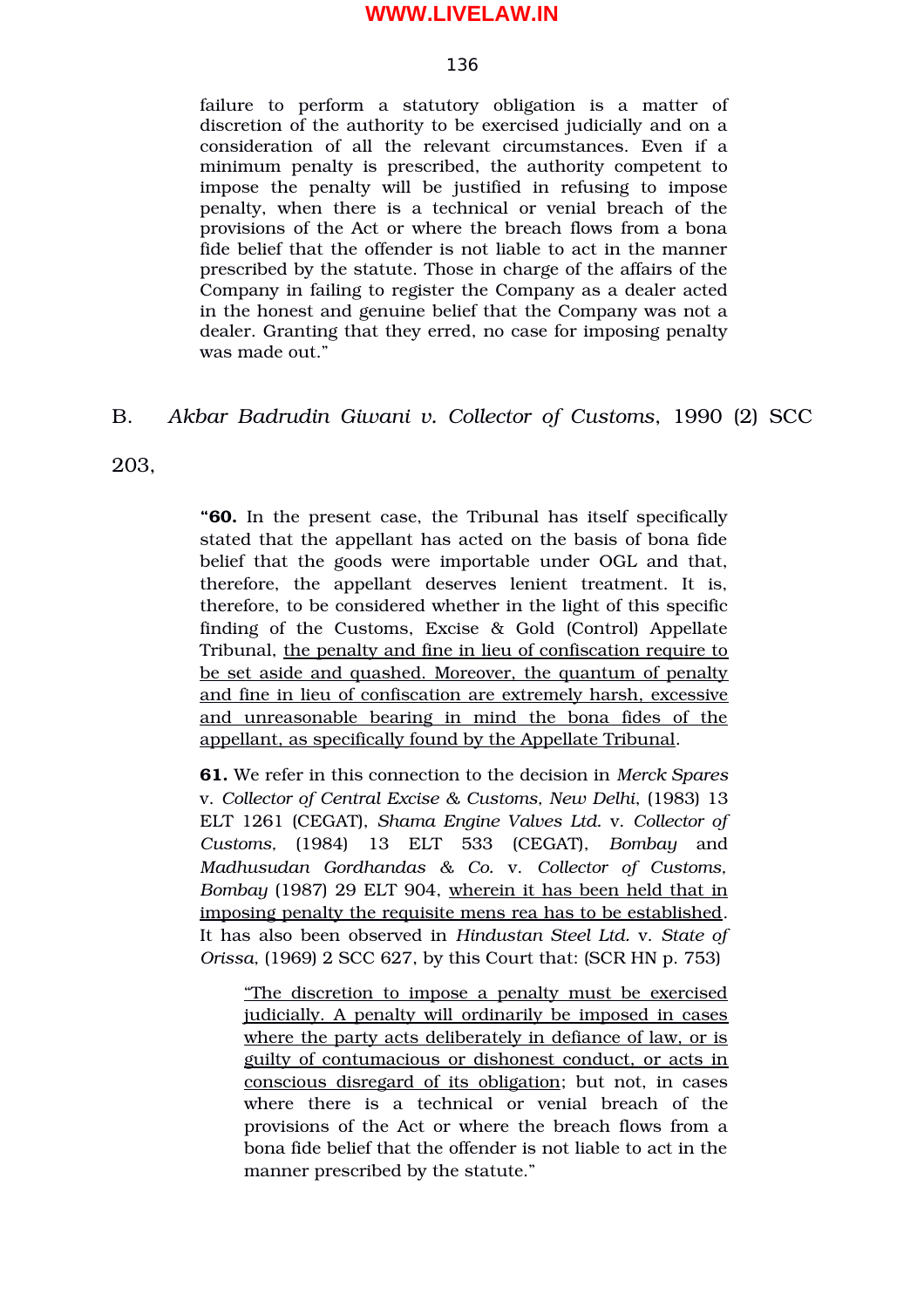> failure to perform a statutory obligation is a matter of discretion of the authority to be exercised judicially and on a consideration of all the relevant circumstances. Even if a minimum penalty is prescribed, the authority competent to impose the penalty will be justified in refusing to impose penalty, when there is a technical or venial breach of the provisions of the Act or where the breach flows from a bona fide belief that the offender is not liable to act in the manner prescribed by the statute. Those in charge of the affairs of the Company in failing to register the Company as a dealer acted in the honest and genuine belief that the Company was not a dealer. Granting that they erred, no case for imposing penalty was made out."

B. *Akbar Badrudin Giwani v. Collector of Customs*, 1990 (2) SCC 203,

> **"60.** In the present case, the Tribunal has itself specifically stated that the appellant has acted on the basis of bona fide belief that the goods were importable under OGL and that, therefore, the appellant deserves lenient treatment. It is, therefore, to be considered whether in the light of this specific finding of the Customs, Excise & Gold (Control) Appellate Tribunal, <u>the penalty and fine in lieu of confiscation require to be set aside and quashed. Moreover, the quantum of penalty and fine in lieu of confiscation are extremely harsh, excessive and unreasonable bearing in mind the bona fides of the appellant, as specifically found by the Appellate Tribunal</u>.
>
> **61.** We refer in this connection to the decision in *Merck Spares* v. *Collector of Central Excise & Customs, New Delhi*, (1983) 13 ELT 1261 (CEGAT), *Shama Engine Valves Ltd.* v. *Collector of Customs,* (1984) 13 ELT 533 (CEGAT), *Bombay* and *Madhusudan Gordhandas & Co.* v. *Collector of Customs, Bombay* (1987) 29 ELT 904, <u>wherein it has been held that in imposing penalty the requisite mens rea has to be established</u>. It has also been observed in *Hindustan Steel Ltd.* v. *State of Orissa*, (1969) 2 SCC 627, by this Court that: (SCR HN p. 753)
>
>> <u>"The discretion to impose a penalty must be exercised judicially. A penalty will ordinarily be imposed in cases where the party acts deliberately in defiance of law, or is guilty of contumacious or dishonest conduct, or acts in conscious disregard of its obligation</u>; but not, in cases where there is a technical or venial breach of the provisions of the Act or where the breach flows from a bona fide belief that the offender is not liable to act in the manner prescribed by the statute."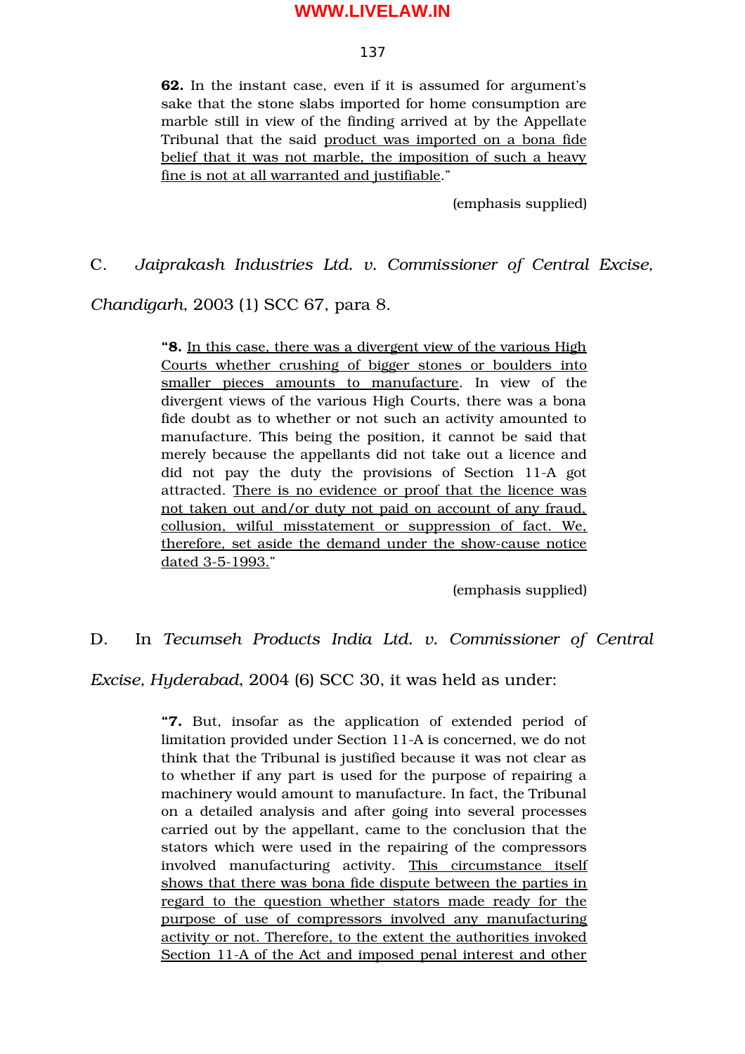> **62.** In the instant case, even if it is assumed for argument's sake that the stone slabs imported for home consumption are marble still in view of the finding arrived at by the Appellate Tribunal that the said <u>product was imported on a bona fide belief that it was not marble, the imposition of such a heavy fine is not at all warranted and justifiable</u>."
>
> (emphasis supplied)

C. *Jaiprakash Industries Ltd. v. Commissioner of Central Excise, Chandigarh*, 2003 (1) SCC 67, para 8.

> "**8.** <u>In this case, there was a divergent view of the various High Courts whether crushing of bigger stones or boulders into smaller pieces amounts to manufacture</u>. In view of the divergent views of the various High Courts, there was a bona fide doubt as to whether or not such an activity amounted to manufacture. This being the position, it cannot be said that merely because the appellants did not take out a licence and did not pay the duty the provisions of Section 11-A got attracted. <u>There is no evidence or proof that the licence was not taken out and/or duty not paid on account of any fraud, collusion, wilful misstatement or suppression of fact. We, therefore, set aside the demand under the show-cause notice dated 3-5-1993.</u>"
>
> (emphasis supplied)

D. In *Tecumseh Products India Ltd. v. Commissioner of Central Excise, Hyderabad*, 2004 (6) SCC 30, it was held as under:

> "**7.** But, insofar as the application of extended period of limitation provided under Section 11-A is concerned, we do not think that the Tribunal is justified because it was not clear as to whether if any part is used for the purpose of repairing a machinery would amount to manufacture. In fact, the Tribunal on a detailed analysis and after going into several processes carried out by the appellant, came to the conclusion that the stators which were used in the repairing of the compressors involved manufacturing activity. <u>This circumstance itself shows that there was bona fide dispute between the parties in regard to the question whether stators made ready for the purpose of use of compressors involved any manufacturing activity or not. Therefore, to the extent the authorities invoked Section 11-A of the Act and imposed penal interest and other</u>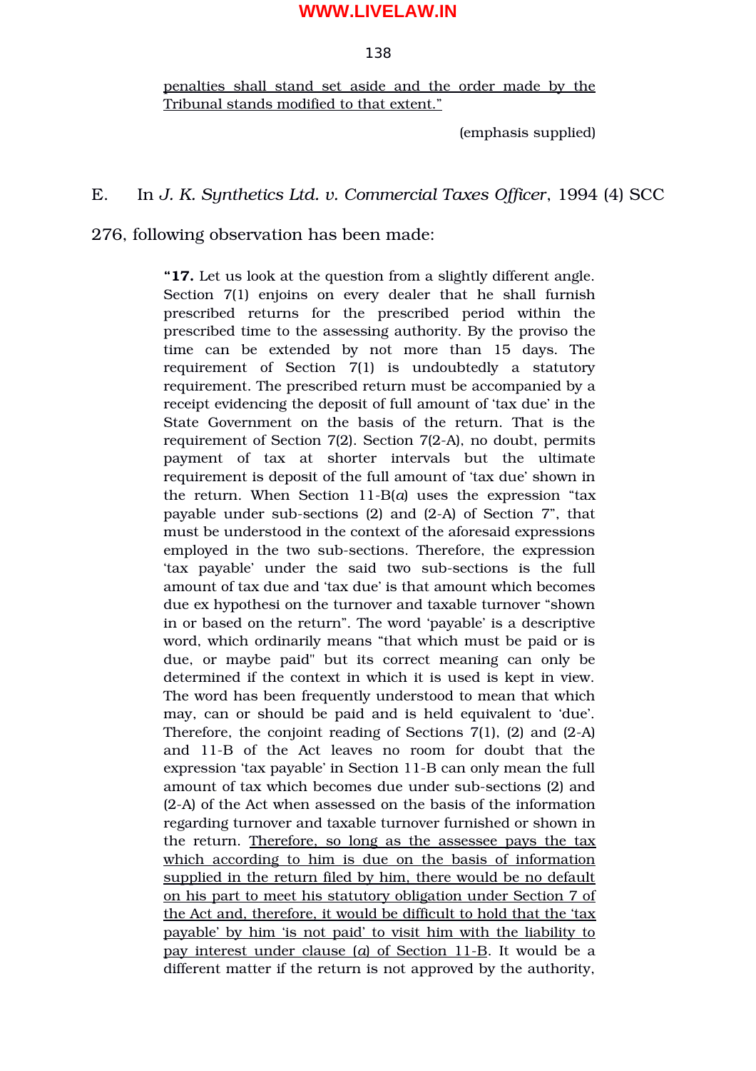<u>penalties shall stand set aside and the order made by the Tribunal stands modified to that extent.”</u>

(emphasis supplied)

E. In *J. K. Synthetics Ltd. v. Commercial Taxes Officer*, 1994 (4) SCC 276, following observation has been made:

> “**17.** Let us look at the question from a slightly different angle. Section 7(1) enjoins on every dealer that he shall furnish prescribed returns for the prescribed period within the prescribed time to the assessing authority. By the proviso the time can be extended by not more than 15 days. The requirement of Section 7(1) is undoubtedly a statutory requirement. The prescribed return must be accompanied by a receipt evidencing the deposit of full amount of ‘tax due’ in the State Government on the basis of the return. That is the requirement of Section 7(2). Section 7(2-A), no doubt, permits payment of tax at shorter intervals but the ultimate requirement is deposit of the full amount of ‘tax due’ shown in the return. When Section 11-B(*a*) uses the expression “tax payable under sub-sections (2) and (2-A) of Section 7”, that must be understood in the context of the aforesaid expressions employed in the two sub-sections. Therefore, the expression ‘tax payable’ under the said two sub-sections is the full amount of tax due and ‘tax due’ is that amount which becomes due ex hypothesi on the turnover and taxable turnover “shown in or based on the return”. The word ‘payable’ is a descriptive word, which ordinarily means “that which must be paid or is due, or maybe paid" but its correct meaning can only be determined if the context in which it is used is kept in view. The word has been frequently understood to mean that which may, can or should be paid and is held equivalent to ‘due’. Therefore, the conjoint reading of Sections 7(1), (2) and (2-A) and 11-B of the Act leaves no room for doubt that the expression ‘tax payable’ in Section 11-B can only mean the full amount of tax which becomes due under sub-sections (2) and (2-A) of the Act when assessed on the basis of the information regarding turnover and taxable turnover furnished or shown in the return. <u>Therefore, so long as the assessee pays the tax which according to him is due on the basis of information supplied in the return filed by him, there would be no default on his part to meet his statutory obligation under Section 7 of the Act and, therefore, it would be difficult to hold that the ‘tax payable’ by him ‘is not paid’ to visit him with the liability to pay interest under clause (*a*) of Section 11-B</u>. It would be a different matter if the return is not approved by the authority,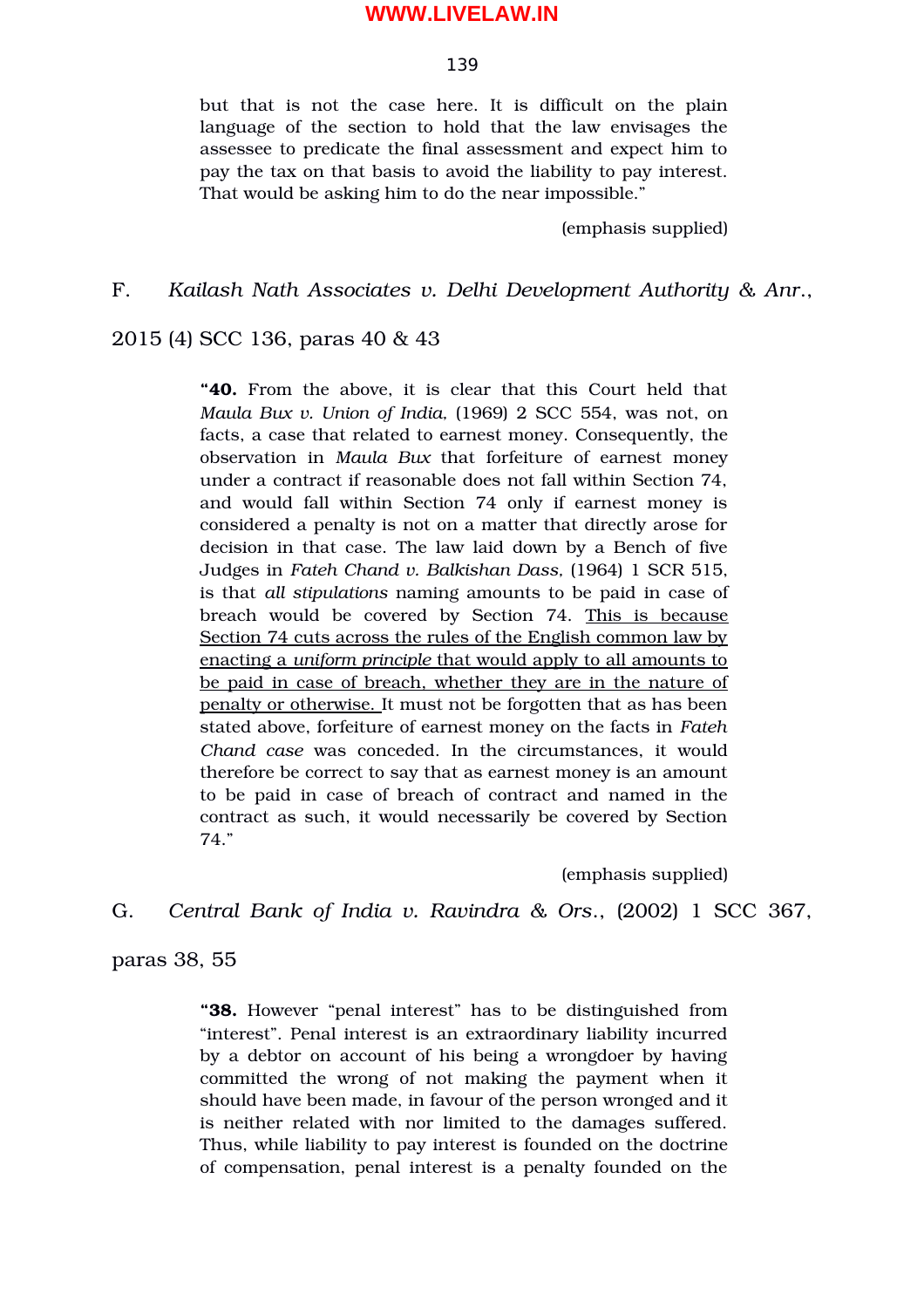but that is not the case here. It is difficult on the plain language of the section to hold that the law envisages the assessee to predicate the final assessment and expect him to pay the tax on that basis to avoid the liability to pay interest. That would be asking him to do the near impossible."

(emphasis supplied)

F. *Kailash Nath Associates v. Delhi Development Authority & Anr.*, 2015 (4) SCC 136, paras 40 & 43

> "**40.** From the above, it is clear that this Court held that *Maula Bux v. Union of India,* (1969) 2 SCC 554, was not, on facts, a case that related to earnest money. Consequently, the observation in *Maula Bux* that forfeiture of earnest money under a contract if reasonable does not fall within Section 74, and would fall within Section 74 only if earnest money is considered a penalty is not on a matter that directly arose for decision in that case. The law laid down by a Bench of five Judges in *Fateh Chand v. Balkishan Dass,* (1964) 1 SCR 515, is that *all stipulations* naming amounts to be paid in case of breach would be covered by Section 74. <u>This is because Section 74 cuts across the rules of the English common law by enacting a *uniform principle* that would apply to all amounts to be paid in case of breach, whether they are in the nature of penalty or otherwise.</u> It must not be forgotten that as has been stated above, forfeiture of earnest money on the facts in *Fateh Chand case* was conceded. In the circumstances, it would therefore be correct to say that as earnest money is an amount to be paid in case of breach of contract and named in the contract as such, it would necessarily be covered by Section 74."

(emphasis supplied)

G. *Central Bank of India v. Ravindra & Ors.*, (2002) 1 SCC 367, paras 38, 55

> "**38.** However "penal interest" has to be distinguished from "interest". Penal interest is an extraordinary liability incurred by a debtor on account of his being a wrongdoer by having committed the wrong of not making the payment when it should have been made, in favour of the person wronged and it is neither related with nor limited to the damages suffered. Thus, while liability to pay interest is founded on the doctrine of compensation, penal interest is a penalty founded on the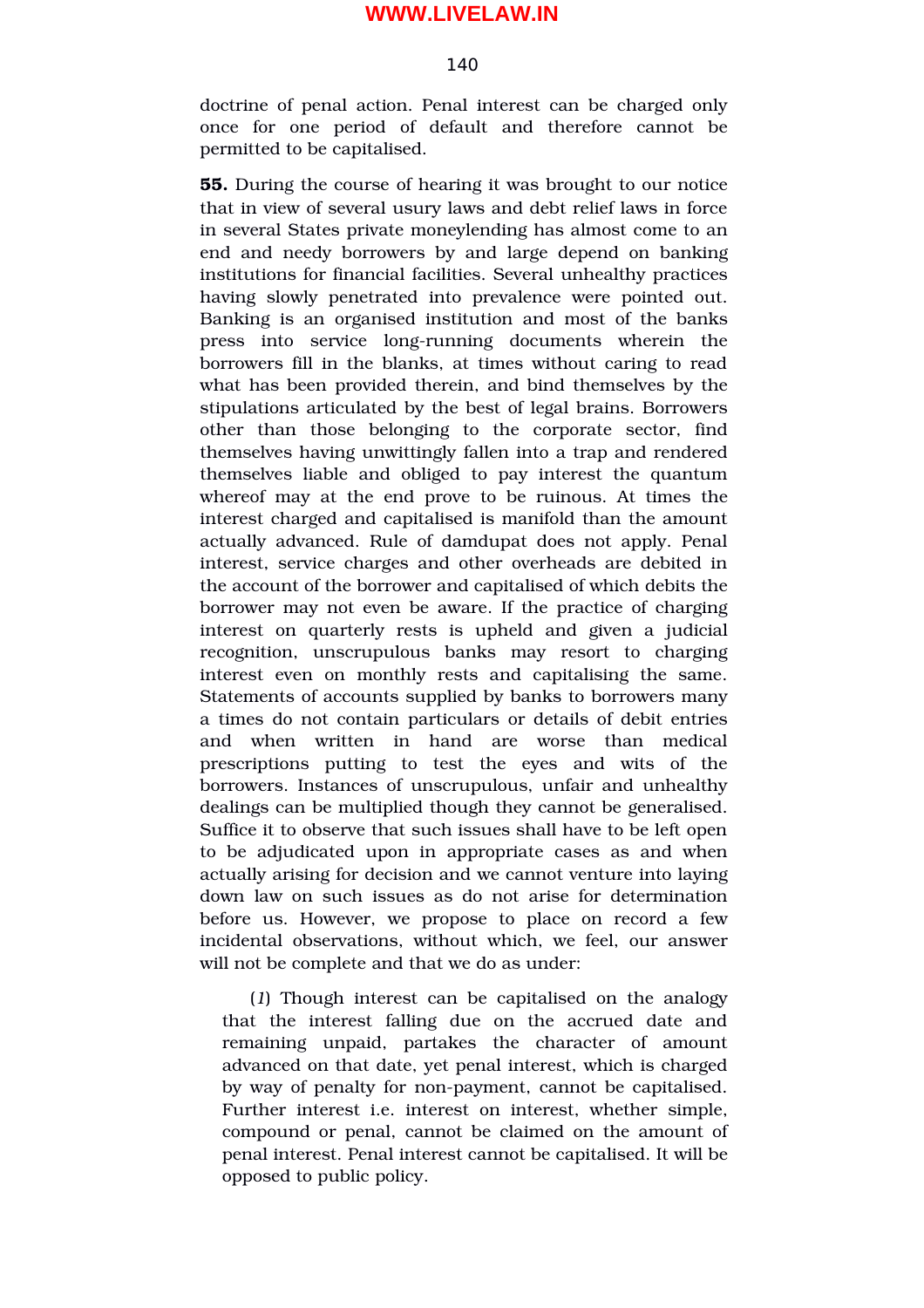doctrine of penal action. Penal interest can be charged only once for one period of default and therefore cannot be permitted to be capitalised.

**55.** During the course of hearing it was brought to our notice that in view of several usury laws and debt relief laws in force in several States private moneylending has almost come to an end and needy borrowers by and large depend on banking institutions for financial facilities. Several unhealthy practices having slowly penetrated into prevalence were pointed out. Banking is an organised institution and most of the banks press into service long-running documents wherein the borrowers fill in the blanks, at times without caring to read what has been provided therein, and bind themselves by the stipulations articulated by the best of legal brains. Borrowers other than those belonging to the corporate sector, find themselves having unwittingly fallen into a trap and rendered themselves liable and obliged to pay interest the quantum whereof may at the end prove to be ruinous. At times the interest charged and capitalised is manifold than the amount actually advanced. Rule of damdupat does not apply. Penal interest, service charges and other overheads are debited in the account of the borrower and capitalised of which debits the borrower may not even be aware. If the practice of charging interest on quarterly rests is upheld and given a judicial recognition, unscrupulous banks may resort to charging interest even on monthly rests and capitalising the same. Statements of accounts supplied by banks to borrowers many a times do not contain particulars or details of debit entries and when written in hand are worse than medical prescriptions putting to test the eyes and wits of the borrowers. Instances of unscrupulous, unfair and unhealthy dealings can be multiplied though they cannot be generalised. Suffice it to observe that such issues shall have to be left open to be adjudicated upon in appropriate cases as and when actually arising for decision and we cannot venture into laying down law on such issues as do not arise for determination before us. However, we propose to place on record a few incidental observations, without which, we feel, our answer will not be complete and that we do as under:

(*1*) Though interest can be capitalised on the analogy that the interest falling due on the accrued date and remaining unpaid, partakes the character of amount advanced on that date, yet penal interest, which is charged by way of penalty for non-payment, cannot be capitalised. Further interest i.e. interest on interest, whether simple, compound or penal, cannot be claimed on the amount of penal interest. Penal interest cannot be capitalised. It will be opposed to public policy.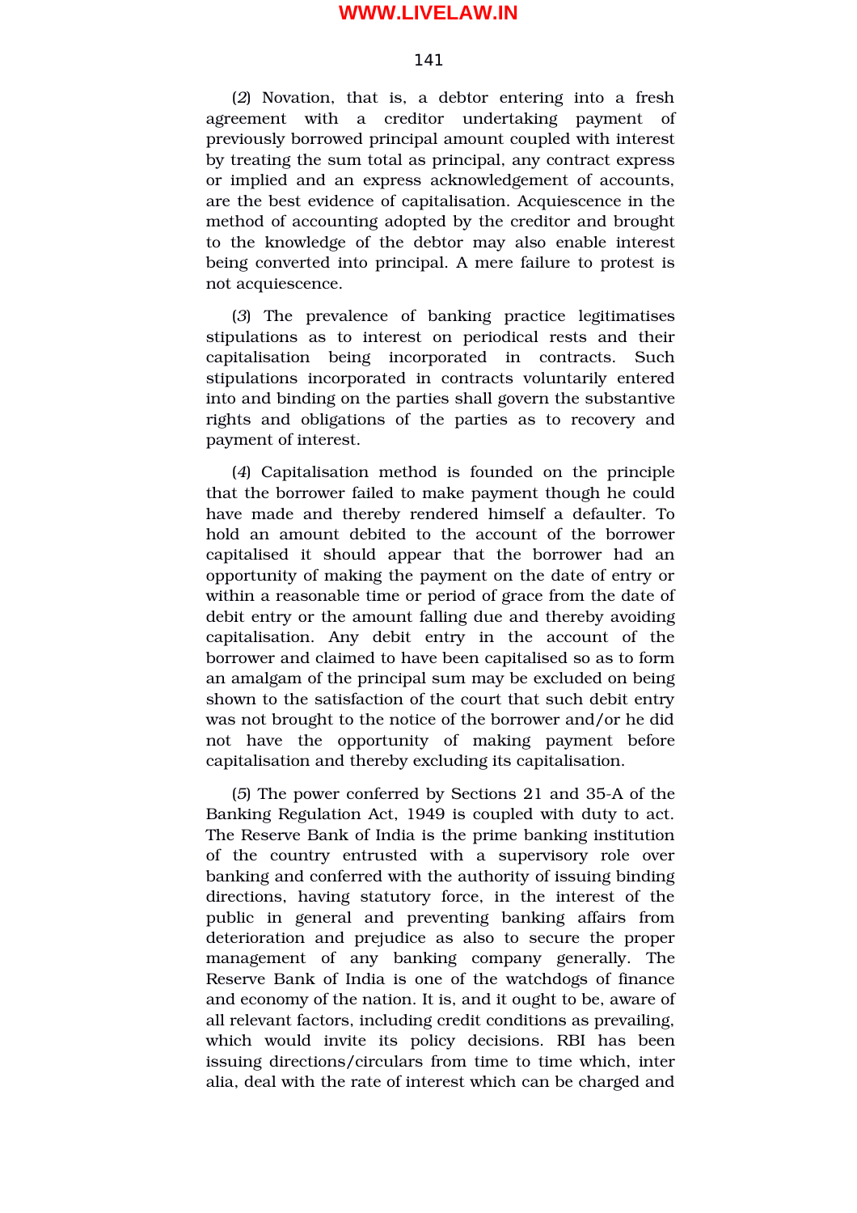(*2*) Novation, that is, a debtor entering into a fresh agreement with a creditor undertaking payment of previously borrowed principal amount coupled with interest by treating the sum total as principal, any contract express or implied and an express acknowledgement of accounts, are the best evidence of capitalisation. Acquiescence in the method of accounting adopted by the creditor and brought to the knowledge of the debtor may also enable interest being converted into principal. A mere failure to protest is not acquiescence.

(*3*) The prevalence of banking practice legitimatises stipulations as to interest on periodical rests and their capitalisation being incorporated in contracts. Such stipulations incorporated in contracts voluntarily entered into and binding on the parties shall govern the substantive rights and obligations of the parties as to recovery and payment of interest.

(*4*) Capitalisation method is founded on the principle that the borrower failed to make payment though he could have made and thereby rendered himself a defaulter. To hold an amount debited to the account of the borrower capitalised it should appear that the borrower had an opportunity of making the payment on the date of entry or within a reasonable time or period of grace from the date of debit entry or the amount falling due and thereby avoiding capitalisation. Any debit entry in the account of the borrower and claimed to have been capitalised so as to form an amalgam of the principal sum may be excluded on being shown to the satisfaction of the court that such debit entry was not brought to the notice of the borrower and/or he did not have the opportunity of making payment before capitalisation and thereby excluding its capitalisation.

(*5*) The power conferred by Sections 21 and 35-A of the Banking Regulation Act, 1949 is coupled with duty to act. The Reserve Bank of India is the prime banking institution of the country entrusted with a supervisory role over banking and conferred with the authority of issuing binding directions, having statutory force, in the interest of the public in general and preventing banking affairs from deterioration and prejudice as also to secure the proper management of any banking company generally. The Reserve Bank of India is one of the watchdogs of finance and economy of the nation. It is, and it ought to be, aware of all relevant factors, including credit conditions as prevailing, which would invite its policy decisions. RBI has been issuing directions/circulars from time to time which, inter alia, deal with the rate of interest which can be charged and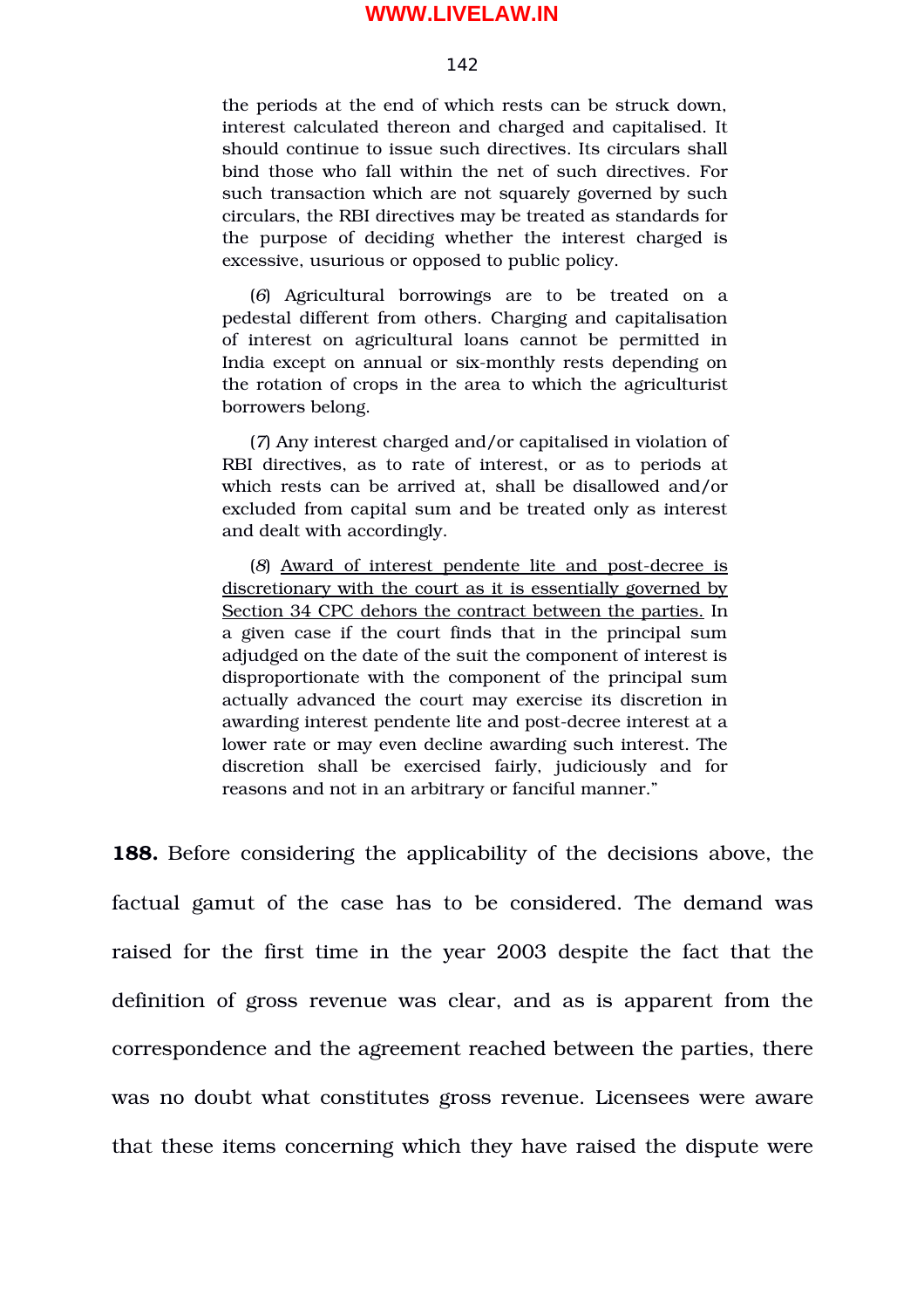the periods at the end of which rests can be struck down, interest calculated thereon and charged and capitalised. It should continue to issue such directives. Its circulars shall bind those who fall within the net of such directives. For such transaction which are not squarely governed by such circulars, the RBI directives may be treated as standards for the purpose of deciding whether the interest charged is excessive, usurious or opposed to public policy.

(*6*) Agricultural borrowings are to be treated on a pedestal different from others. Charging and capitalisation of interest on agricultural loans cannot be permitted in India except on annual or six-monthly rests depending on the rotation of crops in the area to which the agriculturist borrowers belong.

(*7*) Any interest charged and/or capitalised in violation of RBI directives, as to rate of interest, or as to periods at which rests can be arrived at, shall be disallowed and/or excluded from capital sum and be treated only as interest and dealt with accordingly.

(*8*) <u>Award of interest pendente lite and post-decree is discretionary with the court as it is essentially governed by Section 34 CPC dehors the contract between the parties.</u> In a given case if the court finds that in the principal sum adjudged on the date of the suit the component of interest is disproportionate with the component of the principal sum actually advanced the court may exercise its discretion in awarding interest pendente lite and post-decree interest at a lower rate or may even decline awarding such interest. The discretion shall be exercised fairly, judiciously and for reasons and not in an arbitrary or fanciful manner."

**188.** Before considering the applicability of the decisions above, the factual gamut of the case has to be considered. The demand was raised for the first time in the year 2003 despite the fact that the definition of gross revenue was clear, and as is apparent from the correspondence and the agreement reached between the parties, there was no doubt what constitutes gross revenue. Licensees were aware that these items concerning which they have raised the dispute were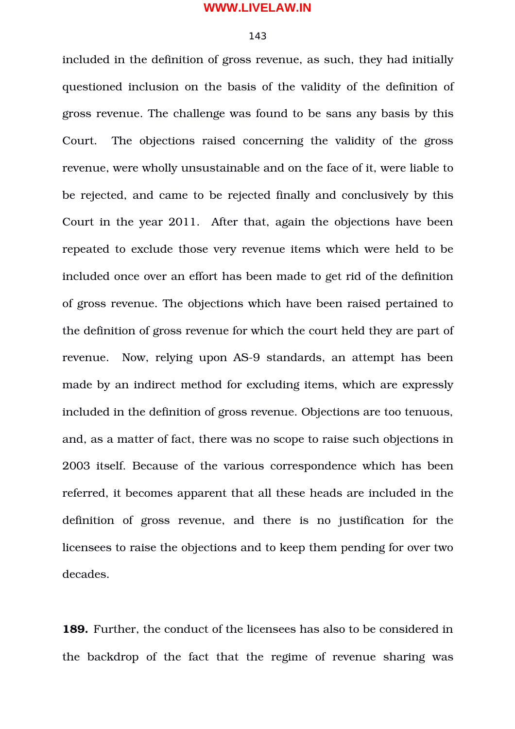included in the definition of gross revenue, as such, they had initially questioned inclusion on the basis of the validity of the definition of gross revenue. The challenge was found to be sans any basis by this Court. The objections raised concerning the validity of the gross revenue, were wholly unsustainable and on the face of it, were liable to be rejected, and came to be rejected finally and conclusively by this Court in the year 2011. After that, again the objections have been repeated to exclude those very revenue items which were held to be included once over an effort has been made to get rid of the definition of gross revenue. The objections which have been raised pertained to the definition of gross revenue for which the court held they are part of revenue. Now, relying upon AS-9 standards, an attempt has been made by an indirect method for excluding items, which are expressly included in the definition of gross revenue. Objections are too tenuous, and, as a matter of fact, there was no scope to raise such objections in 2003 itself. Because of the various correspondence which has been referred, it becomes apparent that all these heads are included in the definition of gross revenue, and there is no justification for the licensees to raise the objections and to keep them pending for over two decades.

**189.** Further, the conduct of the licensees has also to be considered in the backdrop of the fact that the regime of revenue sharing was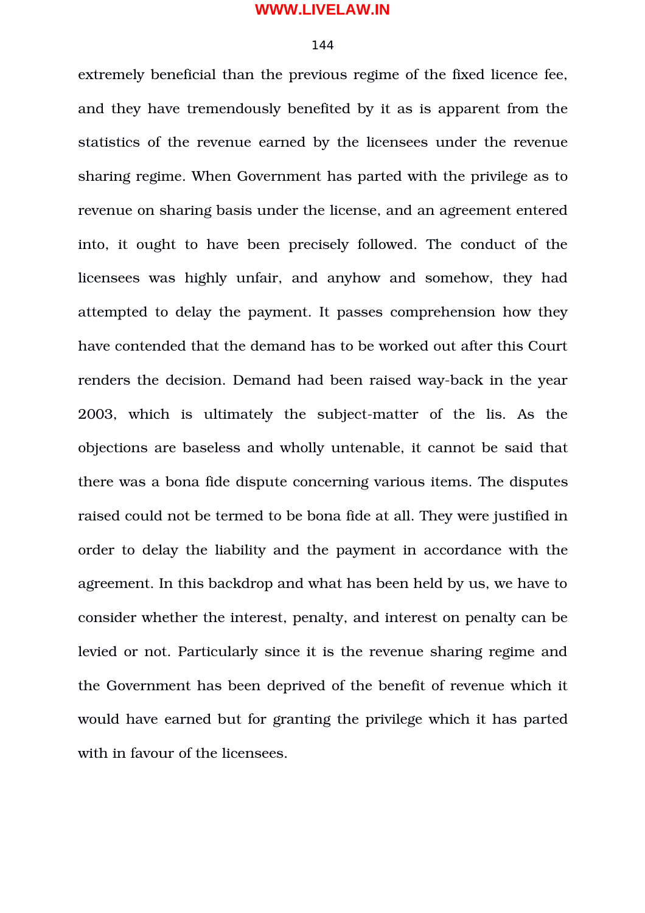extremely beneficial than the previous regime of the fixed licence fee, and they have tremendously benefited by it as is apparent from the statistics of the revenue earned by the licensees under the revenue sharing regime. When Government has parted with the privilege as to revenue on sharing basis under the license, and an agreement entered into, it ought to have been precisely followed. The conduct of the licensees was highly unfair, and anyhow and somehow, they had attempted to delay the payment. It passes comprehension how they have contended that the demand has to be worked out after this Court renders the decision. Demand had been raised way-back in the year 2003, which is ultimately the subject-matter of the lis. As the objections are baseless and wholly untenable, it cannot be said that there was a bona fide dispute concerning various items. The disputes raised could not be termed to be bona fide at all. They were justified in order to delay the liability and the payment in accordance with the agreement. In this backdrop and what has been held by us, we have to consider whether the interest, penalty, and interest on penalty can be levied or not. Particularly since it is the revenue sharing regime and the Government has been deprived of the benefit of revenue which it would have earned but for granting the privilege which it has parted with in favour of the licensees.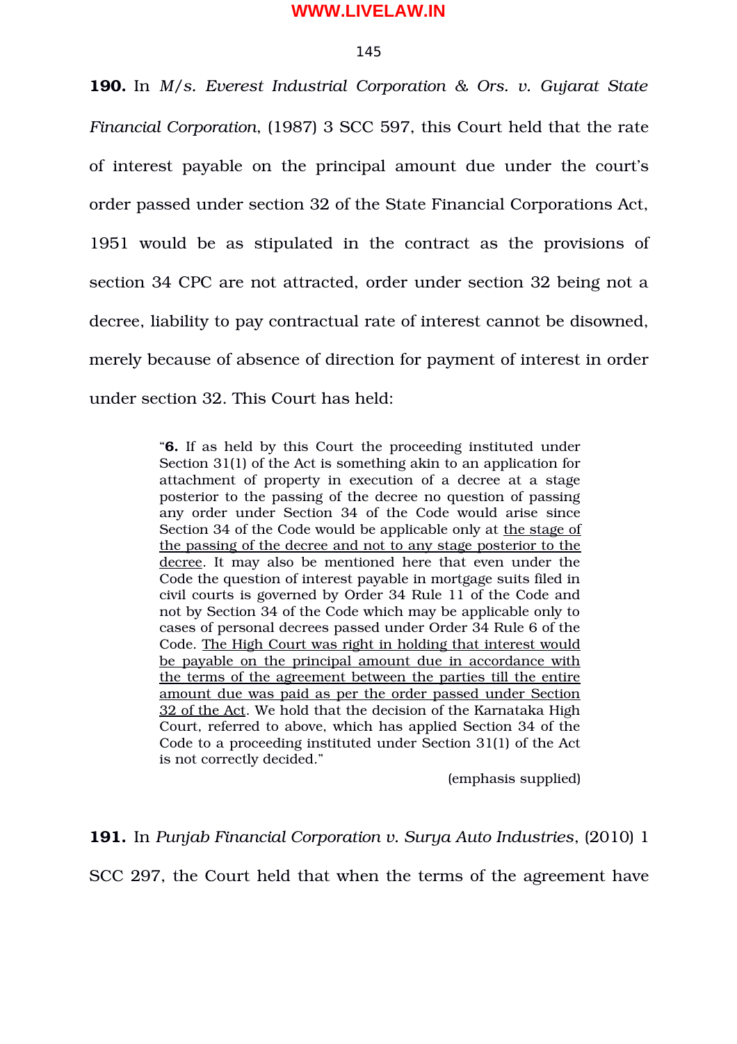**190.** In *M/s. Everest Industrial Corporation & Ors. v. Gujarat State Financial Corporation*, (1987) 3 SCC 597, this Court held that the rate of interest payable on the principal amount due under the court's order passed under section 32 of the State Financial Corporations Act, 1951 would be as stipulated in the contract as the provisions of section 34 CPC are not attracted, order under section 32 being not a decree, liability to pay contractual rate of interest cannot be disowned, merely because of absence of direction for payment of interest in order under section 32. This Court has held:

> "**6.** If as held by this Court the proceeding instituted under Section 31(1) of the Act is something akin to an application for attachment of property in execution of a decree at a stage posterior to the passing of the decree no question of passing any order under Section 34 of the Code would arise since Section 34 of the Code would be applicable only at <u>the stage of the passing of the decree and not to any stage posterior to the decree</u>. It may also be mentioned here that even under the Code the question of interest payable in mortgage suits filed in civil courts is governed by Order 34 Rule 11 of the Code and not by Section 34 of the Code which may be applicable only to cases of personal decrees passed under Order 34 Rule 6 of the Code. <u>The High Court was right in holding that interest would be payable on the principal amount due in accordance with the terms of the agreement between the parties till the entire amount due was paid as per the order passed under Section 32 of the Act</u>. We hold that the decision of the Karnataka High Court, referred to above, which has applied Section 34 of the Code to a proceeding instituted under Section 31(1) of the Act is not correctly decided."
>
> (emphasis supplied)

**191.** In *Punjab Financial Corporation v. Surya Auto Industries*, (2010) 1 SCC 297, the Court held that when the terms of the agreement have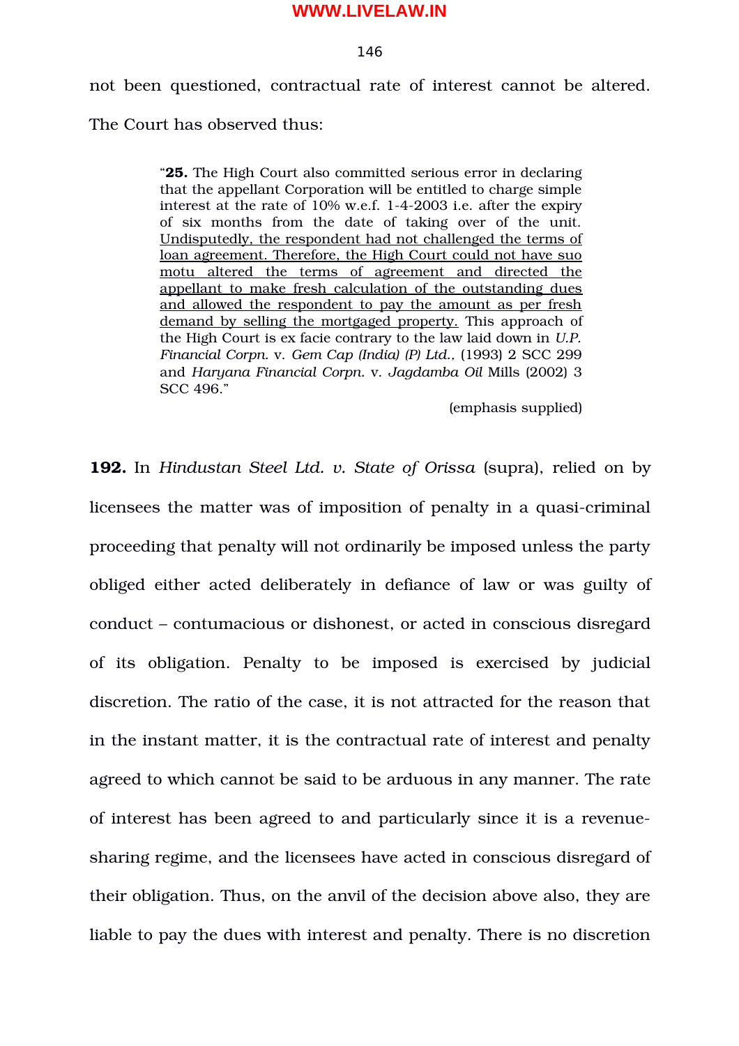not been questioned, contractual rate of interest cannot be altered. The Court has observed thus:

> "**25.** The High Court also committed serious error in declaring that the appellant Corporation will be entitled to charge simple interest at the rate of 10% w.e.f. 1-4-2003 i.e. after the expiry of six months from the date of taking over of the unit. <u>Undisputedly, the respondent had not challenged the terms of loan agreement. Therefore, the High Court could not have suo motu altered the terms of agreement and directed the appellant to make fresh calculation of the outstanding dues and allowed the respondent to pay the amount as per fresh demand by selling the mortgaged property.</u> This approach of the High Court is ex facie contrary to the law laid down in *U.P. Financial Corpn.* v. *Gem Cap (India) (P) Ltd.*, (1993) 2 SCC 299 and *Haryana Financial Corpn.* v. *Jagdamba Oil* Mills (2002) 3 SCC 496."
>
> (emphasis supplied)

**192.** In *Hindustan Steel Ltd. v. State of Orissa* (supra), relied on by licensees the matter was of imposition of penalty in a quasi-criminal proceeding that penalty will not ordinarily be imposed unless the party obliged either acted deliberately in defiance of law or was guilty of conduct – contumacious or dishonest, or acted in conscious disregard of its obligation. Penalty to be imposed is exercised by judicial discretion. The ratio of the case, it is not attracted for the reason that in the instant matter, it is the contractual rate of interest and penalty agreed to which cannot be said to be arduous in any manner. The rate of interest has been agreed to and particularly since it is a revenue-sharing regime, and the licensees have acted in conscious disregard of their obligation. Thus, on the anvil of the decision above also, they are liable to pay the dues with interest and penalty. There is no discretion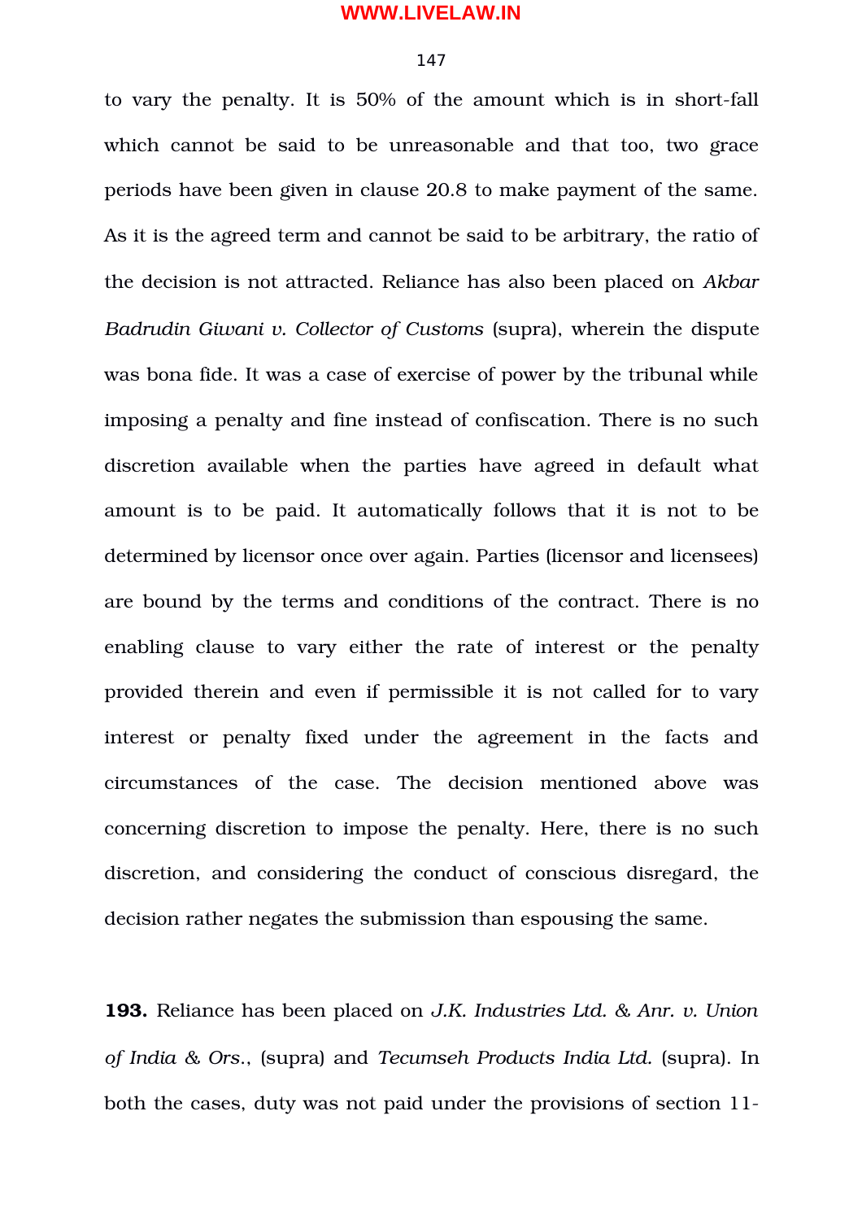to vary the penalty. It is 50% of the amount which is in short-fall which cannot be said to be unreasonable and that too, two grace periods have been given in clause 20.8 to make payment of the same. As it is the agreed term and cannot be said to be arbitrary, the ratio of the decision is not attracted. Reliance has also been placed on *Akbar Badrudin Giwani v. Collector of Customs* (supra), wherein the dispute was bona fide. It was a case of exercise of power by the tribunal while imposing a penalty and fine instead of confiscation. There is no such discretion available when the parties have agreed in default what amount is to be paid. It automatically follows that it is not to be determined by licensor once over again. Parties (licensor and licensees) are bound by the terms and conditions of the contract. There is no enabling clause to vary either the rate of interest or the penalty provided therein and even if permissible it is not called for to vary interest or penalty fixed under the agreement in the facts and circumstances of the case. The decision mentioned above was concerning discretion to impose the penalty. Here, there is no such discretion, and considering the conduct of conscious disregard, the decision rather negates the submission than espousing the same.

**193.** Reliance has been placed on *J.K. Industries Ltd. & Anr. v. Union of India & Ors.*, (supra) and *Tecumseh Products India Ltd.* (supra). In both the cases, duty was not paid under the provisions of section 11-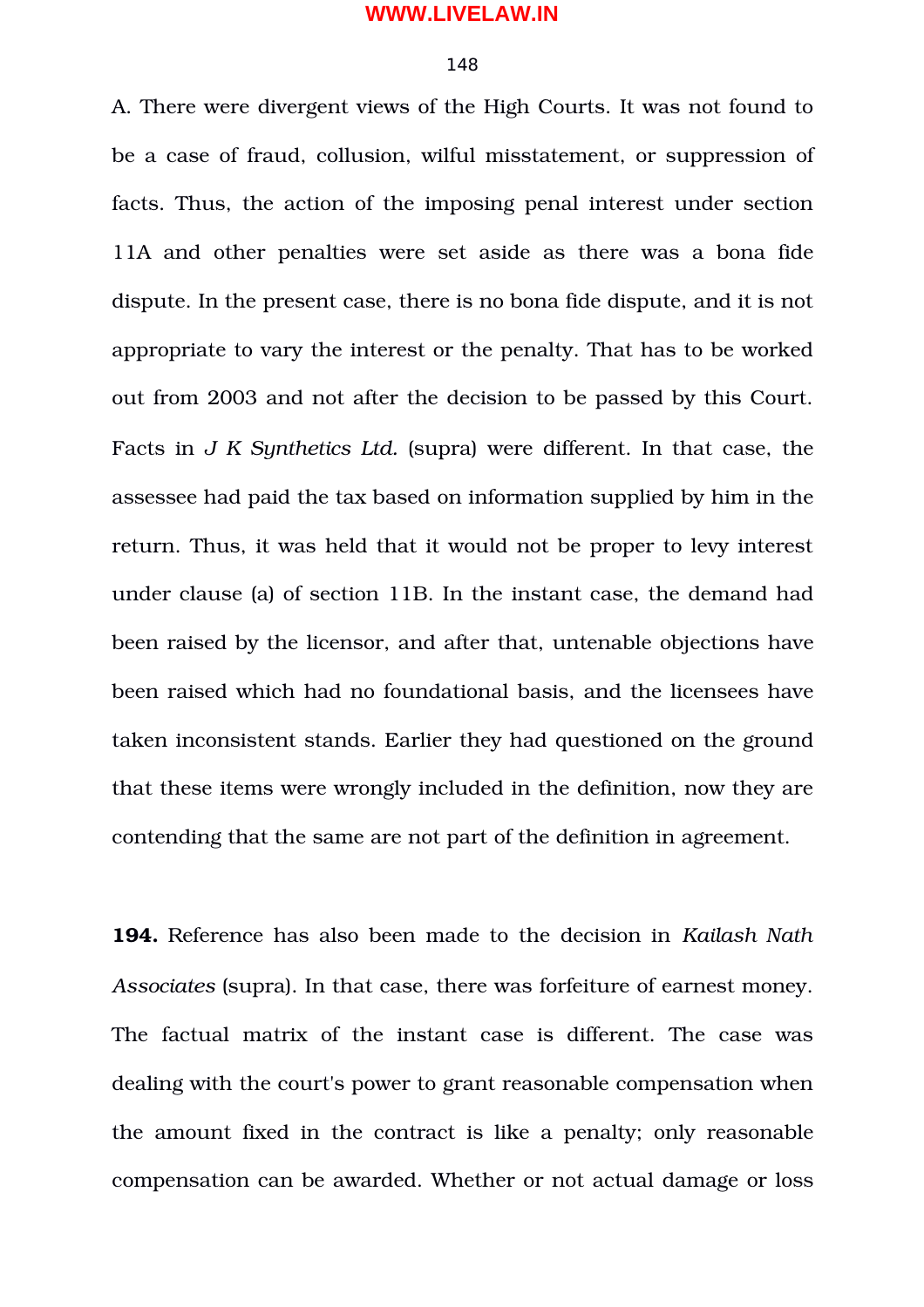A. There were divergent views of the High Courts. It was not found to be a case of fraud, collusion, wilful misstatement, or suppression of facts. Thus, the action of the imposing penal interest under section 11A and other penalties were set aside as there was a bona fide dispute. In the present case, there is no bona fide dispute, and it is not appropriate to vary the interest or the penalty. That has to be worked out from 2003 and not after the decision to be passed by this Court. Facts in *J K Synthetics Ltd.* (supra) were different. In that case, the assessee had paid the tax based on information supplied by him in the return. Thus, it was held that it would not be proper to levy interest under clause (a) of section 11B. In the instant case, the demand had been raised by the licensor, and after that, untenable objections have been raised which had no foundational basis, and the licensees have taken inconsistent stands. Earlier they had questioned on the ground that these items were wrongly included in the definition, now they are contending that the same are not part of the definition in agreement.

**194.** Reference has also been made to the decision in *Kailash Nath Associates* (supra). In that case, there was forfeiture of earnest money. The factual matrix of the instant case is different. The case was dealing with the court's power to grant reasonable compensation when the amount fixed in the contract is like a penalty; only reasonable compensation can be awarded. Whether or not actual damage or loss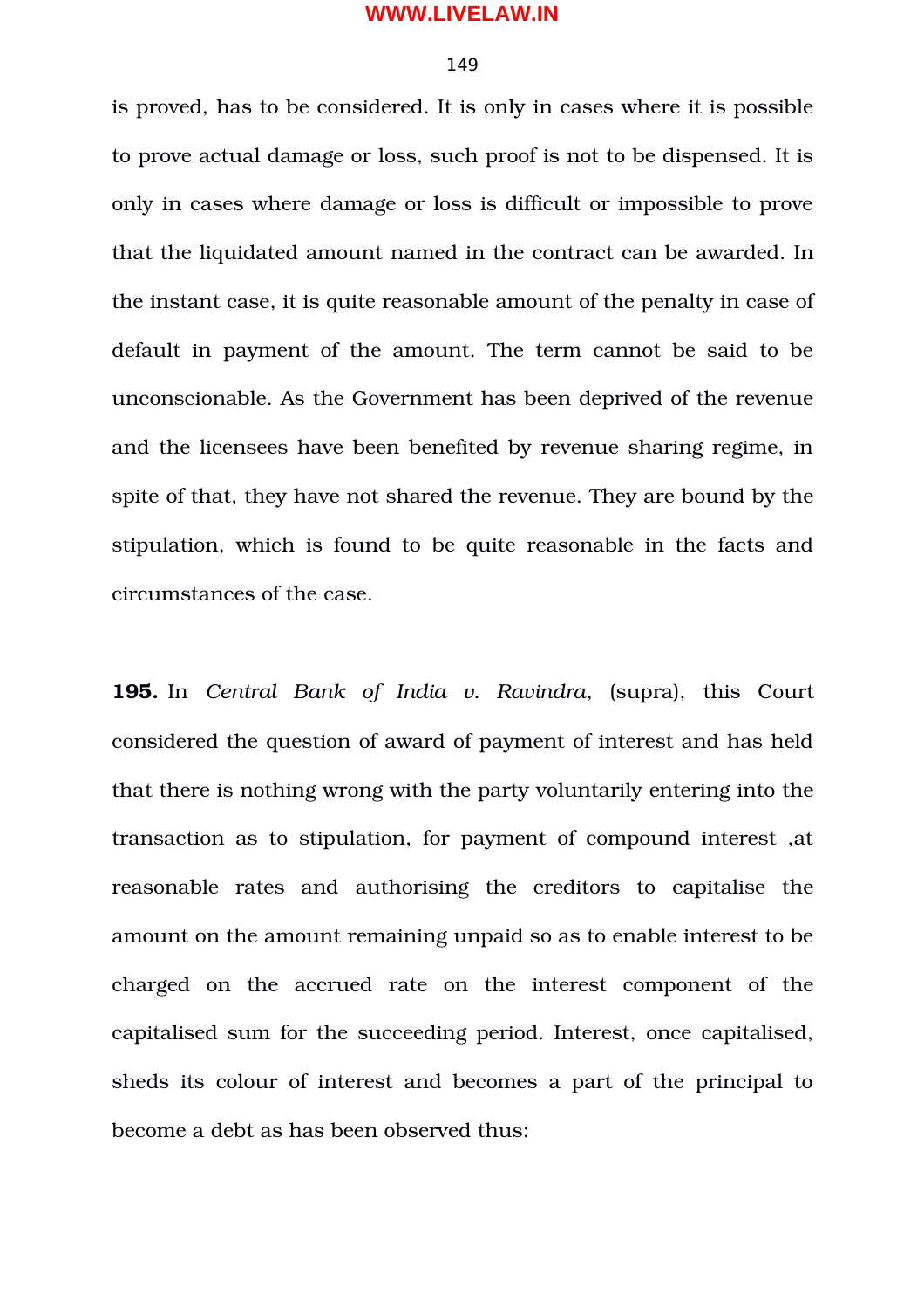is proved, has to be considered. It is only in cases where it is possible to prove actual damage or loss, such proof is not to be dispensed. It is only in cases where damage or loss is difficult or impossible to prove that the liquidated amount named in the contract can be awarded. In the instant case, it is quite reasonable amount of the penalty in case of default in payment of the amount. The term cannot be said to be unconscionable. As the Government has been deprived of the revenue and the licensees have been benefited by revenue sharing regime, in spite of that, they have not shared the revenue. They are bound by the stipulation, which is found to be quite reasonable in the facts and circumstances of the case.

**195.** In *Central Bank of India v. Ravindra*, (supra), this Court considered the question of award of payment of interest and has held that there is nothing wrong with the party voluntarily entering into the transaction as to stipulation, for payment of compound interest ,at reasonable rates and authorising the creditors to capitalise the amount on the amount remaining unpaid so as to enable interest to be charged on the accrued rate on the interest component of the capitalised sum for the succeeding period. Interest, once capitalised, sheds its colour of interest and becomes a part of the principal to become a debt as has been observed thus: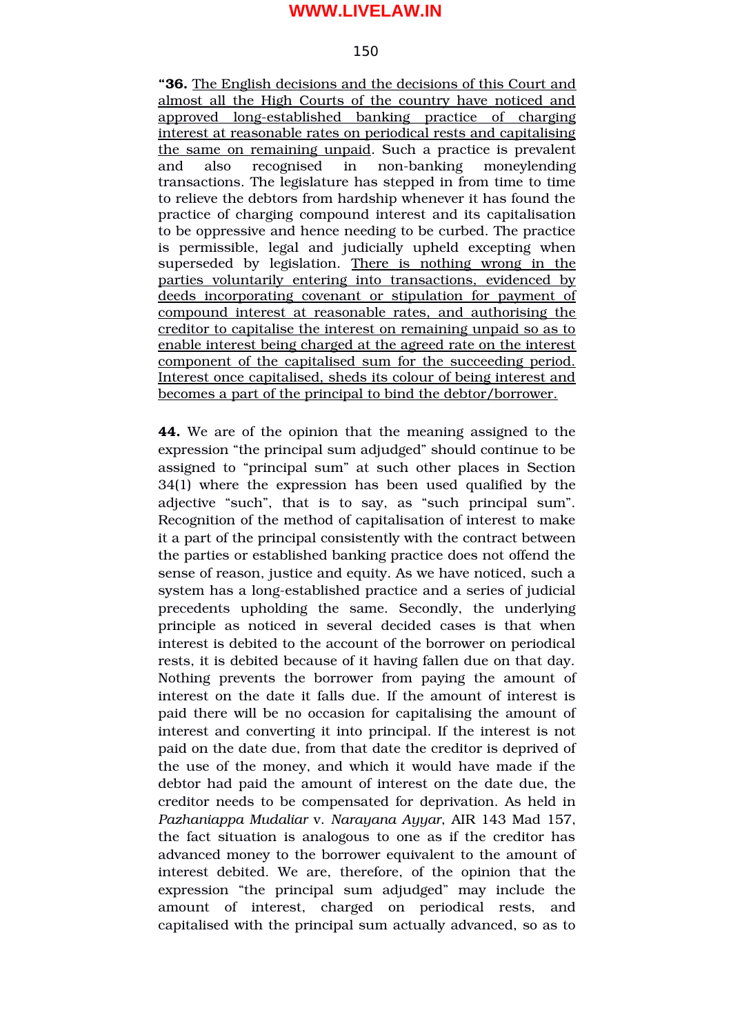"**36.** <u>The English decisions and the decisions of this Court and almost all the High Courts of the country have noticed and approved long-established banking practice of charging interest at reasonable rates on periodical rests and capitalising the same on remaining unpaid</u>. Such a practice is prevalent and also recognised in non-banking moneylending transactions. The legislature has stepped in from time to time to relieve the debtors from hardship whenever it has found the practice of charging compound interest and its capitalisation to be oppressive and hence needing to be curbed. The practice is permissible, legal and judicially upheld excepting when superseded by legislation. <u>There is nothing wrong in the parties voluntarily entering into transactions, evidenced by deeds incorporating covenant or stipulation for payment of compound interest at reasonable rates, and authorising the creditor to capitalise the interest on remaining unpaid so as to enable interest being charged at the agreed rate on the interest component of the capitalised sum for the succeeding period. Interest once capitalised, sheds its colour of being interest and becomes a part of the principal to bind the debtor/borrower.</u>

**44.** We are of the opinion that the meaning assigned to the expression "the principal sum adjudged" should continue to be assigned to "principal sum" at such other places in Section 34(1) where the expression has been used qualified by the adjective "such", that is to say, as "such principal sum". Recognition of the method of capitalisation of interest to make it a part of the principal consistently with the contract between the parties or established banking practice does not offend the sense of reason, justice and equity. As we have noticed, such a system has a long-established practice and a series of judicial precedents upholding the same. Secondly, the underlying principle as noticed in several decided cases is that when interest is debited to the account of the borrower on periodical rests, it is debited because of it having fallen due on that day. Nothing prevents the borrower from paying the amount of interest on the date it falls due. If the amount of interest is paid there will be no occasion for capitalising the amount of interest and converting it into principal. If the interest is not paid on the date due, from that date the creditor is deprived of the use of the money, and which it would have made if the debtor had paid the amount of interest on the date due, the creditor needs to be compensated for deprivation. As held in *Pazhaniappa Mudaliar* v. *Narayana Ayyar*, AIR 143 Mad 157, the fact situation is analogous to one as if the creditor has advanced money to the borrower equivalent to the amount of interest debited. We are, therefore, of the opinion that the expression "the principal sum adjudged" may include the amount of interest, charged on periodical rests, and capitalised with the principal sum actually advanced, so as to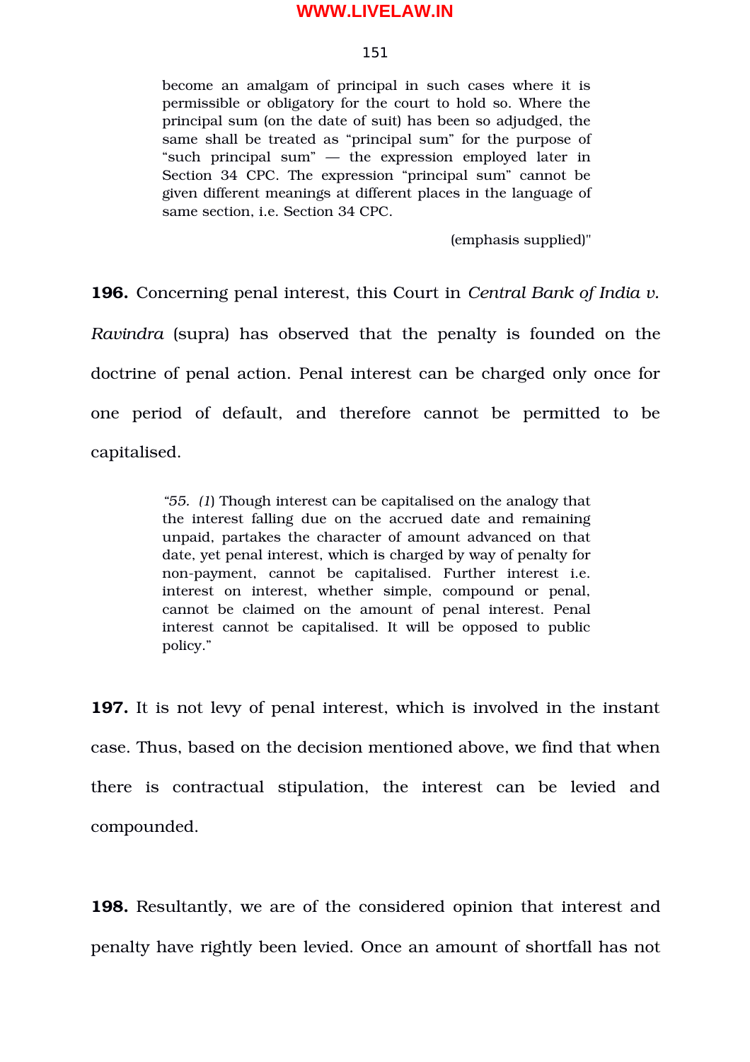> become an amalgam of principal in such cases where it is permissible or obligatory for the court to hold so. Where the principal sum (on the date of suit) has been so adjudged, the same shall be treated as "principal sum" for the purpose of "such principal sum" — the expression employed later in Section 34 CPC. The expression "principal sum" cannot be given different meanings at different places in the language of same section, i.e. Section 34 CPC.
>
> (emphasis supplied)"

**196.** Concerning penal interest, this Court in *Central Bank of India v. Ravindra* (supra) has observed that the penalty is founded on the doctrine of penal action. Penal interest can be charged only once for one period of default, and therefore cannot be permitted to be capitalised.

> *"55. (1*) Though interest can be capitalised on the analogy that the interest falling due on the accrued date and remaining unpaid, partakes the character of amount advanced on that date, yet penal interest, which is charged by way of penalty for non-payment, cannot be capitalised. Further interest i.e. interest on interest, whether simple, compound or penal, cannot be claimed on the amount of penal interest. Penal interest cannot be capitalised. It will be opposed to public policy."

**197.** It is not levy of penal interest, which is involved in the instant case. Thus, based on the decision mentioned above, we find that when there is contractual stipulation, the interest can be levied and compounded.

**198.** Resultantly, we are of the considered opinion that interest and penalty have rightly been levied. Once an amount of shortfall has not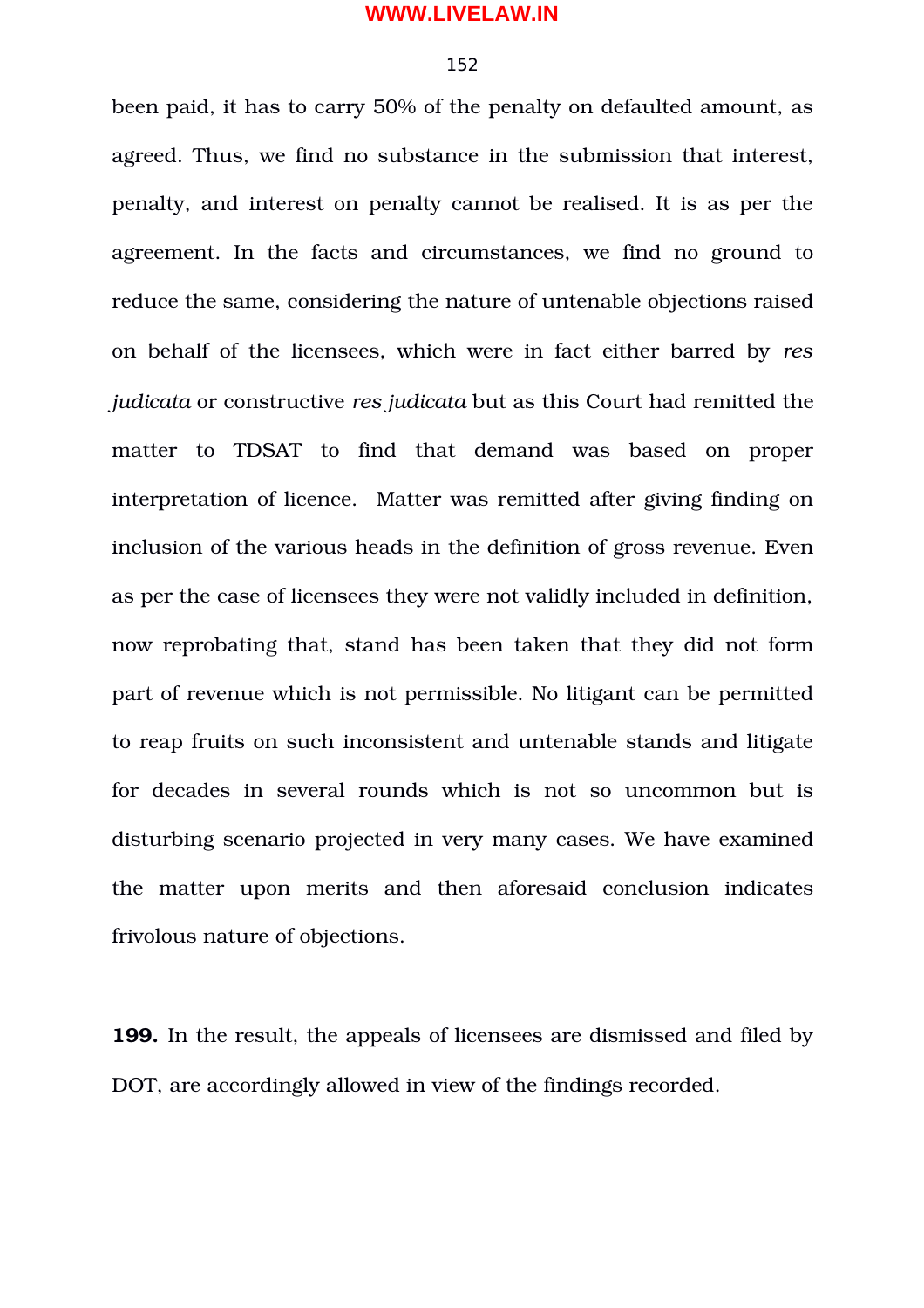been paid, it has to carry 50% of the penalty on defaulted amount, as agreed. Thus, we find no substance in the submission that interest, penalty, and interest on penalty cannot be realised. It is as per the agreement. In the facts and circumstances, we find no ground to reduce the same, considering the nature of untenable objections raised on behalf of the licensees, which were in fact either barred by *res judicata* or constructive *res judicata* but as this Court had remitted the matter to TDSAT to find that demand was based on proper interpretation of licence. Matter was remitted after giving finding on inclusion of the various heads in the definition of gross revenue. Even as per the case of licensees they were not validly included in definition, now reprobating that, stand has been taken that they did not form part of revenue which is not permissible. No litigant can be permitted to reap fruits on such inconsistent and untenable stands and litigate for decades in several rounds which is not so uncommon but is disturbing scenario projected in very many cases. We have examined the matter upon merits and then aforesaid conclusion indicates frivolous nature of objections.

**199.** In the result, the appeals of licensees are dismissed and filed by DOT, are accordingly allowed in view of the findings recorded.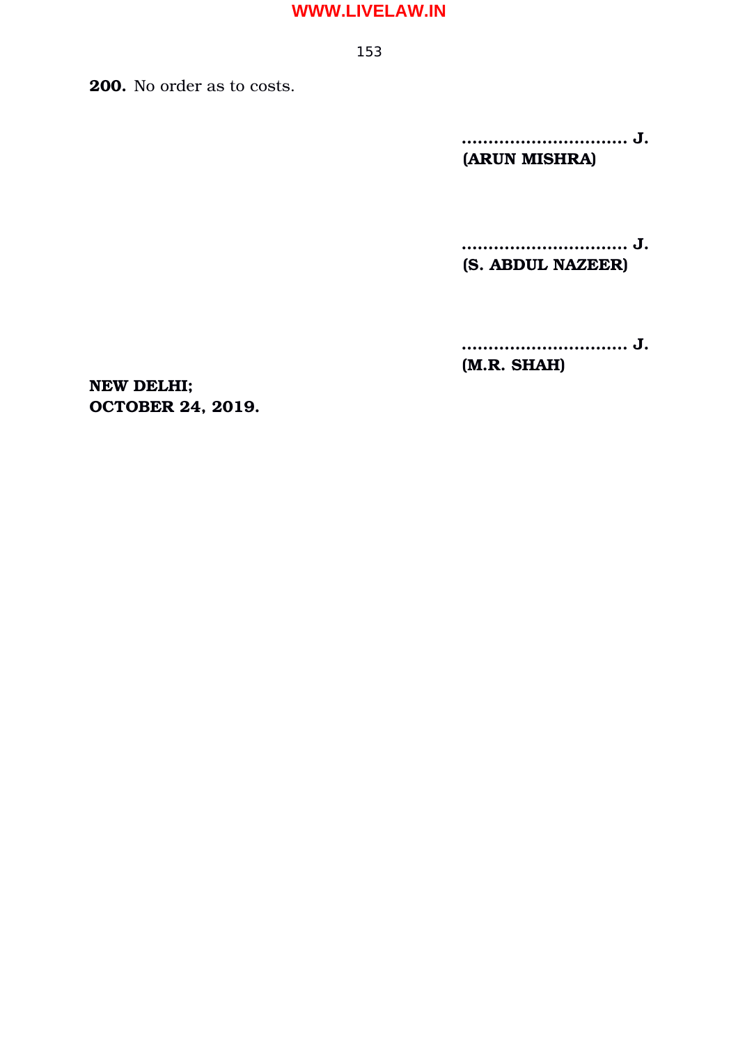**200.** No order as to costs.

**................................ J.**
**(ARUN MISHRA)**

**................................ J.**
**(S. ABDUL NAZEER)**

**................................ J.**
**(M.R. SHAH)**

**NEW DELHI;**
**OCTOBER 24, 2019.**